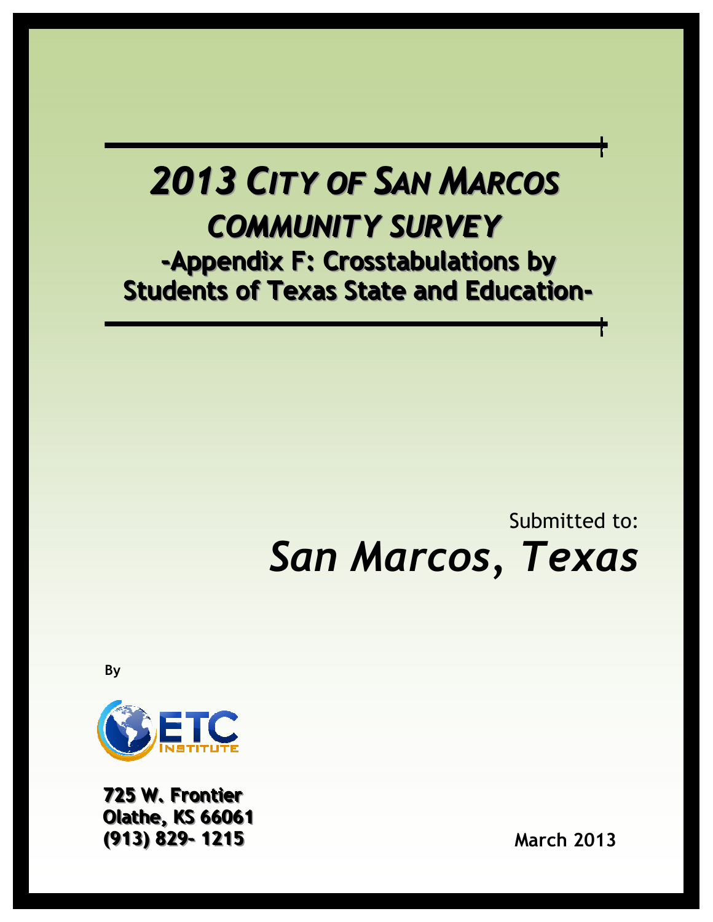# 2013 CITY OF SAN MARCOS

## COMMUNITY SURVEY

### -Appendix F: Crosstabulations by Students of Texas State and Education-

Submitted to:

*San Marcos, Texas*

By

ETC INSTITUTE

**725 W. Frontier**
**Olathe, KS 66061**
**(913) 829- 1215**

**March 2013**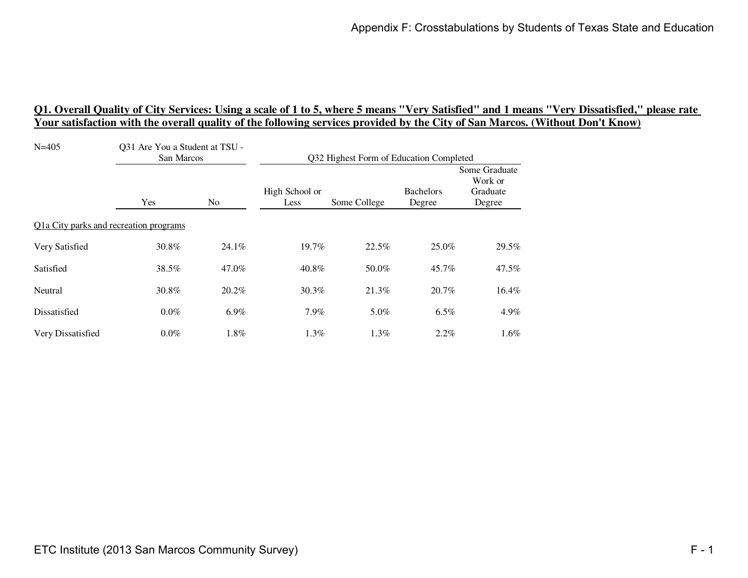## Q1. Overall Quality of City Services: Using a scale of 1 to 5, where 5 means "Very Satisfied" and 1 means "Very Dissatisfied," please rate Your satisfaction with the overall quality of the following services provided by the City of San Marcos. (Without Don't Know)

| N=405 | Q31 Are You a Student at TSU - San Marcos | | Q32 Highest Form of Education Completed | | | |
|---|---|---|---|---|---|---|
| | Yes | No | High School or Less | Some College | Bachelors Degree | Some Graduate Work or Graduate Degree |
| Q1a City parks and recreation programs | | | | | | |
| Very Satisfied | 30.8% | 24.1% | 19.7% | 22.5% | 25.0% | 29.5% |
| Satisfied | 38.5% | 47.0% | 40.8% | 50.0% | 45.7% | 47.5% |
| Neutral | 30.8% | 20.2% | 30.3% | 21.3% | 20.7% | 16.4% |
| Dissatisfied | 0.0% | 6.9% | 7.9% | 5.0% | 6.5% | 4.9% |
| Very Dissatisfied | 0.0% | 1.8% | 1.3% | 1.3% | 2.2% | 1.6% |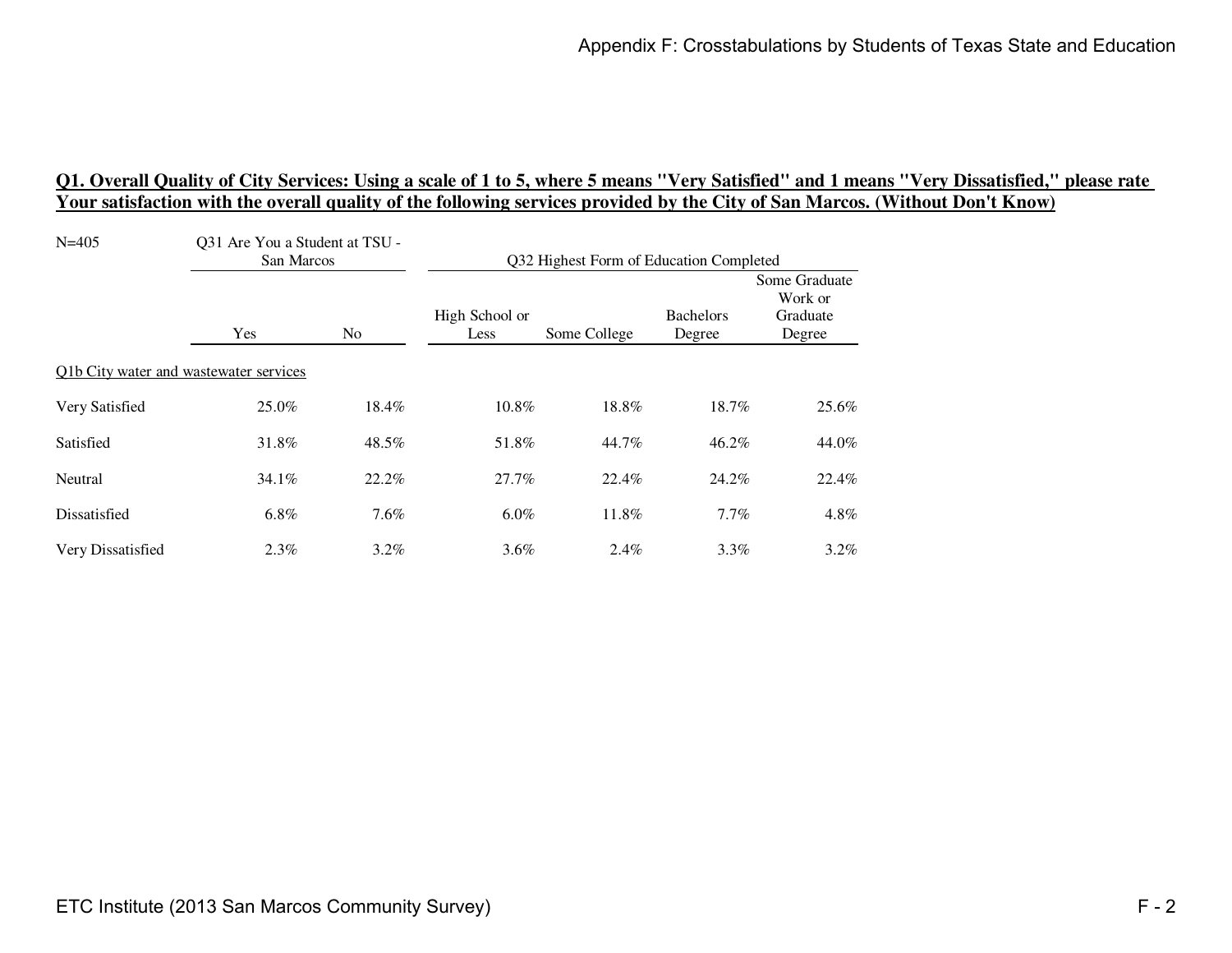**Q1. Overall Quality of City Services: Using a scale of 1 to 5, where 5 means "Very Satisfied" and 1 means "Very Dissatisfied," please rate Your satisfaction with the overall quality of the following services provided by the City of San Marcos. (Without Don't Know)**

| N=405 | Q31 Are You a Student at TSU - San Marcos | | Q32 Highest Form of Education Completed | | | |
|---|---|---|---|---|---|---|
| | Yes | No | High School or Less | Some College | Bachelors Degree | Some Graduate Work or Graduate Degree |
| Q1b City water and wastewater services | | | | | | |
| Very Satisfied | 25.0% | 18.4% | 10.8% | 18.8% | 18.7% | 25.6% |
| Satisfied | 31.8% | 48.5% | 51.8% | 44.7% | 46.2% | 44.0% |
| Neutral | 34.1% | 22.2% | 27.7% | 22.4% | 24.2% | 22.4% |
| Dissatisfied | 6.8% | 7.6% | 6.0% | 11.8% | 7.7% | 4.8% |
| Very Dissatisfied | 2.3% | 3.2% | 3.6% | 2.4% | 3.3% | 3.2% |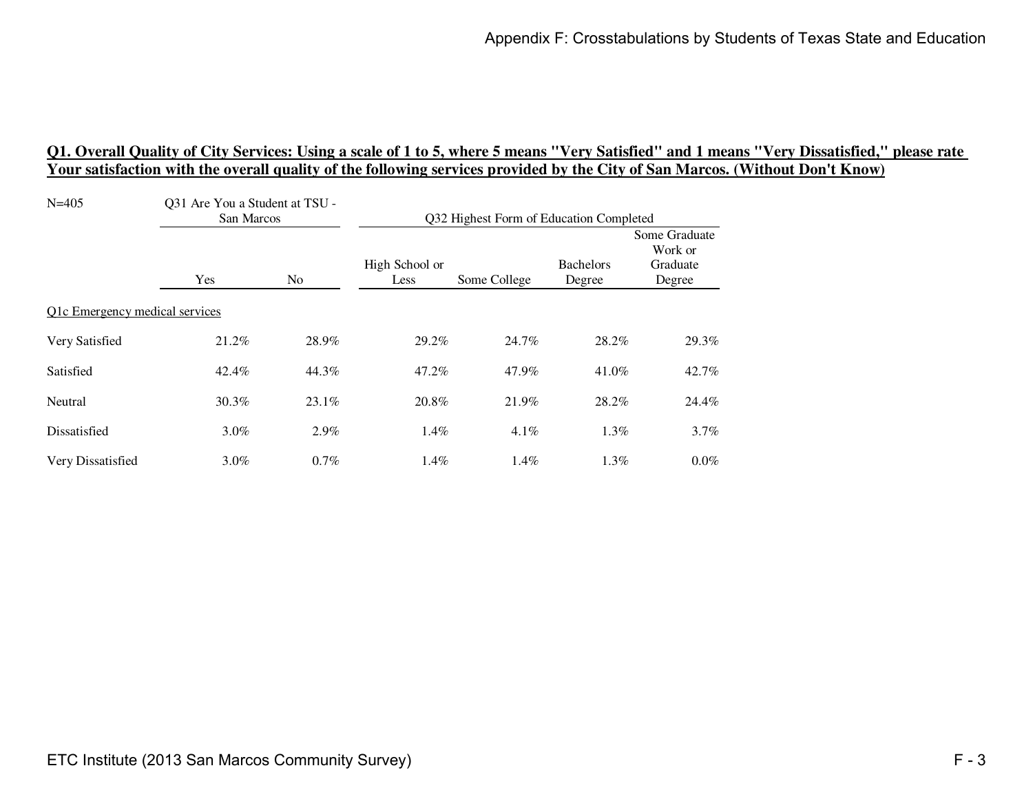## Q1. Overall Quality of City Services: Using a scale of 1 to 5, where 5 means "Very Satisfied" and 1 means "Very Dissatisfied," please rate Your satisfaction with the overall quality of the following services provided by the City of San Marcos. (Without Don't Know)

| N=405 | Q31 Are You a Student at TSU - San Marcos | | Q32 Highest Form of Education Completed | | | |
|---|---|---|---|---|---|---|
| | Yes | No | High School or Less | Some College | Bachelors Degree | Some Graduate Work or Graduate Degree |
| Q1c Emergency medical services | | | | | | |
| Very Satisfied | 21.2% | 28.9% | 29.2% | 24.7% | 28.2% | 29.3% |
| Satisfied | 42.4% | 44.3% | 47.2% | 47.9% | 41.0% | 42.7% |
| Neutral | 30.3% | 23.1% | 20.8% | 21.9% | 28.2% | 24.4% |
| Dissatisfied | 3.0% | 2.9% | 1.4% | 4.1% | 1.3% | 3.7% |
| Very Dissatisfied | 3.0% | 0.7% | 1.4% | 1.4% | 1.3% | 0.0% |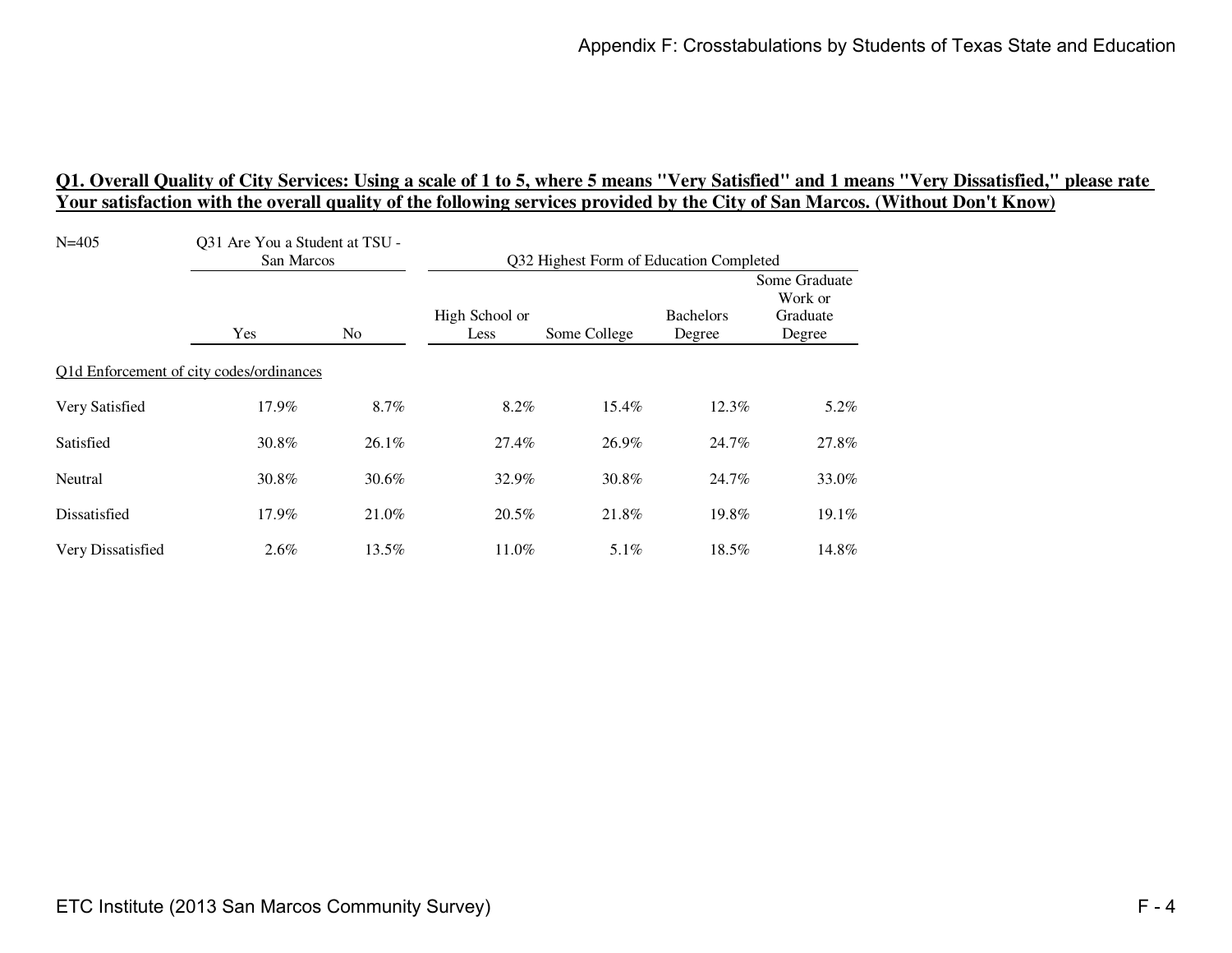**Q1. Overall Quality of City Services: Using a scale of 1 to 5, where 5 means "Very Satisfied" and 1 means "Very Dissatisfied," please rate Your satisfaction with the overall quality of the following services provided by the City of San Marcos. (Without Don't Know)**

| N=405 | Q31 Are You a Student at TSU - San Marcos | | Q32 Highest Form of Education Completed | | | |
|---|---|---|---|---|---|---|
| | Yes | No | High School or Less | Some College | Bachelors Degree | Some Graduate Work or Graduate Degree |
| Q1d Enforcement of city codes/ordinances | | | | | | |
| Very Satisfied | 17.9% | 8.7% | 8.2% | 15.4% | 12.3% | 5.2% |
| Satisfied | 30.8% | 26.1% | 27.4% | 26.9% | 24.7% | 27.8% |
| Neutral | 30.8% | 30.6% | 32.9% | 30.8% | 24.7% | 33.0% |
| Dissatisfied | 17.9% | 21.0% | 20.5% | 21.8% | 19.8% | 19.1% |
| Very Dissatisfied | 2.6% | 13.5% | 11.0% | 5.1% | 18.5% | 14.8% |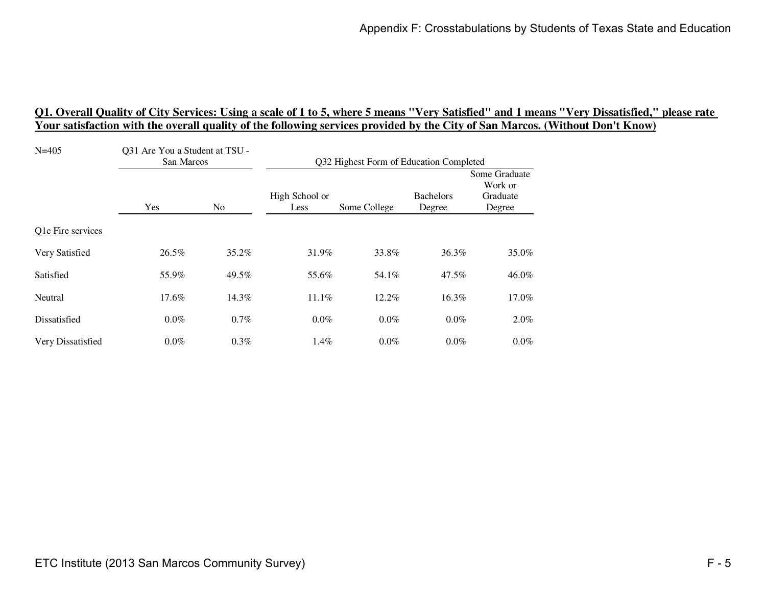## Q1. Overall Quality of City Services: Using a scale of 1 to 5, where 5 means "Very Satisfied" and 1 means "Very Dissatisfied," please rate Your satisfaction with the overall quality of the following services provided by the City of San Marcos. (Without Don't Know)

| N=405 | Q31 Are You a Student at TSU - San Marcos | | Q32 Highest Form of Education Completed | | | |
|---|---|---|---|---|---|---|
| | Yes | No | High School or Less | Some College | Bachelors Degree | Some Graduate Work or Graduate Degree |
| Q1e Fire services | | | | | | |
| Very Satisfied | 26.5% | 35.2% | 31.9% | 33.8% | 36.3% | 35.0% |
| Satisfied | 55.9% | 49.5% | 55.6% | 54.1% | 47.5% | 46.0% |
| Neutral | 17.6% | 14.3% | 11.1% | 12.2% | 16.3% | 17.0% |
| Dissatisfied | 0.0% | 0.7% | 0.0% | 0.0% | 0.0% | 2.0% |
| Very Dissatisfied | 0.0% | 0.3% | 1.4% | 0.0% | 0.0% | 0.0% |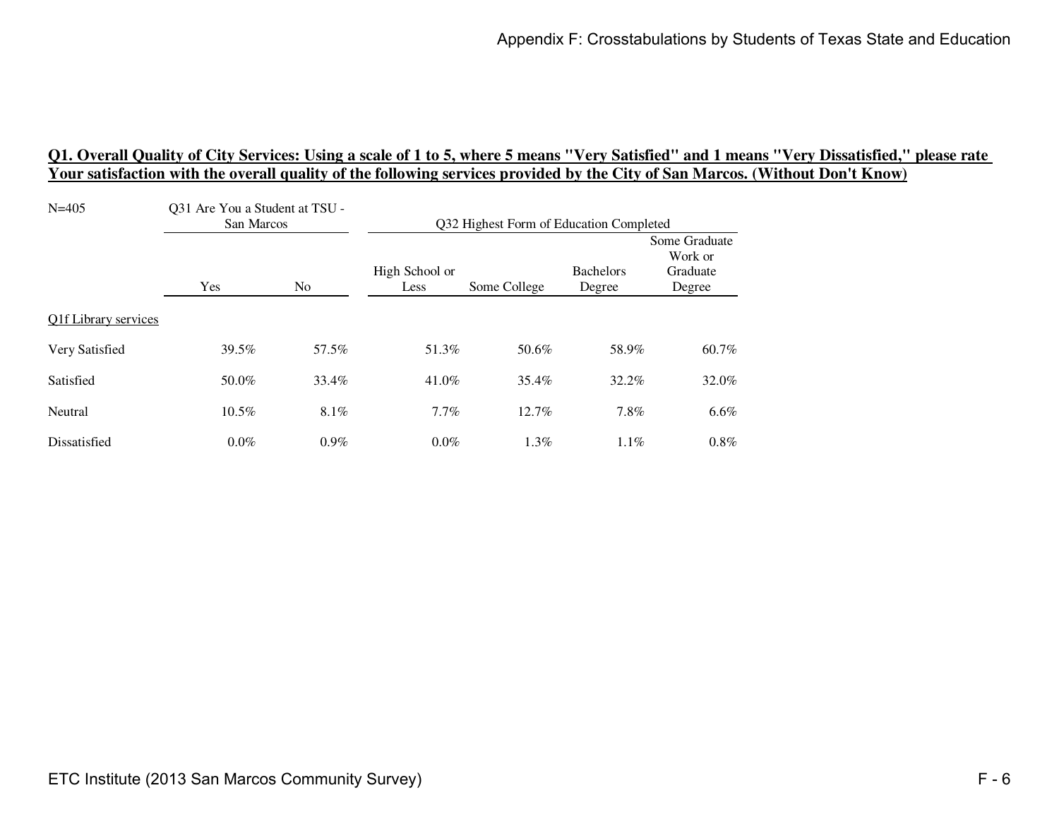## Q1. Overall Quality of City Services: Using a scale of 1 to 5, where 5 means "Very Satisfied" and 1 means "Very Dissatisfied," please rate Your satisfaction with the overall quality of the following services provided by the City of San Marcos. (Without Don't Know)

| N=405 | Q31 Are You a Student at TSU - San Marcos | | Q32 Highest Form of Education Completed | | | |
|---|---|---|---|---|---|---|
| | Yes | No | High School or Less | Some College | Bachelors Degree | Some Graduate Work or Graduate Degree |
| Q1f Library services | | | | | | |
| Very Satisfied | 39.5% | 57.5% | 51.3% | 50.6% | 58.9% | 60.7% |
| Satisfied | 50.0% | 33.4% | 41.0% | 35.4% | 32.2% | 32.0% |
| Neutral | 10.5% | 8.1% | 7.7% | 12.7% | 7.8% | 6.6% |
| Dissatisfied | 0.0% | 0.9% | 0.0% | 1.3% | 1.1% | 0.8% |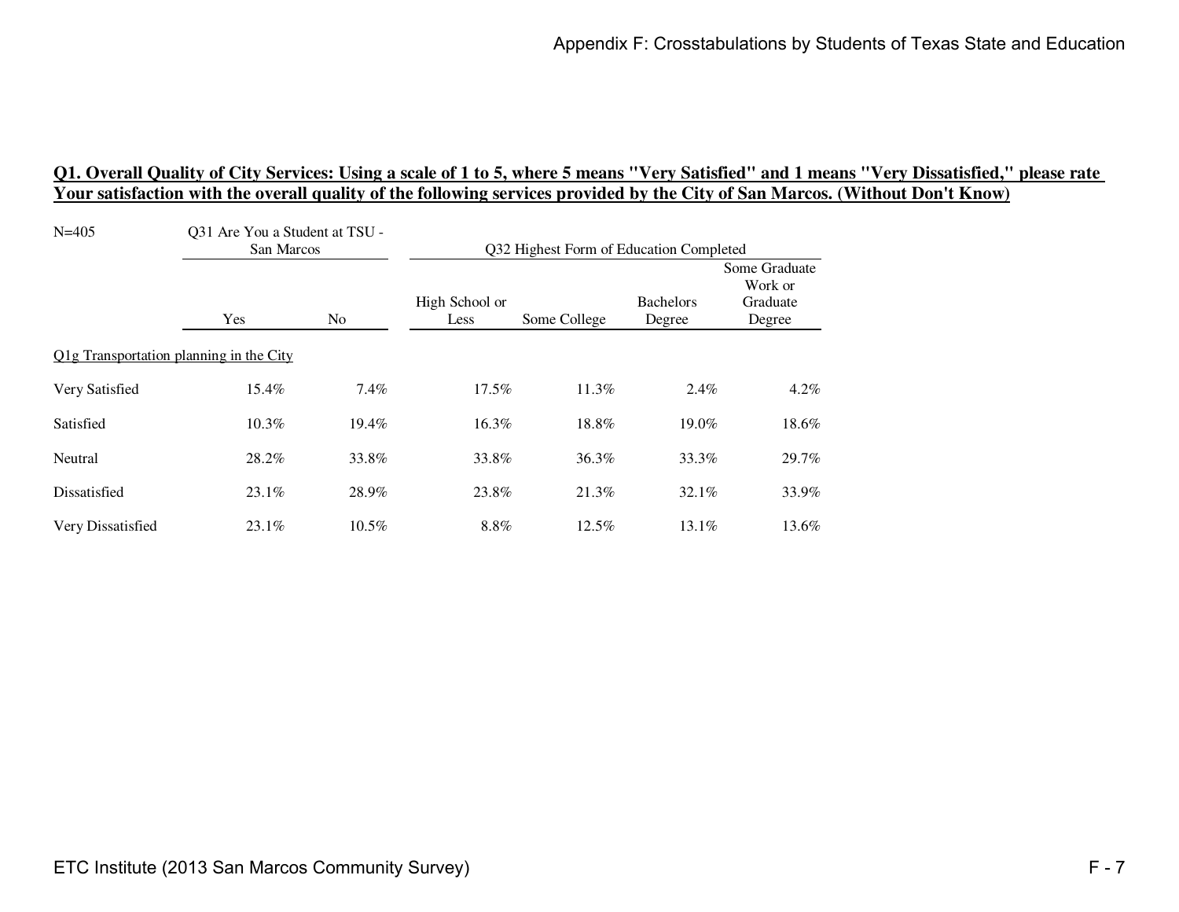**Q1. Overall Quality of City Services: Using a scale of 1 to 5, where 5 means "Very Satisfied" and 1 means "Very Dissatisfied," please rate Your satisfaction with the overall quality of the following services provided by the City of San Marcos. (Without Don't Know)**

| N=405 | Q31 Are You a Student at TSU - San Marcos | | Q32 Highest Form of Education Completed | | | |
|---|---|---|---|---|---|---|
| | Yes | No | High School or Less | Some College | Bachelors Degree | Some Graduate Work or Graduate Degree |
| Q1g Transportation planning in the City | | | | | | |
| Very Satisfied | 15.4% | 7.4% | 17.5% | 11.3% | 2.4% | 4.2% |
| Satisfied | 10.3% | 19.4% | 16.3% | 18.8% | 19.0% | 18.6% |
| Neutral | 28.2% | 33.8% | 33.8% | 36.3% | 33.3% | 29.7% |
| Dissatisfied | 23.1% | 28.9% | 23.8% | 21.3% | 32.1% | 33.9% |
| Very Dissatisfied | 23.1% | 10.5% | 8.8% | 12.5% | 13.1% | 13.6% |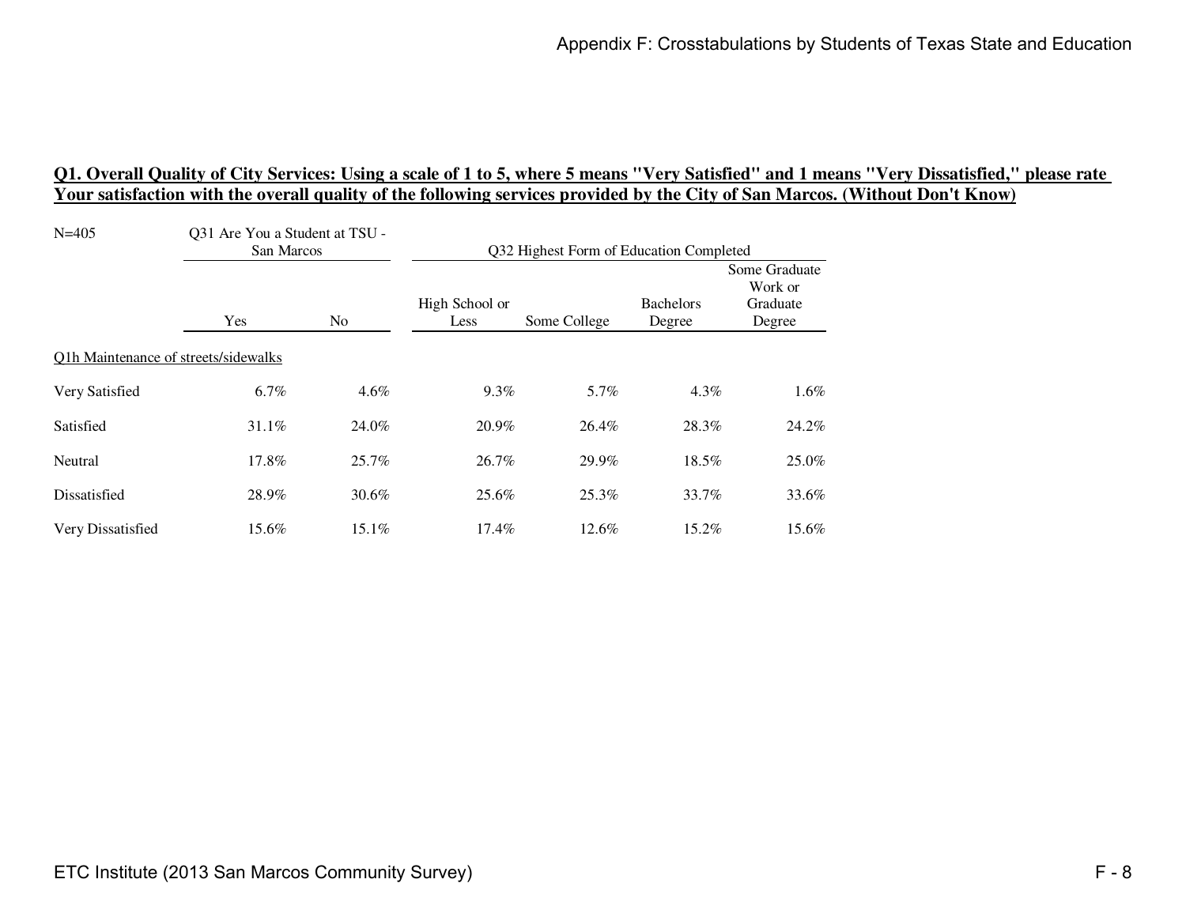**Q1. Overall Quality of City Services: Using a scale of 1 to 5, where 5 means "Very Satisfied" and 1 means "Very Dissatisfied," please rate Your satisfaction with the overall quality of the following services provided by the City of San Marcos. (Without Don't Know)**

| N=405 | Q31 Are You a Student at TSU - San Marcos | | Q32 Highest Form of Education Completed | | | |
|---|---|---|---|---|---|---|
| | Yes | No | High School or Less | Some College | Bachelors Degree | Some Graduate Work or Graduate Degree |
| Q1h Maintenance of streets/sidewalks | | | | | | |
| Very Satisfied | 6.7% | 4.6% | 9.3% | 5.7% | 4.3% | 1.6% |
| Satisfied | 31.1% | 24.0% | 20.9% | 26.4% | 28.3% | 24.2% |
| Neutral | 17.8% | 25.7% | 26.7% | 29.9% | 18.5% | 25.0% |
| Dissatisfied | 28.9% | 30.6% | 25.6% | 25.3% | 33.7% | 33.6% |
| Very Dissatisfied | 15.6% | 15.1% | 17.4% | 12.6% | 15.2% | 15.6% |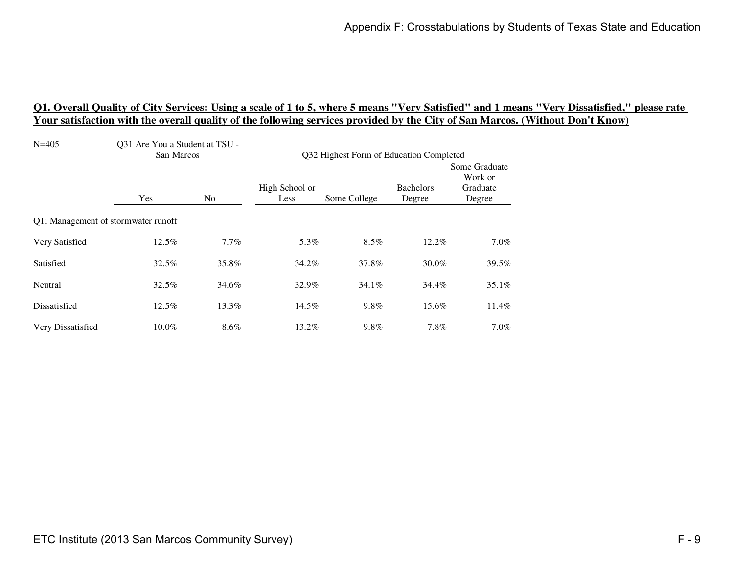**Q1. Overall Quality of City Services: Using a scale of 1 to 5, where 5 means "Very Satisfied" and 1 means "Very Dissatisfied," please rate Your satisfaction with the overall quality of the following services provided by the City of San Marcos. (Without Don't Know)**

| N=405 | Q31 Are You a Student at TSU - San Marcos | | Q32 Highest Form of Education Completed | | | |
|---|---|---|---|---|---|---|
| | Yes | No | High School or Less | Some College | Bachelors Degree | Some Graduate Work or Graduate Degree |
| Q1i Management of stormwater runoff | | | | | | |
| Very Satisfied | 12.5% | 7.7% | 5.3% | 8.5% | 12.2% | 7.0% |
| Satisfied | 32.5% | 35.8% | 34.2% | 37.8% | 30.0% | 39.5% |
| Neutral | 32.5% | 34.6% | 32.9% | 34.1% | 34.4% | 35.1% |
| Dissatisfied | 12.5% | 13.3% | 14.5% | 9.8% | 15.6% | 11.4% |
| Very Dissatisfied | 10.0% | 8.6% | 13.2% | 9.8% | 7.8% | 7.0% |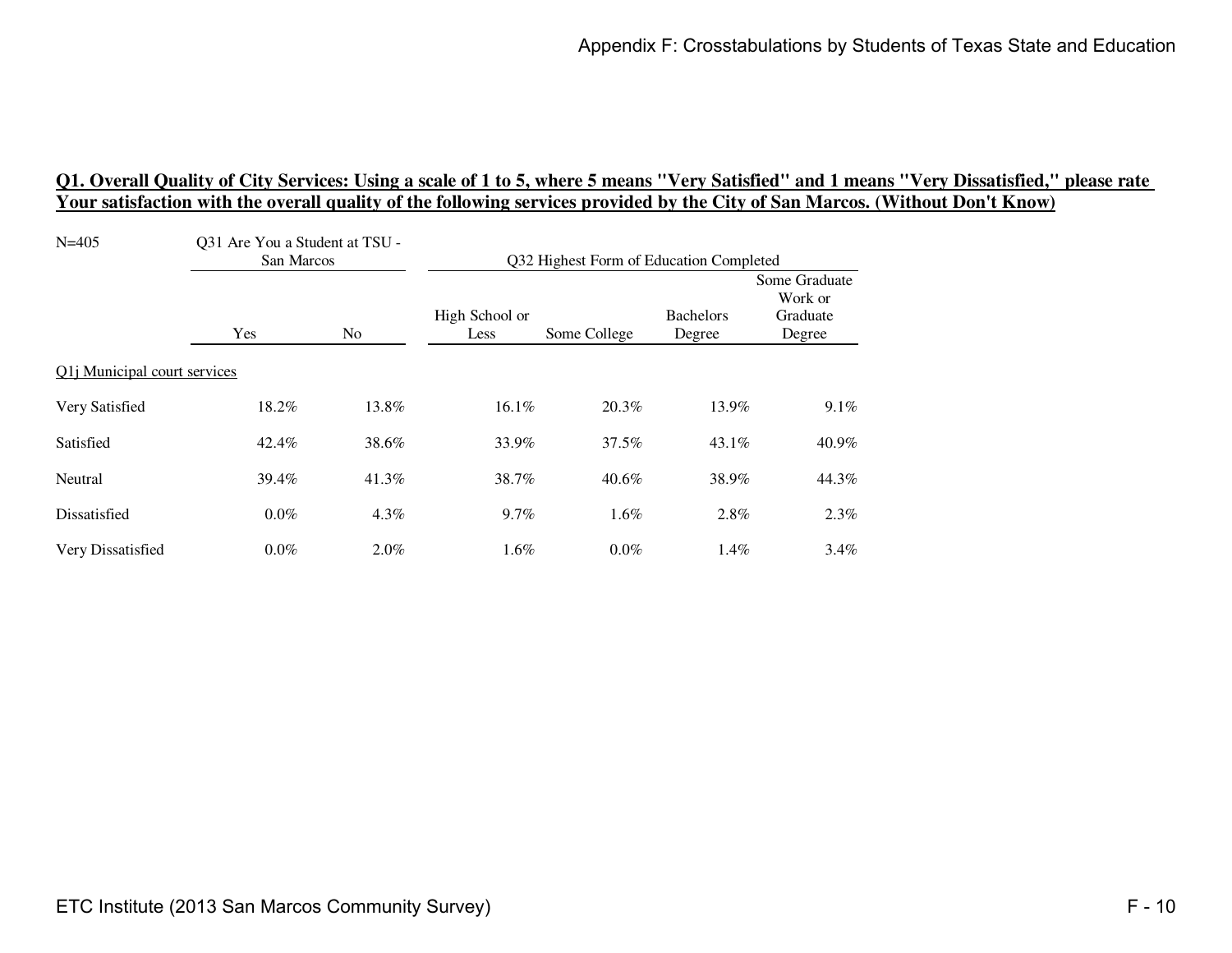**Q1. Overall Quality of City Services: Using a scale of 1 to 5, where 5 means "Very Satisfied" and 1 means "Very Dissatisfied," please rate Your satisfaction with the overall quality of the following services provided by the City of San Marcos. (Without Don't Know)**

N=405

| | Q31 Are You a Student at TSU - San Marcos | | Q32 Highest Form of Education Completed | | | |
|---|---|---|---|---|---|---|
| | Yes | No | High School or Less | Some College | Bachelors Degree | Some Graduate Work or Graduate Degree |
| Q1j Municipal court services | | | | | | |
| Very Satisfied | 18.2% | 13.8% | 16.1% | 20.3% | 13.9% | 9.1% |
| Satisfied | 42.4% | 38.6% | 33.9% | 37.5% | 43.1% | 40.9% |
| Neutral | 39.4% | 41.3% | 38.7% | 40.6% | 38.9% | 44.3% |
| Dissatisfied | 0.0% | 4.3% | 9.7% | 1.6% | 2.8% | 2.3% |
| Very Dissatisfied | 0.0% | 2.0% | 1.6% | 0.0% | 1.4% | 3.4% |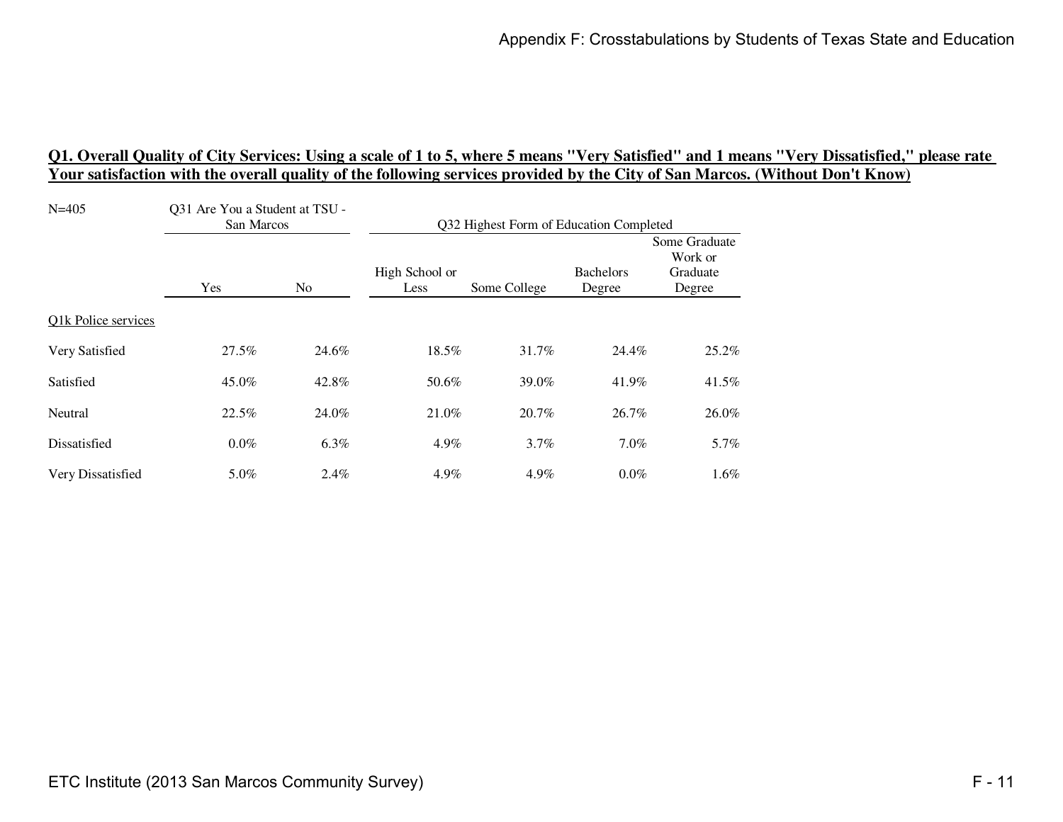## Q1. Overall Quality of City Services: Using a scale of 1 to 5, where 5 means "Very Satisfied" and 1 means "Very Dissatisfied," please rate Your satisfaction with the overall quality of the following services provided by the City of San Marcos. (Without Don't Know)

| N=405 | Q31 Are You a Student at TSU - San Marcos | | Q32 Highest Form of Education Completed | | | |
|---|---|---|---|---|---|---|
| | Yes | No | High School or Less | Some College | Bachelors Degree | Some Graduate Work or Graduate Degree |
| Q1k Police services | | | | | | |
| Very Satisfied | 27.5% | 24.6% | 18.5% | 31.7% | 24.4% | 25.2% |
| Satisfied | 45.0% | 42.8% | 50.6% | 39.0% | 41.9% | 41.5% |
| Neutral | 22.5% | 24.0% | 21.0% | 20.7% | 26.7% | 26.0% |
| Dissatisfied | 0.0% | 6.3% | 4.9% | 3.7% | 7.0% | 5.7% |
| Very Dissatisfied | 5.0% | 2.4% | 4.9% | 4.9% | 0.0% | 1.6% |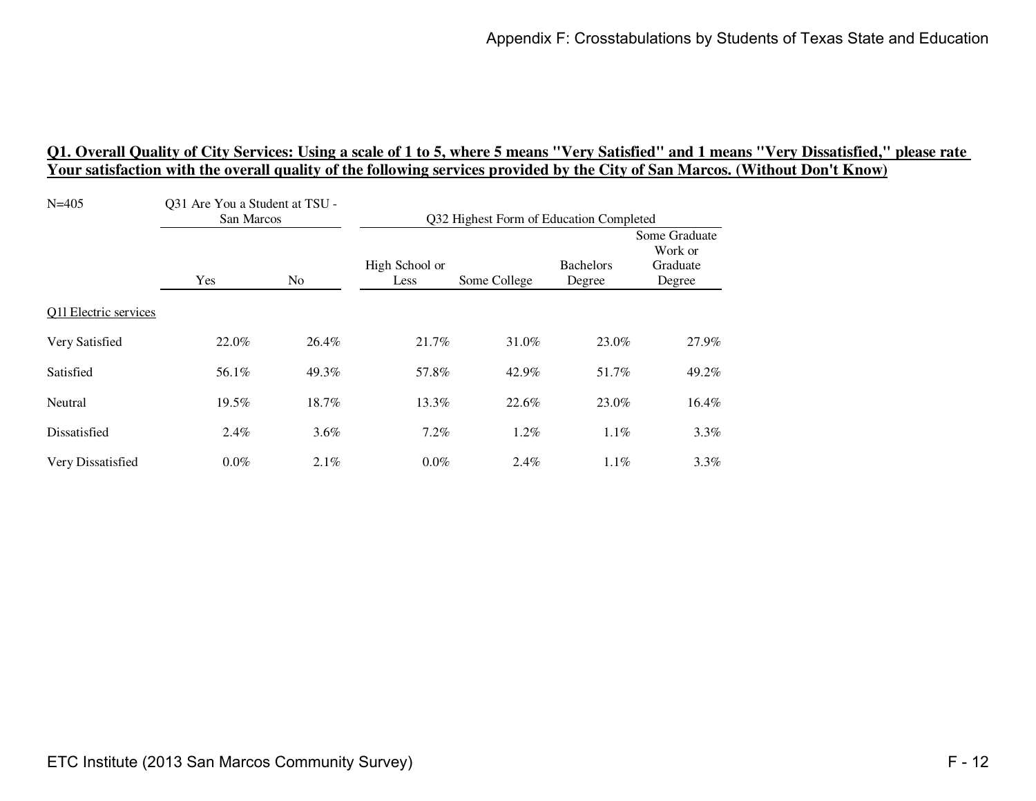**Q1. Overall Quality of City Services: Using a scale of 1 to 5, where 5 means "Very Satisfied" and 1 means "Very Dissatisfied," please rate Your satisfaction with the overall quality of the following services provided by the City of San Marcos. (Without Don't Know)**

| N=405 | Q31 Are You a Student at TSU - San Marcos | | Q32 Highest Form of Education Completed | | | |
|---|---|---|---|---|---|---|
| | Yes | No | High School or Less | Some College | Bachelors Degree | Some Graduate Work or Graduate Degree |
| Q1l Electric services | | | | | | |
| Very Satisfied | 22.0% | 26.4% | 21.7% | 31.0% | 23.0% | 27.9% |
| Satisfied | 56.1% | 49.3% | 57.8% | 42.9% | 51.7% | 49.2% |
| Neutral | 19.5% | 18.7% | 13.3% | 22.6% | 23.0% | 16.4% |
| Dissatisfied | 2.4% | 3.6% | 7.2% | 1.2% | 1.1% | 3.3% |
| Very Dissatisfied | 0.0% | 2.1% | 0.0% | 2.4% | 1.1% | 3.3% |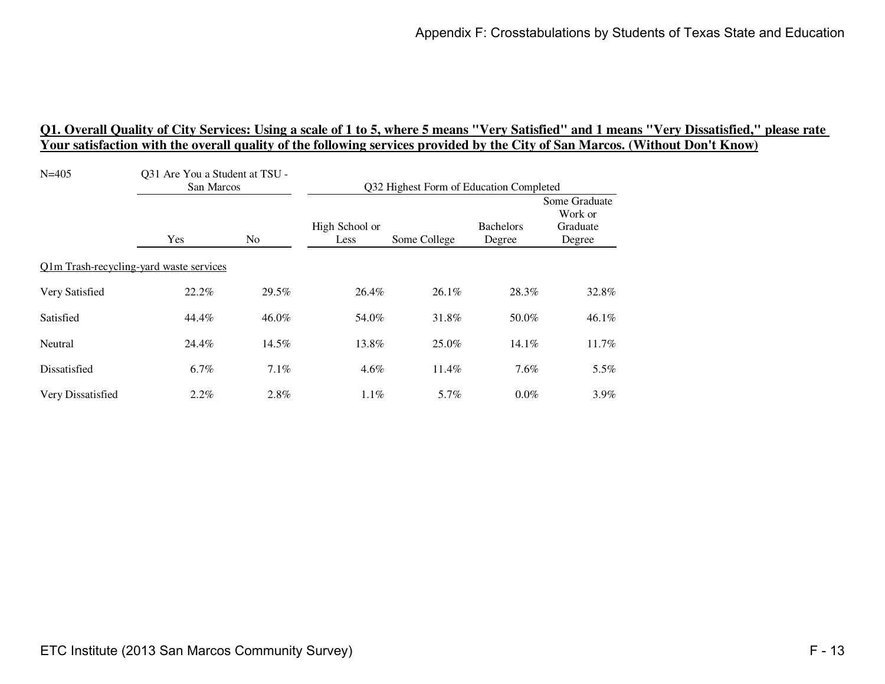**Q1. Overall Quality of City Services: Using a scale of 1 to 5, where 5 means "Very Satisfied" and 1 means "Very Dissatisfied," please rate Your satisfaction with the overall quality of the following services provided by the City of San Marcos. (Without Don't Know)**

| N=405 | Q31 Are You a Student at TSU - San Marcos | | Q32 Highest Form of Education Completed | | | |
|---|---|---|---|---|---|---|
| | Yes | No | High School or Less | Some College | Bachelors Degree | Some Graduate Work or Graduate Degree |
| Q1m Trash-recycling-yard waste services | | | | | | |
| Very Satisfied | 22.2% | 29.5% | 26.4% | 26.1% | 28.3% | 32.8% |
| Satisfied | 44.4% | 46.0% | 54.0% | 31.8% | 50.0% | 46.1% |
| Neutral | 24.4% | 14.5% | 13.8% | 25.0% | 14.1% | 11.7% |
| Dissatisfied | 6.7% | 7.1% | 4.6% | 11.4% | 7.6% | 5.5% |
| Very Dissatisfied | 2.2% | 2.8% | 1.1% | 5.7% | 0.0% | 3.9% |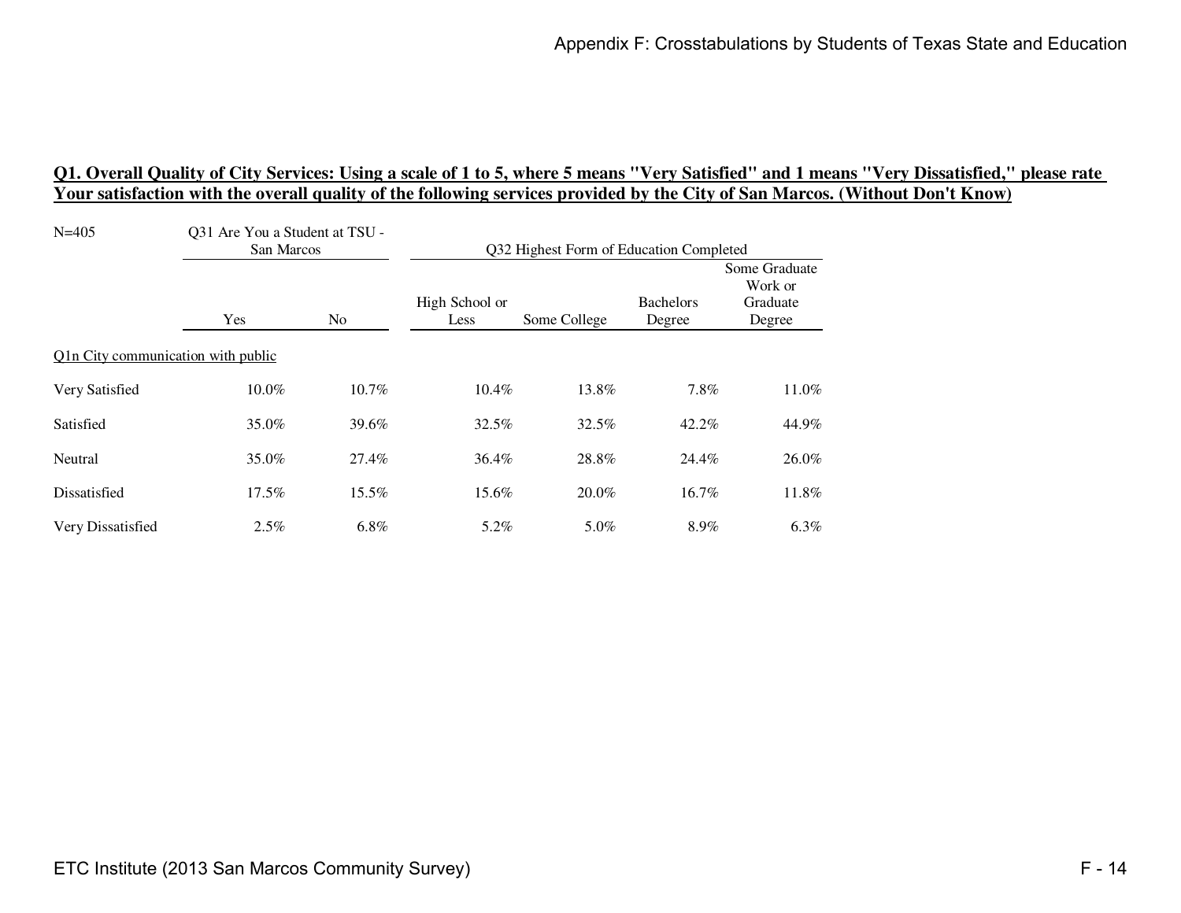## Q1. Overall Quality of City Services: Using a scale of 1 to 5, where 5 means "Very Satisfied" and 1 means "Very Dissatisfied," please rate Your satisfaction with the overall quality of the following services provided by the City of San Marcos. (Without Don't Know)

| N=405 | Q31 Are You a Student at TSU - San Marcos | | Q32 Highest Form of Education Completed | | | |
|---|---|---|---|---|---|---|
| | Yes | No | High School or Less | Some College | Bachelors Degree | Some Graduate Work or Graduate Degree |
| Q1n City communication with public | | | | | | |
| Very Satisfied | 10.0% | 10.7% | 10.4% | 13.8% | 7.8% | 11.0% |
| Satisfied | 35.0% | 39.6% | 32.5% | 32.5% | 42.2% | 44.9% |
| Neutral | 35.0% | 27.4% | 36.4% | 28.8% | 24.4% | 26.0% |
| Dissatisfied | 17.5% | 15.5% | 15.6% | 20.0% | 16.7% | 11.8% |
| Very Dissatisfied | 2.5% | 6.8% | 5.2% | 5.0% | 8.9% | 6.3% |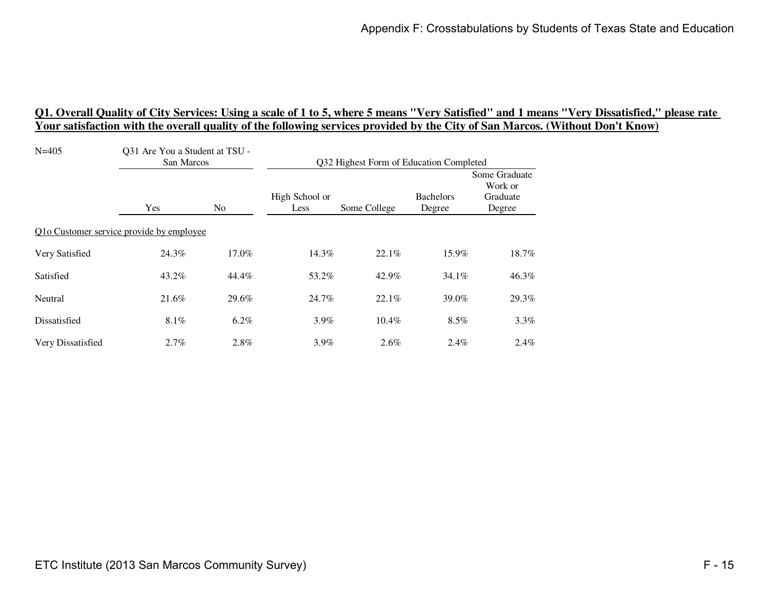**Q1. Overall Quality of City Services: Using a scale of 1 to 5, where 5 means "Very Satisfied" and 1 means "Very Dissatisfied," please rate Your satisfaction with the overall quality of the following services provided by the City of San Marcos. (Without Don't Know)**

| N=405 | Q31 Are You a Student at TSU - San Marcos | | Q32 Highest Form of Education Completed | | | |
|---|---|---|---|---|---|---|
| | Yes | No | High School or Less | Some College | Bachelors Degree | Some Graduate Work or Graduate Degree |
| Q1o Customer service provide by employee | | | | | | |
| Very Satisfied | 24.3% | 17.0% | 14.3% | 22.1% | 15.9% | 18.7% |
| Satisfied | 43.2% | 44.4% | 53.2% | 42.9% | 34.1% | 46.3% |
| Neutral | 21.6% | 29.6% | 24.7% | 22.1% | 39.0% | 29.3% |
| Dissatisfied | 8.1% | 6.2% | 3.9% | 10.4% | 8.5% | 3.3% |
| Very Dissatisfied | 2.7% | 2.8% | 3.9% | 2.6% | 2.4% | 2.4% |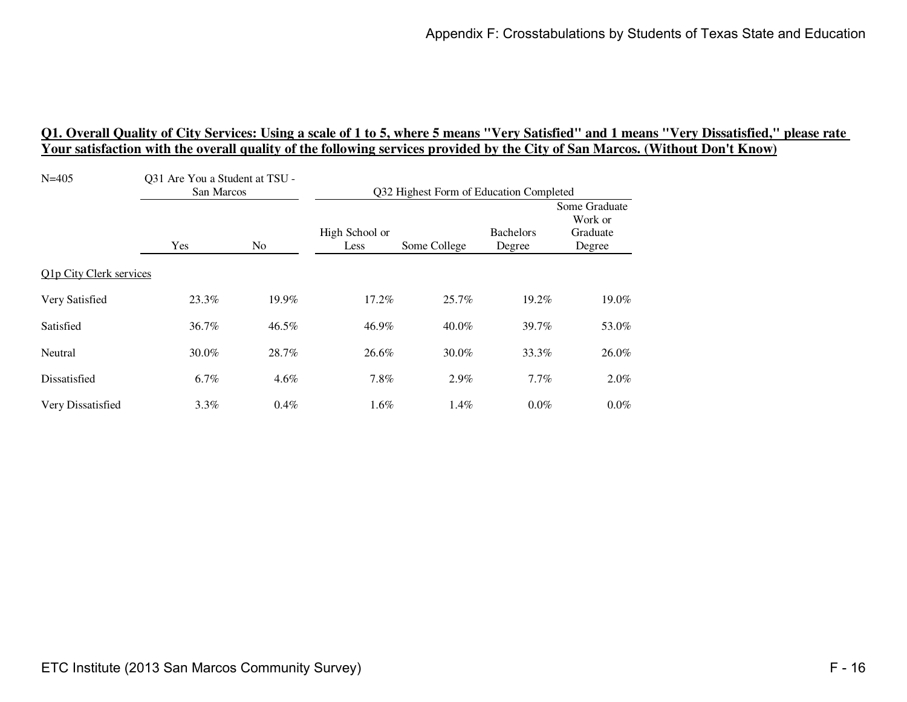**Q1. Overall Quality of City Services: Using a scale of 1 to 5, where 5 means "Very Satisfied" and 1 means "Very Dissatisfied," please rate Your satisfaction with the overall quality of the following services provided by the City of San Marcos. (Without Don't Know)**

| N=405 | Q31 Are You a Student at TSU - San Marcos | | Q32 Highest Form of Education Completed | | | |
|---|---|---|---|---|---|---|
| | Yes | No | High School or Less | Some College | Bachelors Degree | Some Graduate Work or Graduate Degree |
| Q1p City Clerk services | | | | | | |
| Very Satisfied | 23.3% | 19.9% | 17.2% | 25.7% | 19.2% | 19.0% |
| Satisfied | 36.7% | 46.5% | 46.9% | 40.0% | 39.7% | 53.0% |
| Neutral | 30.0% | 28.7% | 26.6% | 30.0% | 33.3% | 26.0% |
| Dissatisfied | 6.7% | 4.6% | 7.8% | 2.9% | 7.7% | 2.0% |
| Very Dissatisfied | 3.3% | 0.4% | 1.6% | 1.4% | 0.0% | 0.0% |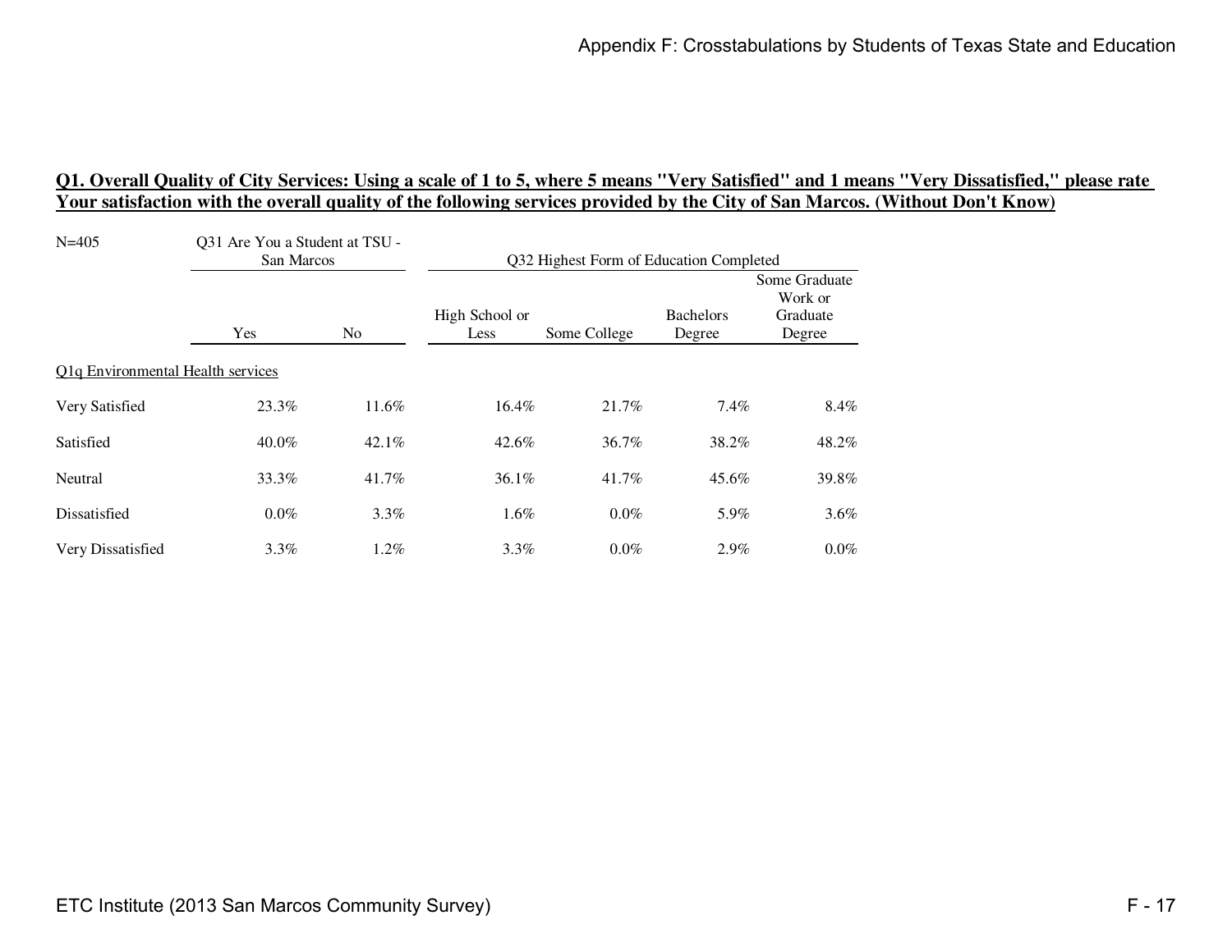**Q1. Overall Quality of City Services: Using a scale of 1 to 5, where 5 means "Very Satisfied" and 1 means "Very Dissatisfied," please rate Your satisfaction with the overall quality of the following services provided by the City of San Marcos. (Without Don't Know)**

| N=405 | Q31 Are You a Student at TSU - San Marcos | | Q32 Highest Form of Education Completed | | | |
|---|---|---|---|---|---|---|
| | Yes | No | High School or Less | Some College | Bachelors Degree | Some Graduate Work or Graduate Degree |
| Q1q Environmental Health services | | | | | | |
| Very Satisfied | 23.3% | 11.6% | 16.4% | 21.7% | 7.4% | 8.4% |
| Satisfied | 40.0% | 42.1% | 42.6% | 36.7% | 38.2% | 48.2% |
| Neutral | 33.3% | 41.7% | 36.1% | 41.7% | 45.6% | 39.8% |
| Dissatisfied | 0.0% | 3.3% | 1.6% | 0.0% | 5.9% | 3.6% |
| Very Dissatisfied | 3.3% | 1.2% | 3.3% | 0.0% | 2.9% | 0.0% |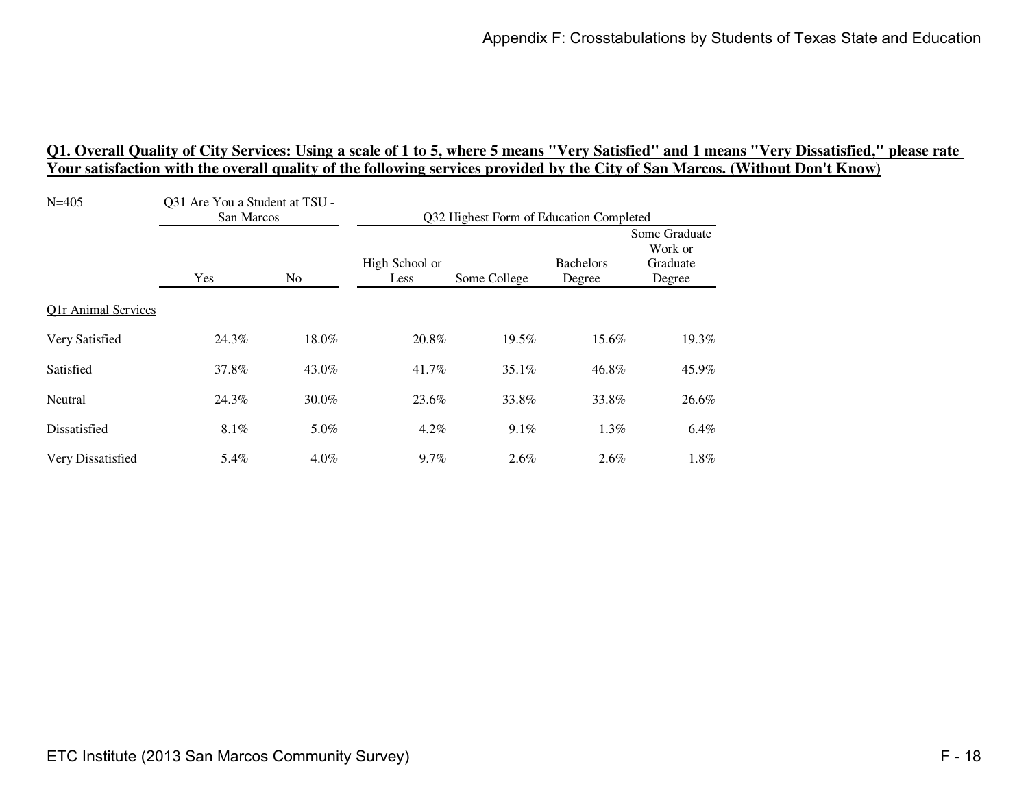## Q1. Overall Quality of City Services: Using a scale of 1 to 5, where 5 means "Very Satisfied" and 1 means "Very Dissatisfied," please rate Your satisfaction with the overall quality of the following services provided by the City of San Marcos. (Without Don't Know)

| N=405 | Q31 Are You a Student at TSU - San Marcos | | Q32 Highest Form of Education Completed | | | |
|---|---|---|---|---|---|---|
| | Yes | No | High School or Less | Some College | Bachelors Degree | Some Graduate Work or Graduate Degree |
| Q1r Animal Services | | | | | | |
| Very Satisfied | 24.3% | 18.0% | 20.8% | 19.5% | 15.6% | 19.3% |
| Satisfied | 37.8% | 43.0% | 41.7% | 35.1% | 46.8% | 45.9% |
| Neutral | 24.3% | 30.0% | 23.6% | 33.8% | 33.8% | 26.6% |
| Dissatisfied | 8.1% | 5.0% | 4.2% | 9.1% | 1.3% | 6.4% |
| Very Dissatisfied | 5.4% | 4.0% | 9.7% | 2.6% | 2.6% | 1.8% |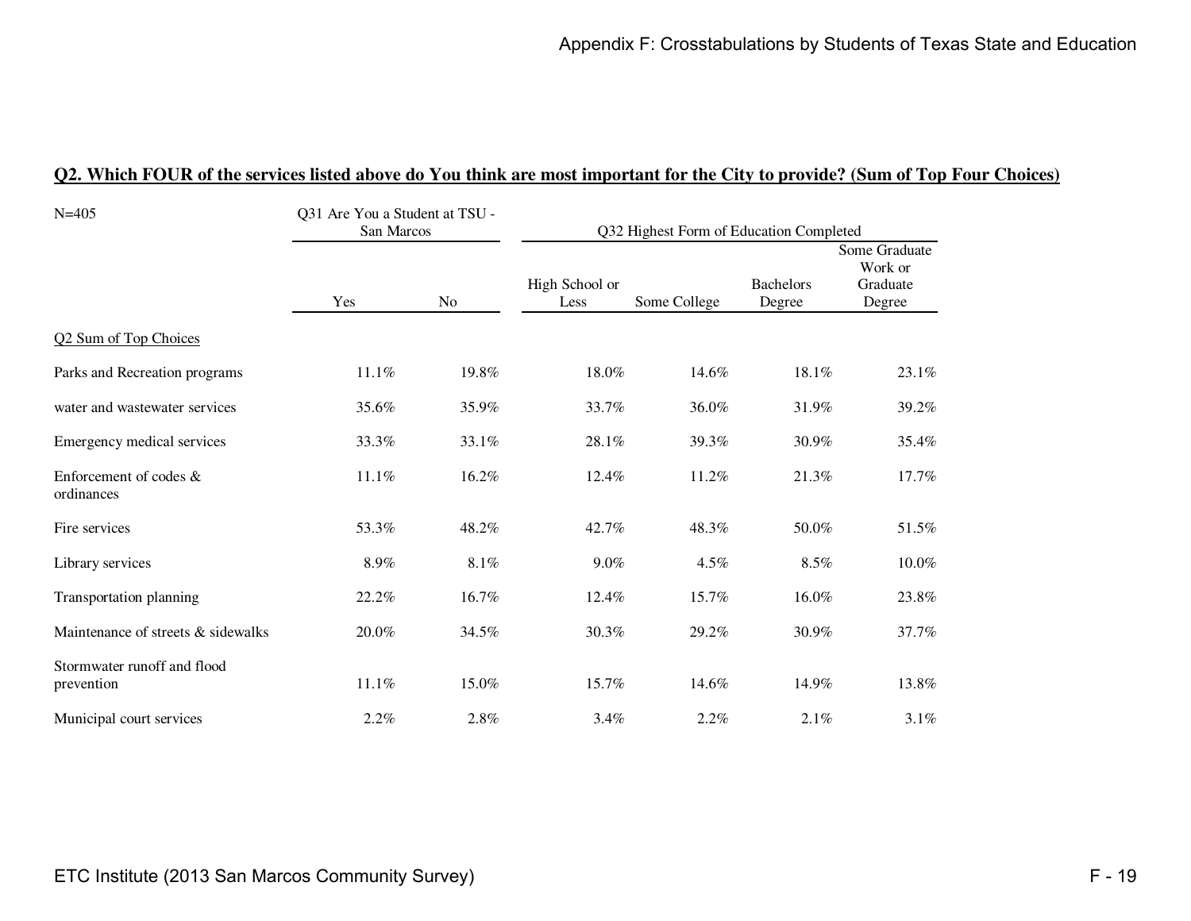## Q2. Which FOUR of the services listed above do You think are most important for the City to provide? (Sum of Top Four Choices)

| N=405 | Q31 Are You a Student at TSU - San Marcos | | Q32 Highest Form of Education Completed | | | |
|---|---|---|---|---|---|---|
| | Yes | No | High School or Less | Some College | Bachelors Degree | Some Graduate Work or Graduate Degree |
| Q2 Sum of Top Choices | | | | | | |
| Parks and Recreation programs | 11.1% | 19.8% | 18.0% | 14.6% | 18.1% | 23.1% |
| water and wastewater services | 35.6% | 35.9% | 33.7% | 36.0% | 31.9% | 39.2% |
| Emergency medical services | 33.3% | 33.1% | 28.1% | 39.3% | 30.9% | 35.4% |
| Enforcement of codes & ordinances | 11.1% | 16.2% | 12.4% | 11.2% | 21.3% | 17.7% |
| Fire services | 53.3% | 48.2% | 42.7% | 48.3% | 50.0% | 51.5% |
| Library services | 8.9% | 8.1% | 9.0% | 4.5% | 8.5% | 10.0% |
| Transportation planning | 22.2% | 16.7% | 12.4% | 15.7% | 16.0% | 23.8% |
| Maintenance of streets & sidewalks | 20.0% | 34.5% | 30.3% | 29.2% | 30.9% | 37.7% |
| Stormwater runoff and flood prevention | 11.1% | 15.0% | 15.7% | 14.6% | 14.9% | 13.8% |
| Municipal court services | 2.2% | 2.8% | 3.4% | 2.2% | 2.1% | 3.1% |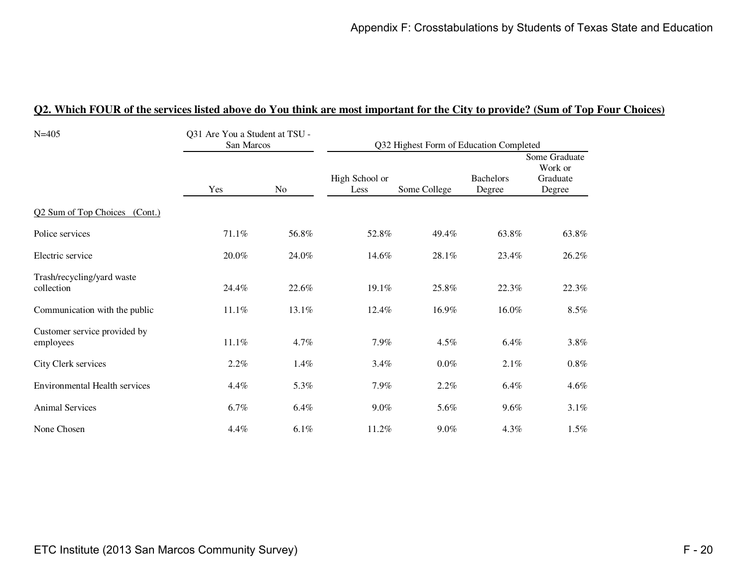## Q2. Which FOUR of the services listed above do You think are most important for the City to provide? (Sum of Top Four Choices)

| N=405 | Q31 Are You a Student at TSU - San Marcos | | Q32 Highest Form of Education Completed | | | |
|---|---|---|---|---|---|---|
| | Yes | No | High School or Less | Some College | Bachelors Degree | Some Graduate Work or Graduate Degree |
| Q2 Sum of Top Choices (Cont.) | | | | | | |
| Police services | 71.1% | 56.8% | 52.8% | 49.4% | 63.8% | 63.8% |
| Electric service | 20.0% | 24.0% | 14.6% | 28.1% | 23.4% | 26.2% |
| Trash/recycling/yard waste collection | 24.4% | 22.6% | 19.1% | 25.8% | 22.3% | 22.3% |
| Communication with the public | 11.1% | 13.1% | 12.4% | 16.9% | 16.0% | 8.5% |
| Customer service provided by employees | 11.1% | 4.7% | 7.9% | 4.5% | 6.4% | 3.8% |
| City Clerk services | 2.2% | 1.4% | 3.4% | 0.0% | 2.1% | 0.8% |
| Environmental Health services | 4.4% | 5.3% | 7.9% | 2.2% | 6.4% | 4.6% |
| Animal Services | 6.7% | 6.4% | 9.0% | 5.6% | 9.6% | 3.1% |
| None Chosen | 4.4% | 6.1% | 11.2% | 9.0% | 4.3% | 1.5% |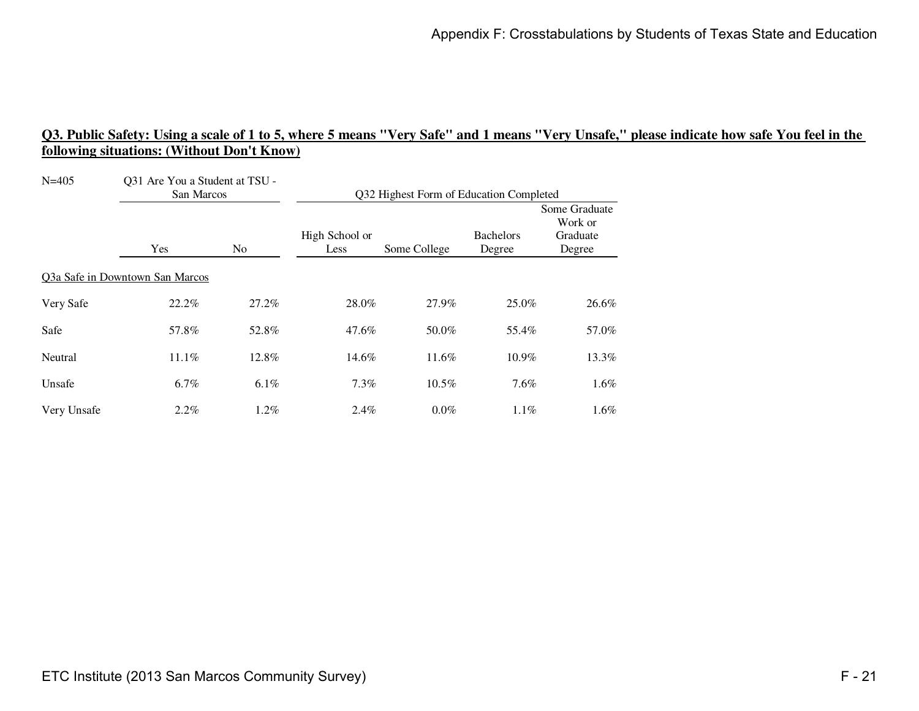## Q3. Public Safety: Using a scale of 1 to 5, where 5 means "Very Safe" and 1 means "Very Unsafe," please indicate how safe You feel in the following situations: (Without Don't Know)

| N=405 | Q31 Are You a Student at TSU - San Marcos | | Q32 Highest Form of Education Completed | | | |
|---|---|---|---|---|---|---|
| | Yes | No | High School or Less | Some College | Bachelors Degree | Some Graduate Work or Graduate Degree |
| Q3a Safe in Downtown San Marcos | | | | | | |
| Very Safe | 22.2% | 27.2% | 28.0% | 27.9% | 25.0% | 26.6% |
| Safe | 57.8% | 52.8% | 47.6% | 50.0% | 55.4% | 57.0% |
| Neutral | 11.1% | 12.8% | 14.6% | 11.6% | 10.9% | 13.3% |
| Unsafe | 6.7% | 6.1% | 7.3% | 10.5% | 7.6% | 1.6% |
| Very Unsafe | 2.2% | 1.2% | 2.4% | 0.0% | 1.1% | 1.6% |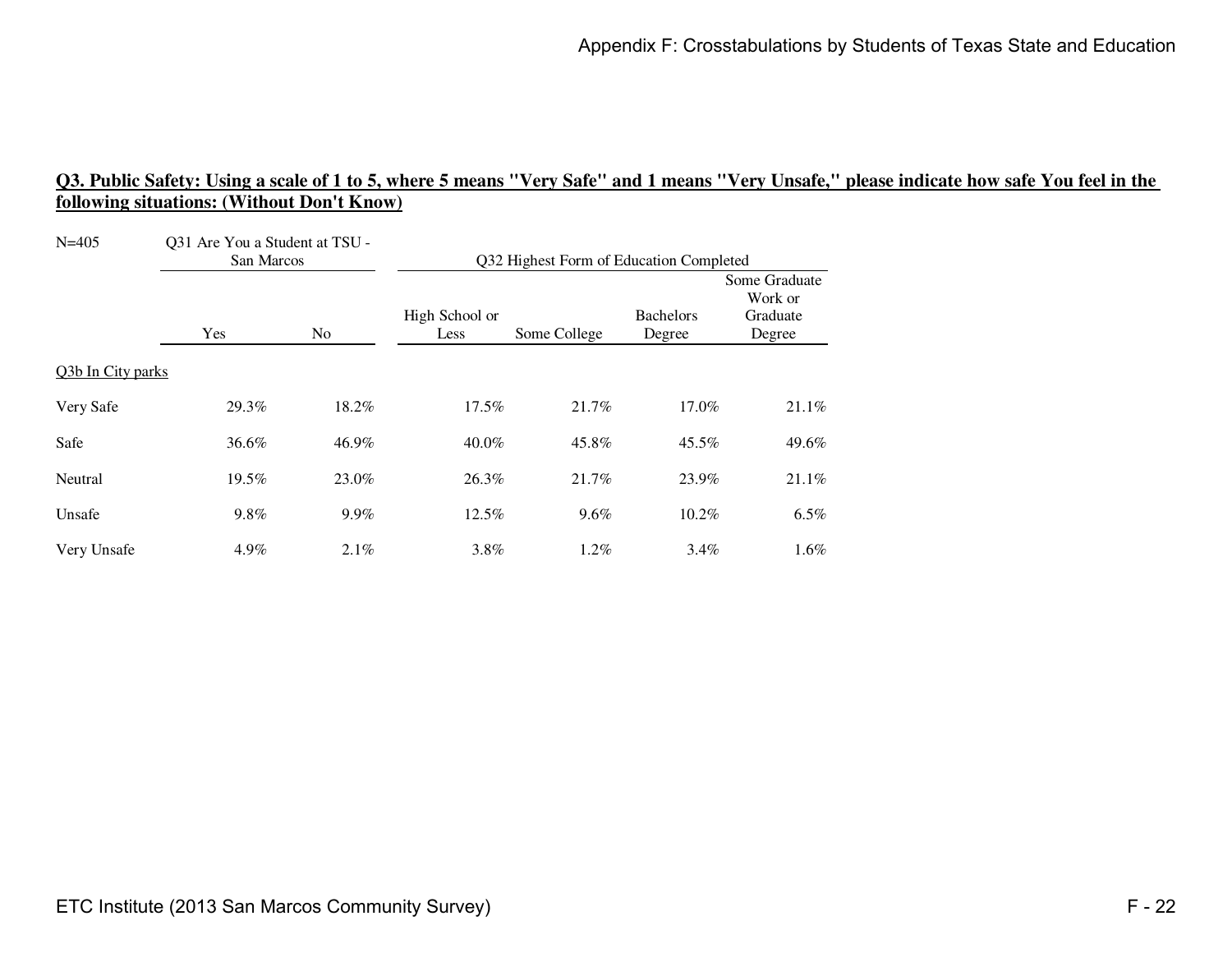**Q3. Public Safety: Using a scale of 1 to 5, where 5 means "Very Safe" and 1 means "Very Unsafe," please indicate how safe You feel in the following situations: (Without Don't Know)**

| N=405 | Q31 Are You a Student at TSU - San Marcos | | Q32 Highest Form of Education Completed | | | |
|---|---|---|---|---|---|---|
| | Yes | No | High School or Less | Some College | Bachelors Degree | Some Graduate Work or Graduate Degree |
| Q3b In City parks | | | | | | |
| Very Safe | 29.3% | 18.2% | 17.5% | 21.7% | 17.0% | 21.1% |
| Safe | 36.6% | 46.9% | 40.0% | 45.8% | 45.5% | 49.6% |
| Neutral | 19.5% | 23.0% | 26.3% | 21.7% | 23.9% | 21.1% |
| Unsafe | 9.8% | 9.9% | 12.5% | 9.6% | 10.2% | 6.5% |
| Very Unsafe | 4.9% | 2.1% | 3.8% | 1.2% | 3.4% | 1.6% |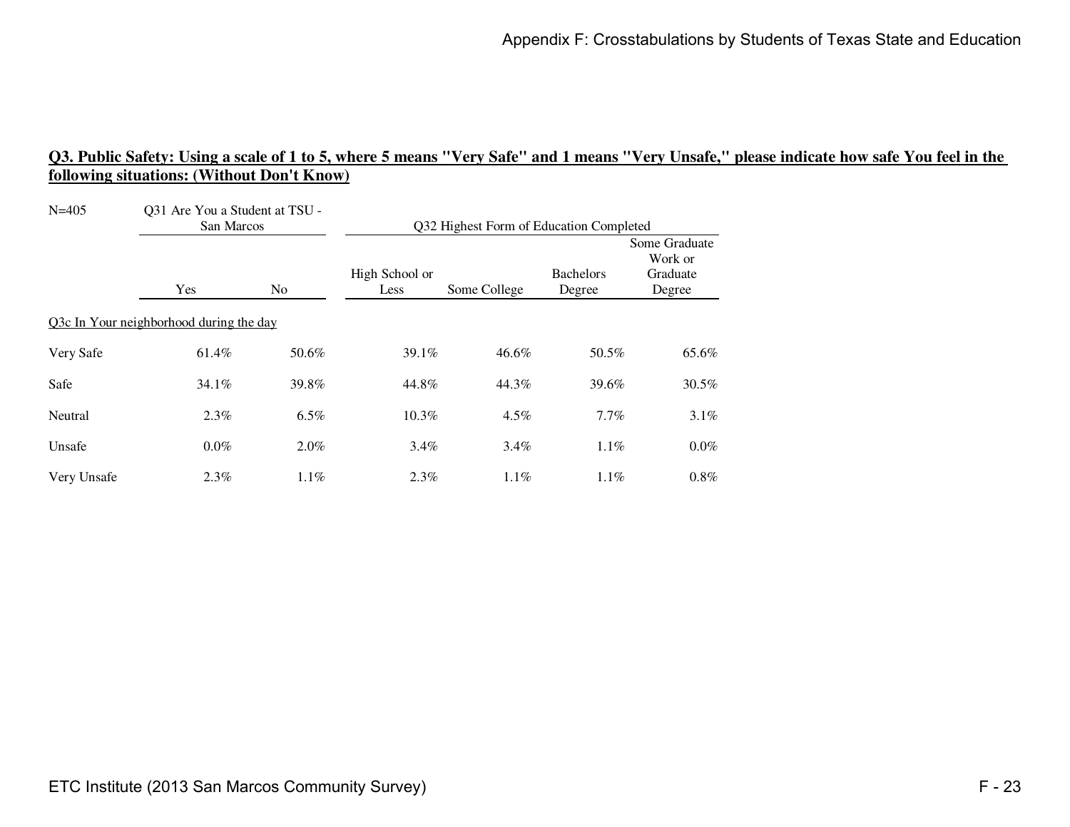**Q3. Public Safety: Using a scale of 1 to 5, where 5 means "Very Safe" and 1 means "Very Unsafe," please indicate how safe You feel in the following situations: (Without Don't Know)**

| N=405 | Q31 Are You a Student at TSU - San Marcos | | Q32 Highest Form of Education Completed | | | |
|---|---|---|---|---|---|---|
| | Yes | No | High School or Less | Some College | Bachelors Degree | Some Graduate Work or Graduate Degree |
| Q3c In Your neighborhood during the day | | | | | | |
| Very Safe | 61.4% | 50.6% | 39.1% | 46.6% | 50.5% | 65.6% |
| Safe | 34.1% | 39.8% | 44.8% | 44.3% | 39.6% | 30.5% |
| Neutral | 2.3% | 6.5% | 10.3% | 4.5% | 7.7% | 3.1% |
| Unsafe | 0.0% | 2.0% | 3.4% | 3.4% | 1.1% | 0.0% |
| Very Unsafe | 2.3% | 1.1% | 2.3% | 1.1% | 1.1% | 0.8% |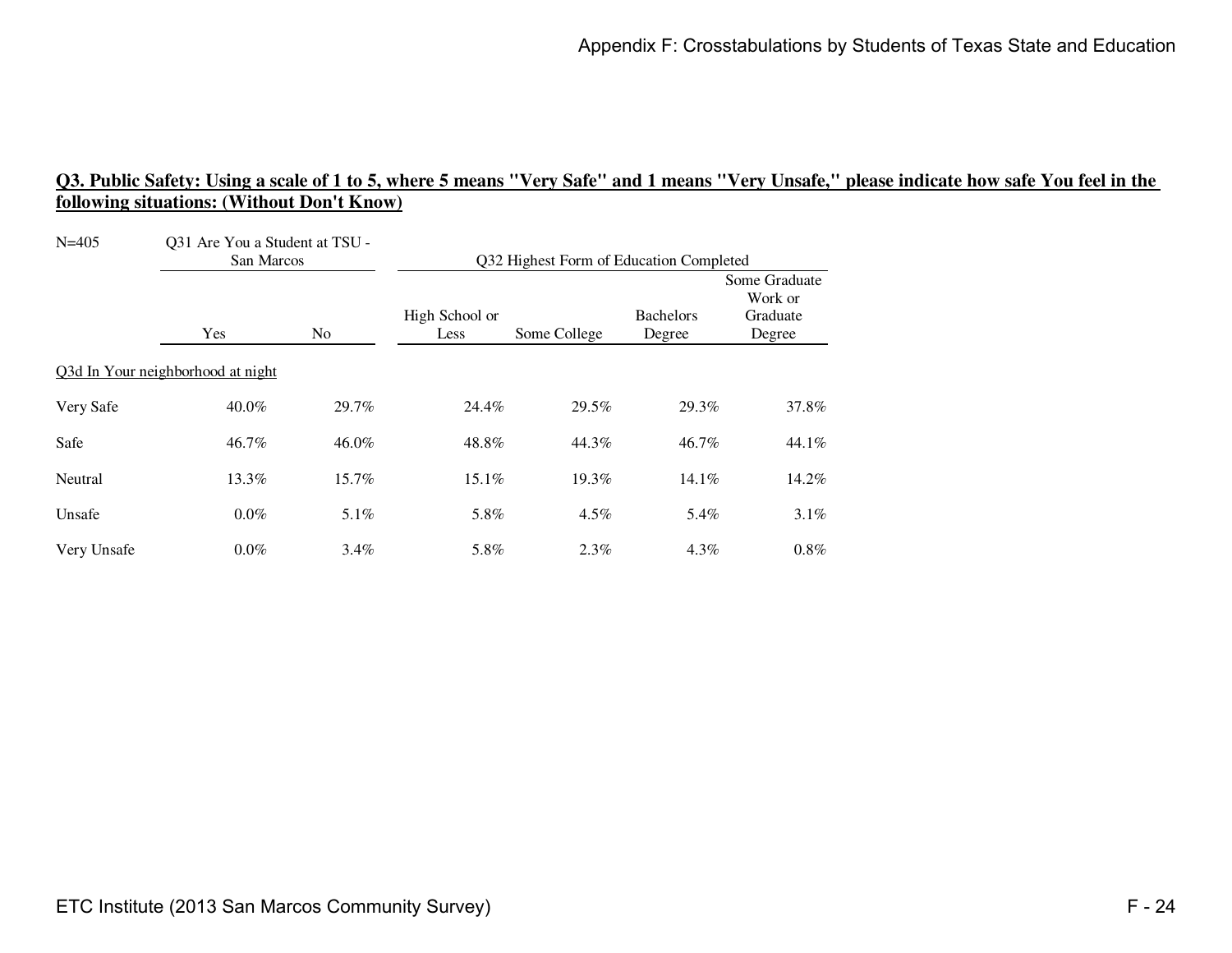## Q3. Public Safety: Using a scale of 1 to 5, where 5 means "Very Safe" and 1 means "Very Unsafe," please indicate how safe You feel in the following situations: (Without Don't Know)

| N=405 | Q31 Are You a Student at TSU - San Marcos | | Q32 Highest Form of Education Completed | | | |
|---|---|---|---|---|---|---|
| | Yes | No | High School or Less | Some College | Bachelors Degree | Some Graduate Work or Graduate Degree |
| Q3d In Your neighborhood at night | | | | | | |
| Very Safe | 40.0% | 29.7% | 24.4% | 29.5% | 29.3% | 37.8% |
| Safe | 46.7% | 46.0% | 48.8% | 44.3% | 46.7% | 44.1% |
| Neutral | 13.3% | 15.7% | 15.1% | 19.3% | 14.1% | 14.2% |
| Unsafe | 0.0% | 5.1% | 5.8% | 4.5% | 5.4% | 3.1% |
| Very Unsafe | 0.0% | 3.4% | 5.8% | 2.3% | 4.3% | 0.8% |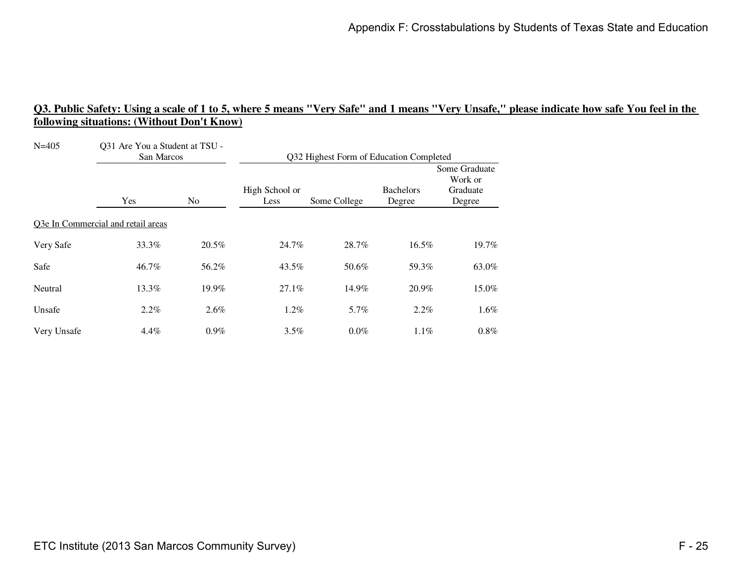**Q3. Public Safety: Using a scale of 1 to 5, where 5 means "Very Safe" and 1 means "Very Unsafe," please indicate how safe You feel in the following situations: (Without Don't Know)**

| N=405 | Q31 Are You a Student at TSU - San Marcos | | Q32 Highest Form of Education Completed | | | |
|---|---|---|---|---|---|---|
| | Yes | No | High School or Less | Some College | Bachelors Degree | Some Graduate Work or Graduate Degree |
| Q3e In Commercial and retail areas | | | | | | |
| Very Safe | 33.3% | 20.5% | 24.7% | 28.7% | 16.5% | 19.7% |
| Safe | 46.7% | 56.2% | 43.5% | 50.6% | 59.3% | 63.0% |
| Neutral | 13.3% | 19.9% | 27.1% | 14.9% | 20.9% | 15.0% |
| Unsafe | 2.2% | 2.6% | 1.2% | 5.7% | 2.2% | 1.6% |
| Very Unsafe | 4.4% | 0.9% | 3.5% | 0.0% | 1.1% | 0.8% |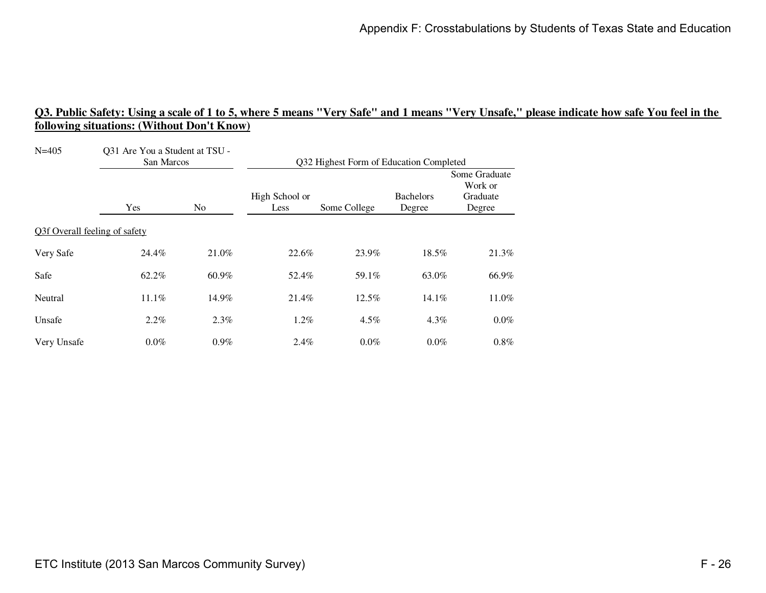**Q3. Public Safety: Using a scale of 1 to 5, where 5 means "Very Safe" and 1 means "Very Unsafe," please indicate how safe You feel in the following situations: (Without Don't Know)**

| N=405 | Q31 Are You a Student at TSU - San Marcos | | Q32 Highest Form of Education Completed | | | |
|---|---|---|---|---|---|---|
| | Yes | No | High School or Less | Some College | Bachelors Degree | Some Graduate Work or Graduate Degree |
| Q3f Overall feeling of safety | | | | | | |
| Very Safe | 24.4% | 21.0% | 22.6% | 23.9% | 18.5% | 21.3% |
| Safe | 62.2% | 60.9% | 52.4% | 59.1% | 63.0% | 66.9% |
| Neutral | 11.1% | 14.9% | 21.4% | 12.5% | 14.1% | 11.0% |
| Unsafe | 2.2% | 2.3% | 1.2% | 4.5% | 4.3% | 0.0% |
| Very Unsafe | 0.0% | 0.9% | 2.4% | 0.0% | 0.0% | 0.8% |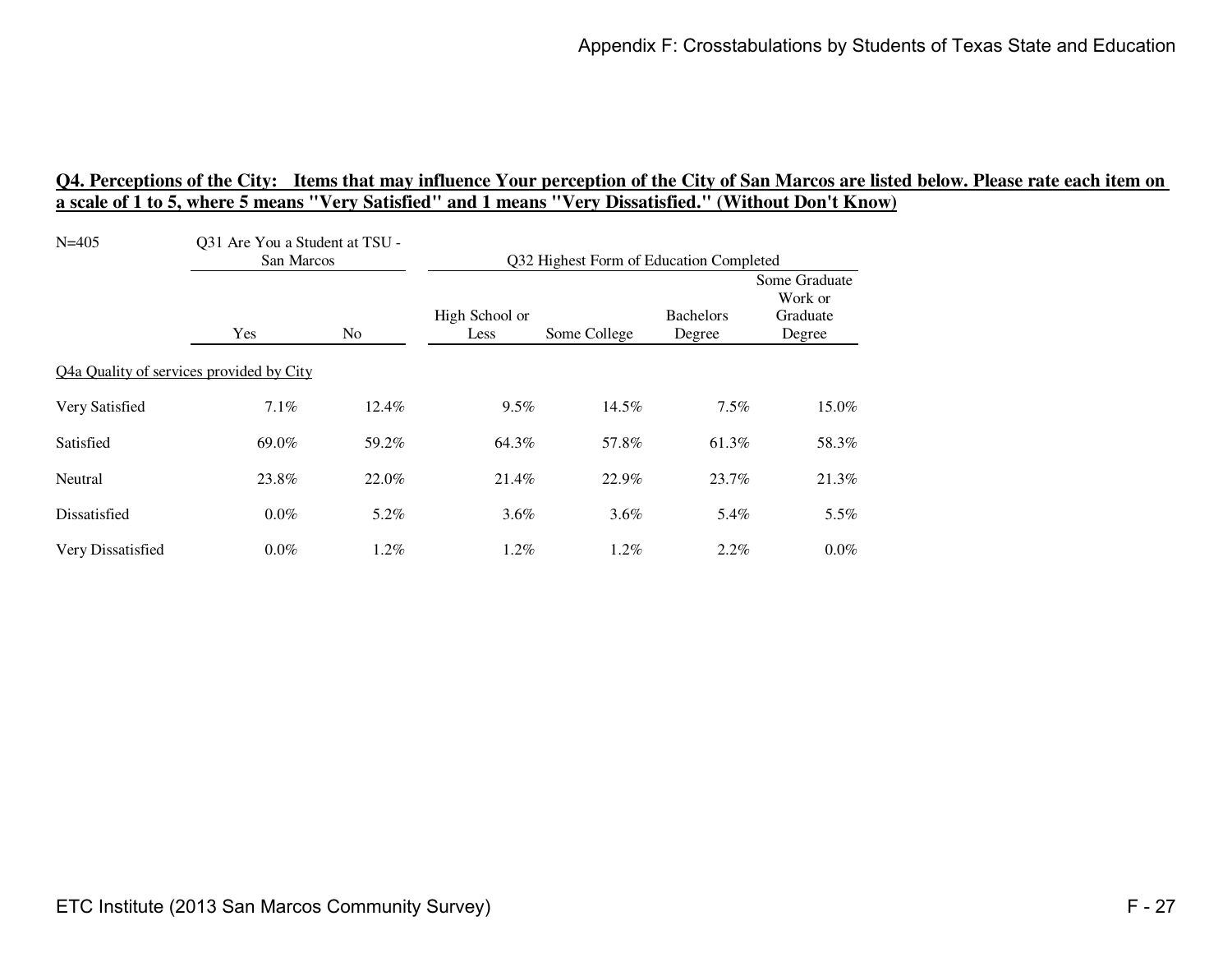## Q4. Perceptions of the City: Items that may influence Your perception of the City of San Marcos are listed below. Please rate each item on a scale of 1 to 5, where 5 means "Very Satisfied" and 1 means "Very Dissatisfied." (Without Don't Know)

| N=405 | Q31 Are You a Student at TSU - San Marcos | | Q32 Highest Form of Education Completed | | | |
|---|---|---|---|---|---|---|
| | Yes | No | High School or Less | Some College | Bachelors Degree | Some Graduate Work or Graduate Degree |
| **Q4a Quality of services provided by City** | | | | | | |
| Very Satisfied | 7.1% | 12.4% | 9.5% | 14.5% | 7.5% | 15.0% |
| Satisfied | 69.0% | 59.2% | 64.3% | 57.8% | 61.3% | 58.3% |
| Neutral | 23.8% | 22.0% | 21.4% | 22.9% | 23.7% | 21.3% |
| Dissatisfied | 0.0% | 5.2% | 3.6% | 3.6% | 5.4% | 5.5% |
| Very Dissatisfied | 0.0% | 1.2% | 1.2% | 1.2% | 2.2% | 0.0% |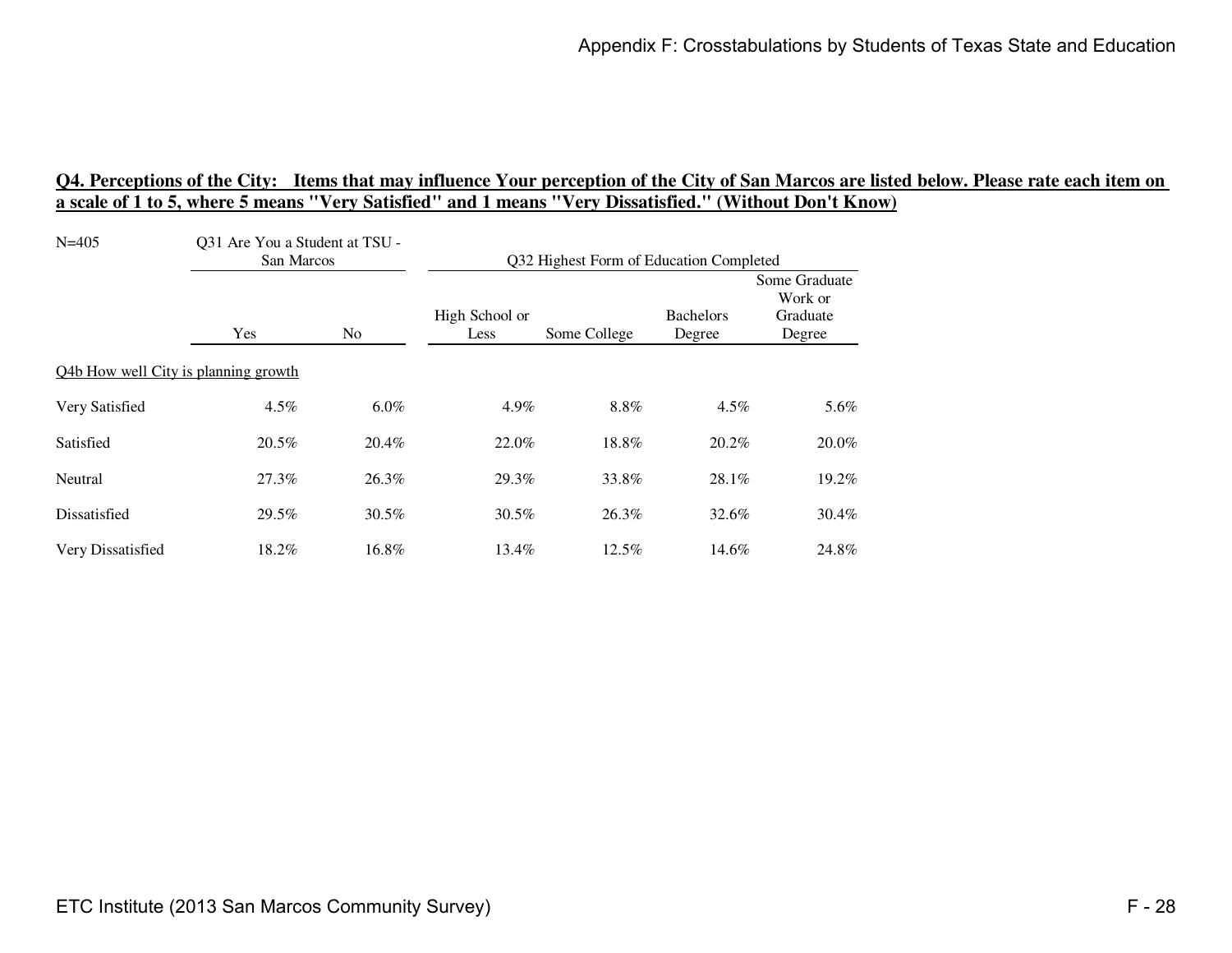**Q4. Perceptions of the City: Items that may influence Your perception of the City of San Marcos are listed below. Please rate each item on a scale of 1 to 5, where 5 means "Very Satisfied" and 1 means "Very Dissatisfied." (Without Don't Know)**

| N=405 | Q31 Are You a Student at TSU - San Marcos | | Q32 Highest Form of Education Completed | | | |
|---|---|---|---|---|---|---|
| | Yes | No | High School or Less | Some College | Bachelors Degree | Some Graduate Work or Graduate Degree |
| Q4b How well City is planning growth | | | | | | |
| Very Satisfied | 4.5% | 6.0% | 4.9% | 8.8% | 4.5% | 5.6% |
| Satisfied | 20.5% | 20.4% | 22.0% | 18.8% | 20.2% | 20.0% |
| Neutral | 27.3% | 26.3% | 29.3% | 33.8% | 28.1% | 19.2% |
| Dissatisfied | 29.5% | 30.5% | 30.5% | 26.3% | 32.6% | 30.4% |
| Very Dissatisfied | 18.2% | 16.8% | 13.4% | 12.5% | 14.6% | 24.8% |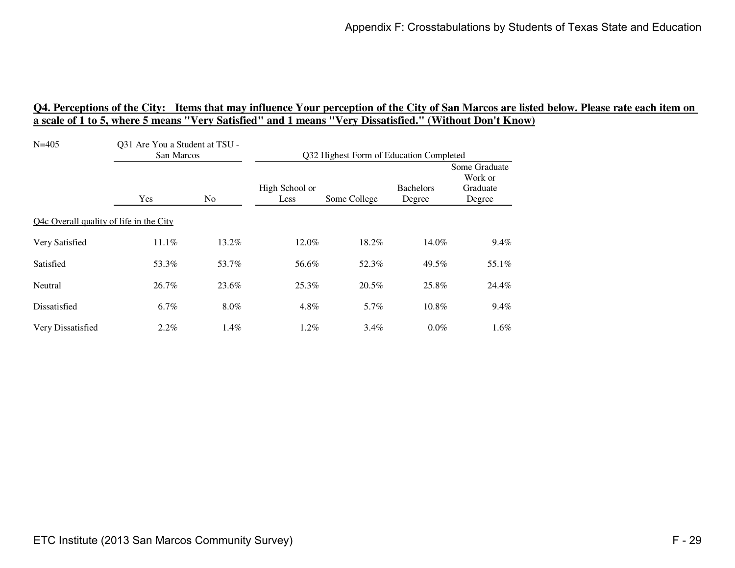## Q4. Perceptions of the City: Items that may influence Your perception of the City of San Marcos are listed below. Please rate each item on a scale of 1 to 5, where 5 means "Very Satisfied" and 1 means "Very Dissatisfied." (Without Don't Know)

N=405

| | Q31 Are You a Student at TSU - San Marcos | | Q32 Highest Form of Education Completed | | | |
|---|---|---|---|---|---|---|
| | Yes | No | High School or Less | Some College | Bachelors Degree | Some Graduate Work or Graduate Degree |
| Q4c Overall quality of life in the City | | | | | | |
| Very Satisfied | 11.1% | 13.2% | 12.0% | 18.2% | 14.0% | 9.4% |
| Satisfied | 53.3% | 53.7% | 56.6% | 52.3% | 49.5% | 55.1% |
| Neutral | 26.7% | 23.6% | 25.3% | 20.5% | 25.8% | 24.4% |
| Dissatisfied | 6.7% | 8.0% | 4.8% | 5.7% | 10.8% | 9.4% |
| Very Dissatisfied | 2.2% | 1.4% | 1.2% | 3.4% | 0.0% | 1.6% |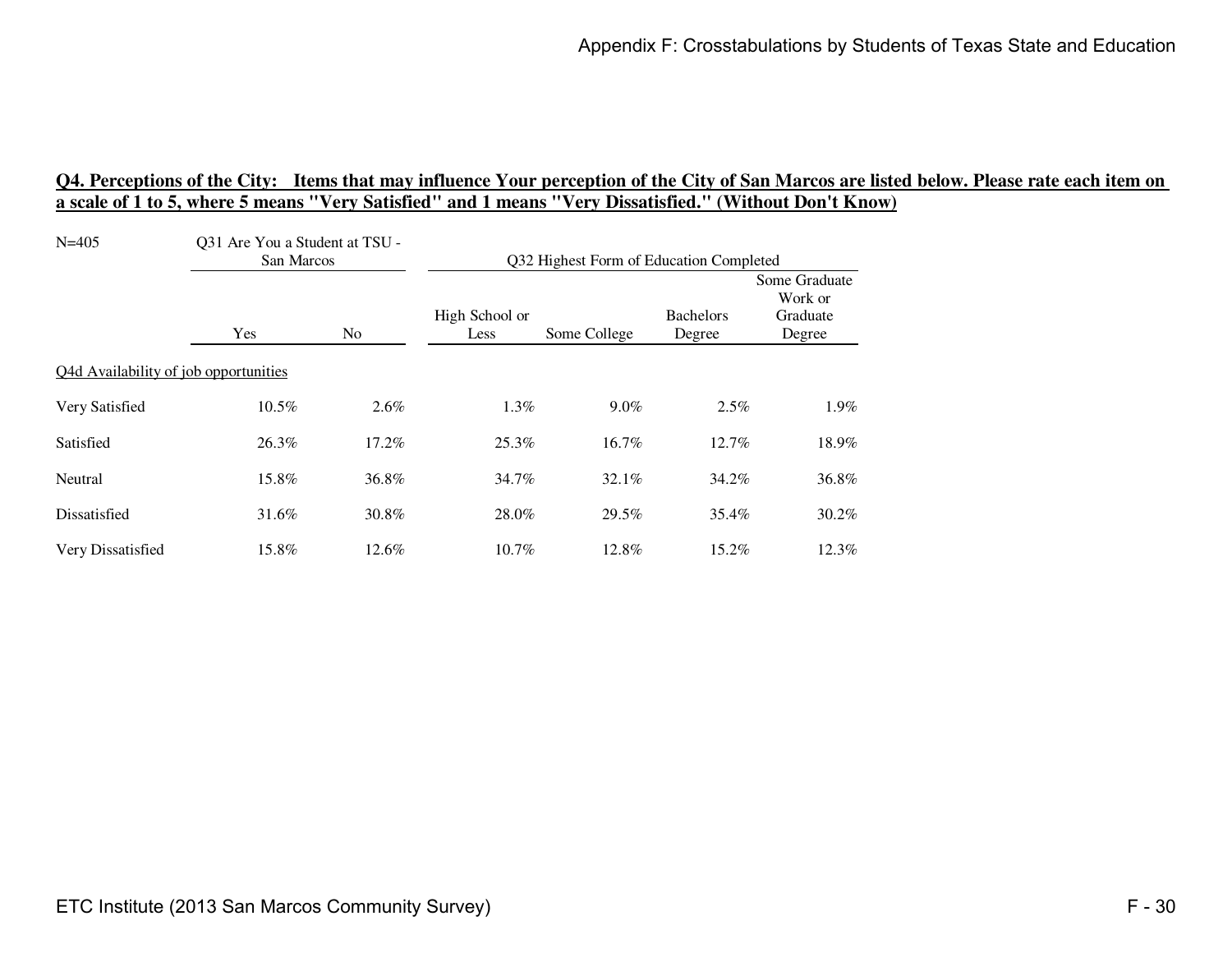**Q4. Perceptions of the City: Items that may influence Your perception of the City of San Marcos are listed below. Please rate each item on a scale of 1 to 5, where 5 means "Very Satisfied" and 1 means "Very Dissatisfied." (Without Don't Know)**

| N=405 | Q31 Are You a Student at TSU - San Marcos | | Q32 Highest Form of Education Completed | | | |
|---|---|---|---|---|---|---|
| | Yes | No | High School or Less | Some College | Bachelors Degree | Some Graduate Work or Graduate Degree |
| Q4d Availability of job opportunities | | | | | | |
| Very Satisfied | 10.5% | 2.6% | 1.3% | 9.0% | 2.5% | 1.9% |
| Satisfied | 26.3% | 17.2% | 25.3% | 16.7% | 12.7% | 18.9% |
| Neutral | 15.8% | 36.8% | 34.7% | 32.1% | 34.2% | 36.8% |
| Dissatisfied | 31.6% | 30.8% | 28.0% | 29.5% | 35.4% | 30.2% |
| Very Dissatisfied | 15.8% | 12.6% | 10.7% | 12.8% | 15.2% | 12.3% |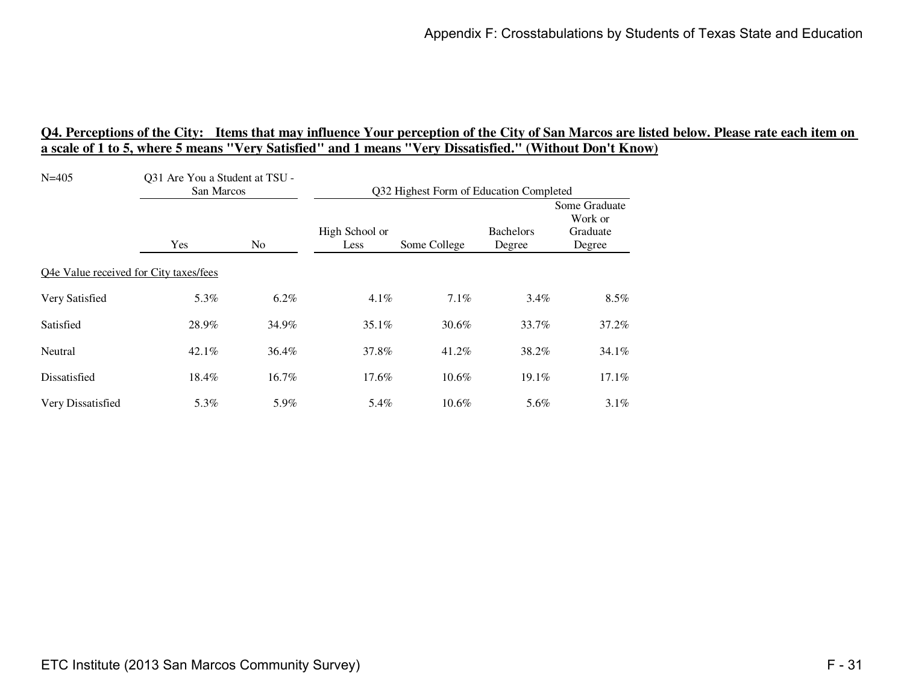## Q4. Perceptions of the City: Items that may influence Your perception of the City of San Marcos are listed below. Please rate each item on a scale of 1 to 5, where 5 means "Very Satisfied" and 1 means "Very Dissatisfied." (Without Don't Know)

| N=405 | Q31 Are You a Student at TSU - San Marcos | | Q32 Highest Form of Education Completed | | | |
|---|---|---|---|---|---|---|
| | Yes | No | High School or Less | Some College | Bachelors Degree | Some Graduate Work or Graduate Degree |
| Q4e Value received for City taxes/fees | | | | | | |
| Very Satisfied | 5.3% | 6.2% | 4.1% | 7.1% | 3.4% | 8.5% |
| Satisfied | 28.9% | 34.9% | 35.1% | 30.6% | 33.7% | 37.2% |
| Neutral | 42.1% | 36.4% | 37.8% | 41.2% | 38.2% | 34.1% |
| Dissatisfied | 18.4% | 16.7% | 17.6% | 10.6% | 19.1% | 17.1% |
| Very Dissatisfied | 5.3% | 5.9% | 5.4% | 10.6% | 5.6% | 3.1% |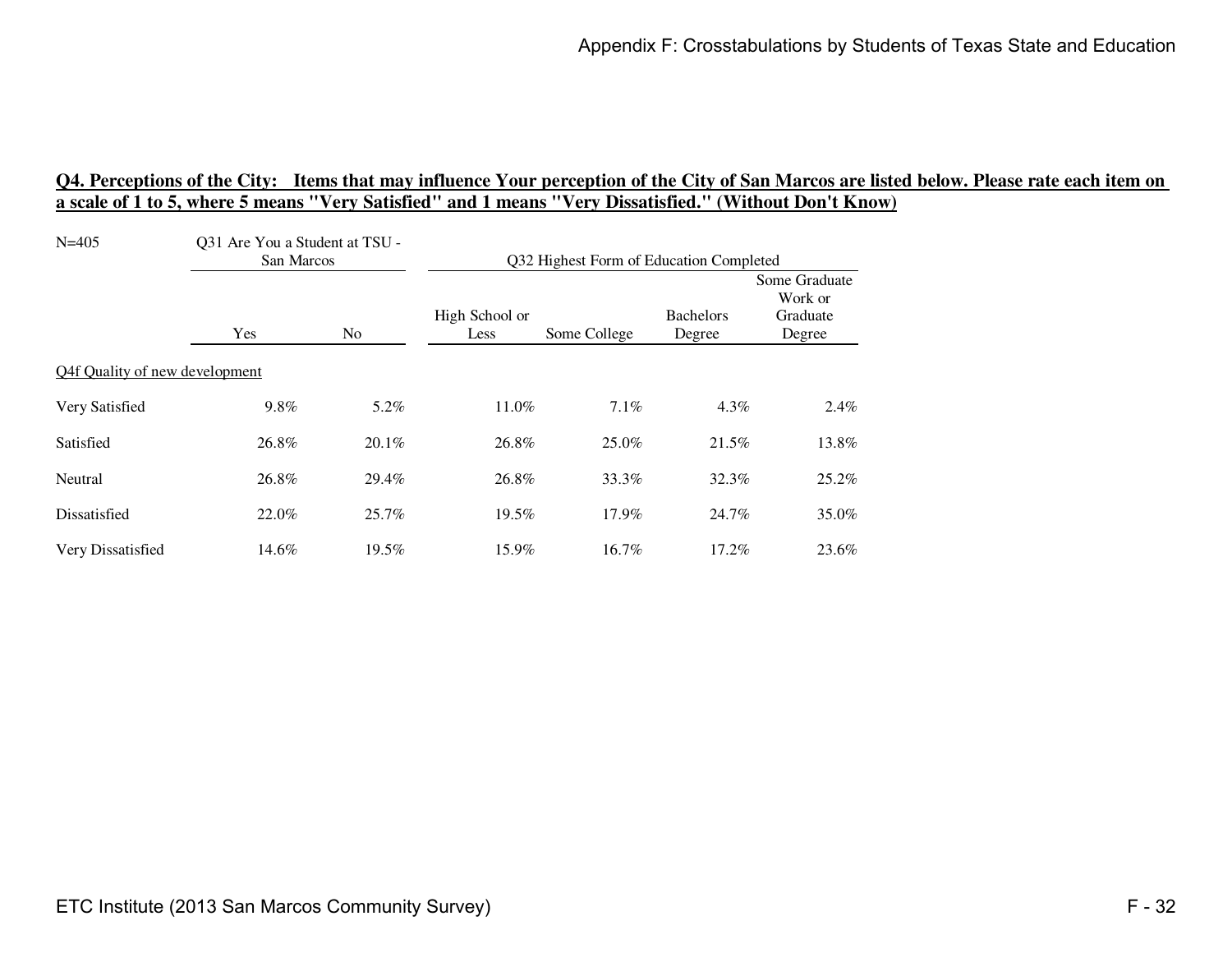## Q4. Perceptions of the City: Items that may influence Your perception of the City of San Marcos are listed below. Please rate each item on a scale of 1 to 5, where 5 means "Very Satisfied" and 1 means "Very Dissatisfied." (Without Don't Know)

N=405

| | Q31 Are You a Student at TSU - San Marcos | | Q32 Highest Form of Education Completed | | | |
|---|---|---|---|---|---|---|
| | Yes | No | High School or Less | Some College | Bachelors Degree | Some Graduate Work or Graduate Degree |
| Q4f Quality of new development | | | | | | |
| Very Satisfied | 9.8% | 5.2% | 11.0% | 7.1% | 4.3% | 2.4% |
| Satisfied | 26.8% | 20.1% | 26.8% | 25.0% | 21.5% | 13.8% |
| Neutral | 26.8% | 29.4% | 26.8% | 33.3% | 32.3% | 25.2% |
| Dissatisfied | 22.0% | 25.7% | 19.5% | 17.9% | 24.7% | 35.0% |
| Very Dissatisfied | 14.6% | 19.5% | 15.9% | 16.7% | 17.2% | 23.6% |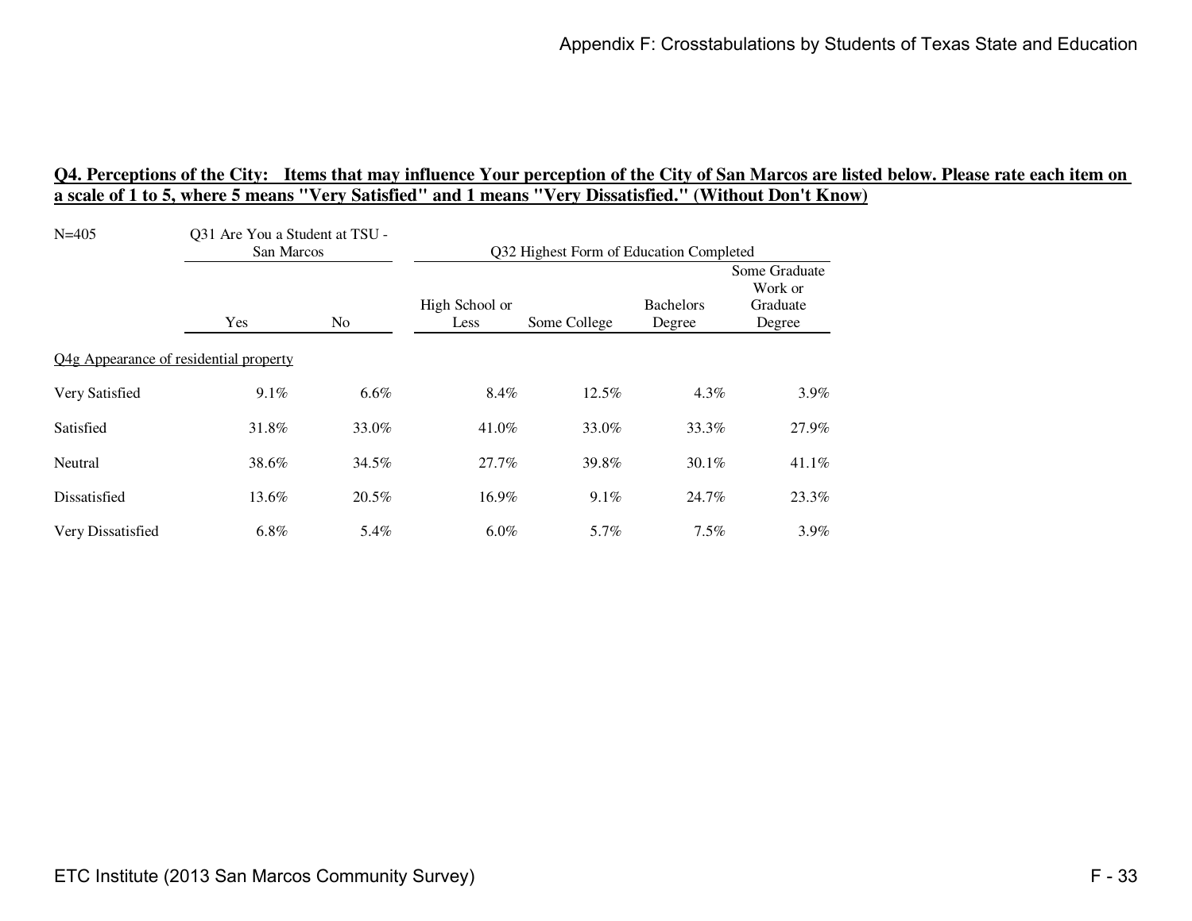**Q4. Perceptions of the City: Items that may influence Your perception of the City of San Marcos are listed below. Please rate each item on a scale of 1 to 5, where 5 means "Very Satisfied" and 1 means "Very Dissatisfied." (Without Don't Know)**

| N=405 | Q31 Are You a Student at TSU - San Marcos | | Q32 Highest Form of Education Completed | | | |
|---|---|---|---|---|---|---|
| | Yes | No | High School or Less | Some College | Bachelors Degree | Some Graduate Work or Graduate Degree |
| Q4g Appearance of residential property | | | | | | |
| Very Satisfied | 9.1% | 6.6% | 8.4% | 12.5% | 4.3% | 3.9% |
| Satisfied | 31.8% | 33.0% | 41.0% | 33.0% | 33.3% | 27.9% |
| Neutral | 38.6% | 34.5% | 27.7% | 39.8% | 30.1% | 41.1% |
| Dissatisfied | 13.6% | 20.5% | 16.9% | 9.1% | 24.7% | 23.3% |
| Very Dissatisfied | 6.8% | 5.4% | 6.0% | 5.7% | 7.5% | 3.9% |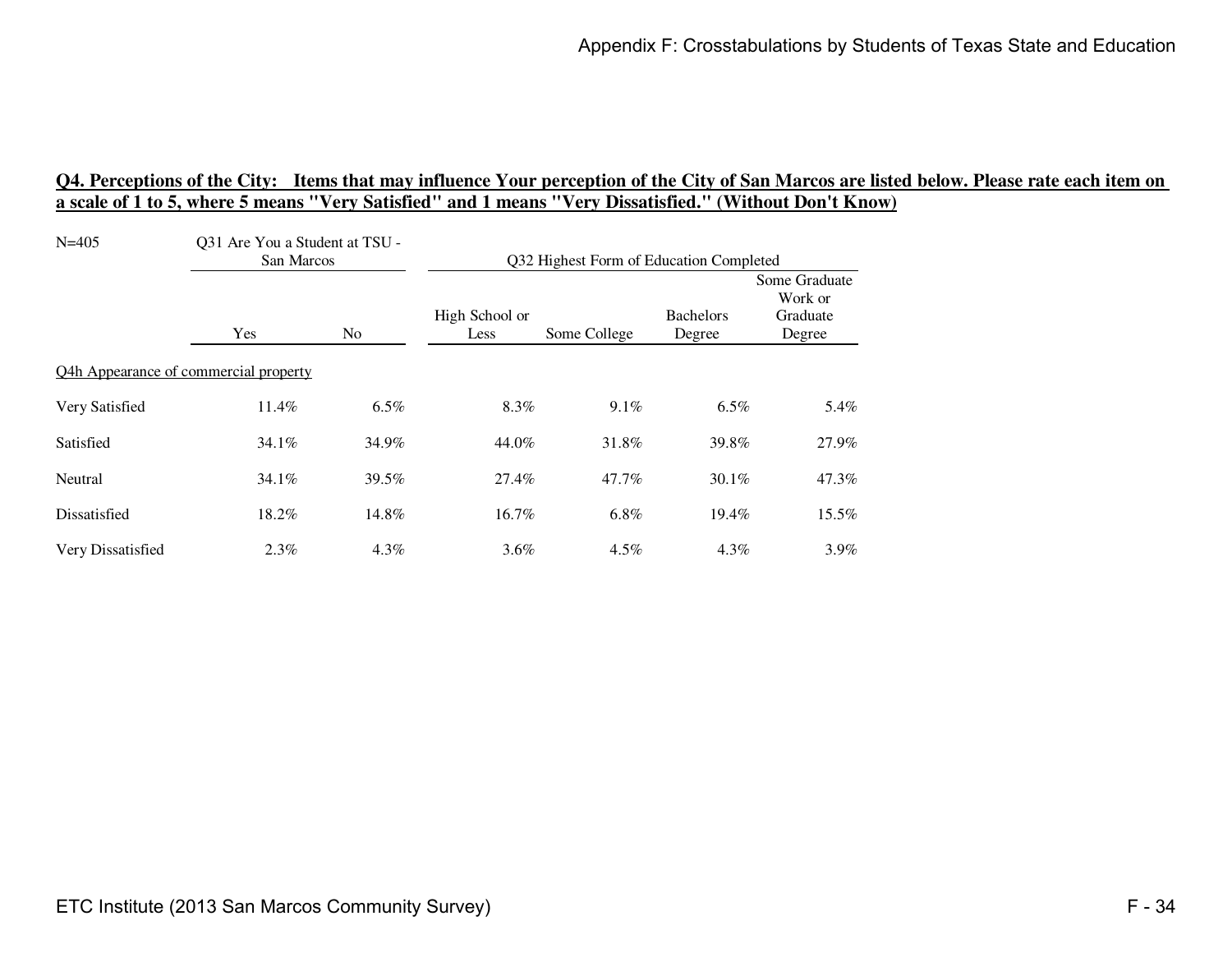**Q4. Perceptions of the City: Items that may influence Your perception of the City of San Marcos are listed below. Please rate each item on a scale of 1 to 5, where 5 means "Very Satisfied" and 1 means "Very Dissatisfied." (Without Don't Know)**

| N=405 | Q31 Are You a Student at TSU - San Marcos | | Q32 Highest Form of Education Completed | | | |
|---|---|---|---|---|---|---|
| | Yes | No | High School or Less | Some College | Bachelors Degree | Some Graduate Work or Graduate Degree |
| Q4h Appearance of commercial property | | | | | | |
| Very Satisfied | 11.4% | 6.5% | 8.3% | 9.1% | 6.5% | 5.4% |
| Satisfied | 34.1% | 34.9% | 44.0% | 31.8% | 39.8% | 27.9% |
| Neutral | 34.1% | 39.5% | 27.4% | 47.7% | 30.1% | 47.3% |
| Dissatisfied | 18.2% | 14.8% | 16.7% | 6.8% | 19.4% | 15.5% |
| Very Dissatisfied | 2.3% | 4.3% | 3.6% | 4.5% | 4.3% | 3.9% |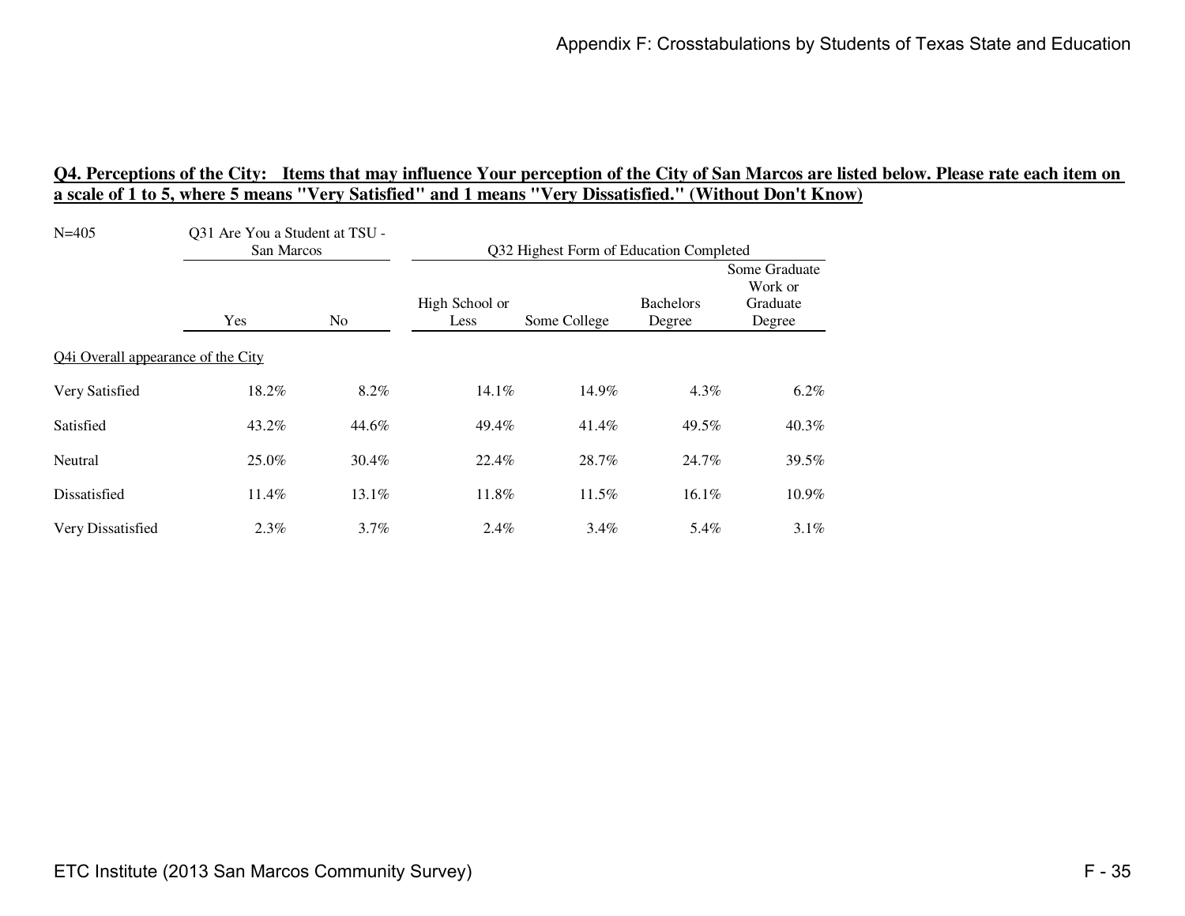**Q4. Perceptions of the City: Items that may influence Your perception of the City of San Marcos are listed below. Please rate each item on a scale of 1 to 5, where 5 means "Very Satisfied" and 1 means "Very Dissatisfied." (Without Don't Know)**

| N=405 | Q31 Are You a Student at TSU - San Marcos | | Q32 Highest Form of Education Completed | | | |
|---|---|---|---|---|---|---|
| | Yes | No | High School or Less | Some College | Bachelors Degree | Some Graduate Work or Graduate Degree |
| Q4i Overall appearance of the City | | | | | | |
| Very Satisfied | 18.2% | 8.2% | 14.1% | 14.9% | 4.3% | 6.2% |
| Satisfied | 43.2% | 44.6% | 49.4% | 41.4% | 49.5% | 40.3% |
| Neutral | 25.0% | 30.4% | 22.4% | 28.7% | 24.7% | 39.5% |
| Dissatisfied | 11.4% | 13.1% | 11.8% | 11.5% | 16.1% | 10.9% |
| Very Dissatisfied | 2.3% | 3.7% | 2.4% | 3.4% | 5.4% | 3.1% |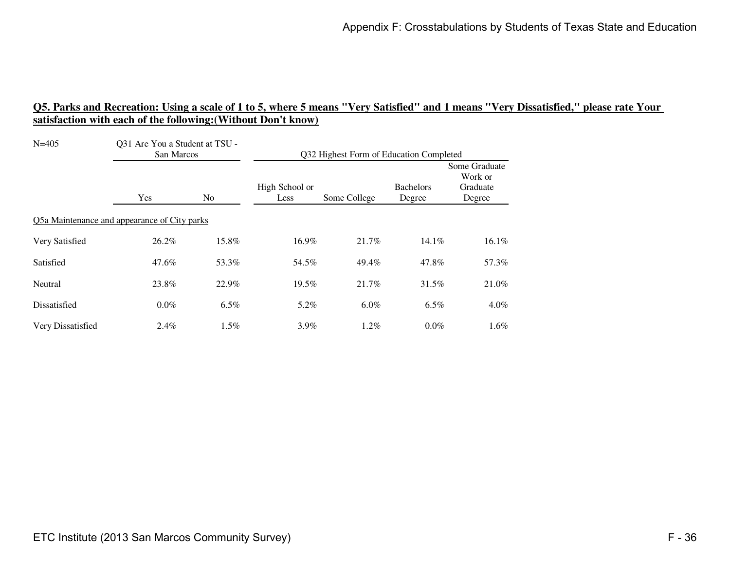## Q5. Parks and Recreation: Using a scale of 1 to 5, where 5 means "Very Satisfied" and 1 means "Very Dissatisfied," please rate Your satisfaction with each of the following:(Without Don't know)

| N=405 | Q31 Are You a Student at TSU - San Marcos | | Q32 Highest Form of Education Completed | | | |
|---|---|---|---|---|---|---|
| | Yes | No | High School or Less | Some College | Bachelors Degree | Some Graduate Work or Graduate Degree |
| Q5a Maintenance and appearance of City parks | | | | | | |
| Very Satisfied | 26.2% | 15.8% | 16.9% | 21.7% | 14.1% | 16.1% |
| Satisfied | 47.6% | 53.3% | 54.5% | 49.4% | 47.8% | 57.3% |
| Neutral | 23.8% | 22.9% | 19.5% | 21.7% | 31.5% | 21.0% |
| Dissatisfied | 0.0% | 6.5% | 5.2% | 6.0% | 6.5% | 4.0% |
| Very Dissatisfied | 2.4% | 1.5% | 3.9% | 1.2% | 0.0% | 1.6% |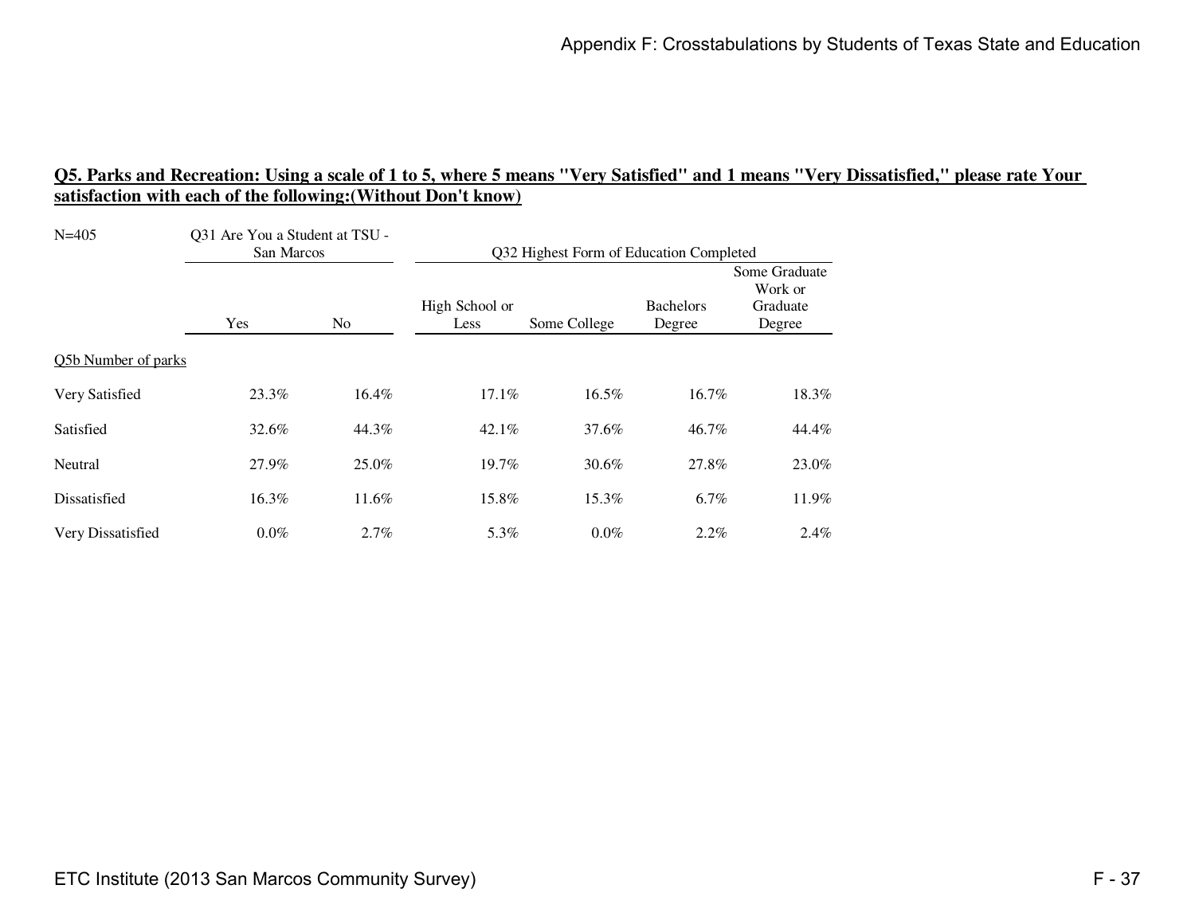**Q5. Parks and Recreation: Using a scale of 1 to 5, where 5 means "Very Satisfied" and 1 means "Very Dissatisfied," please rate Your satisfaction with each of the following:(Without Don't know)**

| N=405 | Q31 Are You a Student at TSU - San Marcos | | Q32 Highest Form of Education Completed | | | |
|---|---|---|---|---|---|---|
| | Yes | No | High School or Less | Some College | Bachelors Degree | Some Graduate Work or Graduate Degree |
| Q5b Number of parks | | | | | | |
| Very Satisfied | 23.3% | 16.4% | 17.1% | 16.5% | 16.7% | 18.3% |
| Satisfied | 32.6% | 44.3% | 42.1% | 37.6% | 46.7% | 44.4% |
| Neutral | 27.9% | 25.0% | 19.7% | 30.6% | 27.8% | 23.0% |
| Dissatisfied | 16.3% | 11.6% | 15.8% | 15.3% | 6.7% | 11.9% |
| Very Dissatisfied | 0.0% | 2.7% | 5.3% | 0.0% | 2.2% | 2.4% |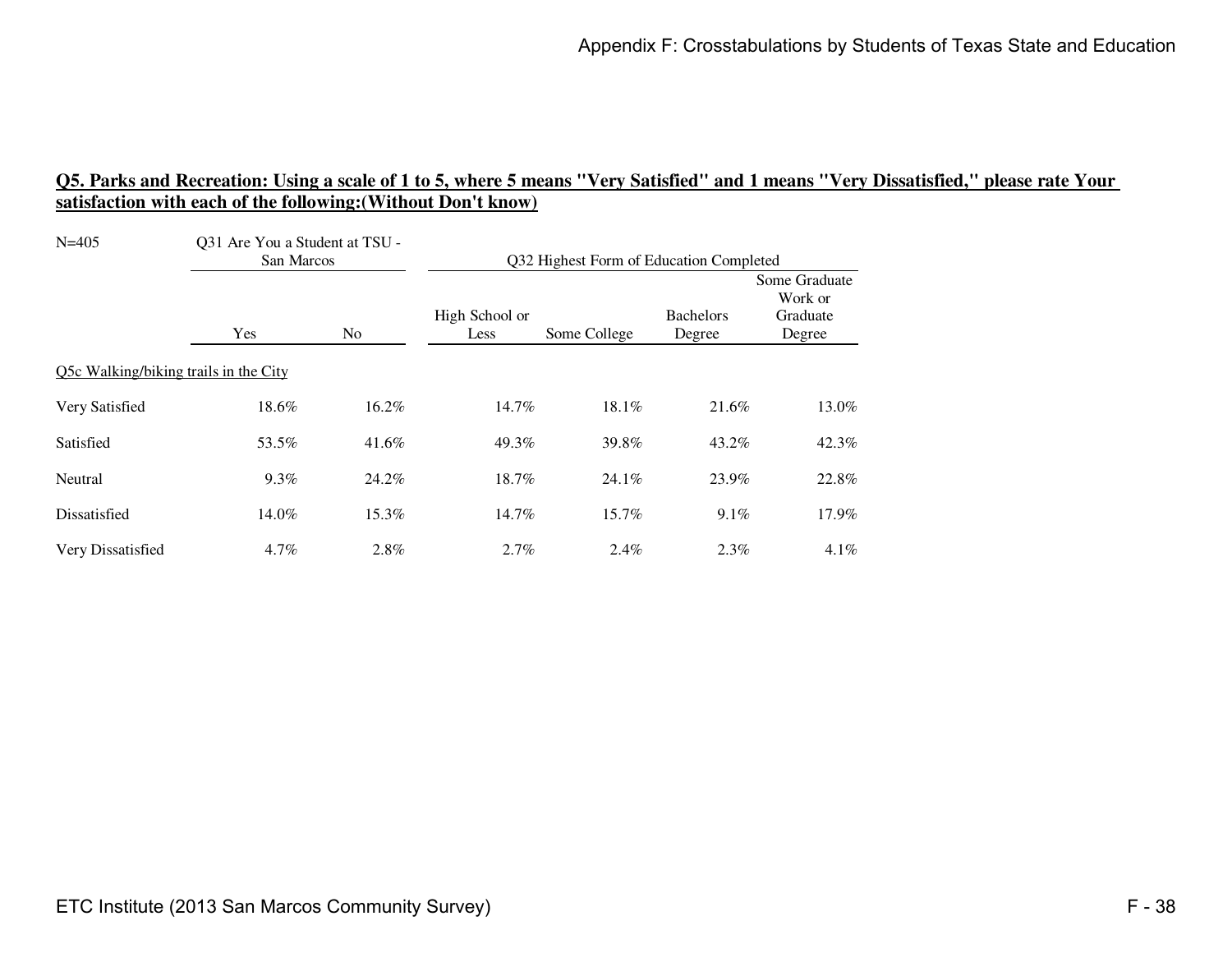**Q5. Parks and Recreation: Using a scale of 1 to 5, where 5 means "Very Satisfied" and 1 means "Very Dissatisfied," please rate Your satisfaction with each of the following:(Without Don't know)**

| N=405 | Q31 Are You a Student at TSU - San Marcos | | Q32 Highest Form of Education Completed | | | |
|---|---|---|---|---|---|---|
| | Yes | No | High School or Less | Some College | Bachelors Degree | Some Graduate Work or Graduate Degree |
| Q5c Walking/biking trails in the City | | | | | | |
| Very Satisfied | 18.6% | 16.2% | 14.7% | 18.1% | 21.6% | 13.0% |
| Satisfied | 53.5% | 41.6% | 49.3% | 39.8% | 43.2% | 42.3% |
| Neutral | 9.3% | 24.2% | 18.7% | 24.1% | 23.9% | 22.8% |
| Dissatisfied | 14.0% | 15.3% | 14.7% | 15.7% | 9.1% | 17.9% |
| Very Dissatisfied | 4.7% | 2.8% | 2.7% | 2.4% | 2.3% | 4.1% |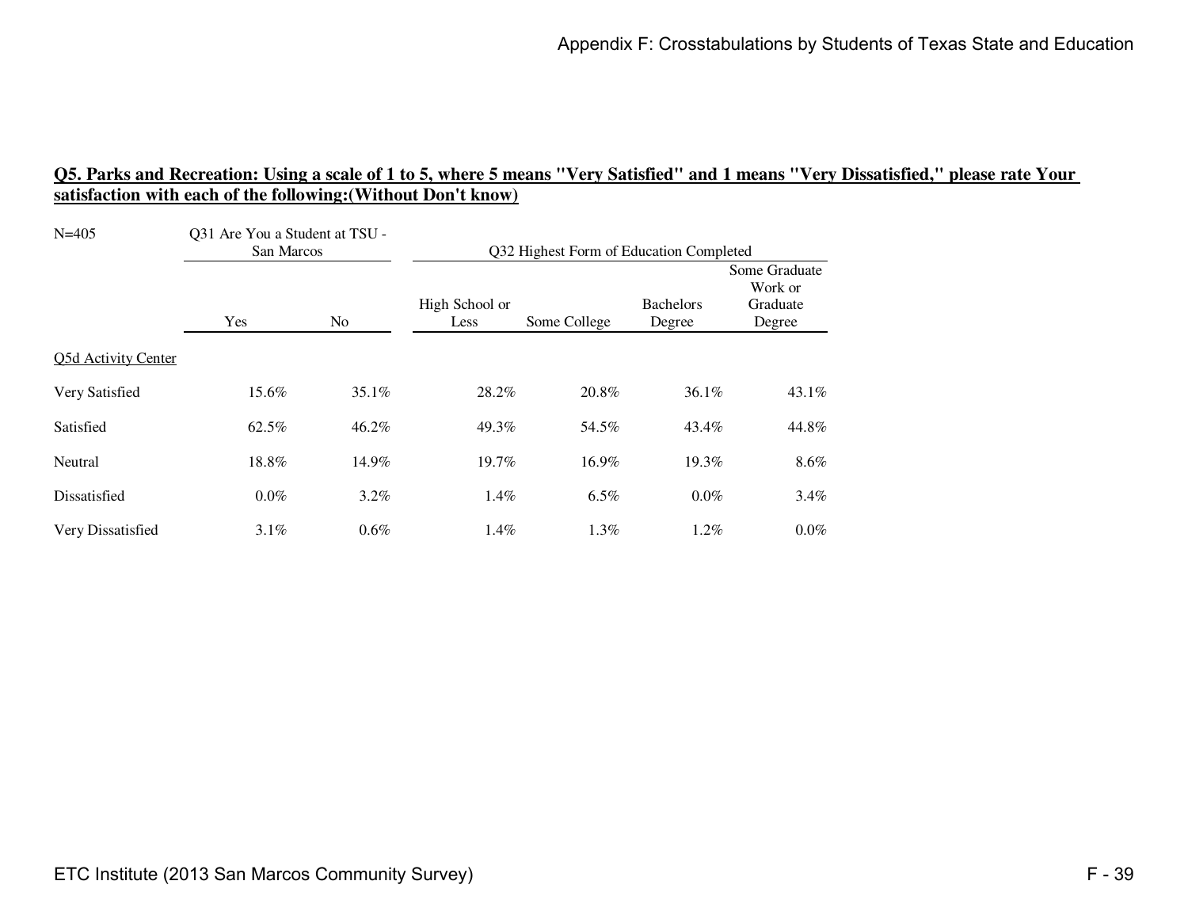## Q5. Parks and Recreation: Using a scale of 1 to 5, where 5 means "Very Satisfied" and 1 means "Very Dissatisfied," please rate Your satisfaction with each of the following:(Without Don't know)

| N=405 | Q31 Are You a Student at TSU - San Marcos | | Q32 Highest Form of Education Completed | | | |
|---|---|---|---|---|---|---|
| | Yes | No | High School or Less | Some College | Bachelors Degree | Some Graduate Work or Graduate Degree |
| Q5d Activity Center | | | | | | |
| Very Satisfied | 15.6% | 35.1% | 28.2% | 20.8% | 36.1% | 43.1% |
| Satisfied | 62.5% | 46.2% | 49.3% | 54.5% | 43.4% | 44.8% |
| Neutral | 18.8% | 14.9% | 19.7% | 16.9% | 19.3% | 8.6% |
| Dissatisfied | 0.0% | 3.2% | 1.4% | 6.5% | 0.0% | 3.4% |
| Very Dissatisfied | 3.1% | 0.6% | 1.4% | 1.3% | 1.2% | 0.0% |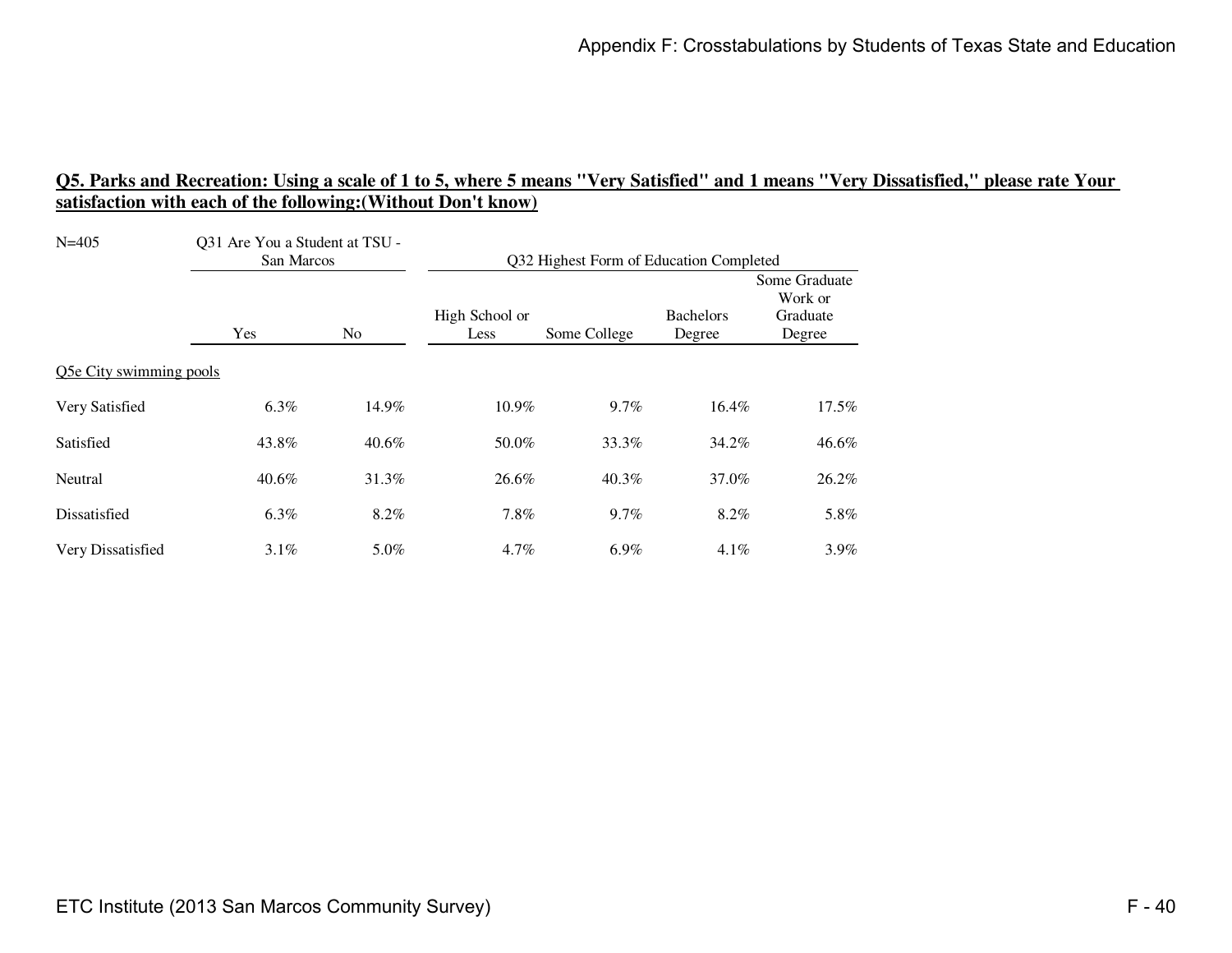## Q5. Parks and Recreation: Using a scale of 1 to 5, where 5 means "Very Satisfied" and 1 means "Very Dissatisfied," please rate Your satisfaction with each of the following:(Without Don't know)

| N=405 | Q31 Are You a Student at TSU - San Marcos | | Q32 Highest Form of Education Completed | | | |
|---|---|---|---|---|---|---|
| | Yes | No | High School or Less | Some College | Bachelors Degree | Some Graduate Work or Graduate Degree |
| Q5e City swimming pools | | | | | | |
| Very Satisfied | 6.3% | 14.9% | 10.9% | 9.7% | 16.4% | 17.5% |
| Satisfied | 43.8% | 40.6% | 50.0% | 33.3% | 34.2% | 46.6% |
| Neutral | 40.6% | 31.3% | 26.6% | 40.3% | 37.0% | 26.2% |
| Dissatisfied | 6.3% | 8.2% | 7.8% | 9.7% | 8.2% | 5.8% |
| Very Dissatisfied | 3.1% | 5.0% | 4.7% | 6.9% | 4.1% | 3.9% |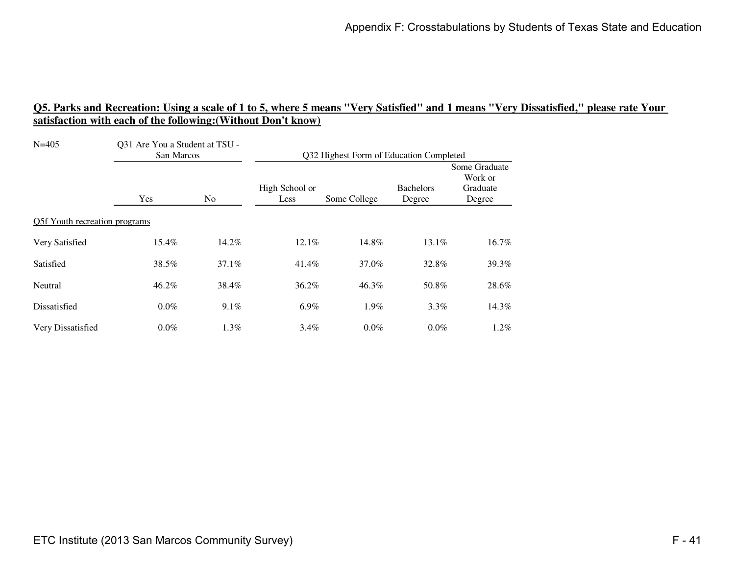## Q5. Parks and Recreation: Using a scale of 1 to 5, where 5 means "Very Satisfied" and 1 means "Very Dissatisfied," please rate Your satisfaction with each of the following:(Without Don't know)

N=405

| | Q31 Are You a Student at TSU - San Marcos | | Q32 Highest Form of Education Completed | | | |
|---|---|---|---|---|---|---|
| | Yes | No | High School or Less | Some College | Bachelors Degree | Some Graduate Work or Graduate Degree |
| Q5f Youth recreation programs | | | | | | |
| Very Satisfied | 15.4% | 14.2% | 12.1% | 14.8% | 13.1% | 16.7% |
| Satisfied | 38.5% | 37.1% | 41.4% | 37.0% | 32.8% | 39.3% |
| Neutral | 46.2% | 38.4% | 36.2% | 46.3% | 50.8% | 28.6% |
| Dissatisfied | 0.0% | 9.1% | 6.9% | 1.9% | 3.3% | 14.3% |
| Very Dissatisfied | 0.0% | 1.3% | 3.4% | 0.0% | 0.0% | 1.2% |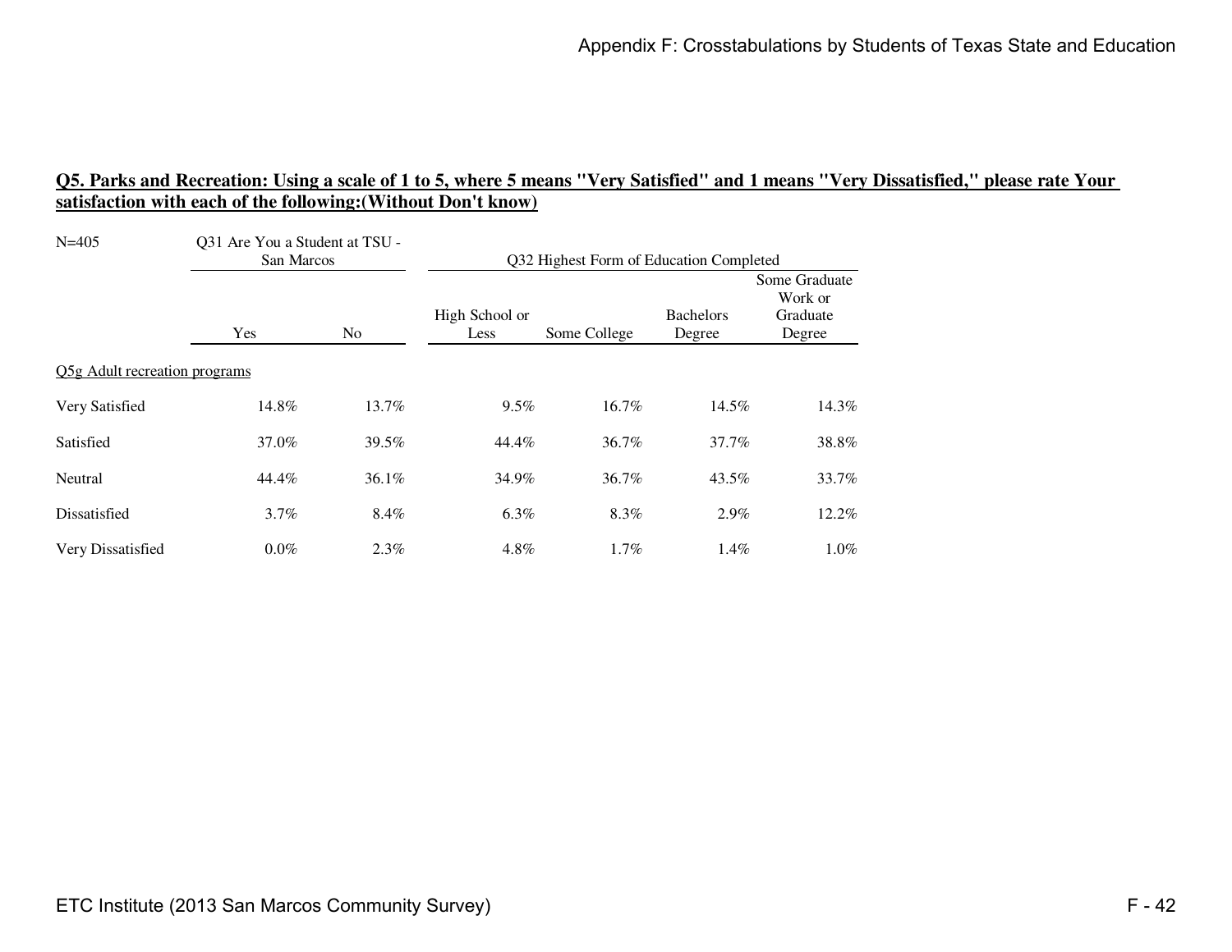## Q5. Parks and Recreation: Using a scale of 1 to 5, where 5 means "Very Satisfied" and 1 means "Very Dissatisfied," please rate Your satisfaction with each of the following:(Without Don't know)

| N=405 | Q31 Are You a Student at TSU - San Marcos | | Q32 Highest Form of Education Completed | | | |
|---|---|---|---|---|---|---|
| | Yes | No | High School or Less | Some College | Bachelors Degree | Some Graduate Work or Graduate Degree |
| Q5g Adult recreation programs | | | | | | |
| Very Satisfied | 14.8% | 13.7% | 9.5% | 16.7% | 14.5% | 14.3% |
| Satisfied | 37.0% | 39.5% | 44.4% | 36.7% | 37.7% | 38.8% |
| Neutral | 44.4% | 36.1% | 34.9% | 36.7% | 43.5% | 33.7% |
| Dissatisfied | 3.7% | 8.4% | 6.3% | 8.3% | 2.9% | 12.2% |
| Very Dissatisfied | 0.0% | 2.3% | 4.8% | 1.7% | 1.4% | 1.0% |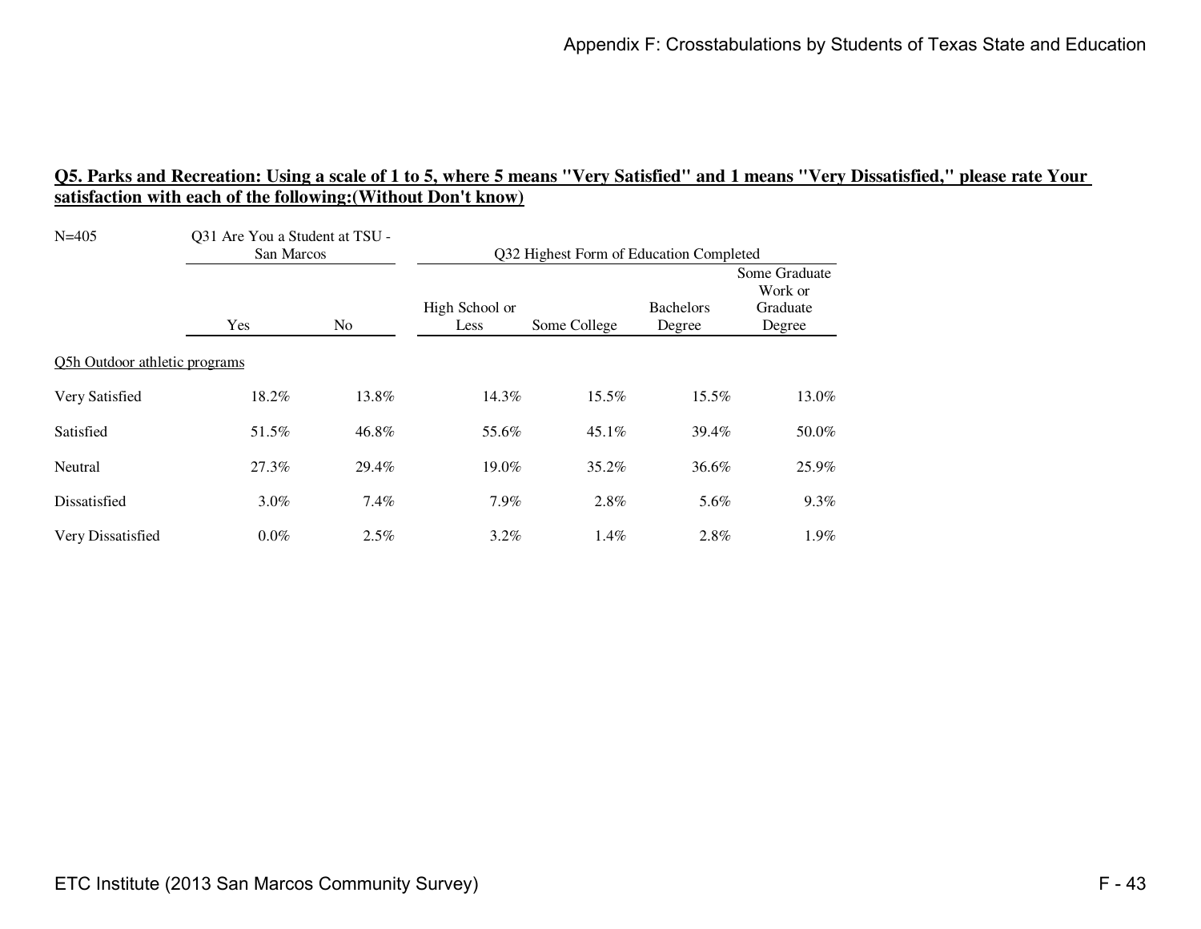## Q5. Parks and Recreation: Using a scale of 1 to 5, where 5 means "Very Satisfied" and 1 means "Very Dissatisfied," please rate Your satisfaction with each of the following:(Without Don't know)

| N=405 | Q31 Are You a Student at TSU - San Marcos | | Q32 Highest Form of Education Completed | | | |
|---|---|---|---|---|---|---|
| | Yes | No | High School or Less | Some College | Bachelors Degree | Some Graduate Work or Graduate Degree |
| Q5h Outdoor athletic programs | | | | | | |
| Very Satisfied | 18.2% | 13.8% | 14.3% | 15.5% | 15.5% | 13.0% |
| Satisfied | 51.5% | 46.8% | 55.6% | 45.1% | 39.4% | 50.0% |
| Neutral | 27.3% | 29.4% | 19.0% | 35.2% | 36.6% | 25.9% |
| Dissatisfied | 3.0% | 7.4% | 7.9% | 2.8% | 5.6% | 9.3% |
| Very Dissatisfied | 0.0% | 2.5% | 3.2% | 1.4% | 2.8% | 1.9% |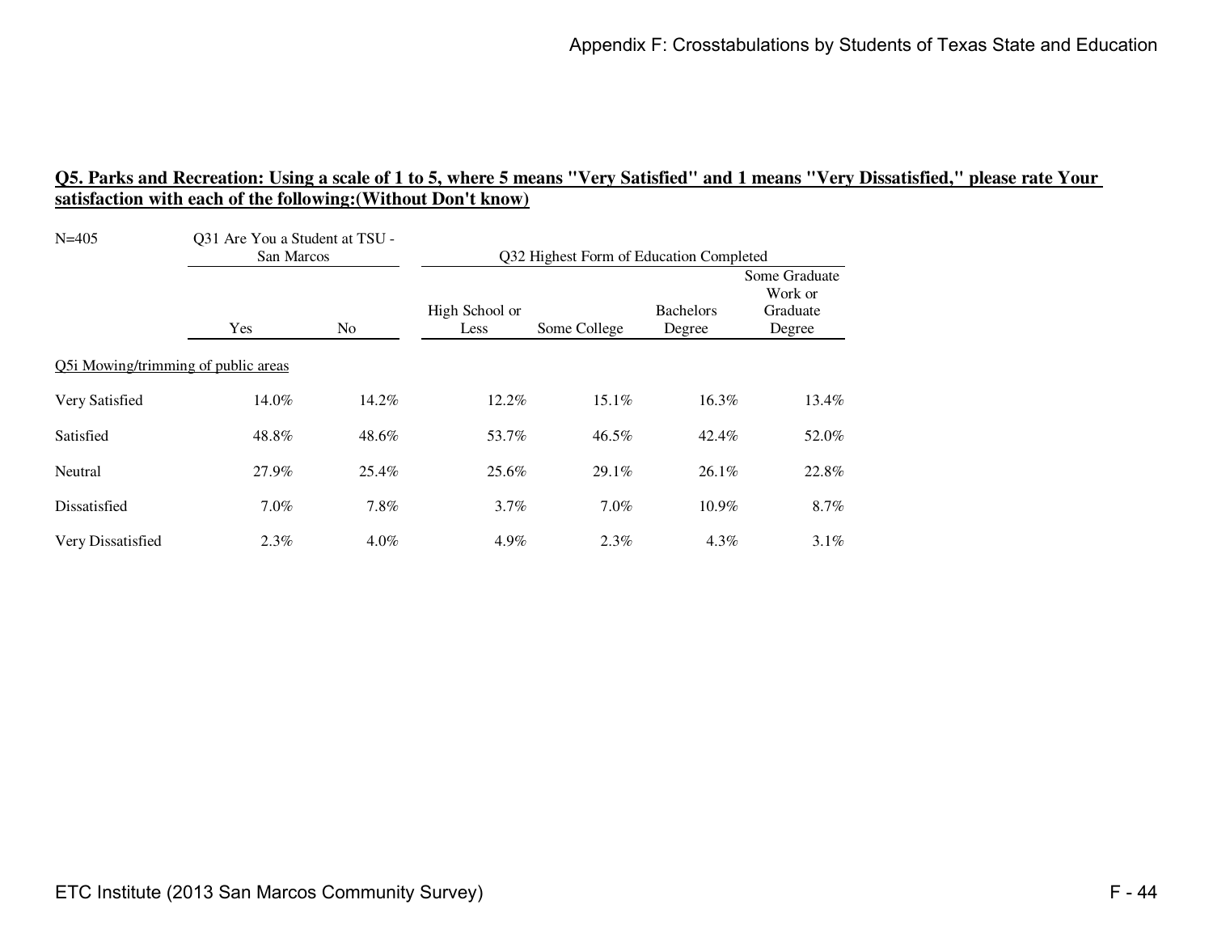**Q5. Parks and Recreation: Using a scale of 1 to 5, where 5 means "Very Satisfied" and 1 means "Very Dissatisfied," please rate Your satisfaction with each of the following:(Without Don't know)**

| N=405 | Q31 Are You a Student at TSU - San Marcos | | Q32 Highest Form of Education Completed | | | |
|---|---|---|---|---|---|---|
| | Yes | No | High School or Less | Some College | Bachelors Degree | Some Graduate Work or Graduate Degree |
| Q5i Mowing/trimming of public areas | | | | | | |
| Very Satisfied | 14.0% | 14.2% | 12.2% | 15.1% | 16.3% | 13.4% |
| Satisfied | 48.8% | 48.6% | 53.7% | 46.5% | 42.4% | 52.0% |
| Neutral | 27.9% | 25.4% | 25.6% | 29.1% | 26.1% | 22.8% |
| Dissatisfied | 7.0% | 7.8% | 3.7% | 7.0% | 10.9% | 8.7% |
| Very Dissatisfied | 2.3% | 4.0% | 4.9% | 2.3% | 4.3% | 3.1% |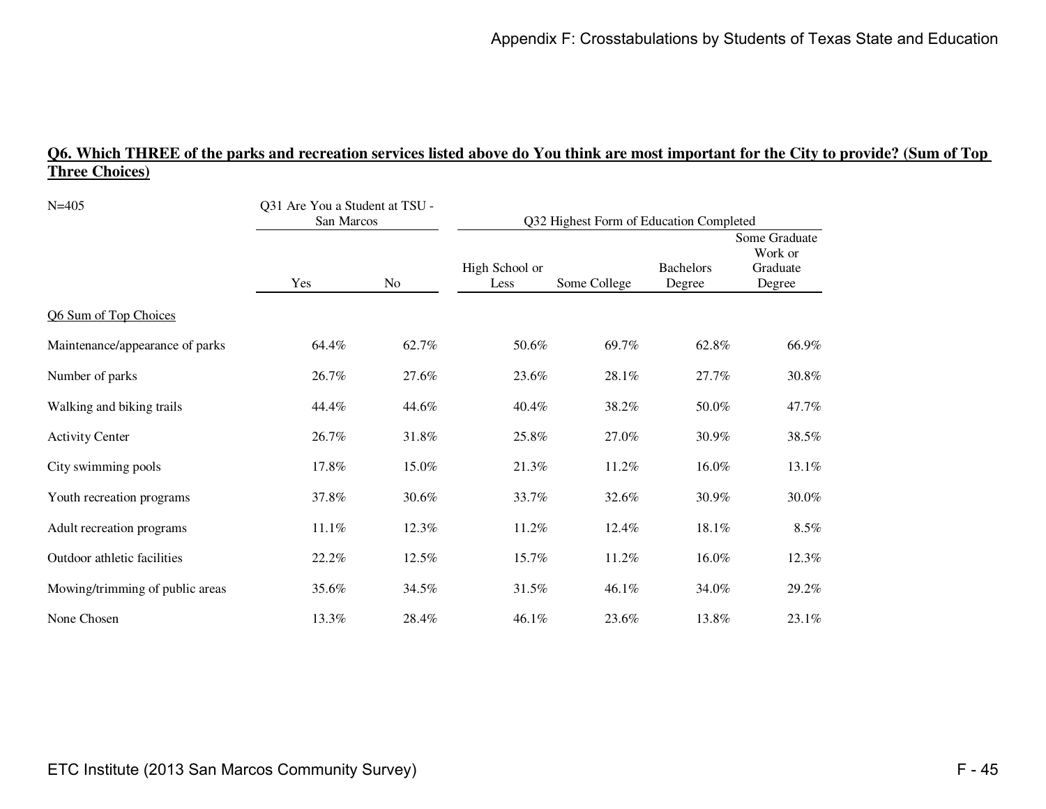**Q6. Which THREE of the parks and recreation services listed above do You think are most important for the City to provide? (Sum of Top Three Choices)**

| N=405 | Q31 Are You a Student at TSU - San Marcos | | Q32 Highest Form of Education Completed | | | |
|---|---|---|---|---|---|---|
| | Yes | No | High School or Less | Some College | Bachelors Degree | Some Graduate Work or Graduate Degree |
| Q6 Sum of Top Choices | | | | | | |
| Maintenance/appearance of parks | 64.4% | 62.7% | 50.6% | 69.7% | 62.8% | 66.9% |
| Number of parks | 26.7% | 27.6% | 23.6% | 28.1% | 27.7% | 30.8% |
| Walking and biking trails | 44.4% | 44.6% | 40.4% | 38.2% | 50.0% | 47.7% |
| Activity Center | 26.7% | 31.8% | 25.8% | 27.0% | 30.9% | 38.5% |
| City swimming pools | 17.8% | 15.0% | 21.3% | 11.2% | 16.0% | 13.1% |
| Youth recreation programs | 37.8% | 30.6% | 33.7% | 32.6% | 30.9% | 30.0% |
| Adult recreation programs | 11.1% | 12.3% | 11.2% | 12.4% | 18.1% | 8.5% |
| Outdoor athletic facilities | 22.2% | 12.5% | 15.7% | 11.2% | 16.0% | 12.3% |
| Mowing/trimming of public areas | 35.6% | 34.5% | 31.5% | 46.1% | 34.0% | 29.2% |
| None Chosen | 13.3% | 28.4% | 46.1% | 23.6% | 13.8% | 23.1% |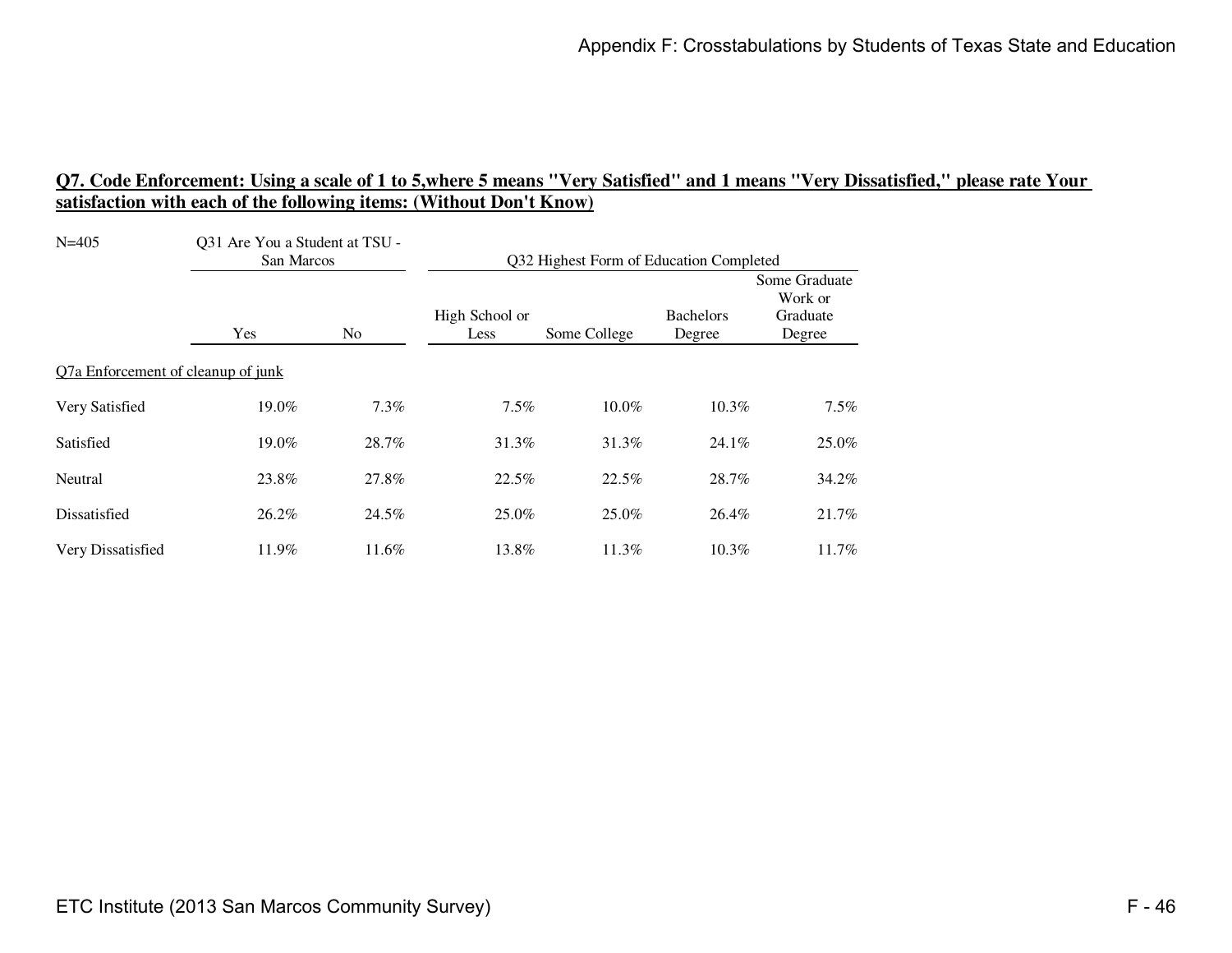## Q7. Code Enforcement: Using a scale of 1 to 5,where 5 means "Very Satisfied" and 1 means "Very Dissatisfied," please rate Your satisfaction with each of the following items: (Without Don't Know)

| N=405 | Q31 Are You a Student at TSU - San Marcos | | Q32 Highest Form of Education Completed | | | |
|---|---|---|---|---|---|---|
| | Yes | No | High School or Less | Some College | Bachelors Degree | Some Graduate Work or Graduate Degree |
| Q7a Enforcement of cleanup of junk | | | | | | |
| Very Satisfied | 19.0% | 7.3% | 7.5% | 10.0% | 10.3% | 7.5% |
| Satisfied | 19.0% | 28.7% | 31.3% | 31.3% | 24.1% | 25.0% |
| Neutral | 23.8% | 27.8% | 22.5% | 22.5% | 28.7% | 34.2% |
| Dissatisfied | 26.2% | 24.5% | 25.0% | 25.0% | 26.4% | 21.7% |
| Very Dissatisfied | 11.9% | 11.6% | 13.8% | 11.3% | 10.3% | 11.7% |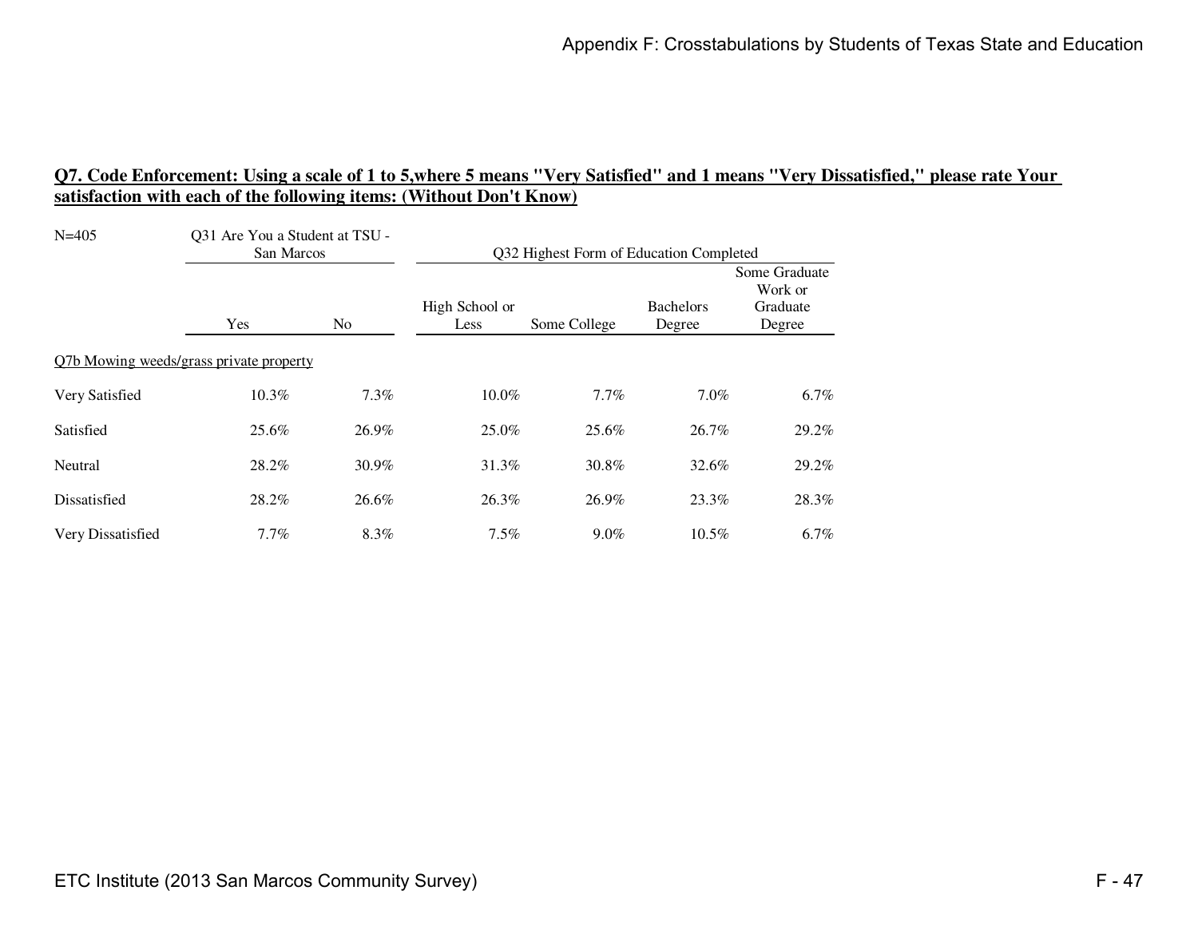**Q7. Code Enforcement: Using a scale of 1 to 5,where 5 means "Very Satisfied" and 1 means "Very Dissatisfied," please rate Your satisfaction with each of the following items: (Without Don't Know)**

| N=405 | Q31 Are You a Student at TSU - San Marcos | | Q32 Highest Form of Education Completed | | | |
|---|---|---|---|---|---|---|
| | Yes | No | High School or Less | Some College | Bachelors Degree | Some Graduate Work or Graduate Degree |
| Q7b Mowing weeds/grass private property | | | | | | |
| Very Satisfied | 10.3% | 7.3% | 10.0% | 7.7% | 7.0% | 6.7% |
| Satisfied | 25.6% | 26.9% | 25.0% | 25.6% | 26.7% | 29.2% |
| Neutral | 28.2% | 30.9% | 31.3% | 30.8% | 32.6% | 29.2% |
| Dissatisfied | 28.2% | 26.6% | 26.3% | 26.9% | 23.3% | 28.3% |
| Very Dissatisfied | 7.7% | 8.3% | 7.5% | 9.0% | 10.5% | 6.7% |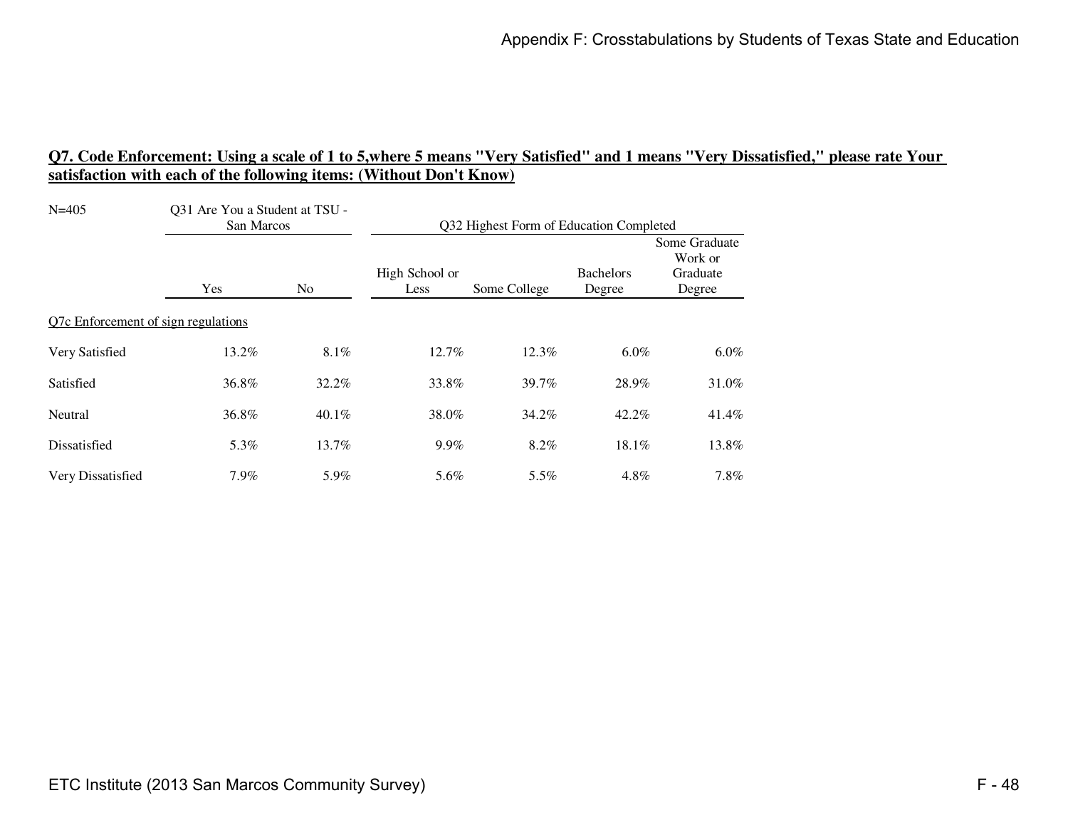## Q7. Code Enforcement: Using a scale of 1 to 5,where 5 means "Very Satisfied" and 1 means "Very Dissatisfied," please rate Your satisfaction with each of the following items: (Without Don't Know)

| N=405 | Q31 Are You a Student at TSU - San Marcos | | Q32 Highest Form of Education Completed | | | |
|---|---|---|---|---|---|---|
| | Yes | No | High School or Less | Some College | Bachelors Degree | Some Graduate Work or Graduate Degree |
| Q7c Enforcement of sign regulations | | | | | | |
| Very Satisfied | 13.2% | 8.1% | 12.7% | 12.3% | 6.0% | 6.0% |
| Satisfied | 36.8% | 32.2% | 33.8% | 39.7% | 28.9% | 31.0% |
| Neutral | 36.8% | 40.1% | 38.0% | 34.2% | 42.2% | 41.4% |
| Dissatisfied | 5.3% | 13.7% | 9.9% | 8.2% | 18.1% | 13.8% |
| Very Dissatisfied | 7.9% | 5.9% | 5.6% | 5.5% | 4.8% | 7.8% |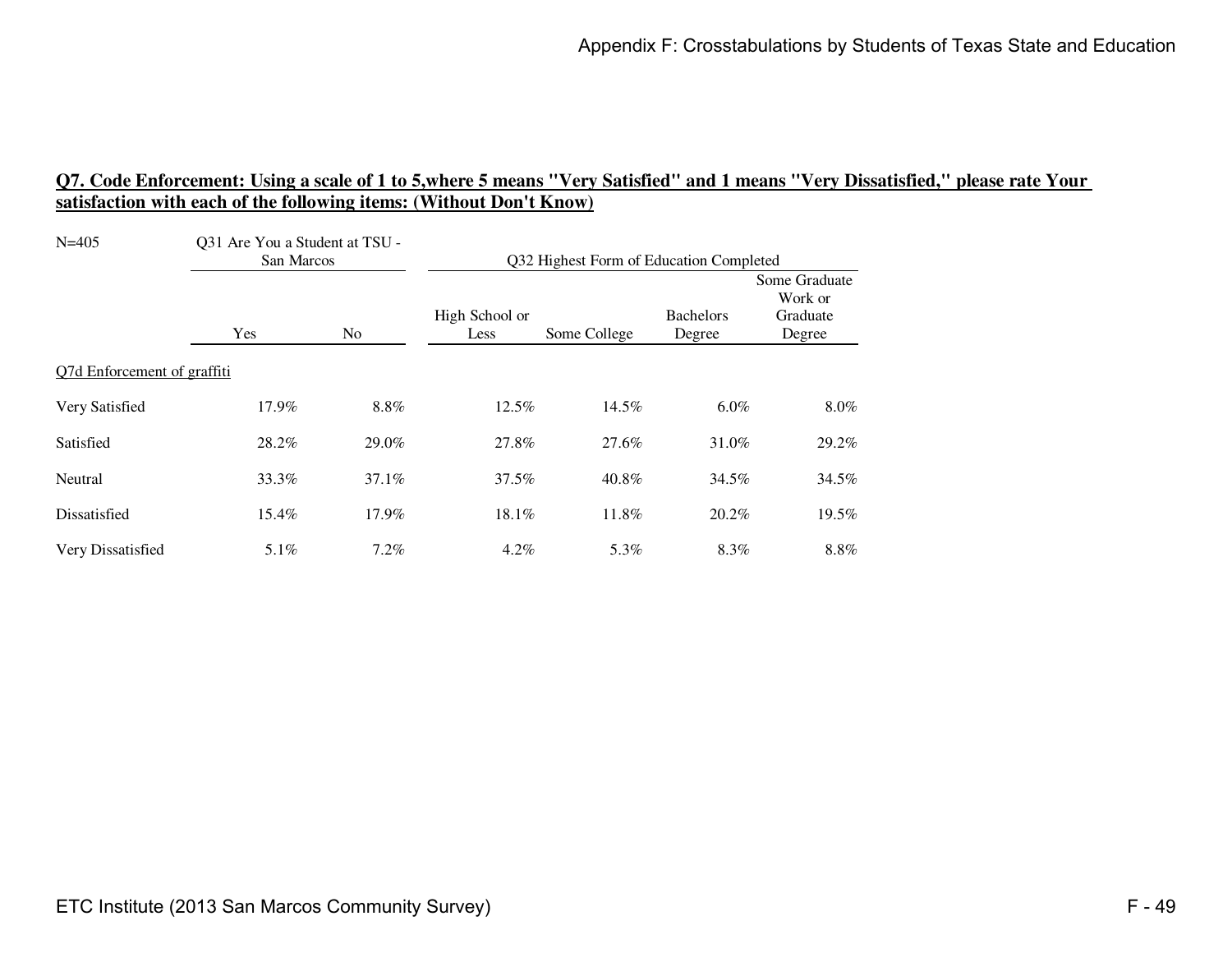## Q7. Code Enforcement: Using a scale of 1 to 5,where 5 means "Very Satisfied" and 1 means "Very Dissatisfied," please rate Your satisfaction with each of the following items: (Without Don't Know)

| N=405 | Q31 Are You a Student at TSU - San Marcos | | Q32 Highest Form of Education Completed | | | |
|---|---|---|---|---|---|---|
| | Yes | No | High School or Less | Some College | Bachelors Degree | Some Graduate Work or Graduate Degree |
| Q7d Enforcement of graffiti | | | | | | |
| Very Satisfied | 17.9% | 8.8% | 12.5% | 14.5% | 6.0% | 8.0% |
| Satisfied | 28.2% | 29.0% | 27.8% | 27.6% | 31.0% | 29.2% |
| Neutral | 33.3% | 37.1% | 37.5% | 40.8% | 34.5% | 34.5% |
| Dissatisfied | 15.4% | 17.9% | 18.1% | 11.8% | 20.2% | 19.5% |
| Very Dissatisfied | 5.1% | 7.2% | 4.2% | 5.3% | 8.3% | 8.8% |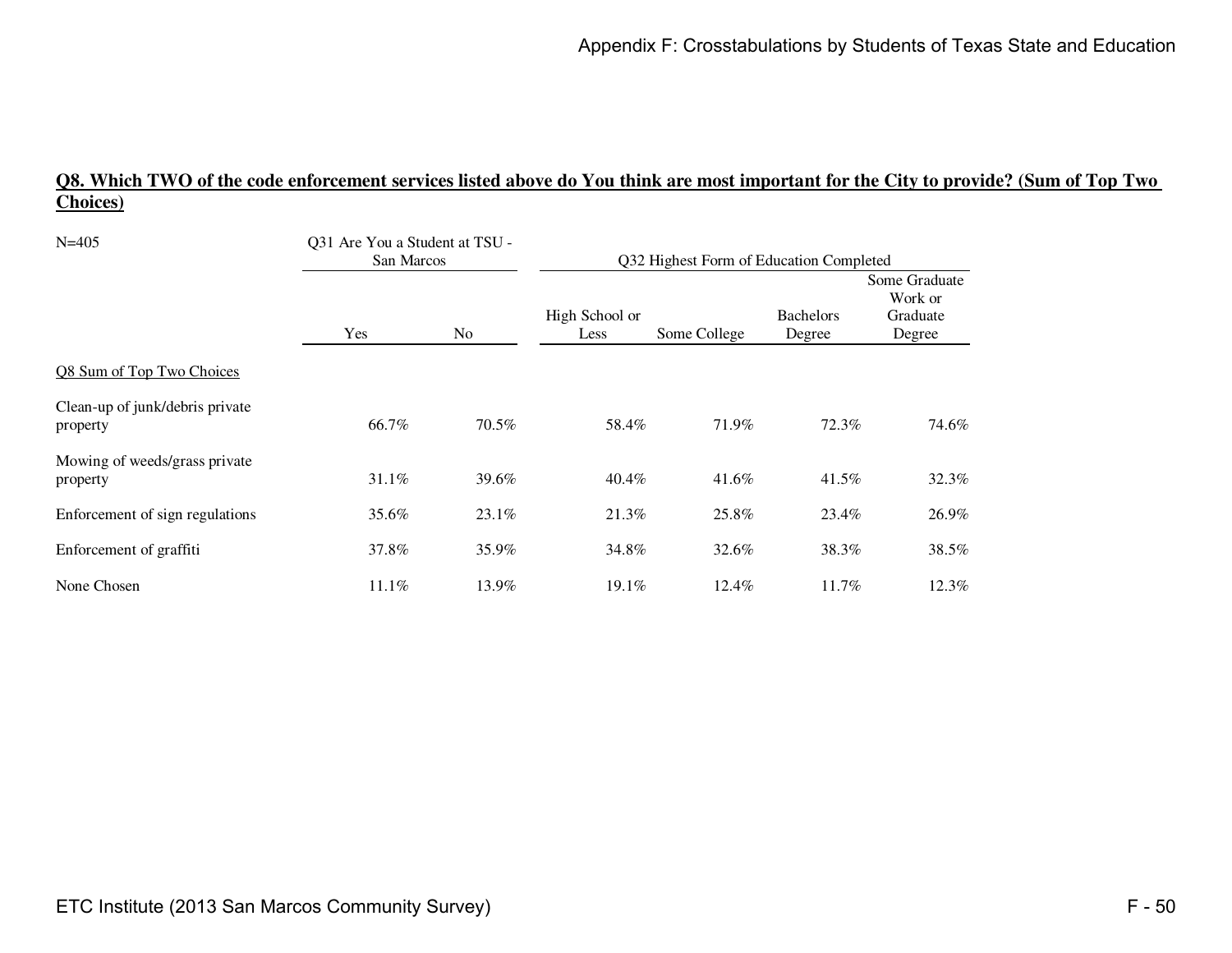## Q8. Which TWO of the code enforcement services listed above do You think are most important for the City to provide? (Sum of Top Two Choices)

| N=405 | Q31 Are You a Student at TSU - San Marcos | | Q32 Highest Form of Education Completed | | | |
|---|---|---|---|---|---|---|
| | Yes | No | High School or Less | Some College | Bachelors Degree | Some Graduate Work or Graduate Degree |
| Q8 Sum of Top Two Choices | | | | | | |
| Clean-up of junk/debris private property | 66.7% | 70.5% | 58.4% | 71.9% | 72.3% | 74.6% |
| Mowing of weeds/grass private property | 31.1% | 39.6% | 40.4% | 41.6% | 41.5% | 32.3% |
| Enforcement of sign regulations | 35.6% | 23.1% | 21.3% | 25.8% | 23.4% | 26.9% |
| Enforcement of graffiti | 37.8% | 35.9% | 34.8% | 32.6% | 38.3% | 38.5% |
| None Chosen | 11.1% | 13.9% | 19.1% | 12.4% | 11.7% | 12.3% |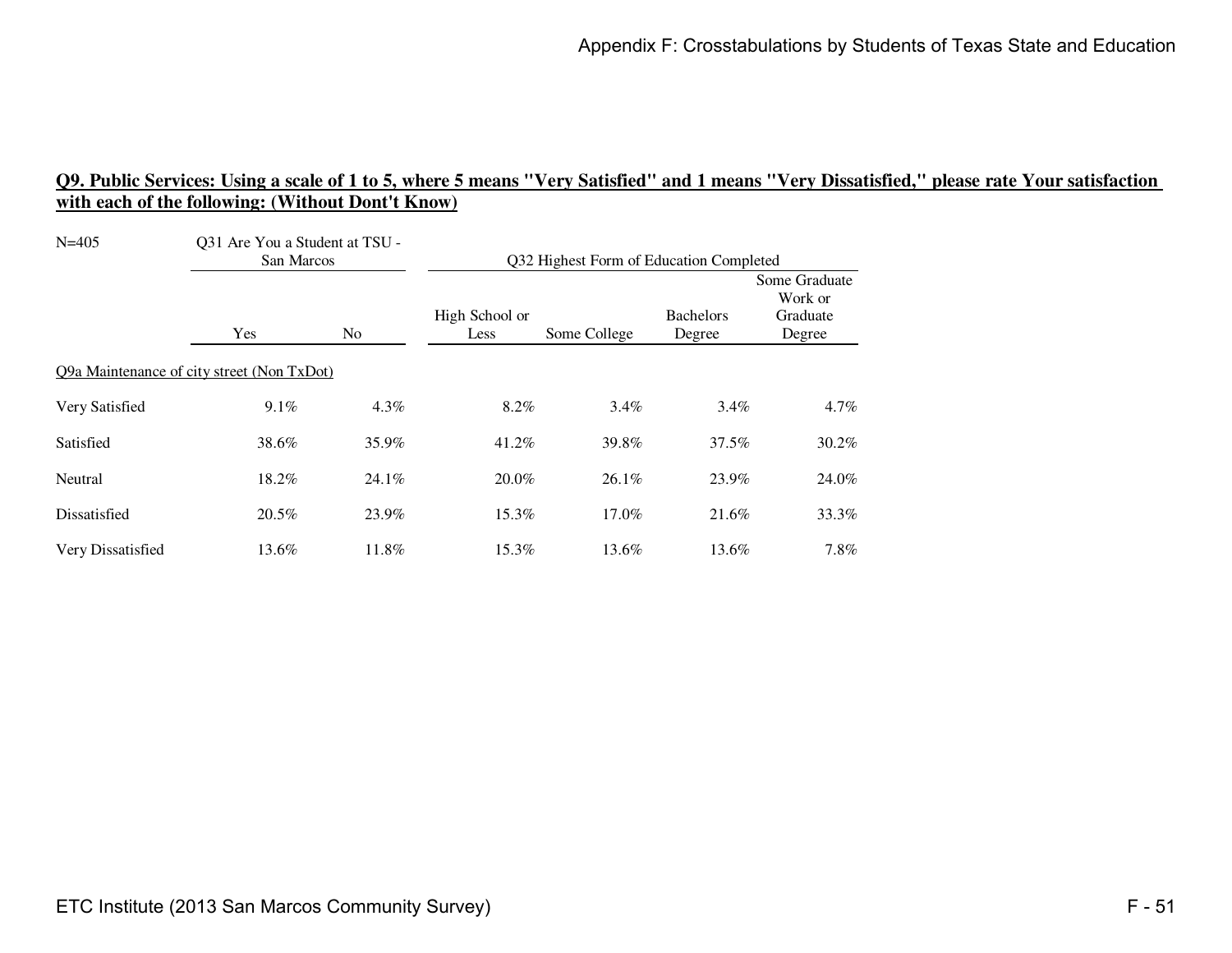## Q9. Public Services: Using a scale of 1 to 5, where 5 means "Very Satisfied" and 1 means "Very Dissatisfied," please rate Your satisfaction with each of the following: (Without Dont't Know)

| N=405 | Q31 Are You a Student at TSU - San Marcos | | Q32 Highest Form of Education Completed | | | |
|---|---|---|---|---|---|---|
| | Yes | No | High School or Less | Some College | Bachelors Degree | Some Graduate Work or Graduate Degree |
| Q9a Maintenance of city street (Non TxDot) | | | | | | |
| Very Satisfied | 9.1% | 4.3% | 8.2% | 3.4% | 3.4% | 4.7% |
| Satisfied | 38.6% | 35.9% | 41.2% | 39.8% | 37.5% | 30.2% |
| Neutral | 18.2% | 24.1% | 20.0% | 26.1% | 23.9% | 24.0% |
| Dissatisfied | 20.5% | 23.9% | 15.3% | 17.0% | 21.6% | 33.3% |
| Very Dissatisfied | 13.6% | 11.8% | 15.3% | 13.6% | 13.6% | 7.8% |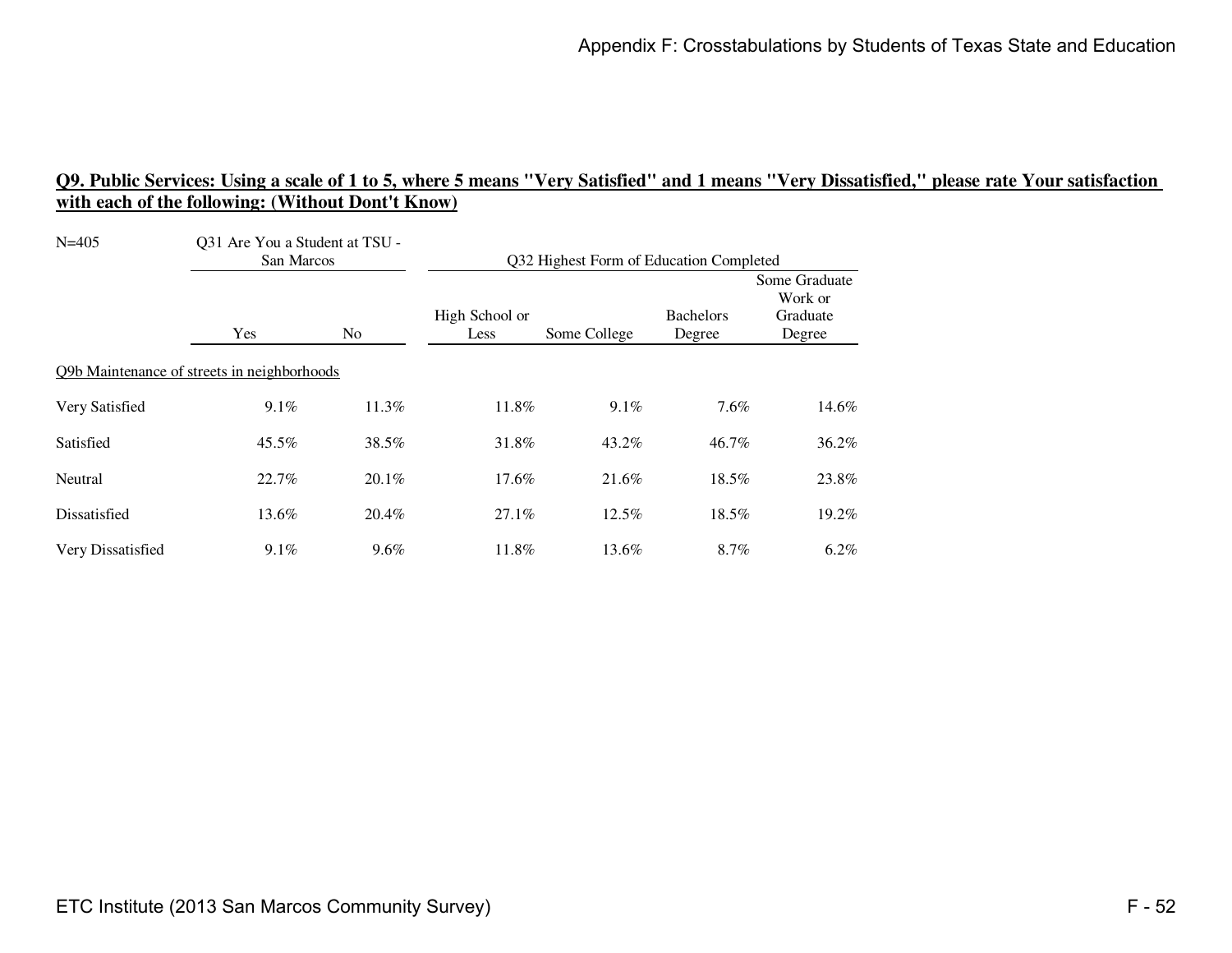## Q9. Public Services: Using a scale of 1 to 5, where 5 means "Very Satisfied" and 1 means "Very Dissatisfied," please rate Your satisfaction with each of the following: (Without Dont't Know)

N=405

| | Q31 Are You a Student at TSU - San Marcos | | Q32 Highest Form of Education Completed | | | |
|---|---|---|---|---|---|---|
| | Yes | No | High School or Less | Some College | Bachelors Degree | Some Graduate Work or Graduate Degree |
| Q9b Maintenance of streets in neighborhoods | | | | | | |
| Very Satisfied | 9.1% | 11.3% | 11.8% | 9.1% | 7.6% | 14.6% |
| Satisfied | 45.5% | 38.5% | 31.8% | 43.2% | 46.7% | 36.2% |
| Neutral | 22.7% | 20.1% | 17.6% | 21.6% | 18.5% | 23.8% |
| Dissatisfied | 13.6% | 20.4% | 27.1% | 12.5% | 18.5% | 19.2% |
| Very Dissatisfied | 9.1% | 9.6% | 11.8% | 13.6% | 8.7% | 6.2% |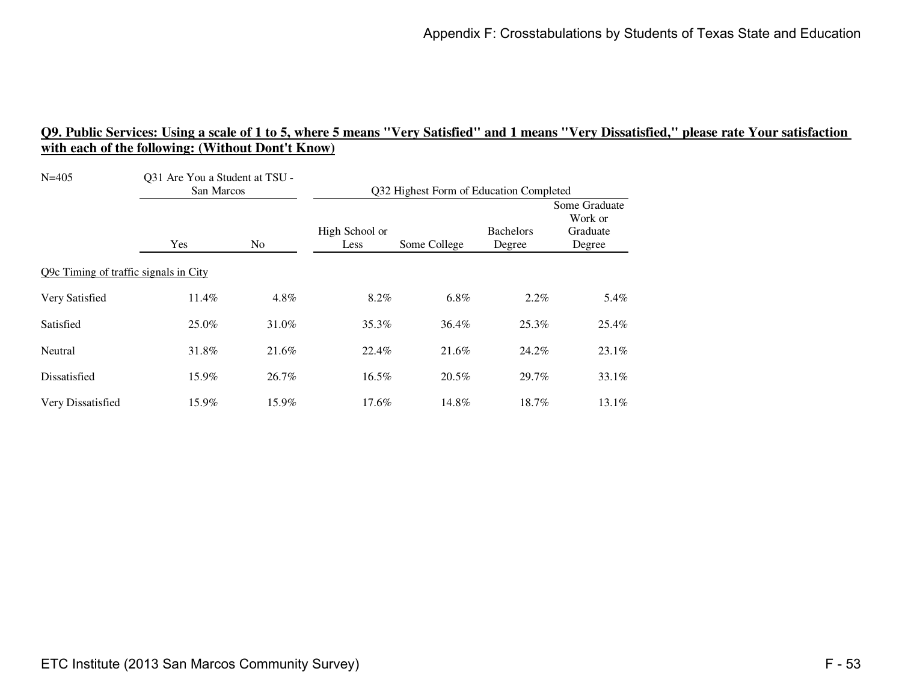**Q9. Public Services: Using a scale of 1 to 5, where 5 means "Very Satisfied" and 1 means "Very Dissatisfied," please rate Your satisfaction with each of the following: (Without Dont't Know)**

| N=405 | Q31 Are You a Student at TSU - San Marcos | | Q32 Highest Form of Education Completed | | | |
|---|---|---|---|---|---|---|
| | Yes | No | High School or Less | Some College | Bachelors Degree | Some Graduate Work or Graduate Degree |
| Q9c Timing of traffic signals in City | | | | | | |
| Very Satisfied | 11.4% | 4.8% | 8.2% | 6.8% | 2.2% | 5.4% |
| Satisfied | 25.0% | 31.0% | 35.3% | 36.4% | 25.3% | 25.4% |
| Neutral | 31.8% | 21.6% | 22.4% | 21.6% | 24.2% | 23.1% |
| Dissatisfied | 15.9% | 26.7% | 16.5% | 20.5% | 29.7% | 33.1% |
| Very Dissatisfied | 15.9% | 15.9% | 17.6% | 14.8% | 18.7% | 13.1% |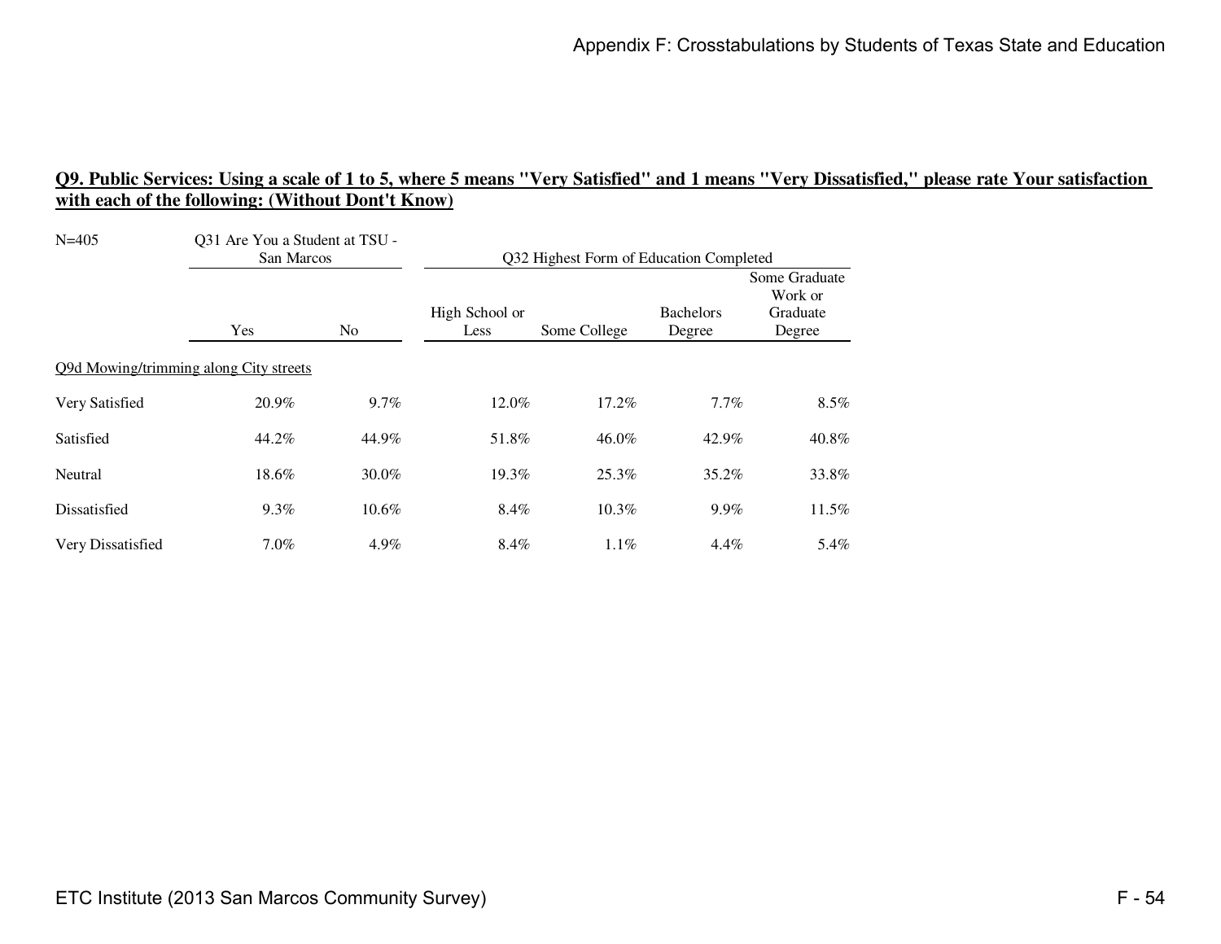## Q9. Public Services: Using a scale of 1 to 5, where 5 means "Very Satisfied" and 1 means "Very Dissatisfied," please rate Your satisfaction with each of the following: (Without Dont't Know)

N=405

| | Q31 Are You a Student at TSU - San Marcos | | Q32 Highest Form of Education Completed | | | |
|---|---|---|---|---|---|---|
| | Yes | No | High School or Less | Some College | Bachelors Degree | Some Graduate Work or Graduate Degree |
| Q9d Mowing/trimming along City streets | | | | | | |
| Very Satisfied | 20.9% | 9.7% | 12.0% | 17.2% | 7.7% | 8.5% |
| Satisfied | 44.2% | 44.9% | 51.8% | 46.0% | 42.9% | 40.8% |
| Neutral | 18.6% | 30.0% | 19.3% | 25.3% | 35.2% | 33.8% |
| Dissatisfied | 9.3% | 10.6% | 8.4% | 10.3% | 9.9% | 11.5% |
| Very Dissatisfied | 7.0% | 4.9% | 8.4% | 1.1% | 4.4% | 5.4% |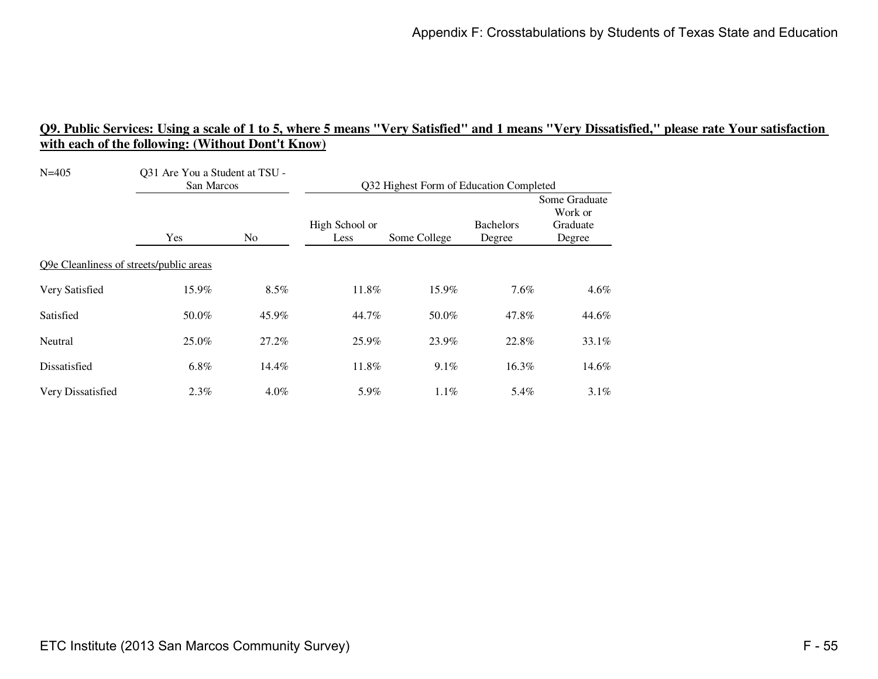**Q9. Public Services: Using a scale of 1 to 5, where 5 means "Very Satisfied" and 1 means "Very Dissatisfied," please rate Your satisfaction with each of the following: (Without Dont't Know)**

N=405

| | Q31 Are You a Student at TSU - San Marcos | | Q32 Highest Form of Education Completed | | | |
|---|---|---|---|---|---|---|
| | Yes | No | High School or Less | Some College | Bachelors Degree | Some Graduate Work or Graduate Degree |
| Q9e Cleanliness of streets/public areas | | | | | | |
| Very Satisfied | 15.9% | 8.5% | 11.8% | 15.9% | 7.6% | 4.6% |
| Satisfied | 50.0% | 45.9% | 44.7% | 50.0% | 47.8% | 44.6% |
| Neutral | 25.0% | 27.2% | 25.9% | 23.9% | 22.8% | 33.1% |
| Dissatisfied | 6.8% | 14.4% | 11.8% | 9.1% | 16.3% | 14.6% |
| Very Dissatisfied | 2.3% | 4.0% | 5.9% | 1.1% | 5.4% | 3.1% |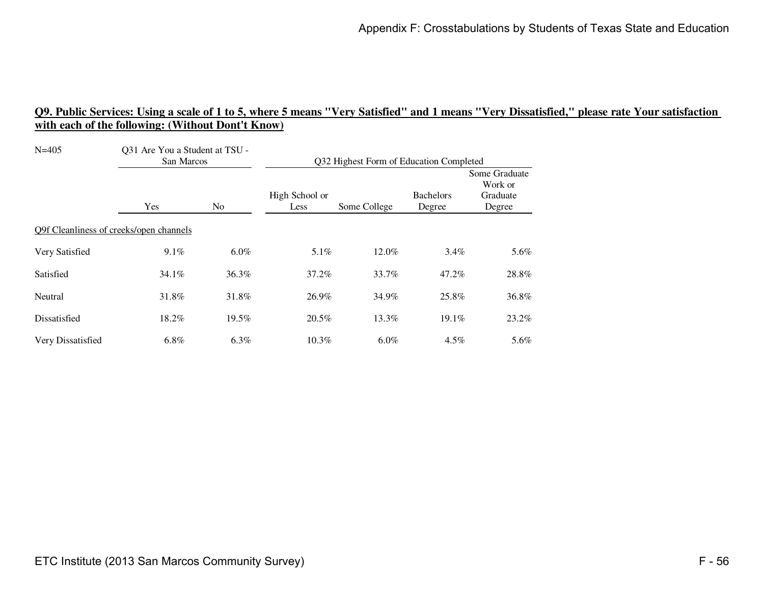**Q9. Public Services: Using a scale of 1 to 5, where 5 means "Very Satisfied" and 1 means "Very Dissatisfied," please rate Your satisfaction with each of the following: (Without Dont't Know)**

| N=405 | Q31 Are You a Student at TSU - San Marcos | | Q32 Highest Form of Education Completed | | | |
|---|---|---|---|---|---|---|
| | Yes | No | High School or Less | Some College | Bachelors Degree | Some Graduate Work or Graduate Degree |
| Q9f Cleanliness of creeks/open channels | | | | | | |
| Very Satisfied | 9.1% | 6.0% | 5.1% | 12.0% | 3.4% | 5.6% |
| Satisfied | 34.1% | 36.3% | 37.2% | 33.7% | 47.2% | 28.8% |
| Neutral | 31.8% | 31.8% | 26.9% | 34.9% | 25.8% | 36.8% |
| Dissatisfied | 18.2% | 19.5% | 20.5% | 13.3% | 19.1% | 23.2% |
| Very Dissatisfied | 6.8% | 6.3% | 10.3% | 6.0% | 4.5% | 5.6% |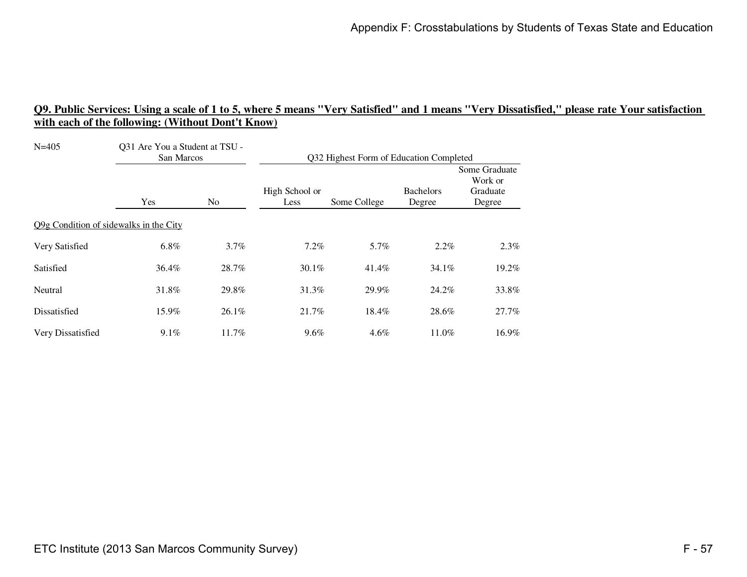## Q9. Public Services: Using a scale of 1 to 5, where 5 means "Very Satisfied" and 1 means "Very Dissatisfied," please rate Your satisfaction with each of the following: (Without Dont't Know)

| N=405 | Q31 Are You a Student at TSU - San Marcos | | Q32 Highest Form of Education Completed | | | |
|---|---|---|---|---|---|---|
| | Yes | No | High School or Less | Some College | Bachelors Degree | Some Graduate Work or Graduate Degree |
| Q9g Condition of sidewalks in the City | | | | | | |
| Very Satisfied | 6.8% | 3.7% | 7.2% | 5.7% | 2.2% | 2.3% |
| Satisfied | 36.4% | 28.7% | 30.1% | 41.4% | 34.1% | 19.2% |
| Neutral | 31.8% | 29.8% | 31.3% | 29.9% | 24.2% | 33.8% |
| Dissatisfied | 15.9% | 26.1% | 21.7% | 18.4% | 28.6% | 27.7% |
| Very Dissatisfied | 9.1% | 11.7% | 9.6% | 4.6% | 11.0% | 16.9% |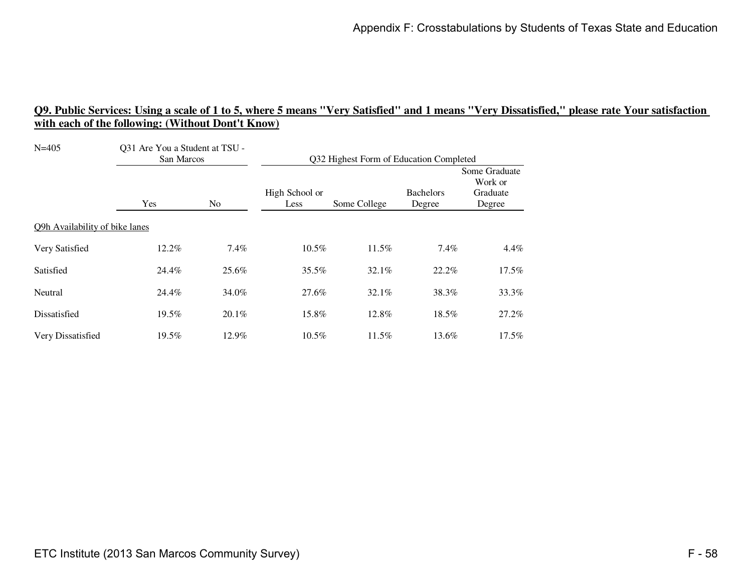## Q9. Public Services: Using a scale of 1 to 5, where 5 means "Very Satisfied" and 1 means "Very Dissatisfied," please rate Your satisfaction with each of the following: (Without Dont't Know)

N=405

| | Q31 Are You a Student at TSU - San Marcos | | Q32 Highest Form of Education Completed | | | |
|---|---|---|---|---|---|---|
| | Yes | No | High School or Less | Some College | Bachelors Degree | Some Graduate Work or Graduate Degree |
| Q9h Availability of bike lanes | | | | | | |
| Very Satisfied | 12.2% | 7.4% | 10.5% | 11.5% | 7.4% | 4.4% |
| Satisfied | 24.4% | 25.6% | 35.5% | 32.1% | 22.2% | 17.5% |
| Neutral | 24.4% | 34.0% | 27.6% | 32.1% | 38.3% | 33.3% |
| Dissatisfied | 19.5% | 20.1% | 15.8% | 12.8% | 18.5% | 27.2% |
| Very Dissatisfied | 19.5% | 12.9% | 10.5% | 11.5% | 13.6% | 17.5% |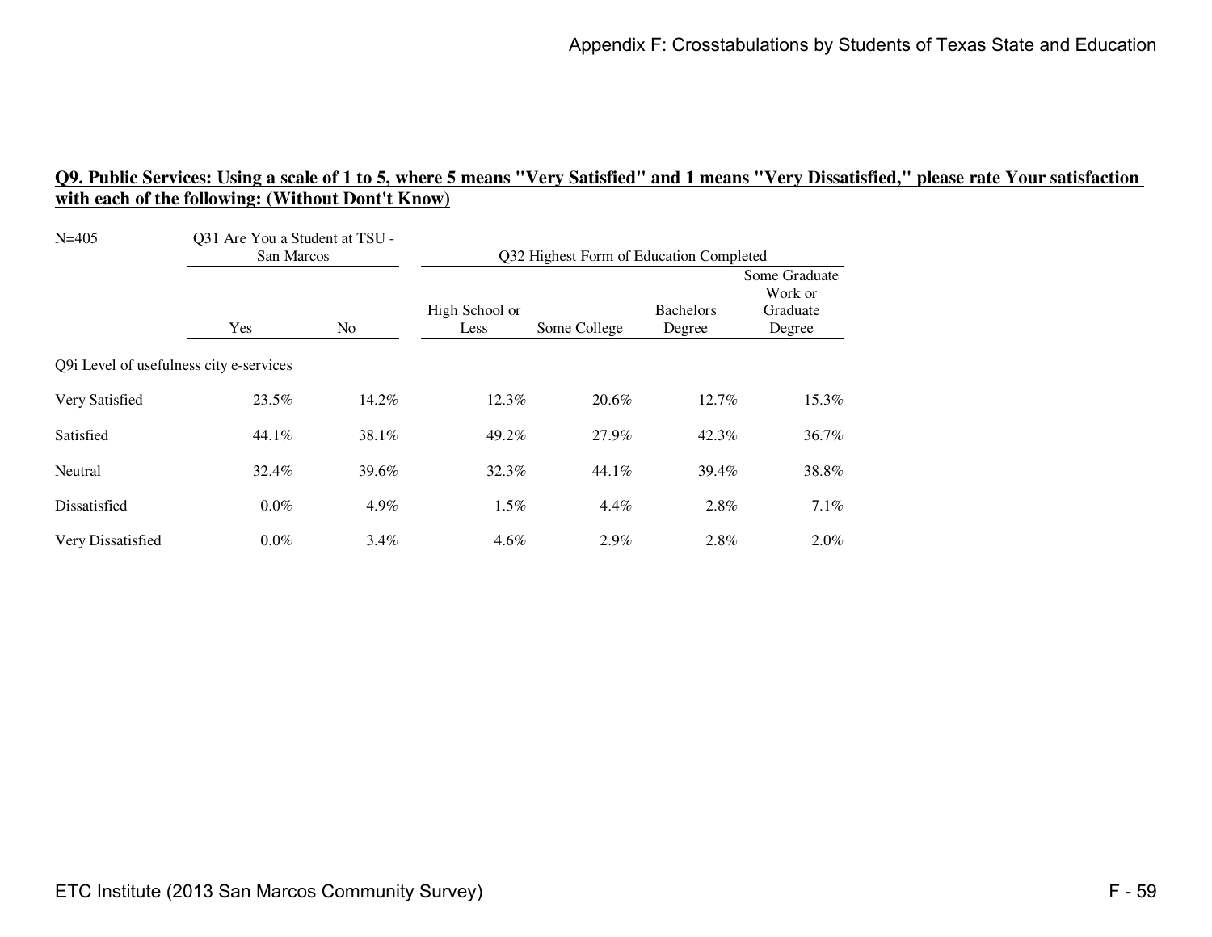**Q9. Public Services: Using a scale of 1 to 5, where 5 means "Very Satisfied" and 1 means "Very Dissatisfied," please rate Your satisfaction with each of the following: (Without Dont't Know)**

| N=405 | Q31 Are You a Student at TSU - San Marcos | | Q32 Highest Form of Education Completed | | | |
|---|---|---|---|---|---|---|
| | Yes | No | High School or Less | Some College | Bachelors Degree | Some Graduate Work or Graduate Degree |
| Q9i Level of usefulness city e-services | | | | | | |
| Very Satisfied | 23.5% | 14.2% | 12.3% | 20.6% | 12.7% | 15.3% |
| Satisfied | 44.1% | 38.1% | 49.2% | 27.9% | 42.3% | 36.7% |
| Neutral | 32.4% | 39.6% | 32.3% | 44.1% | 39.4% | 38.8% |
| Dissatisfied | 0.0% | 4.9% | 1.5% | 4.4% | 2.8% | 7.1% |
| Very Dissatisfied | 0.0% | 3.4% | 4.6% | 2.9% | 2.8% | 2.0% |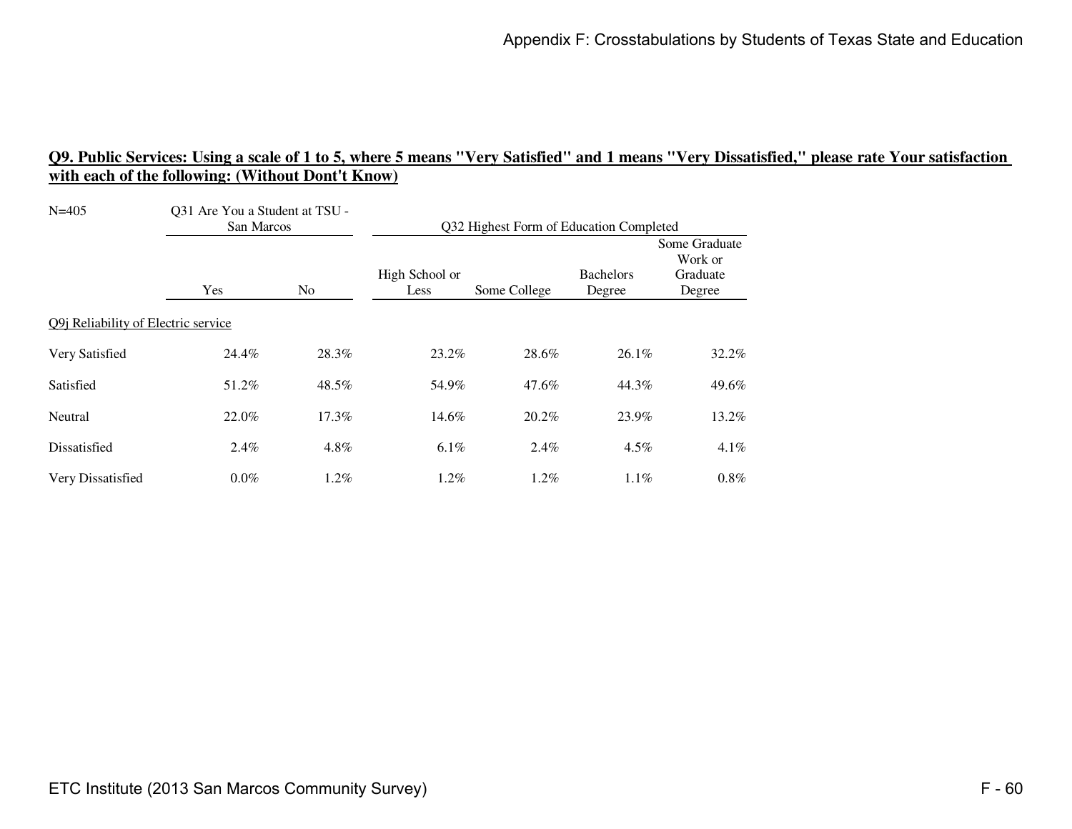**Q9. Public Services: Using a scale of 1 to 5, where 5 means "Very Satisfied" and 1 means "Very Dissatisfied," please rate Your satisfaction with each of the following: (Without Dont't Know)**

| N=405 | Q31 Are You a Student at TSU - San Marcos | | Q32 Highest Form of Education Completed | | | |
|---|---|---|---|---|---|---|
| | Yes | No | High School or Less | Some College | Bachelors Degree | Some Graduate Work or Graduate Degree |
| Q9j Reliability of Electric service | | | | | | |
| Very Satisfied | 24.4% | 28.3% | 23.2% | 28.6% | 26.1% | 32.2% |
| Satisfied | 51.2% | 48.5% | 54.9% | 47.6% | 44.3% | 49.6% |
| Neutral | 22.0% | 17.3% | 14.6% | 20.2% | 23.9% | 13.2% |
| Dissatisfied | 2.4% | 4.8% | 6.1% | 2.4% | 4.5% | 4.1% |
| Very Dissatisfied | 0.0% | 1.2% | 1.2% | 1.2% | 1.1% | 0.8% |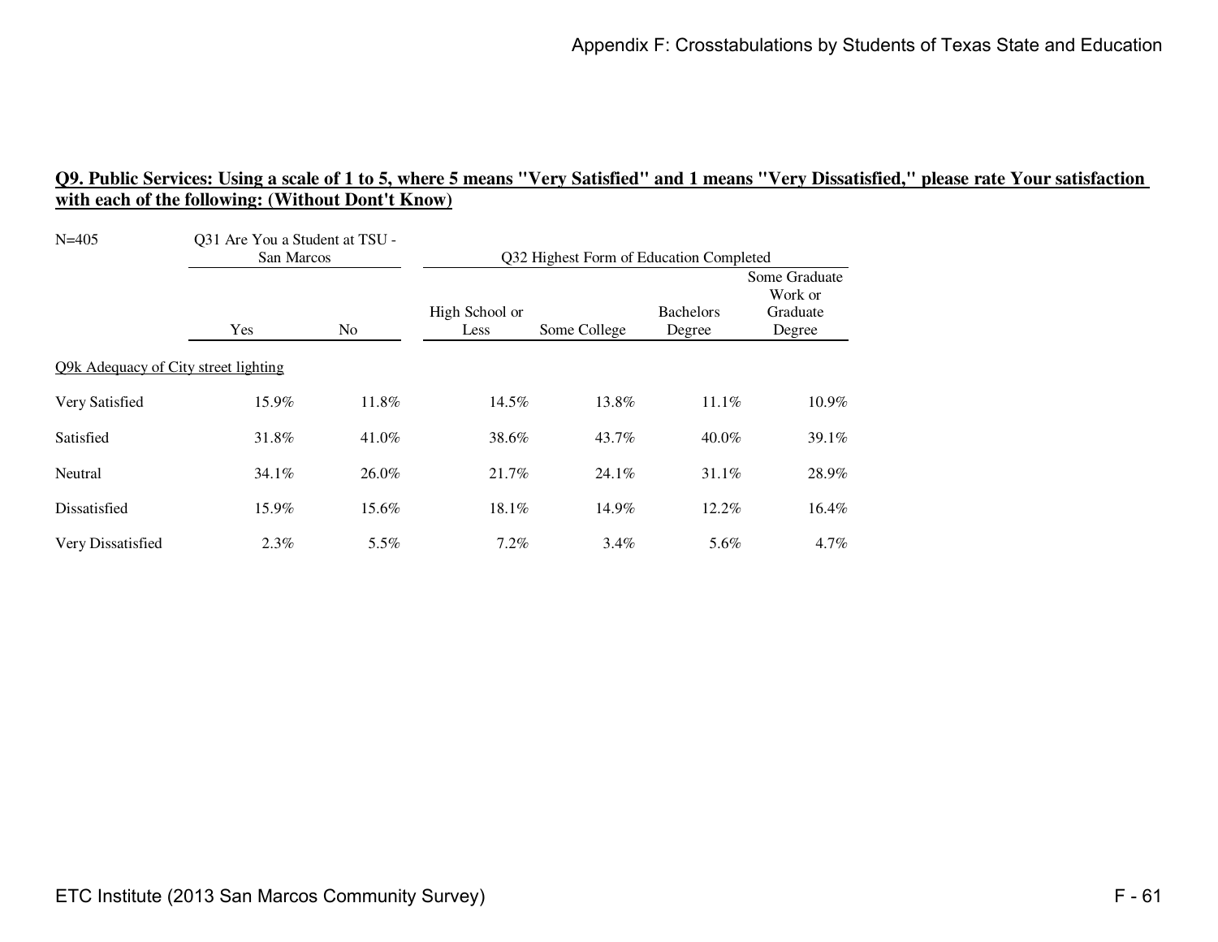## Q9. Public Services: Using a scale of 1 to 5, where 5 means "Very Satisfied" and 1 means "Very Dissatisfied," please rate Your satisfaction with each of the following: (Without Dont't Know)

| N=405 | Q31 Are You a Student at TSU - San Marcos | | Q32 Highest Form of Education Completed | | | |
|---|---|---|---|---|---|---|
| | Yes | No | High School or Less | Some College | Bachelors Degree | Some Graduate Work or Graduate Degree |
| Q9k Adequacy of City street lighting | | | | | | |
| Very Satisfied | 15.9% | 11.8% | 14.5% | 13.8% | 11.1% | 10.9% |
| Satisfied | 31.8% | 41.0% | 38.6% | 43.7% | 40.0% | 39.1% |
| Neutral | 34.1% | 26.0% | 21.7% | 24.1% | 31.1% | 28.9% |
| Dissatisfied | 15.9% | 15.6% | 18.1% | 14.9% | 12.2% | 16.4% |
| Very Dissatisfied | 2.3% | 5.5% | 7.2% | 3.4% | 5.6% | 4.7% |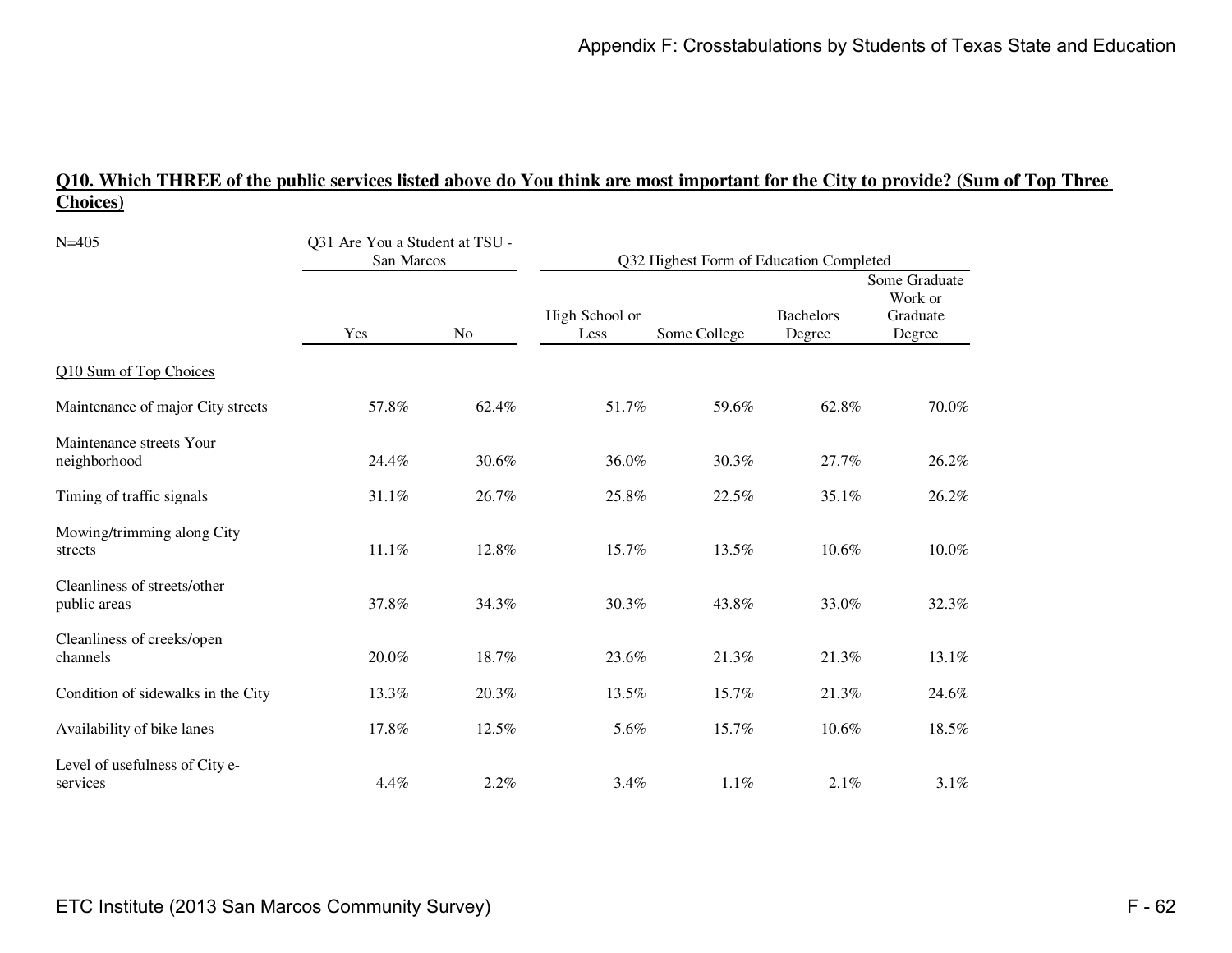## Q10. Which THREE of the public services listed above do You think are most important for the City to provide? (Sum of Top Three Choices)

| N=405 | Q31 Are You a Student at TSU - San Marcos | | Q32 Highest Form of Education Completed | | | |
|---|---|---|---|---|---|---|
| | Yes | No | High School or Less | Some College | Bachelors Degree | Some Graduate Work or Graduate Degree |
| Q10 Sum of Top Choices | | | | | | |
| Maintenance of major City streets | 57.8% | 62.4% | 51.7% | 59.6% | 62.8% | 70.0% |
| Maintenance streets Your neighborhood | 24.4% | 30.6% | 36.0% | 30.3% | 27.7% | 26.2% |
| Timing of traffic signals | 31.1% | 26.7% | 25.8% | 22.5% | 35.1% | 26.2% |
| Mowing/trimming along City streets | 11.1% | 12.8% | 15.7% | 13.5% | 10.6% | 10.0% |
| Cleanliness of streets/other public areas | 37.8% | 34.3% | 30.3% | 43.8% | 33.0% | 32.3% |
| Cleanliness of creeks/open channels | 20.0% | 18.7% | 23.6% | 21.3% | 21.3% | 13.1% |
| Condition of sidewalks in the City | 13.3% | 20.3% | 13.5% | 15.7% | 21.3% | 24.6% |
| Availability of bike lanes | 17.8% | 12.5% | 5.6% | 15.7% | 10.6% | 18.5% |
| Level of usefulness of City e-services | 4.4% | 2.2% | 3.4% | 1.1% | 2.1% | 3.1% |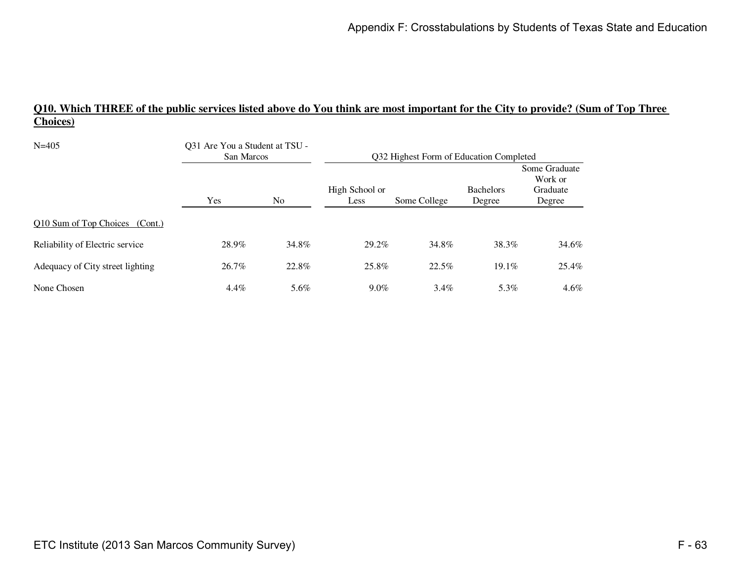## Q10. Which THREE of the public services listed above do You think are most important for the City to provide? (Sum of Top Three Choices)

| N=405 | Q31 Are You a Student at TSU - San Marcos | | Q32 Highest Form of Education Completed | | | |
|---|---|---|---|---|---|---|
| | Yes | No | High School or Less | Some College | Bachelors Degree | Some Graduate Work or Graduate Degree |
| Q10 Sum of Top Choices (Cont.) | | | | | | |
| Reliability of Electric service | 28.9% | 34.8% | 29.2% | 34.8% | 38.3% | 34.6% |
| Adequacy of City street lighting | 26.7% | 22.8% | 25.8% | 22.5% | 19.1% | 25.4% |
| None Chosen | 4.4% | 5.6% | 9.0% | 3.4% | 5.3% | 4.6% |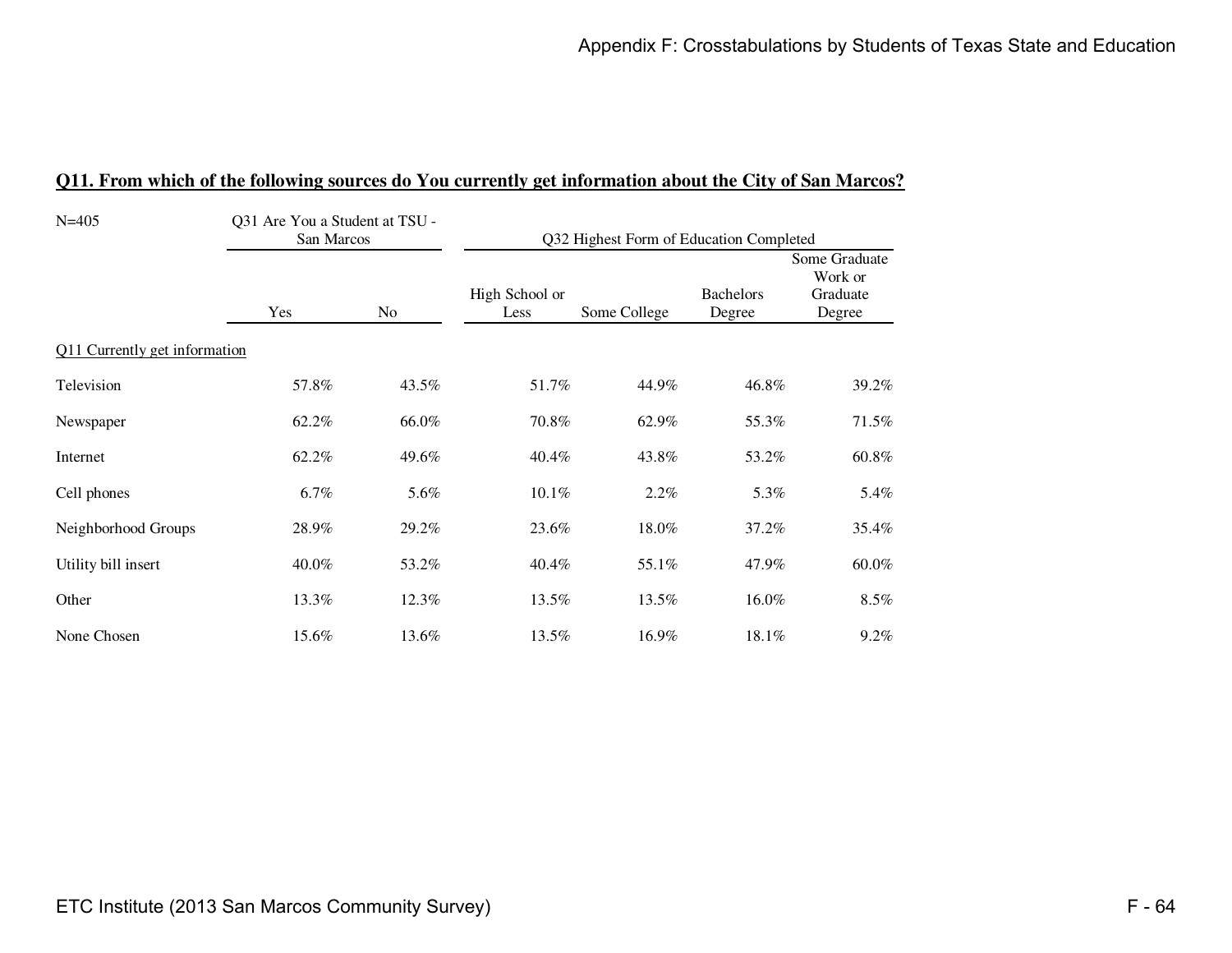## Q11. From which of the following sources do You currently get information about the City of San Marcos?

| N=405 | Q31 Are You a Student at TSU - San Marcos | | Q32 Highest Form of Education Completed | | | |
|---|---|---|---|---|---|---|
| | Yes | No | High School or Less | Some College | Bachelors Degree | Some Graduate Work or Graduate Degree |
| Q11 Currently get information | | | | | | |
| Television | 57.8% | 43.5% | 51.7% | 44.9% | 46.8% | 39.2% |
| Newspaper | 62.2% | 66.0% | 70.8% | 62.9% | 55.3% | 71.5% |
| Internet | 62.2% | 49.6% | 40.4% | 43.8% | 53.2% | 60.8% |
| Cell phones | 6.7% | 5.6% | 10.1% | 2.2% | 5.3% | 5.4% |
| Neighborhood Groups | 28.9% | 29.2% | 23.6% | 18.0% | 37.2% | 35.4% |
| Utility bill insert | 40.0% | 53.2% | 40.4% | 55.1% | 47.9% | 60.0% |
| Other | 13.3% | 12.3% | 13.5% | 13.5% | 16.0% | 8.5% |
| None Chosen | 15.6% | 13.6% | 13.5% | 16.9% | 18.1% | 9.2% |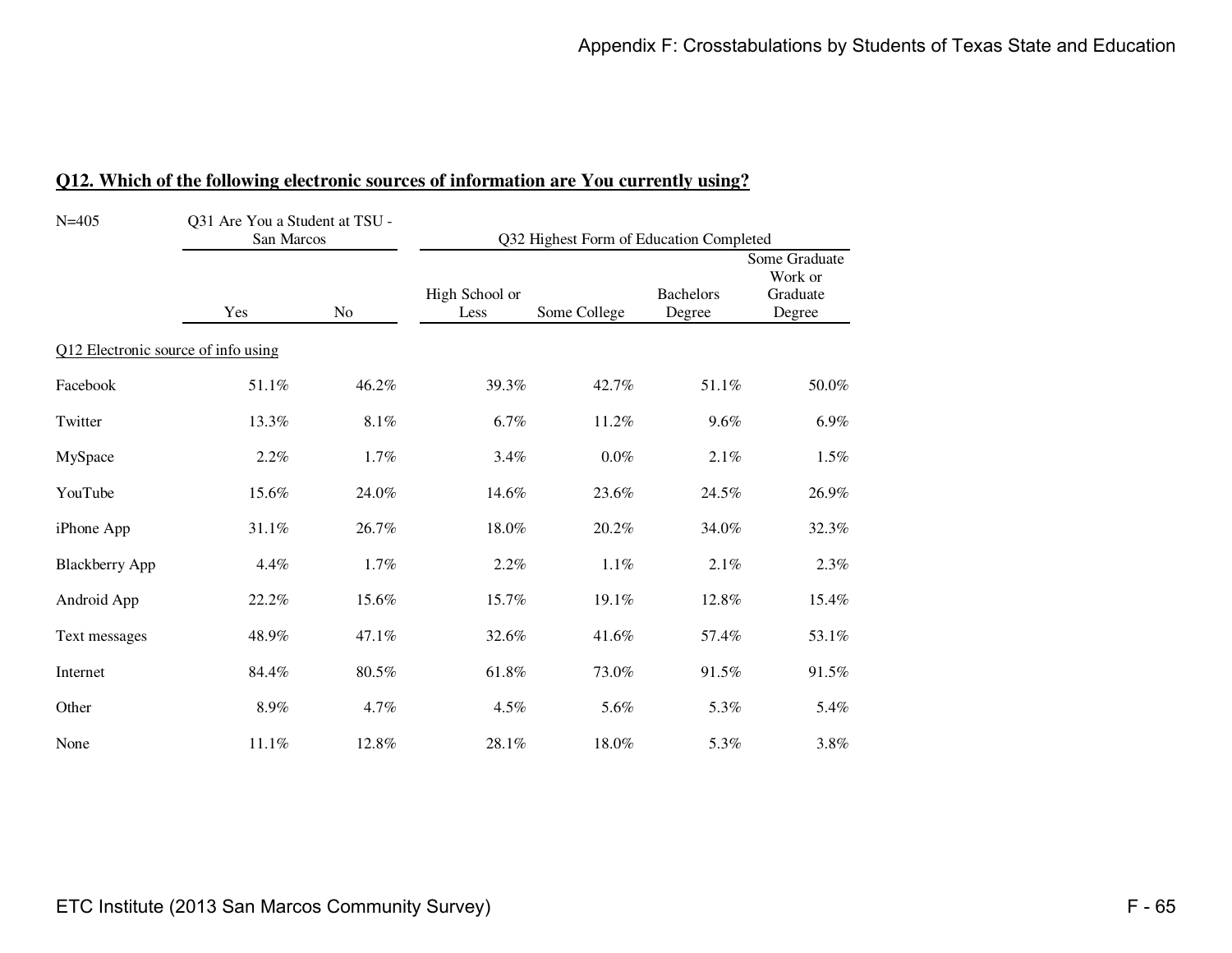## Q12. Which of the following electronic sources of information are You currently using?

| N=405 | Q31 Are You a Student at TSU - San Marcos | | Q32 Highest Form of Education Completed | | | |
|---|---|---|---|---|---|---|
| | Yes | No | High School or Less | Some College | Bachelors Degree | Some Graduate Work or Graduate Degree |
| Q12 Electronic source of info using | | | | | | |
| Facebook | 51.1% | 46.2% | 39.3% | 42.7% | 51.1% | 50.0% |
| Twitter | 13.3% | 8.1% | 6.7% | 11.2% | 9.6% | 6.9% |
| MySpace | 2.2% | 1.7% | 3.4% | 0.0% | 2.1% | 1.5% |
| YouTube | 15.6% | 24.0% | 14.6% | 23.6% | 24.5% | 26.9% |
| iPhone App | 31.1% | 26.7% | 18.0% | 20.2% | 34.0% | 32.3% |
| Blackberry App | 4.4% | 1.7% | 2.2% | 1.1% | 2.1% | 2.3% |
| Android App | 22.2% | 15.6% | 15.7% | 19.1% | 12.8% | 15.4% |
| Text messages | 48.9% | 47.1% | 32.6% | 41.6% | 57.4% | 53.1% |
| Internet | 84.4% | 80.5% | 61.8% | 73.0% | 91.5% | 91.5% |
| Other | 8.9% | 4.7% | 4.5% | 5.6% | 5.3% | 5.4% |
| None | 11.1% | 12.8% | 28.1% | 18.0% | 5.3% | 3.8% |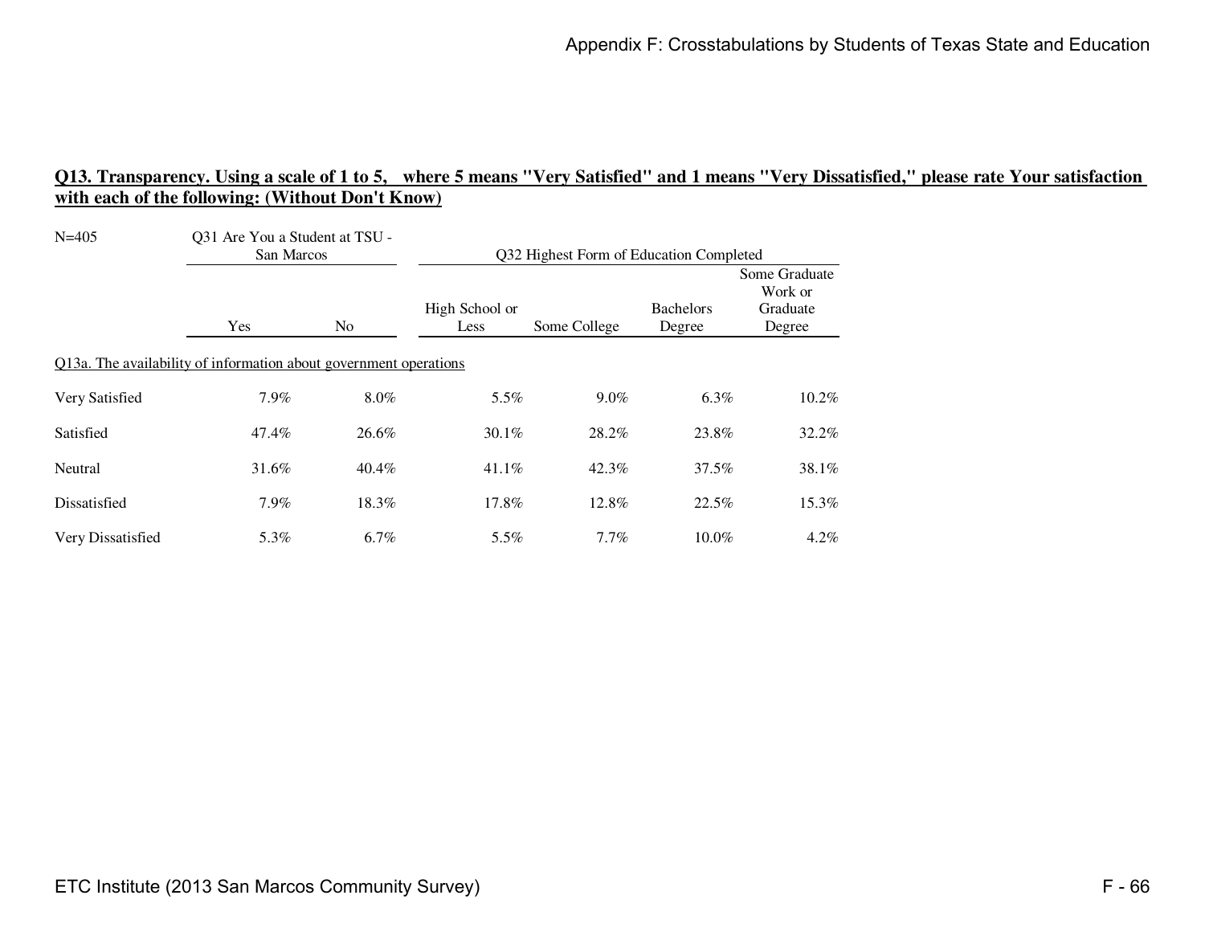**Q13. Transparency. Using a scale of 1 to 5, where 5 means "Very Satisfied" and 1 means "Very Dissatisfied," please rate Your satisfaction with each of the following: (Without Don't Know)**

N=405

| | Q31 Are You a Student at TSU - San Marcos | | Q32 Highest Form of Education Completed | | | |
|---|---|---|---|---|---|---|
| | Yes | No | High School or Less | Some College | Bachelors Degree | Some Graduate Work or Graduate Degree |
| Q13a. The availability of information about government operations | | | | | | |
| Very Satisfied | 7.9% | 8.0% | 5.5% | 9.0% | 6.3% | 10.2% |
| Satisfied | 47.4% | 26.6% | 30.1% | 28.2% | 23.8% | 32.2% |
| Neutral | 31.6% | 40.4% | 41.1% | 42.3% | 37.5% | 38.1% |
| Dissatisfied | 7.9% | 18.3% | 17.8% | 12.8% | 22.5% | 15.3% |
| Very Dissatisfied | 5.3% | 6.7% | 5.5% | 7.7% | 10.0% | 4.2% |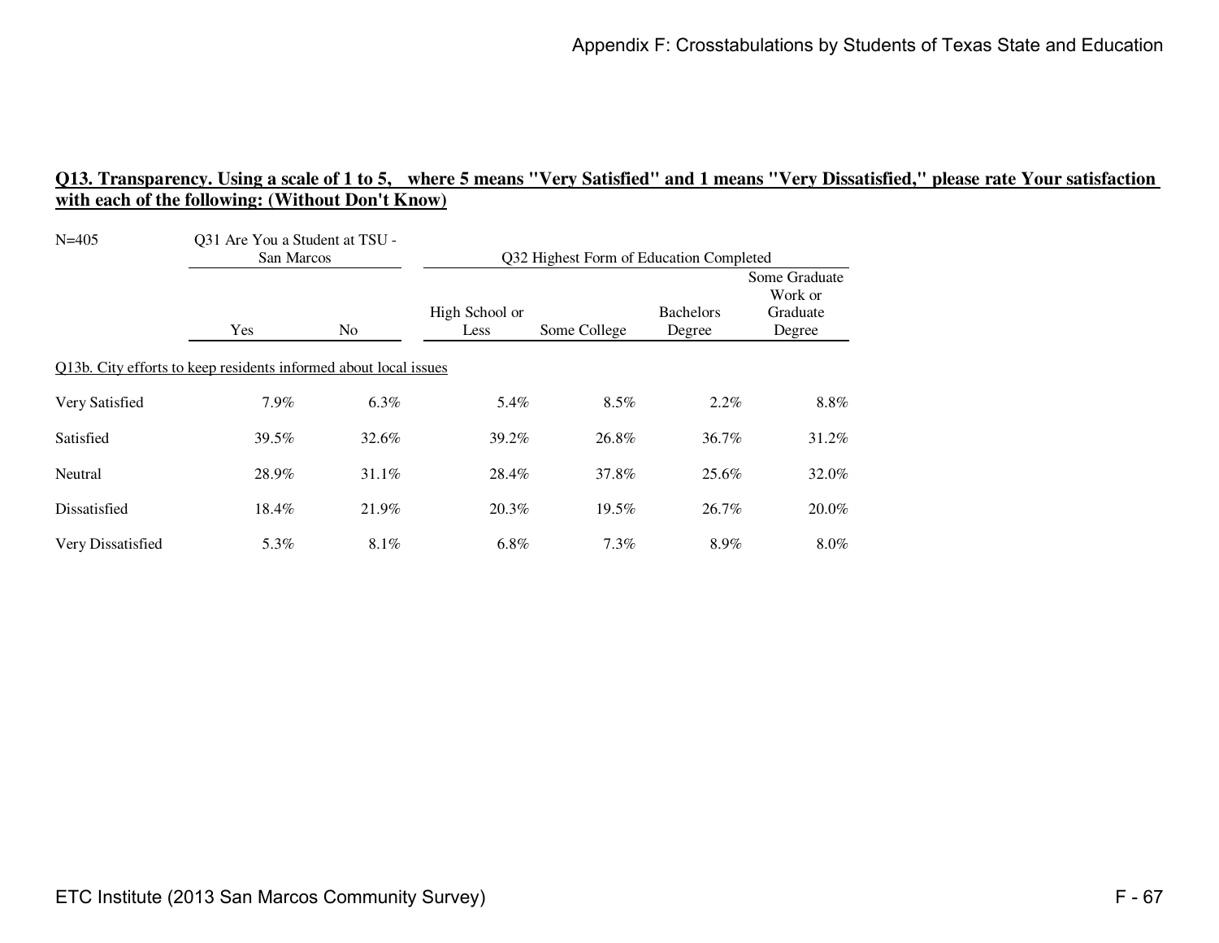**Q13. Transparency. Using a scale of 1 to 5, where 5 means "Very Satisfied" and 1 means "Very Dissatisfied," please rate Your satisfaction with each of the following: (Without Don't Know)**

| N=405 | Q31 Are You a Student at TSU - San Marcos | | Q32 Highest Form of Education Completed | | | |
|---|---|---|---|---|---|---|
| | Yes | No | High School or Less | Some College | Bachelors Degree | Some Graduate Work or Graduate Degree |
| Q13b. City efforts to keep residents informed about local issues | | | | | | |
| Very Satisfied | 7.9% | 6.3% | 5.4% | 8.5% | 2.2% | 8.8% |
| Satisfied | 39.5% | 32.6% | 39.2% | 26.8% | 36.7% | 31.2% |
| Neutral | 28.9% | 31.1% | 28.4% | 37.8% | 25.6% | 32.0% |
| Dissatisfied | 18.4% | 21.9% | 20.3% | 19.5% | 26.7% | 20.0% |
| Very Dissatisfied | 5.3% | 8.1% | 6.8% | 7.3% | 8.9% | 8.0% |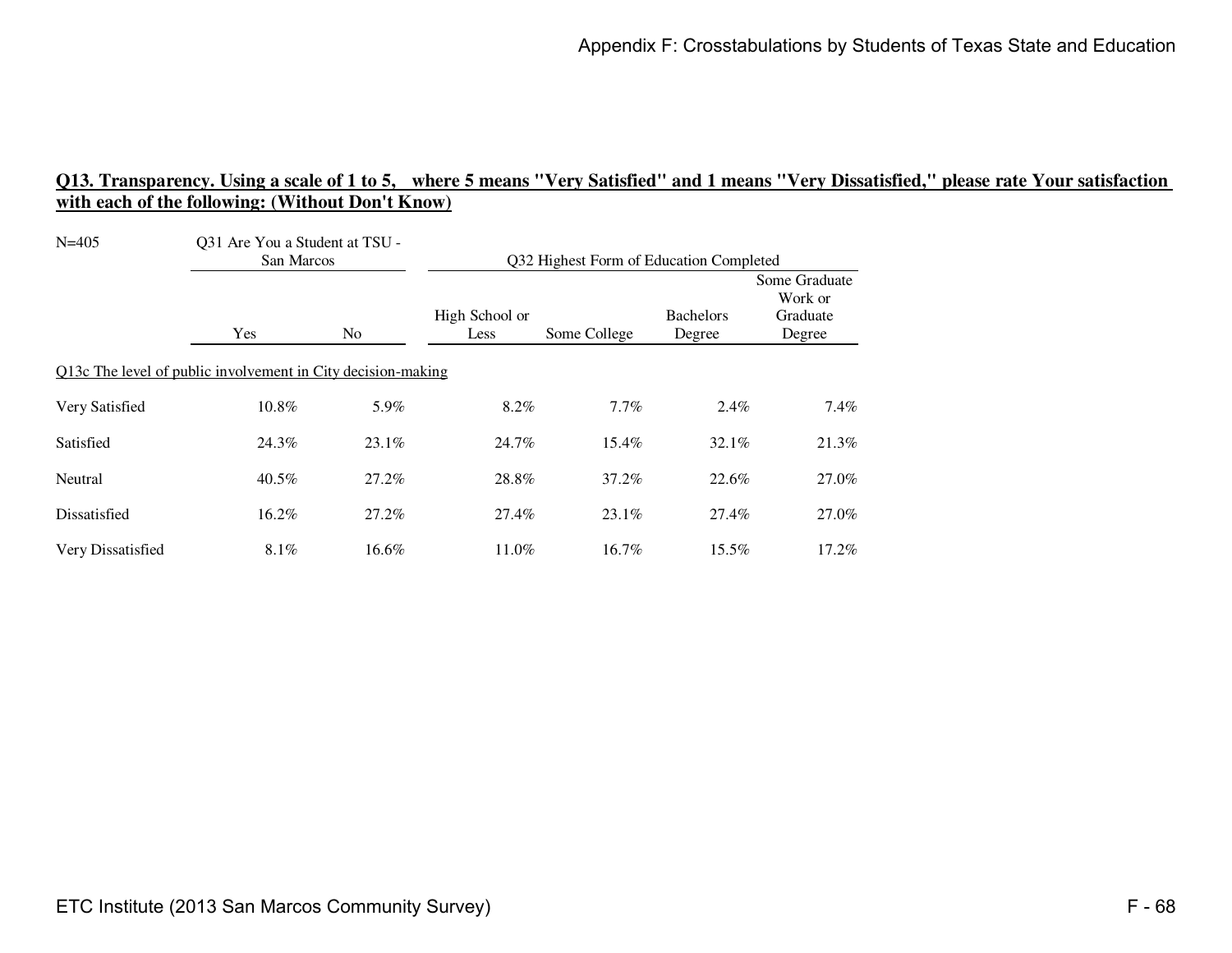**Q13. Transparency. Using a scale of 1 to 5, where 5 means "Very Satisfied" and 1 means "Very Dissatisfied," please rate Your satisfaction with each of the following: (Without Don't Know)**

N=405

| | Q31 Are You a Student at TSU - San Marcos | | Q32 Highest Form of Education Completed | | | |
|---|---|---|---|---|---|---|
| | Yes | No | High School or Less | Some College | Bachelors Degree | Some Graduate Work or Graduate Degree |
| Q13c The level of public involvement in City decision-making | | | | | | |
| Very Satisfied | 10.8% | 5.9% | 8.2% | 7.7% | 2.4% | 7.4% |
| Satisfied | 24.3% | 23.1% | 24.7% | 15.4% | 32.1% | 21.3% |
| Neutral | 40.5% | 27.2% | 28.8% | 37.2% | 22.6% | 27.0% |
| Dissatisfied | 16.2% | 27.2% | 27.4% | 23.1% | 27.4% | 27.0% |
| Very Dissatisfied | 8.1% | 16.6% | 11.0% | 16.7% | 15.5% | 17.2% |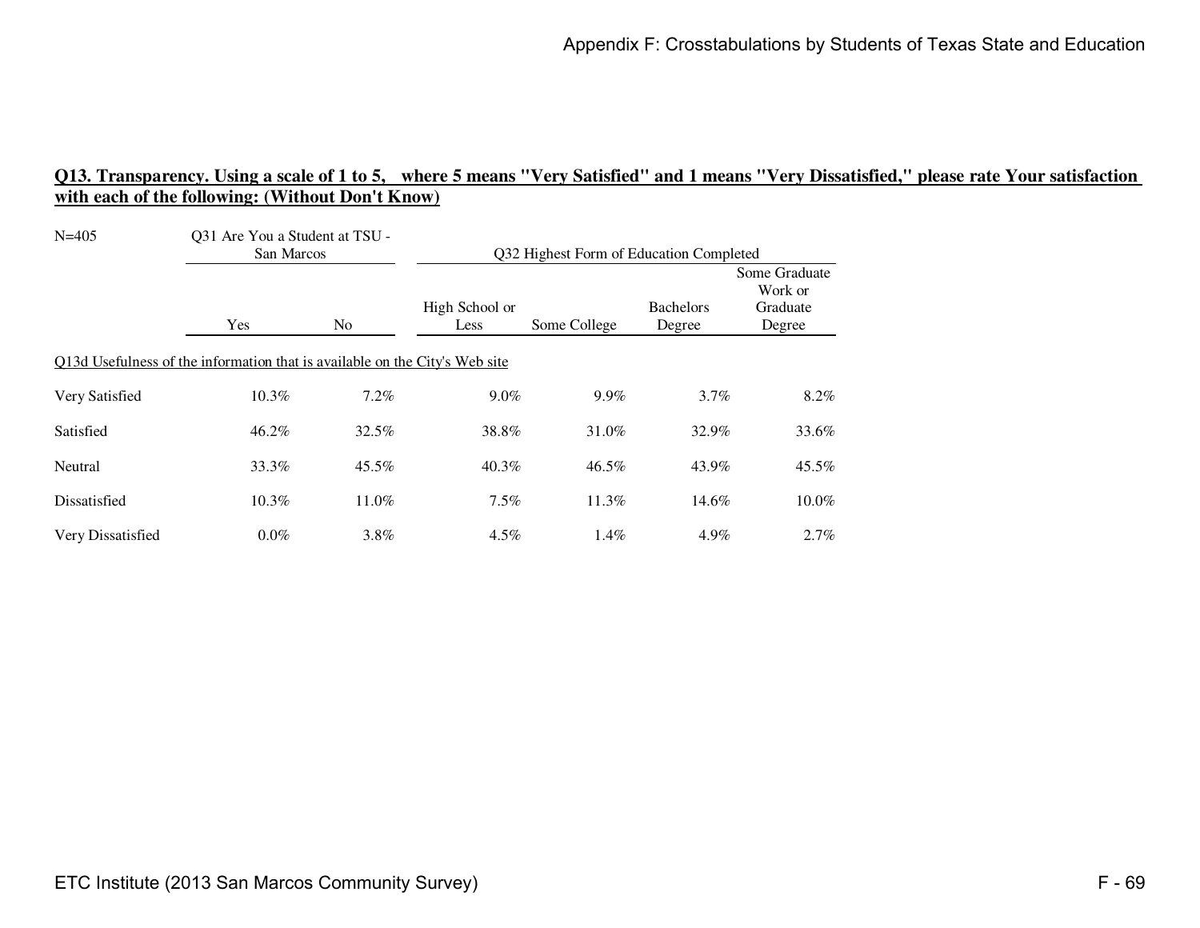## Q13. Transparency. Using a scale of 1 to 5, where 5 means "Very Satisfied" and 1 means "Very Dissatisfied," please rate Your satisfaction with each of the following: (Without Don't Know)

N=405

| | Q31 Are You a Student at TSU - San Marcos | | Q32 Highest Form of Education Completed | | | |
|---|---|---|---|---|---|---|
| | Yes | No | High School or Less | Some College | Bachelors Degree | Some Graduate Work or Graduate Degree |
| Q13d Usefulness of the information that is available on the City's Web site | | | | | | |
| Very Satisfied | 10.3% | 7.2% | 9.0% | 9.9% | 3.7% | 8.2% |
| Satisfied | 46.2% | 32.5% | 38.8% | 31.0% | 32.9% | 33.6% |
| Neutral | 33.3% | 45.5% | 40.3% | 46.5% | 43.9% | 45.5% |
| Dissatisfied | 10.3% | 11.0% | 7.5% | 11.3% | 14.6% | 10.0% |
| Very Dissatisfied | 0.0% | 3.8% | 4.5% | 1.4% | 4.9% | 2.7% |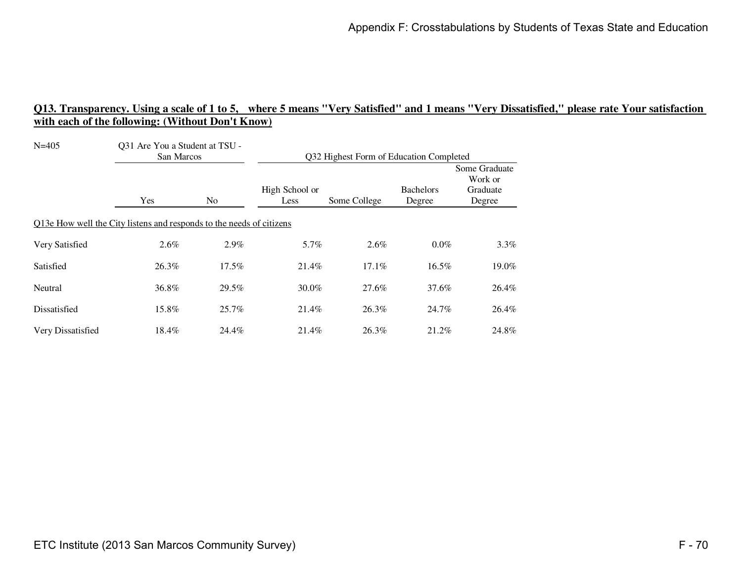**Q13. Transparency. Using a scale of 1 to 5, where 5 means "Very Satisfied" and 1 means "Very Dissatisfied," please rate Your satisfaction with each of the following: (Without Don't Know)**

| N=405 | Q31 Are You a Student at TSU - San Marcos | | Q32 Highest Form of Education Completed | | | |
|---|---|---|---|---|---|---|
| | Yes | No | High School or Less | Some College | Bachelors Degree | Some Graduate Work or Graduate Degree |
| Q13e How well the City listens and responds to the needs of citizens | | | | | | |
| Very Satisfied | 2.6% | 2.9% | 5.7% | 2.6% | 0.0% | 3.3% |
| Satisfied | 26.3% | 17.5% | 21.4% | 17.1% | 16.5% | 19.0% |
| Neutral | 36.8% | 29.5% | 30.0% | 27.6% | 37.6% | 26.4% |
| Dissatisfied | 15.8% | 25.7% | 21.4% | 26.3% | 24.7% | 26.4% |
| Very Dissatisfied | 18.4% | 24.4% | 21.4% | 26.3% | 21.2% | 24.8% |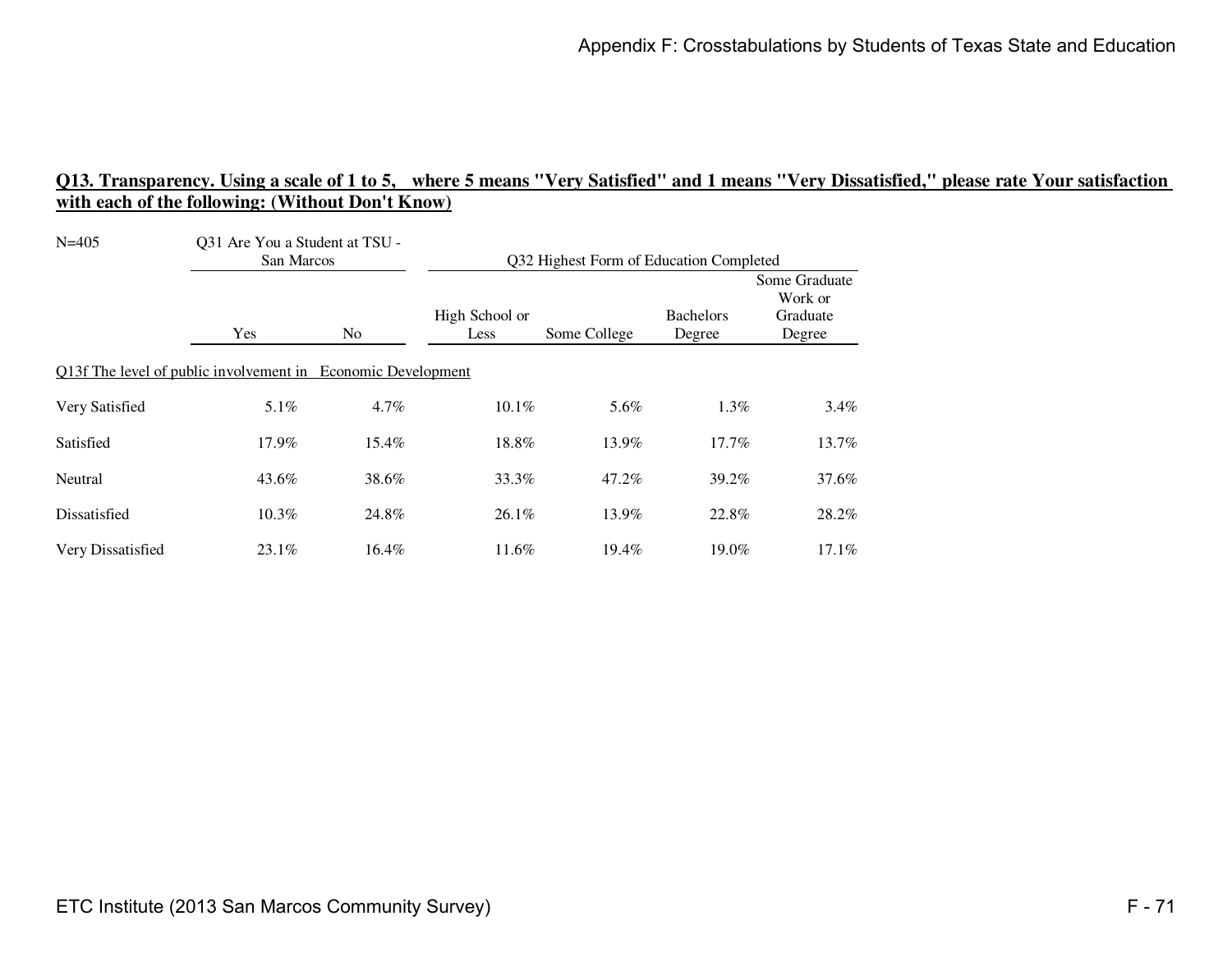## Q13. Transparency. Using a scale of 1 to 5, where 5 means "Very Satisfied" and 1 means "Very Dissatisfied," please rate Your satisfaction with each of the following: (Without Don't Know)

N=405

| | Q31 Are You a Student at TSU - San Marcos | | Q32 Highest Form of Education Completed | | | |
|---|---|---|---|---|---|---|
| | Yes | No | High School or Less | Some College | Bachelors Degree | Some Graduate Work or Graduate Degree |
| Q13f The level of public involvement in Economic Development | | | | | | |
| Very Satisfied | 5.1% | 4.7% | 10.1% | 5.6% | 1.3% | 3.4% |
| Satisfied | 17.9% | 15.4% | 18.8% | 13.9% | 17.7% | 13.7% |
| Neutral | 43.6% | 38.6% | 33.3% | 47.2% | 39.2% | 37.6% |
| Dissatisfied | 10.3% | 24.8% | 26.1% | 13.9% | 22.8% | 28.2% |
| Very Dissatisfied | 23.1% | 16.4% | 11.6% | 19.4% | 19.0% | 17.1% |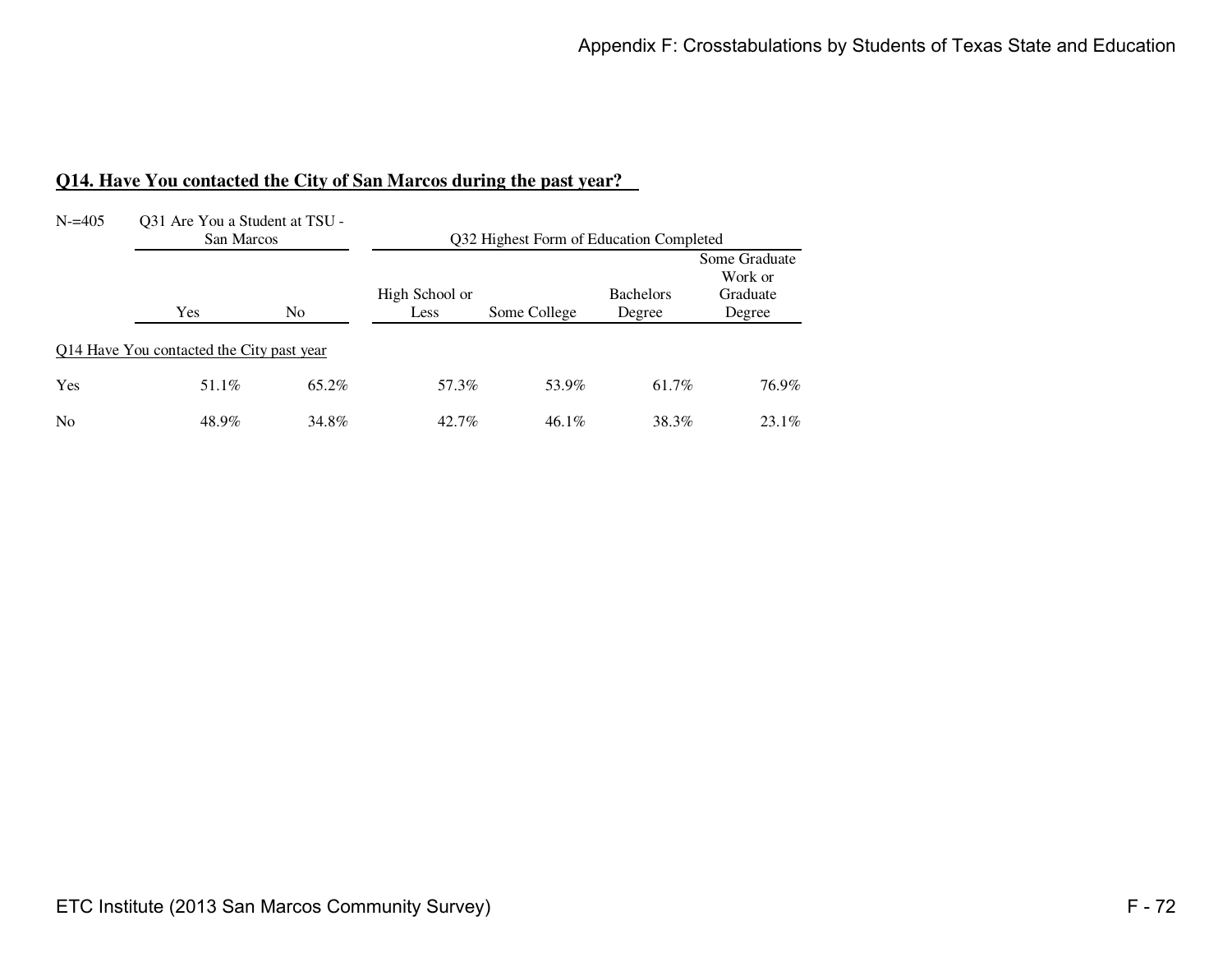## Q14. Have You contacted the City of San Marcos during the past year?

| N-=405 | Q31 Are You a Student at TSU - San Marcos | | Q32 Highest Form of Education Completed | | | |
|---|---|---|---|---|---|---|
| | Yes | No | High School or Less | Some College | Bachelors Degree | Some Graduate Work or Graduate Degree |
| Q14 Have You contacted the City past year | | | | | | |
| Yes | 51.1% | 65.2% | 57.3% | 53.9% | 61.7% | 76.9% |
| No | 48.9% | 34.8% | 42.7% | 46.1% | 38.3% | 23.1% |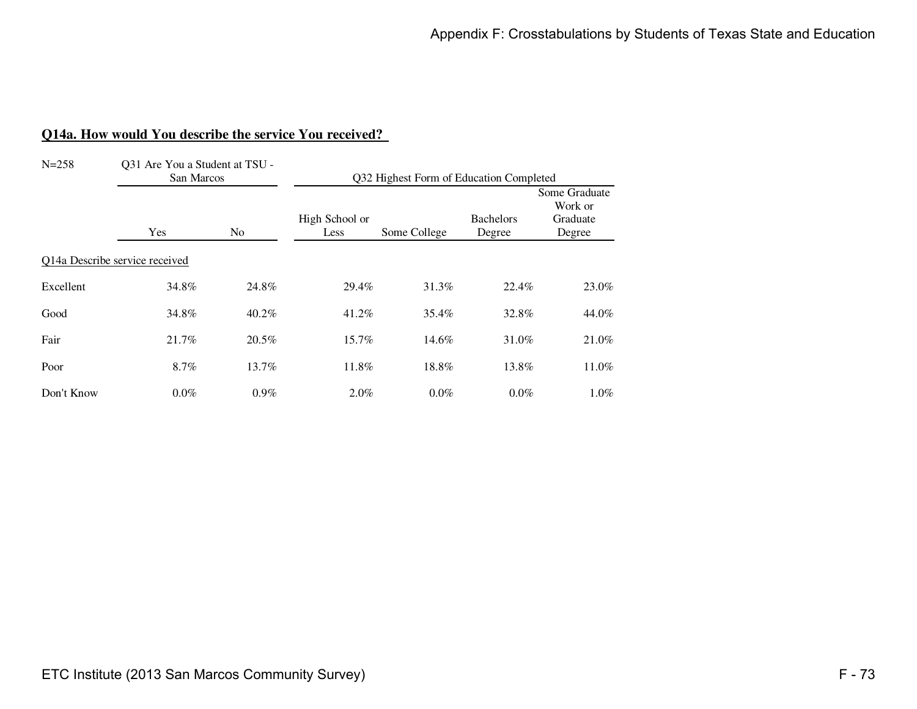## Q14a. How would You describe the service You received?

| N=258 | Q31 Are You a Student at TSU - San Marcos | | Q32 Highest Form of Education Completed | | | |
|---|---|---|---|---|---|---|
| | Yes | No | High School or Less | Some College | Bachelors Degree | Some Graduate Work or Graduate Degree |
| Q14a Describe service received | | | | | | |
| Excellent | 34.8% | 24.8% | 29.4% | 31.3% | 22.4% | 23.0% |
| Good | 34.8% | 40.2% | 41.2% | 35.4% | 32.8% | 44.0% |
| Fair | 21.7% | 20.5% | 15.7% | 14.6% | 31.0% | 21.0% |
| Poor | 8.7% | 13.7% | 11.8% | 18.8% | 13.8% | 11.0% |
| Don't Know | 0.0% | 0.9% | 2.0% | 0.0% | 0.0% | 1.0% |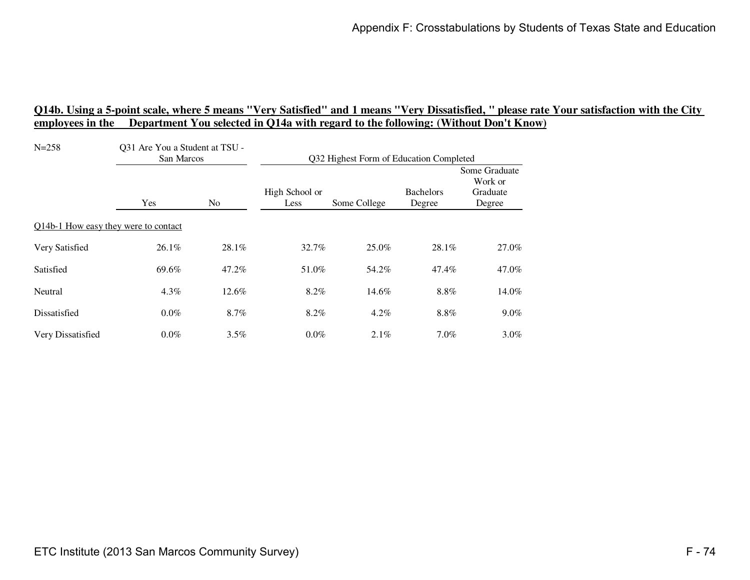**Q14b. Using a 5-point scale, where 5 means "Very Satisfied" and 1 means "Very Dissatisfied, " please rate Your satisfaction with the City employees in the Department You selected in Q14a with regard to the following: (Without Don't Know)**

| N=258 | Q31 Are You a Student at TSU - San Marcos | | Q32 Highest Form of Education Completed | | | |
|---|---|---|---|---|---|---|
| | Yes | No | High School or Less | Some College | Bachelors Degree | Some Graduate Work or Graduate Degree |
| Q14b-1 How easy they were to contact | | | | | | |
| Very Satisfied | 26.1% | 28.1% | 32.7% | 25.0% | 28.1% | 27.0% |
| Satisfied | 69.6% | 47.2% | 51.0% | 54.2% | 47.4% | 47.0% |
| Neutral | 4.3% | 12.6% | 8.2% | 14.6% | 8.8% | 14.0% |
| Dissatisfied | 0.0% | 8.7% | 8.2% | 4.2% | 8.8% | 9.0% |
| Very Dissatisfied | 0.0% | 3.5% | 0.0% | 2.1% | 7.0% | 3.0% |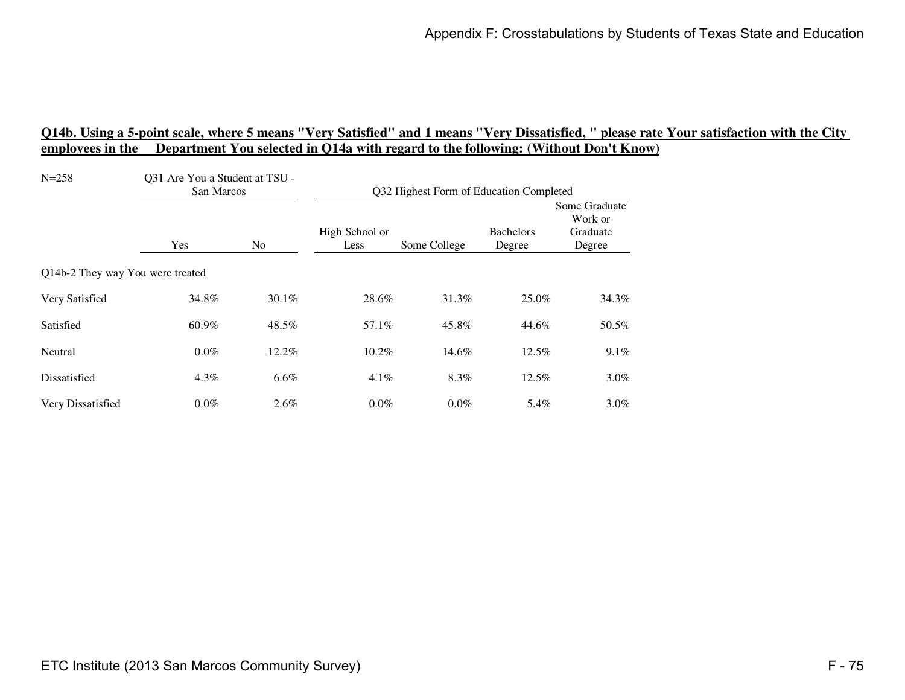**Q14b. Using a 5-point scale, where 5 means "Very Satisfied" and 1 means "Very Dissatisfied, " please rate Your satisfaction with the City employees in the Department You selected in Q14a with regard to the following: (Without Don't Know)**

N=258

| | Q31 Are You a Student at TSU - San Marcos | | Q32 Highest Form of Education Completed | | | |
|---|---|---|---|---|---|---|
| | Yes | No | High School or Less | Some College | Bachelors Degree | Some Graduate Work or Graduate Degree |
| Q14b-2 They way You were treated | | | | | | |
| Very Satisfied | 34.8% | 30.1% | 28.6% | 31.3% | 25.0% | 34.3% |
| Satisfied | 60.9% | 48.5% | 57.1% | 45.8% | 44.6% | 50.5% |
| Neutral | 0.0% | 12.2% | 10.2% | 14.6% | 12.5% | 9.1% |
| Dissatisfied | 4.3% | 6.6% | 4.1% | 8.3% | 12.5% | 3.0% |
| Very Dissatisfied | 0.0% | 2.6% | 0.0% | 0.0% | 5.4% | 3.0% |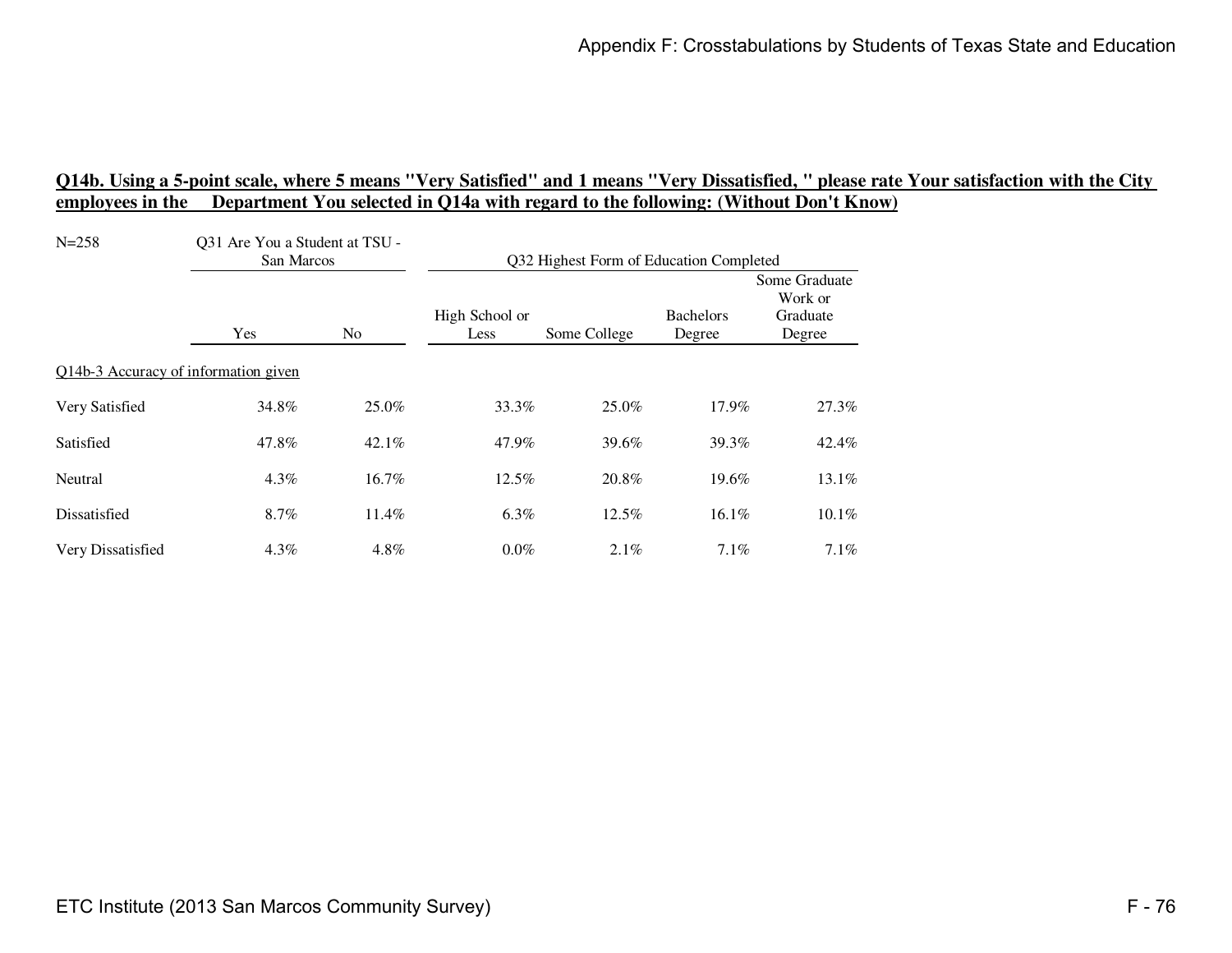## Q14b. Using a 5-point scale, where 5 means "Very Satisfied" and 1 means "Very Dissatisfied, " please rate Your satisfaction with the City employees in the Department You selected in Q14a with regard to the following: (Without Don't Know)

| N=258 | Q31 Are You a Student at TSU - San Marcos | | Q32 Highest Form of Education Completed | | | |
|---|---|---|---|---|---|---|
| | Yes | No | High School or Less | Some College | Bachelors Degree | Some Graduate Work or Graduate Degree |
| Q14b-3 Accuracy of information given | | | | | | |
| Very Satisfied | 34.8% | 25.0% | 33.3% | 25.0% | 17.9% | 27.3% |
| Satisfied | 47.8% | 42.1% | 47.9% | 39.6% | 39.3% | 42.4% |
| Neutral | 4.3% | 16.7% | 12.5% | 20.8% | 19.6% | 13.1% |
| Dissatisfied | 8.7% | 11.4% | 6.3% | 12.5% | 16.1% | 10.1% |
| Very Dissatisfied | 4.3% | 4.8% | 0.0% | 2.1% | 7.1% | 7.1% |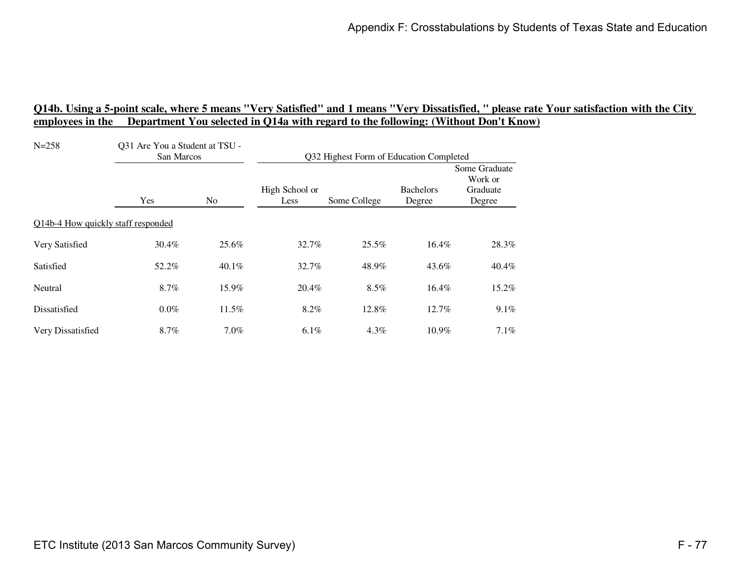**Q14b. Using a 5-point scale, where 5 means "Very Satisfied" and 1 means "Very Dissatisfied, " please rate Your satisfaction with the City employees in the Department You selected in Q14a with regard to the following: (Without Don't Know)**

N=258

| | Q31 Are You a Student at TSU - San Marcos | | Q32 Highest Form of Education Completed | | | |
|---|---|---|---|---|---|---|
| | Yes | No | High School or Less | Some College | Bachelors Degree | Some Graduate Work or Graduate Degree |
| Q14b-4 How quickly staff responded | | | | | | |
| Very Satisfied | 30.4% | 25.6% | 32.7% | 25.5% | 16.4% | 28.3% |
| Satisfied | 52.2% | 40.1% | 32.7% | 48.9% | 43.6% | 40.4% |
| Neutral | 8.7% | 15.9% | 20.4% | 8.5% | 16.4% | 15.2% |
| Dissatisfied | 0.0% | 11.5% | 8.2% | 12.8% | 12.7% | 9.1% |
| Very Dissatisfied | 8.7% | 7.0% | 6.1% | 4.3% | 10.9% | 7.1% |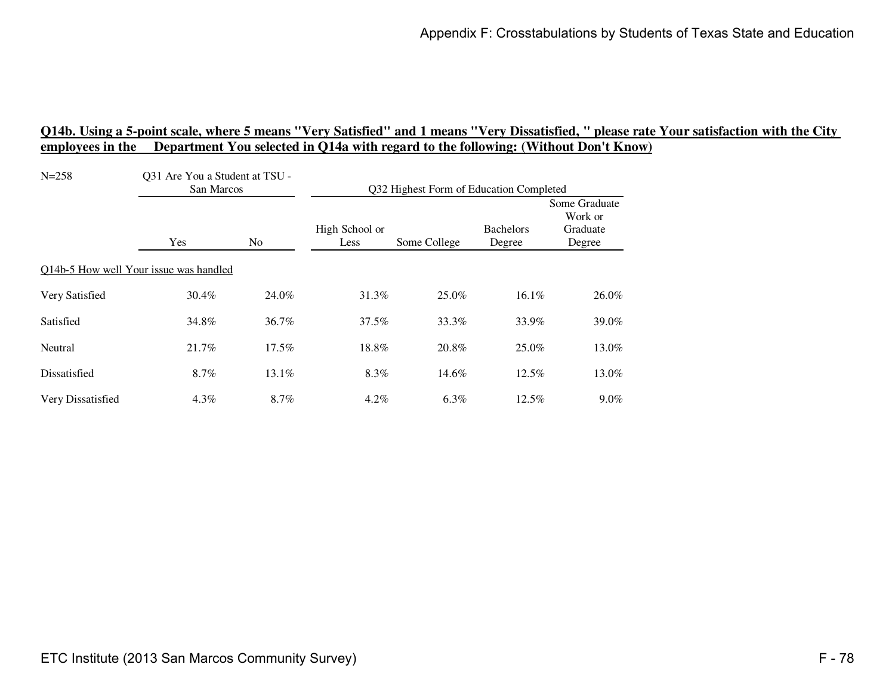**Q14b. Using a 5-point scale, where 5 means "Very Satisfied" and 1 means "Very Dissatisfied, " please rate Your satisfaction with the City employees in the Department You selected in Q14a with regard to the following: (Without Don't Know)**

| N=258 | Q31 Are You a Student at TSU - San Marcos | | Q32 Highest Form of Education Completed | | | |
|---|---|---|---|---|---|---|
| | Yes | No | High School or Less | Some College | Bachelors Degree | Some Graduate Work or Graduate Degree |
| Q14b-5 How well Your issue was handled | | | | | | |
| Very Satisfied | 30.4% | 24.0% | 31.3% | 25.0% | 16.1% | 26.0% |
| Satisfied | 34.8% | 36.7% | 37.5% | 33.3% | 33.9% | 39.0% |
| Neutral | 21.7% | 17.5% | 18.8% | 20.8% | 25.0% | 13.0% |
| Dissatisfied | 8.7% | 13.1% | 8.3% | 14.6% | 12.5% | 13.0% |
| Very Dissatisfied | 4.3% | 8.7% | 4.2% | 6.3% | 12.5% | 9.0% |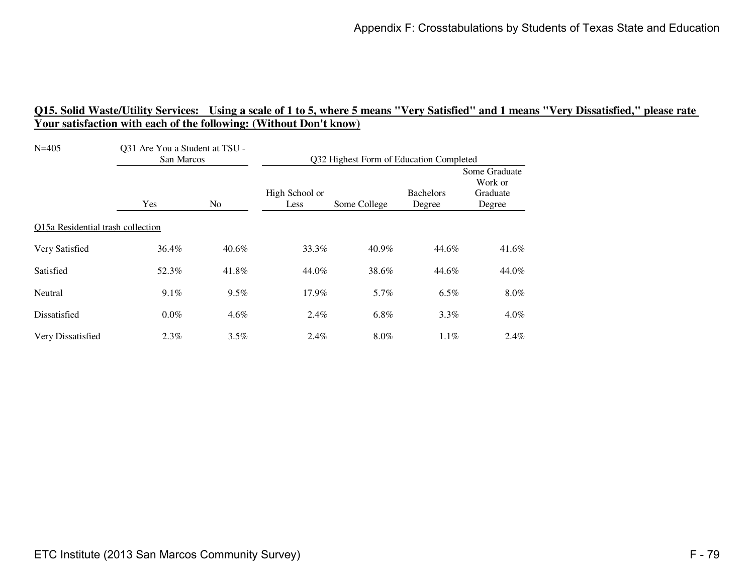**Q15. Solid Waste/Utility Services: Using a scale of 1 to 5, where 5 means "Very Satisfied" and 1 means "Very Dissatisfied," please rate Your satisfaction with each of the following: (Without Don't know)**

| N=405 | Q31 Are You a Student at TSU - San Marcos | | Q32 Highest Form of Education Completed | | | |
|---|---|---|---|---|---|---|
| | Yes | No | High School or Less | Some College | Bachelors Degree | Some Graduate Work or Graduate Degree |
| Q15a Residential trash collection | | | | | | |
| Very Satisfied | 36.4% | 40.6% | 33.3% | 40.9% | 44.6% | 41.6% |
| Satisfied | 52.3% | 41.8% | 44.0% | 38.6% | 44.6% | 44.0% |
| Neutral | 9.1% | 9.5% | 17.9% | 5.7% | 6.5% | 8.0% |
| Dissatisfied | 0.0% | 4.6% | 2.4% | 6.8% | 3.3% | 4.0% |
| Very Dissatisfied | 2.3% | 3.5% | 2.4% | 8.0% | 1.1% | 2.4% |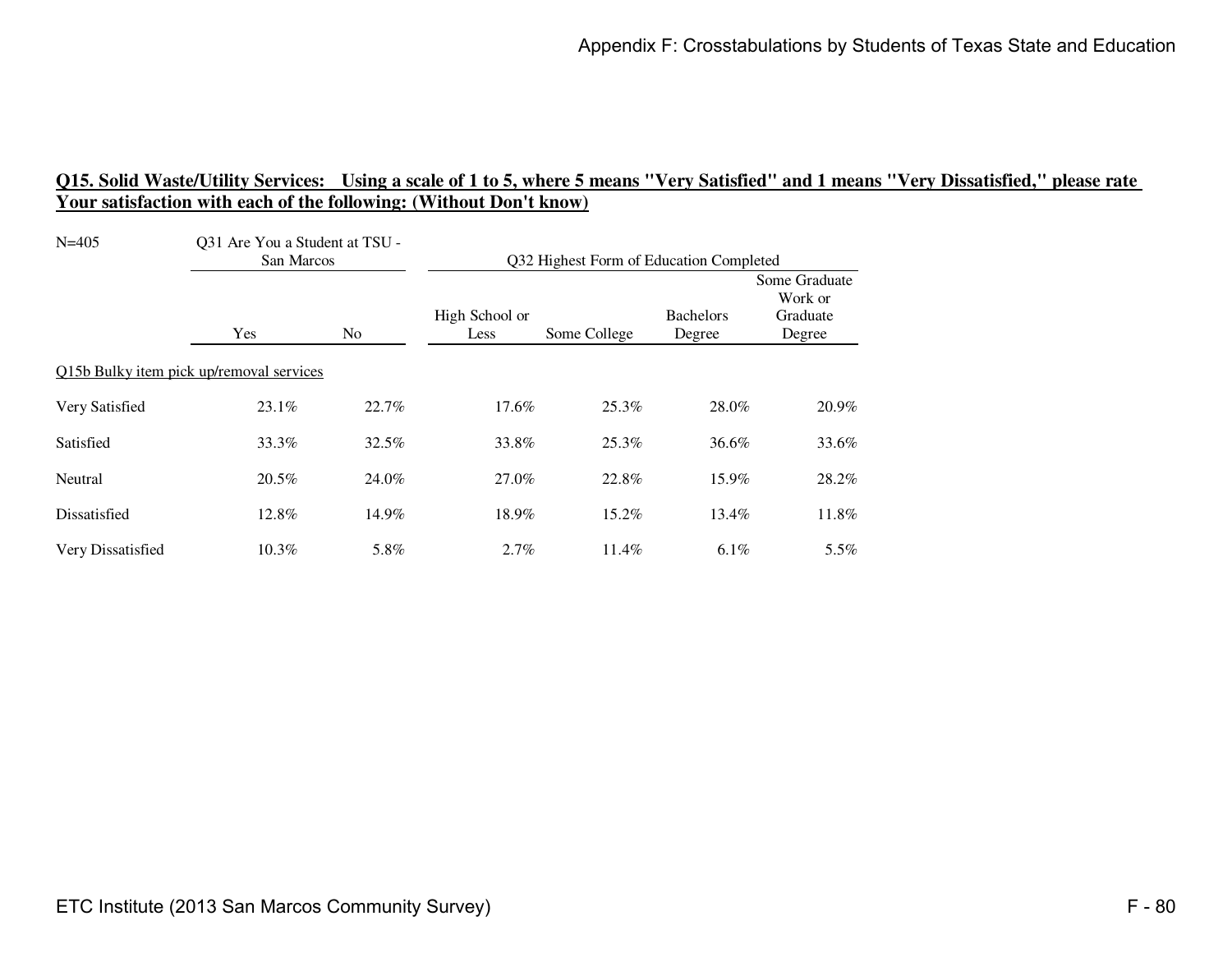## Q15. Solid Waste/Utility Services: Using a scale of 1 to 5, where 5 means "Very Satisfied" and 1 means "Very Dissatisfied," please rate Your satisfaction with each of the following: (Without Don't know)

| N=405 | Q31 Are You a Student at TSU - San Marcos | | Q32 Highest Form of Education Completed | | | |
|---|---|---|---|---|---|---|
| | Yes | No | High School or Less | Some College | Bachelors Degree | Some Graduate Work or Graduate Degree |
| Q15b Bulky item pick up/removal services | | | | | | |
| Very Satisfied | 23.1% | 22.7% | 17.6% | 25.3% | 28.0% | 20.9% |
| Satisfied | 33.3% | 32.5% | 33.8% | 25.3% | 36.6% | 33.6% |
| Neutral | 20.5% | 24.0% | 27.0% | 22.8% | 15.9% | 28.2% |
| Dissatisfied | 12.8% | 14.9% | 18.9% | 15.2% | 13.4% | 11.8% |
| Very Dissatisfied | 10.3% | 5.8% | 2.7% | 11.4% | 6.1% | 5.5% |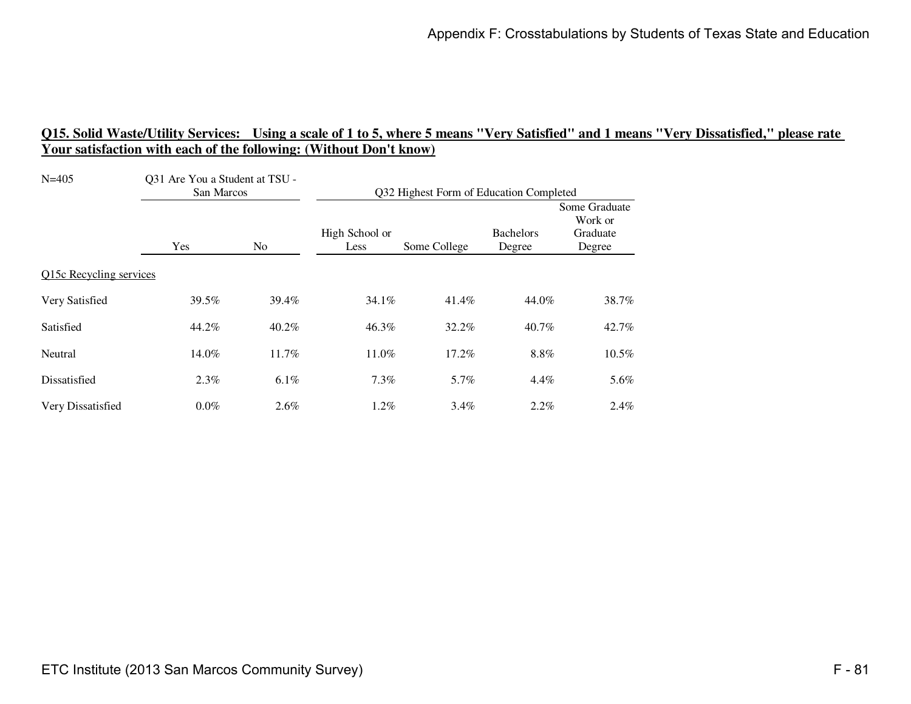## Q15. Solid Waste/Utility Services: Using a scale of 1 to 5, where 5 means "Very Satisfied" and 1 means "Very Dissatisfied," please rate Your satisfaction with each of the following: (Without Don't know)

| N=405 | Q31 Are You a Student at TSU - San Marcos | | Q32 Highest Form of Education Completed | | | |
|---|---|---|---|---|---|---|
| | Yes | No | High School or Less | Some College | Bachelors Degree | Some Graduate Work or Graduate Degree |
| Q15c Recycling services | | | | | | |
| Very Satisfied | 39.5% | 39.4% | 34.1% | 41.4% | 44.0% | 38.7% |
| Satisfied | 44.2% | 40.2% | 46.3% | 32.2% | 40.7% | 42.7% |
| Neutral | 14.0% | 11.7% | 11.0% | 17.2% | 8.8% | 10.5% |
| Dissatisfied | 2.3% | 6.1% | 7.3% | 5.7% | 4.4% | 5.6% |
| Very Dissatisfied | 0.0% | 2.6% | 1.2% | 3.4% | 2.2% | 2.4% |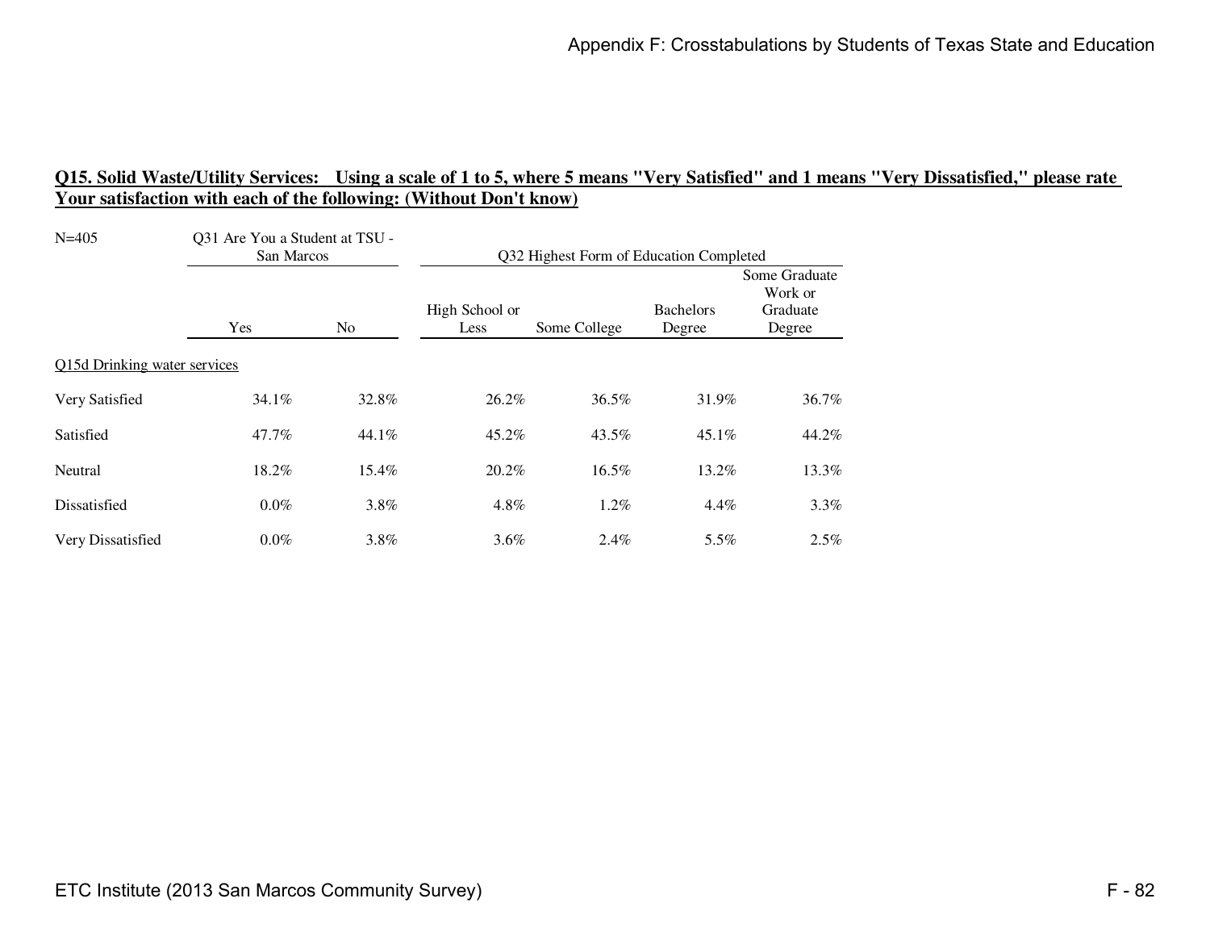## Q15. Solid Waste/Utility Services: Using a scale of 1 to 5, where 5 means "Very Satisfied" and 1 means "Very Dissatisfied," please rate Your satisfaction with each of the following: (Without Don't know)

| N=405 | Q31 Are You a Student at TSU - San Marcos | | Q32 Highest Form of Education Completed | | | |
|---|---|---|---|---|---|---|
| | Yes | No | High School or Less | Some College | Bachelors Degree | Some Graduate Work or Graduate Degree |
| Q15d Drinking water services | | | | | | |
| Very Satisfied | 34.1% | 32.8% | 26.2% | 36.5% | 31.9% | 36.7% |
| Satisfied | 47.7% | 44.1% | 45.2% | 43.5% | 45.1% | 44.2% |
| Neutral | 18.2% | 15.4% | 20.2% | 16.5% | 13.2% | 13.3% |
| Dissatisfied | 0.0% | 3.8% | 4.8% | 1.2% | 4.4% | 3.3% |
| Very Dissatisfied | 0.0% | 3.8% | 3.6% | 2.4% | 5.5% | 2.5% |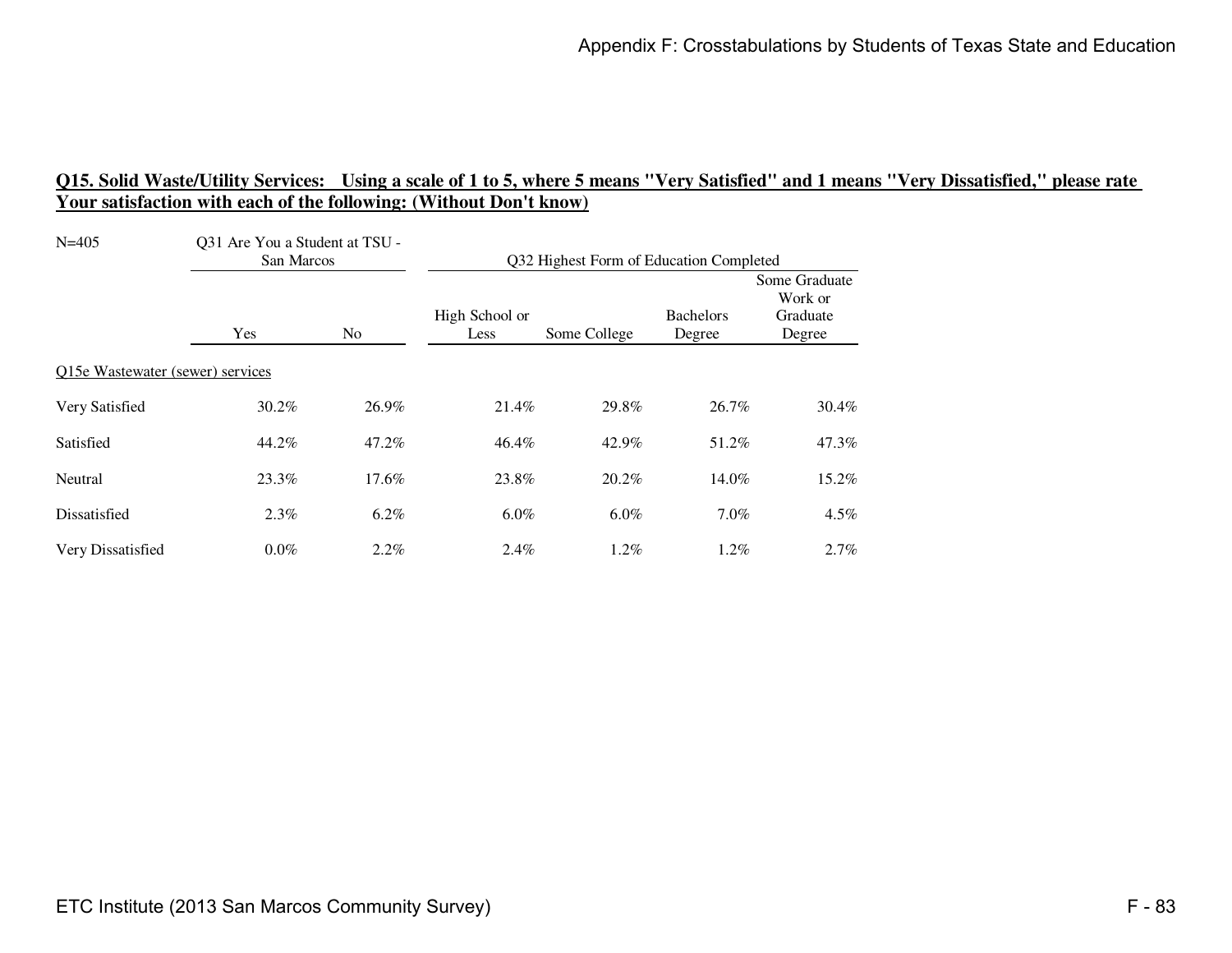**Q15. Solid Waste/Utility Services: Using a scale of 1 to 5, where 5 means "Very Satisfied" and 1 means "Very Dissatisfied," please rate Your satisfaction with each of the following: (Without Don't know)**

| N=405 | Q31 Are You a Student at TSU - San Marcos | | Q32 Highest Form of Education Completed | | | |
|---|---|---|---|---|---|---|
| | Yes | No | High School or Less | Some College | Bachelors Degree | Some Graduate Work or Graduate Degree |
| Q15e Wastewater (sewer) services | | | | | | |
| Very Satisfied | 30.2% | 26.9% | 21.4% | 29.8% | 26.7% | 30.4% |
| Satisfied | 44.2% | 47.2% | 46.4% | 42.9% | 51.2% | 47.3% |
| Neutral | 23.3% | 17.6% | 23.8% | 20.2% | 14.0% | 15.2% |
| Dissatisfied | 2.3% | 6.2% | 6.0% | 6.0% | 7.0% | 4.5% |
| Very Dissatisfied | 0.0% | 2.2% | 2.4% | 1.2% | 1.2% | 2.7% |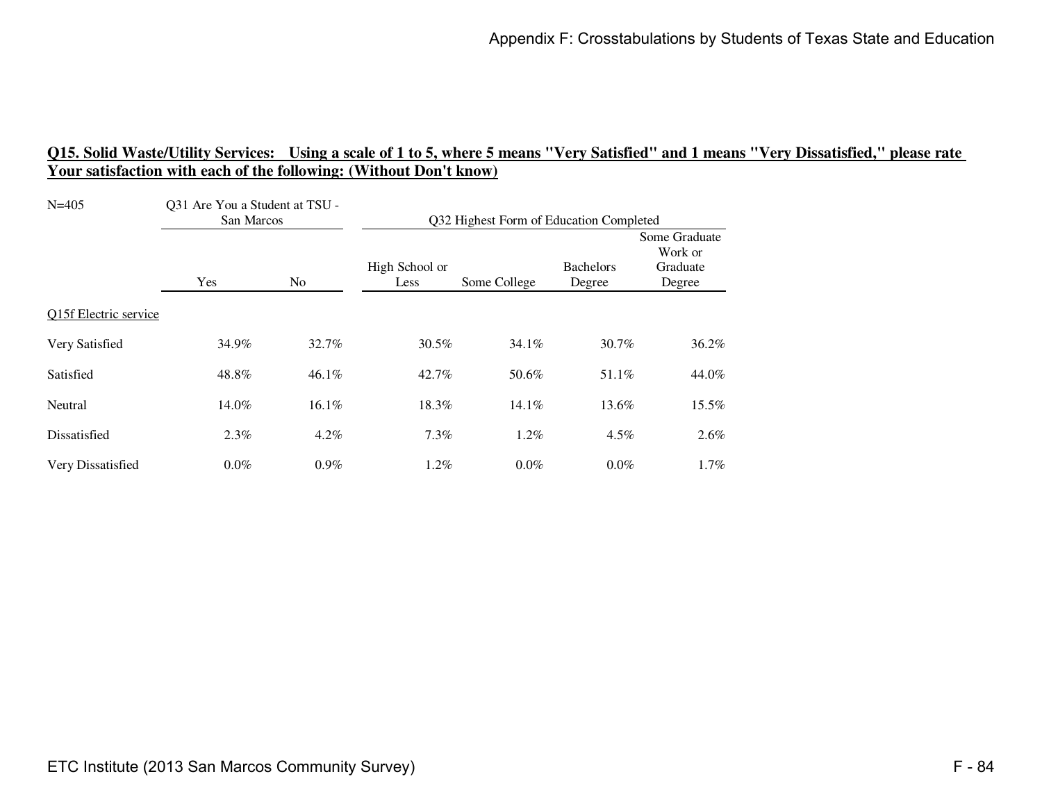## Q15. Solid Waste/Utility Services: Using a scale of 1 to 5, where 5 means "Very Satisfied" and 1 means "Very Dissatisfied," please rate Your satisfaction with each of the following: (Without Don't know)

| N=405 | Q31 Are You a Student at TSU - San Marcos | | Q32 Highest Form of Education Completed | | | |
|---|---|---|---|---|---|---|
| | Yes | No | High School or Less | Some College | Bachelors Degree | Some Graduate Work or Graduate Degree |
| Q15f Electric service | | | | | | |
| Very Satisfied | 34.9% | 32.7% | 30.5% | 34.1% | 30.7% | 36.2% |
| Satisfied | 48.8% | 46.1% | 42.7% | 50.6% | 51.1% | 44.0% |
| Neutral | 14.0% | 16.1% | 18.3% | 14.1% | 13.6% | 15.5% |
| Dissatisfied | 2.3% | 4.2% | 7.3% | 1.2% | 4.5% | 2.6% |
| Very Dissatisfied | 0.0% | 0.9% | 1.2% | 0.0% | 0.0% | 1.7% |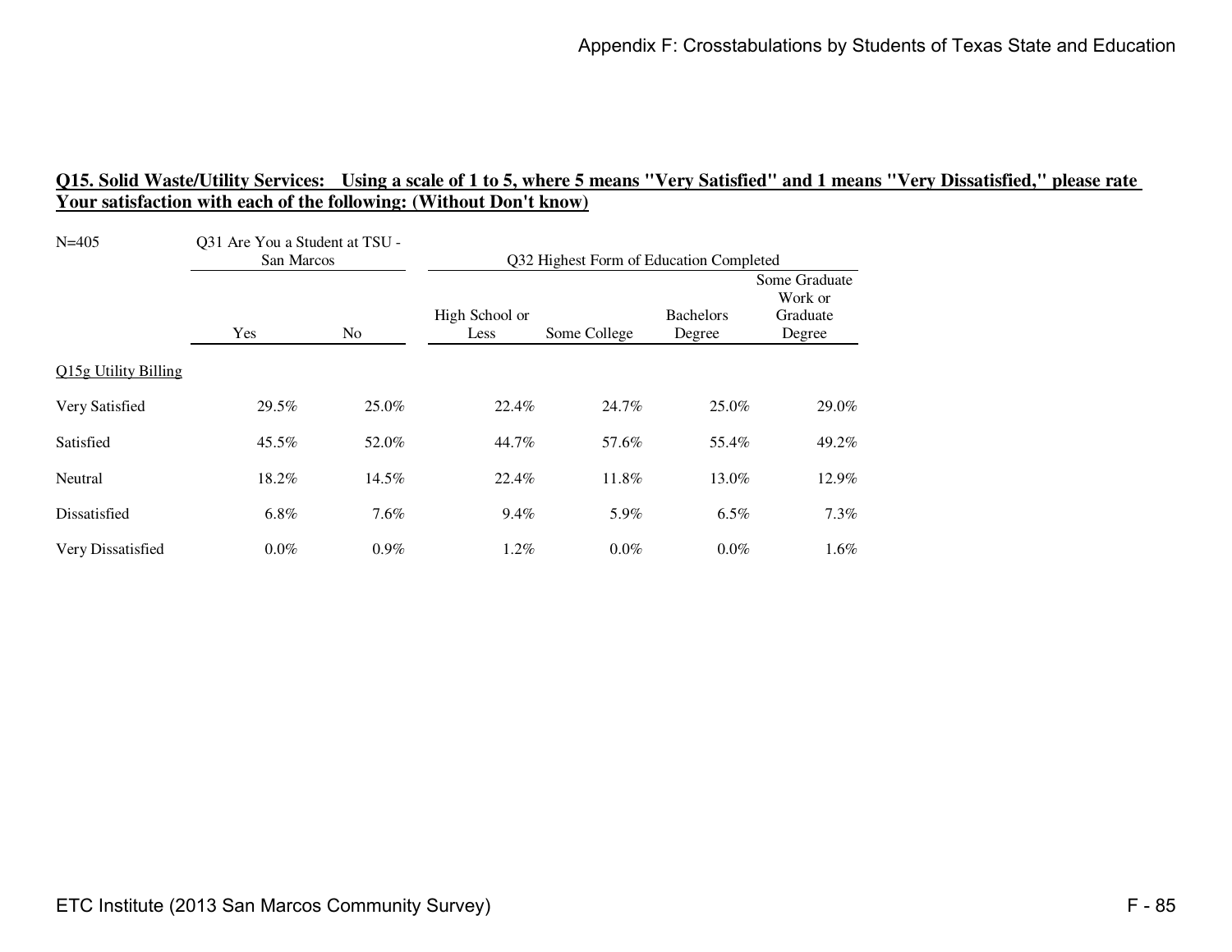## Q15. Solid Waste/Utility Services: Using a scale of 1 to 5, where 5 means "Very Satisfied" and 1 means "Very Dissatisfied," please rate Your satisfaction with each of the following: (Without Don't know)

| N=405 | Q31 Are You a Student at TSU - San Marcos | | Q32 Highest Form of Education Completed | | | |
|---|---|---|---|---|---|---|
| | Yes | No | High School or Less | Some College | Bachelors Degree | Some Graduate Work or Graduate Degree |
| Q15g Utility Billing | | | | | | |
| Very Satisfied | 29.5% | 25.0% | 22.4% | 24.7% | 25.0% | 29.0% |
| Satisfied | 45.5% | 52.0% | 44.7% | 57.6% | 55.4% | 49.2% |
| Neutral | 18.2% | 14.5% | 22.4% | 11.8% | 13.0% | 12.9% |
| Dissatisfied | 6.8% | 7.6% | 9.4% | 5.9% | 6.5% | 7.3% |
| Very Dissatisfied | 0.0% | 0.9% | 1.2% | 0.0% | 0.0% | 1.6% |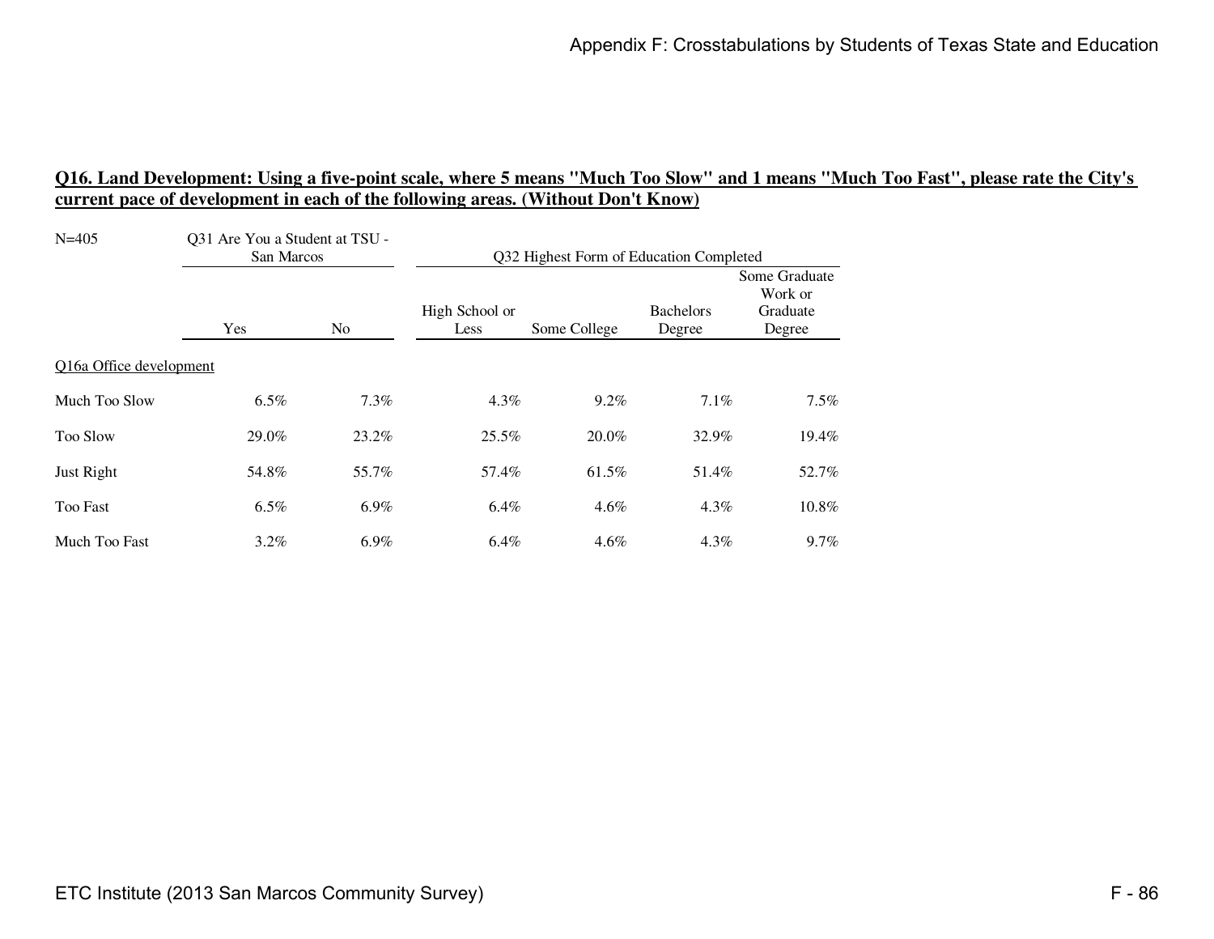**Q16. Land Development: Using a five-point scale, where 5 means "Much Too Slow" and 1 means "Much Too Fast", please rate the City's current pace of development in each of the following areas. (Without Don't Know)**

| N=405 | Q31 Are You a Student at TSU - San Marcos | | Q32 Highest Form of Education Completed | | | |
|---|---|---|---|---|---|---|
| | Yes | No | High School or Less | Some College | Bachelors Degree | Some Graduate Work or Graduate Degree |
| Q16a Office development | | | | | | |
| Much Too Slow | 6.5% | 7.3% | 4.3% | 9.2% | 7.1% | 7.5% |
| Too Slow | 29.0% | 23.2% | 25.5% | 20.0% | 32.9% | 19.4% |
| Just Right | 54.8% | 55.7% | 57.4% | 61.5% | 51.4% | 52.7% |
| Too Fast | 6.5% | 6.9% | 6.4% | 4.6% | 4.3% | 10.8% |
| Much Too Fast | 3.2% | 6.9% | 6.4% | 4.6% | 4.3% | 9.7% |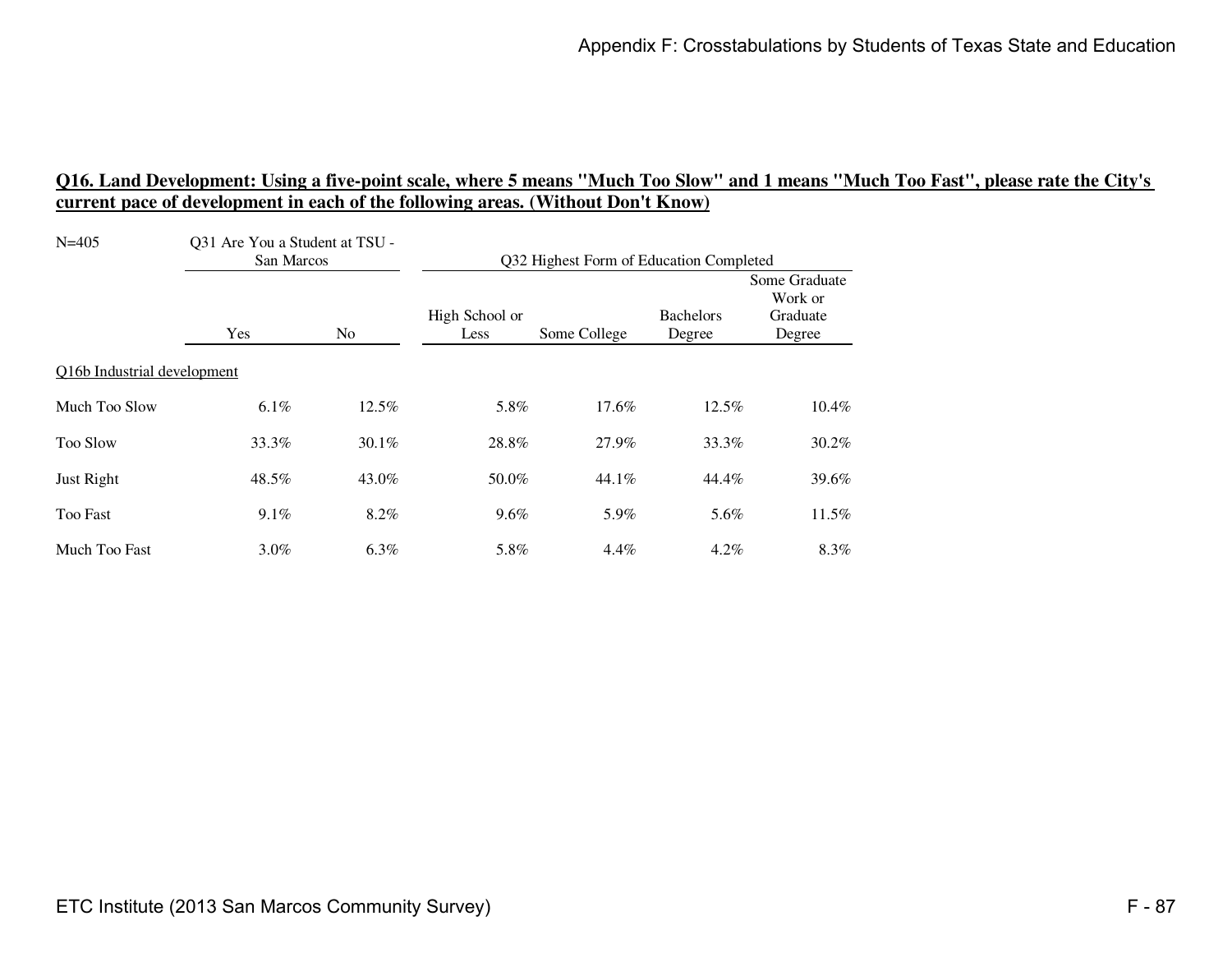## Q16. Land Development: Using a five-point scale, where 5 means "Much Too Slow" and 1 means "Much Too Fast", please rate the City's current pace of development in each of the following areas. (Without Don't Know)

| N=405 | Q31 Are You a Student at TSU - San Marcos | | Q32 Highest Form of Education Completed | | | |
|---|---|---|---|---|---|---|
| | Yes | No | High School or Less | Some College | Bachelors Degree | Some Graduate Work or Graduate Degree |
| Q16b Industrial development | | | | | | |
| Much Too Slow | 6.1% | 12.5% | 5.8% | 17.6% | 12.5% | 10.4% |
| Too Slow | 33.3% | 30.1% | 28.8% | 27.9% | 33.3% | 30.2% |
| Just Right | 48.5% | 43.0% | 50.0% | 44.1% | 44.4% | 39.6% |
| Too Fast | 9.1% | 8.2% | 9.6% | 5.9% | 5.6% | 11.5% |
| Much Too Fast | 3.0% | 6.3% | 5.8% | 4.4% | 4.2% | 8.3% |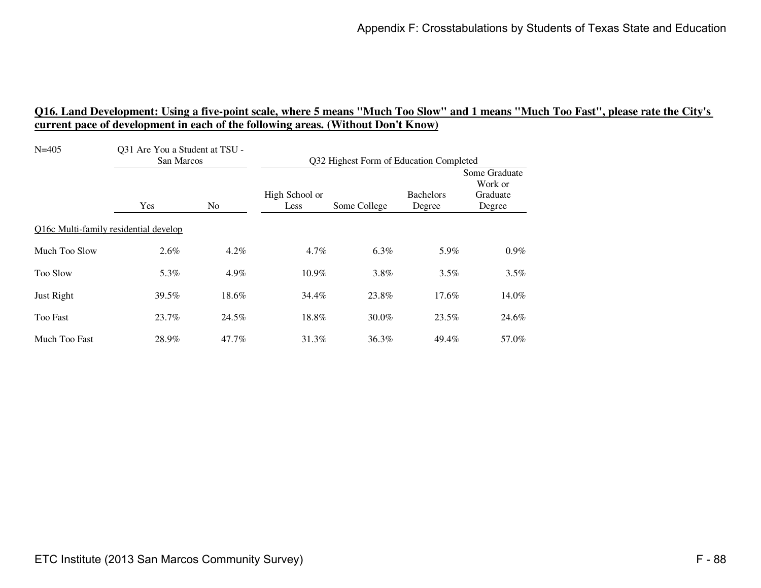## Q16. Land Development: Using a five-point scale, where 5 means "Much Too Slow" and 1 means "Much Too Fast", please rate the City's current pace of development in each of the following areas. (Without Don't Know)

| N=405 | Q31 Are You a Student at TSU - San Marcos | | Q32 Highest Form of Education Completed | | | |
|---|---|---|---|---|---|---|
| | Yes | No | High School or Less | Some College | Bachelors Degree | Some Graduate Work or Graduate Degree |
| Q16c Multi-family residential develop | | | | | | |
| Much Too Slow | 2.6% | 4.2% | 4.7% | 6.3% | 5.9% | 0.9% |
| Too Slow | 5.3% | 4.9% | 10.9% | 3.8% | 3.5% | 3.5% |
| Just Right | 39.5% | 18.6% | 34.4% | 23.8% | 17.6% | 14.0% |
| Too Fast | 23.7% | 24.5% | 18.8% | 30.0% | 23.5% | 24.6% |
| Much Too Fast | 28.9% | 47.7% | 31.3% | 36.3% | 49.4% | 57.0% |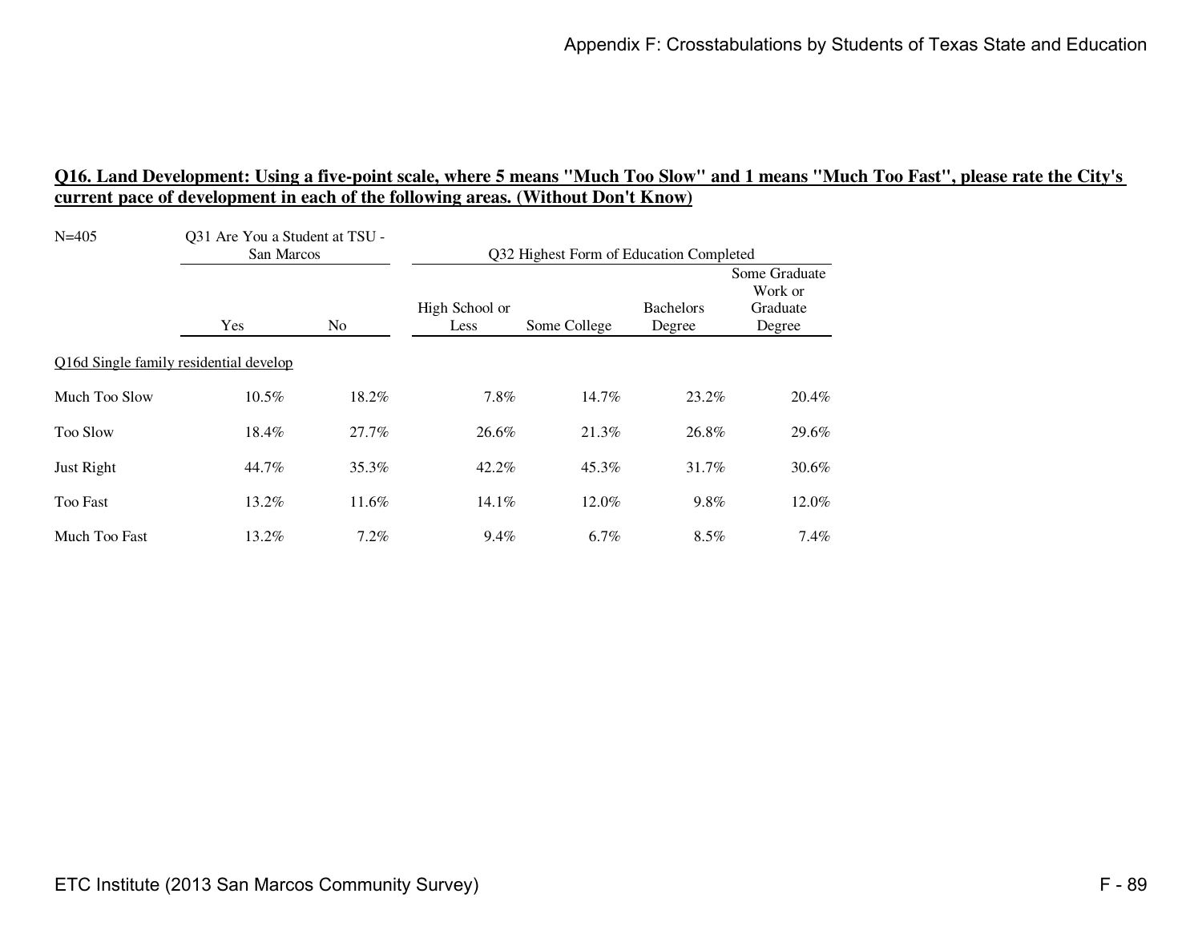## Q16. Land Development: Using a five-point scale, where 5 means "Much Too Slow" and 1 means "Much Too Fast", please rate the City's current pace of development in each of the following areas. (Without Don't Know)

| N=405 | Q31 Are You a Student at TSU - San Marcos | | Q32 Highest Form of Education Completed | | | |
|---|---|---|---|---|---|---|
| | Yes | No | High School or Less | Some College | Bachelors Degree | Some Graduate Work or Graduate Degree |
| Q16d Single family residential develop | | | | | | |
| Much Too Slow | 10.5% | 18.2% | 7.8% | 14.7% | 23.2% | 20.4% |
| Too Slow | 18.4% | 27.7% | 26.6% | 21.3% | 26.8% | 29.6% |
| Just Right | 44.7% | 35.3% | 42.2% | 45.3% | 31.7% | 30.6% |
| Too Fast | 13.2% | 11.6% | 14.1% | 12.0% | 9.8% | 12.0% |
| Much Too Fast | 13.2% | 7.2% | 9.4% | 6.7% | 8.5% | 7.4% |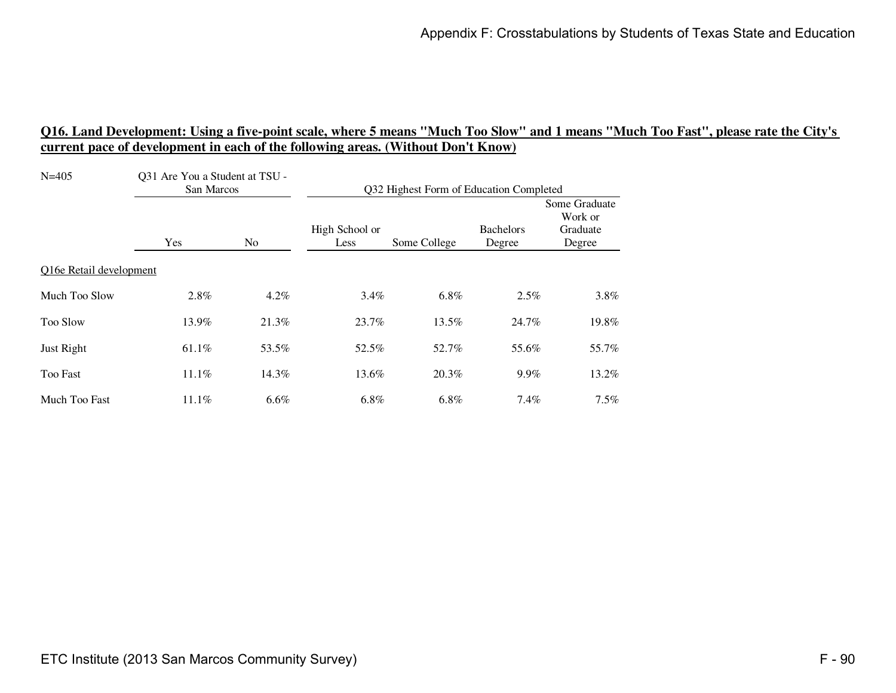## Q16. Land Development: Using a five-point scale, where 5 means "Much Too Slow" and 1 means "Much Too Fast", please rate the City's current pace of development in each of the following areas. (Without Don't Know)

| N=405 | Q31 Are You a Student at TSU - San Marcos | | Q32 Highest Form of Education Completed | | | |
|---|---|---|---|---|---|---|
| | Yes | No | High School or Less | Some College | Bachelors Degree | Some Graduate Work or Graduate Degree |
| Q16e Retail development | | | | | | |
| Much Too Slow | 2.8% | 4.2% | 3.4% | 6.8% | 2.5% | 3.8% |
| Too Slow | 13.9% | 21.3% | 23.7% | 13.5% | 24.7% | 19.8% |
| Just Right | 61.1% | 53.5% | 52.5% | 52.7% | 55.6% | 55.7% |
| Too Fast | 11.1% | 14.3% | 13.6% | 20.3% | 9.9% | 13.2% |
| Much Too Fast | 11.1% | 6.6% | 6.8% | 6.8% | 7.4% | 7.5% |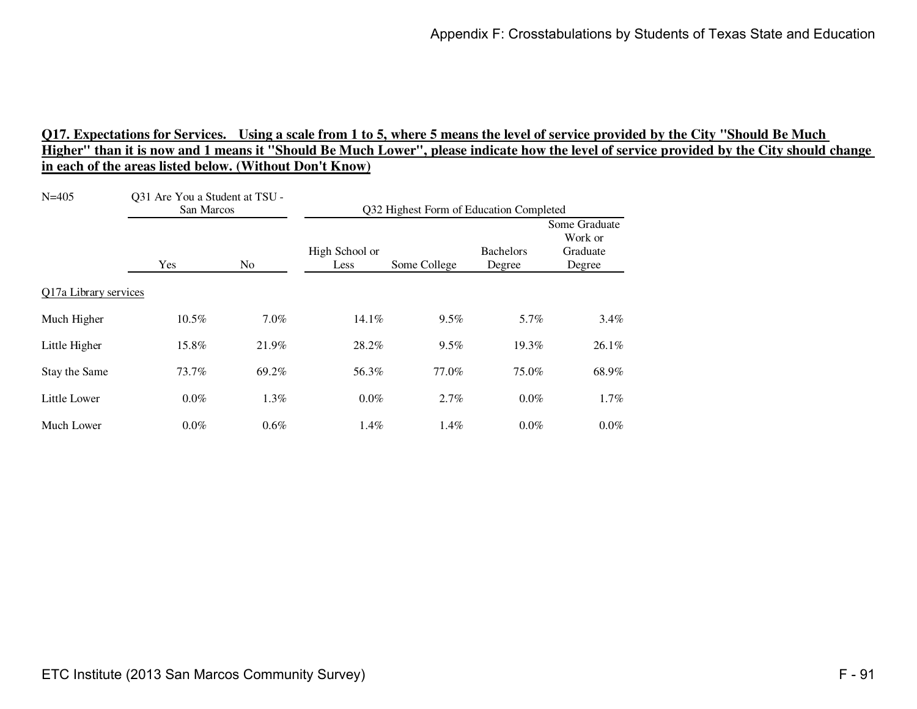**Q17. Expectations for Services. Using a scale from 1 to 5, where 5 means the level of service provided by the City "Should Be Much Higher" than it is now and 1 means it "Should Be Much Lower", please indicate how the level of service provided by the City should change in each of the areas listed below. (Without Don't Know)**

| N=405 | Q31 Are You a Student at TSU - San Marcos | | Q32 Highest Form of Education Completed | | | |
|---|---|---|---|---|---|---|
| | Yes | No | High School or Less | Some College | Bachelors Degree | Some Graduate Work or Graduate Degree |
| Q17a Library services | | | | | | |
| Much Higher | 10.5% | 7.0% | 14.1% | 9.5% | 5.7% | 3.4% |
| Little Higher | 15.8% | 21.9% | 28.2% | 9.5% | 19.3% | 26.1% |
| Stay the Same | 73.7% | 69.2% | 56.3% | 77.0% | 75.0% | 68.9% |
| Little Lower | 0.0% | 1.3% | 0.0% | 2.7% | 0.0% | 1.7% |
| Much Lower | 0.0% | 0.6% | 1.4% | 1.4% | 0.0% | 0.0% |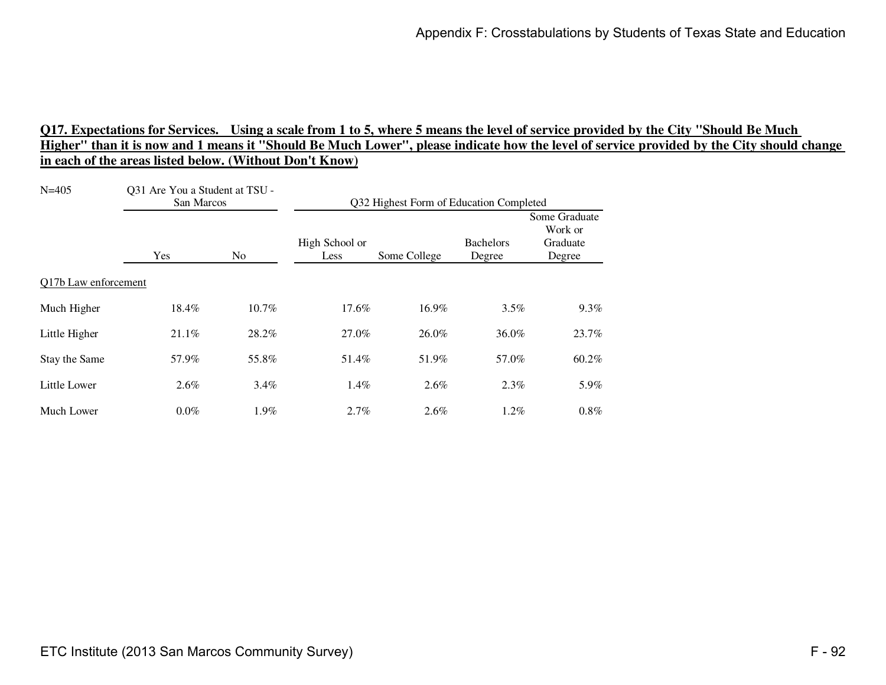**Q17. Expectations for Services. Using a scale from 1 to 5, where 5 means the level of service provided by the City "Should Be Much Higher" than it is now and 1 means it "Should Be Much Lower", please indicate how the level of service provided by the City should change in each of the areas listed below. (Without Don't Know)**

| N=405 | Q31 Are You a Student at TSU - San Marcos | | Q32 Highest Form of Education Completed | | | |
|---|---|---|---|---|---|---|
| | Yes | No | High School or Less | Some College | Bachelors Degree | Some Graduate Work or Graduate Degree |
| Q17b Law enforcement | | | | | | |
| Much Higher | 18.4% | 10.7% | 17.6% | 16.9% | 3.5% | 9.3% |
| Little Higher | 21.1% | 28.2% | 27.0% | 26.0% | 36.0% | 23.7% |
| Stay the Same | 57.9% | 55.8% | 51.4% | 51.9% | 57.0% | 60.2% |
| Little Lower | 2.6% | 3.4% | 1.4% | 2.6% | 2.3% | 5.9% |
| Much Lower | 0.0% | 1.9% | 2.7% | 2.6% | 1.2% | 0.8% |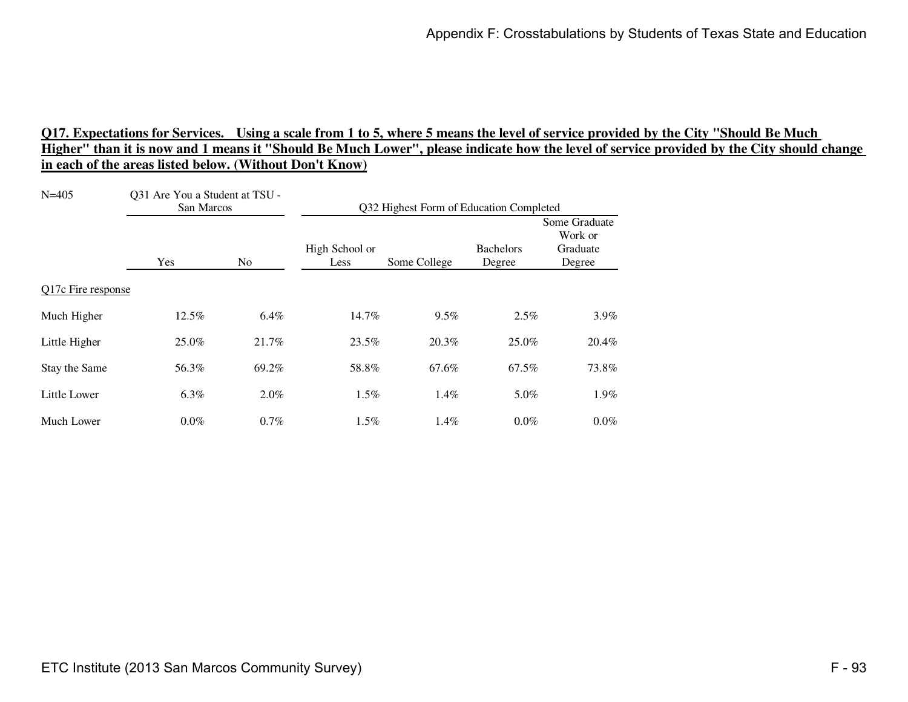**Q17. Expectations for Services. Using a scale from 1 to 5, where 5 means the level of service provided by the City "Should Be Much Higher" than it is now and 1 means it "Should Be Much Lower", please indicate how the level of service provided by the City should change in each of the areas listed below. (Without Don't Know)**

| N=405 | Q31 Are You a Student at TSU - San Marcos | | Q32 Highest Form of Education Completed | | | |
|---|---|---|---|---|---|---|
| | Yes | No | High School or Less | Some College | Bachelors Degree | Some Graduate Work or Graduate Degree |
| Q17c Fire response | | | | | | |
| Much Higher | 12.5% | 6.4% | 14.7% | 9.5% | 2.5% | 3.9% |
| Little Higher | 25.0% | 21.7% | 23.5% | 20.3% | 25.0% | 20.4% |
| Stay the Same | 56.3% | 69.2% | 58.8% | 67.6% | 67.5% | 73.8% |
| Little Lower | 6.3% | 2.0% | 1.5% | 1.4% | 5.0% | 1.9% |
| Much Lower | 0.0% | 0.7% | 1.5% | 1.4% | 0.0% | 0.0% |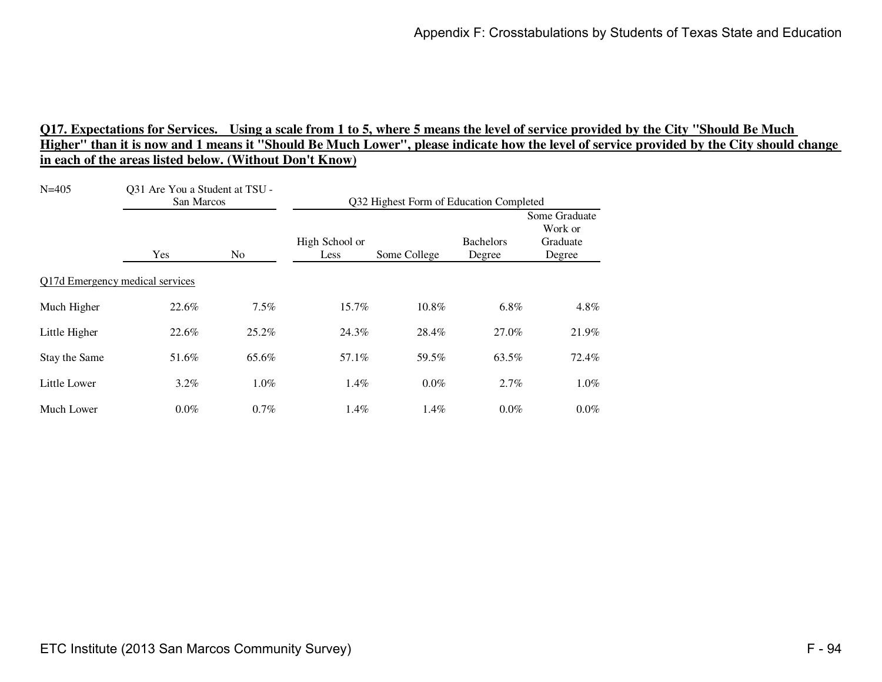## Q17. Expectations for Services. Using a scale from 1 to 5, where 5 means the level of service provided by the City "Should Be Much Higher" than it is now and 1 means it "Should Be Much Lower", please indicate how the level of service provided by the City should change in each of the areas listed below. (Without Don't Know)

| N=405 | Q31 Are You a Student at TSU - San Marcos | | Q32 Highest Form of Education Completed | | | |
|---|---|---|---|---|---|---|
| | Yes | No | High School or Less | Some College | Bachelors Degree | Some Graduate Work or Graduate Degree |
| Q17d Emergency medical services | | | | | | |
| Much Higher | 22.6% | 7.5% | 15.7% | 10.8% | 6.8% | 4.8% |
| Little Higher | 22.6% | 25.2% | 24.3% | 28.4% | 27.0% | 21.9% |
| Stay the Same | 51.6% | 65.6% | 57.1% | 59.5% | 63.5% | 72.4% |
| Little Lower | 3.2% | 1.0% | 1.4% | 0.0% | 2.7% | 1.0% |
| Much Lower | 0.0% | 0.7% | 1.4% | 1.4% | 0.0% | 0.0% |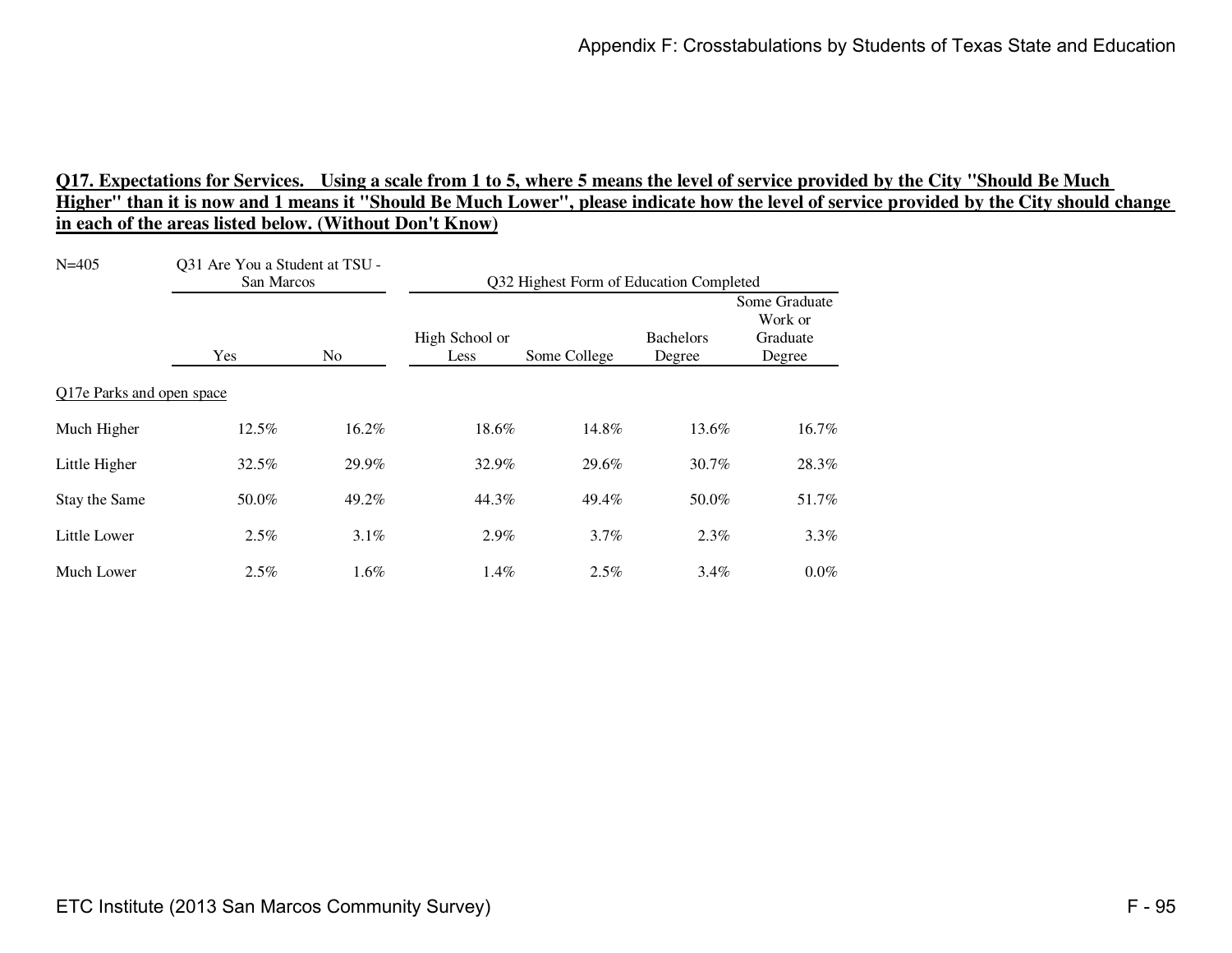**Q17. Expectations for Services. Using a scale from 1 to 5, where 5 means the level of service provided by the City "Should Be Much Higher" than it is now and 1 means it "Should Be Much Lower", please indicate how the level of service provided by the City should change in each of the areas listed below. (Without Don't Know)**

N=405

| | Q31 Are You a Student at TSU - San Marcos | | Q32 Highest Form of Education Completed | | | |
|---|---|---|---|---|---|---|
| | Yes | No | High School or Less | Some College | Bachelors Degree | Some Graduate Work or Graduate Degree |
| Q17e Parks and open space | | | | | | |
| Much Higher | 12.5% | 16.2% | 18.6% | 14.8% | 13.6% | 16.7% |
| Little Higher | 32.5% | 29.9% | 32.9% | 29.6% | 30.7% | 28.3% |
| Stay the Same | 50.0% | 49.2% | 44.3% | 49.4% | 50.0% | 51.7% |
| Little Lower | 2.5% | 3.1% | 2.9% | 3.7% | 2.3% | 3.3% |
| Much Lower | 2.5% | 1.6% | 1.4% | 2.5% | 3.4% | 0.0% |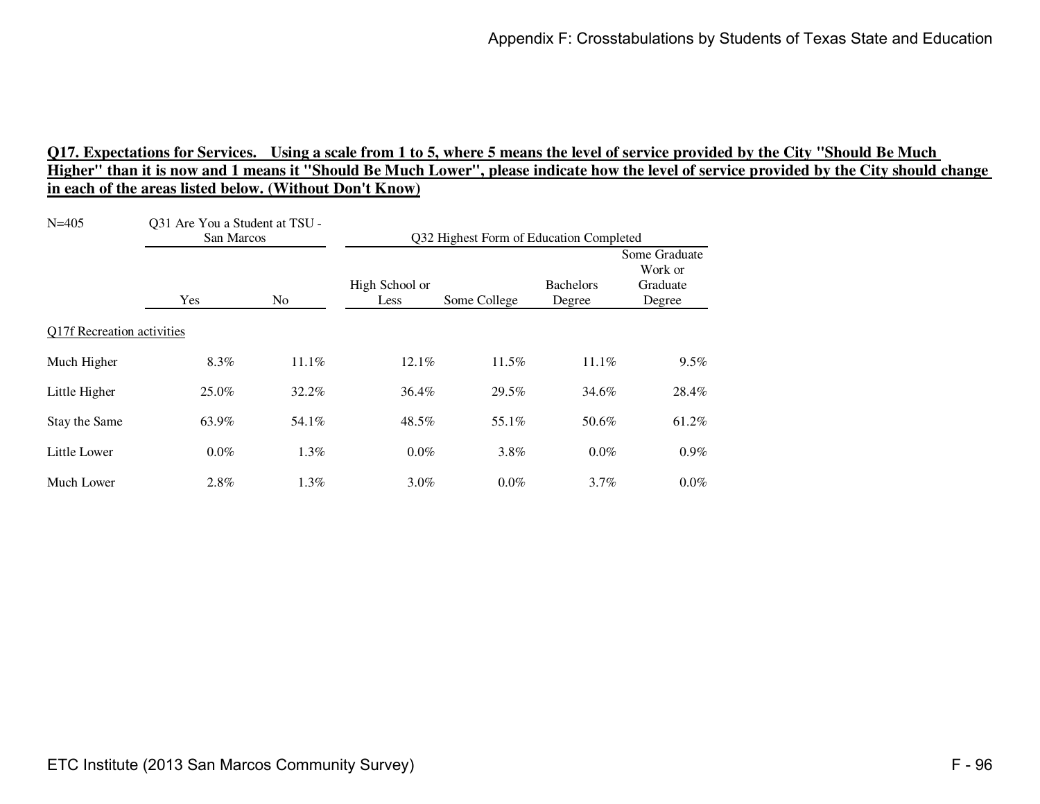**Q17. Expectations for Services. Using a scale from 1 to 5, where 5 means the level of service provided by the City "Should Be Much Higher" than it is now and 1 means it "Should Be Much Lower", please indicate how the level of service provided by the City should change in each of the areas listed below. (Without Don't Know)**

| N=405 | Q31 Are You a Student at TSU - San Marcos | | Q32 Highest Form of Education Completed | | | |
|---|---|---|---|---|---|---|
| | Yes | No | High School or Less | Some College | Bachelors Degree | Some Graduate Work or Graduate Degree |
| Q17f Recreation activities | | | | | | |
| Much Higher | 8.3% | 11.1% | 12.1% | 11.5% | 11.1% | 9.5% |
| Little Higher | 25.0% | 32.2% | 36.4% | 29.5% | 34.6% | 28.4% |
| Stay the Same | 63.9% | 54.1% | 48.5% | 55.1% | 50.6% | 61.2% |
| Little Lower | 0.0% | 1.3% | 0.0% | 3.8% | 0.0% | 0.9% |
| Much Lower | 2.8% | 1.3% | 3.0% | 0.0% | 3.7% | 0.0% |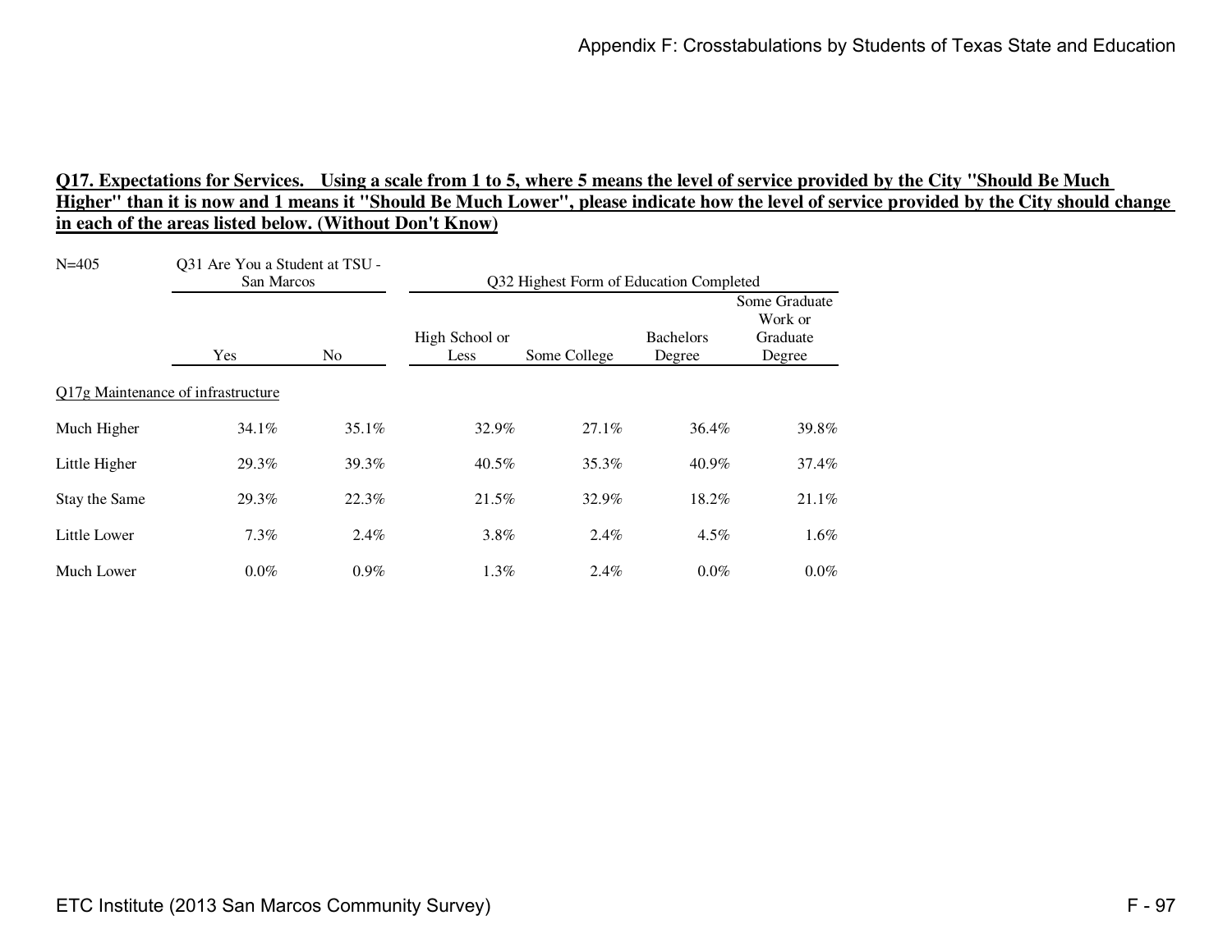**Q17. Expectations for Services. Using a scale from 1 to 5, where 5 means the level of service provided by the City "Should Be Much Higher" than it is now and 1 means it "Should Be Much Lower", please indicate how the level of service provided by the City should change in each of the areas listed below. (Without Don't Know)**

| N=405 | Q31 Are You a Student at TSU - San Marcos | | Q32 Highest Form of Education Completed | | | |
|---|---|---|---|---|---|---|
| | Yes | No | High School or Less | Some College | Bachelors Degree | Some Graduate Work or Graduate Degree |
| Q17g Maintenance of infrastructure | | | | | | |
| Much Higher | 34.1% | 35.1% | 32.9% | 27.1% | 36.4% | 39.8% |
| Little Higher | 29.3% | 39.3% | 40.5% | 35.3% | 40.9% | 37.4% |
| Stay the Same | 29.3% | 22.3% | 21.5% | 32.9% | 18.2% | 21.1% |
| Little Lower | 7.3% | 2.4% | 3.8% | 2.4% | 4.5% | 1.6% |
| Much Lower | 0.0% | 0.9% | 1.3% | 2.4% | 0.0% | 0.0% |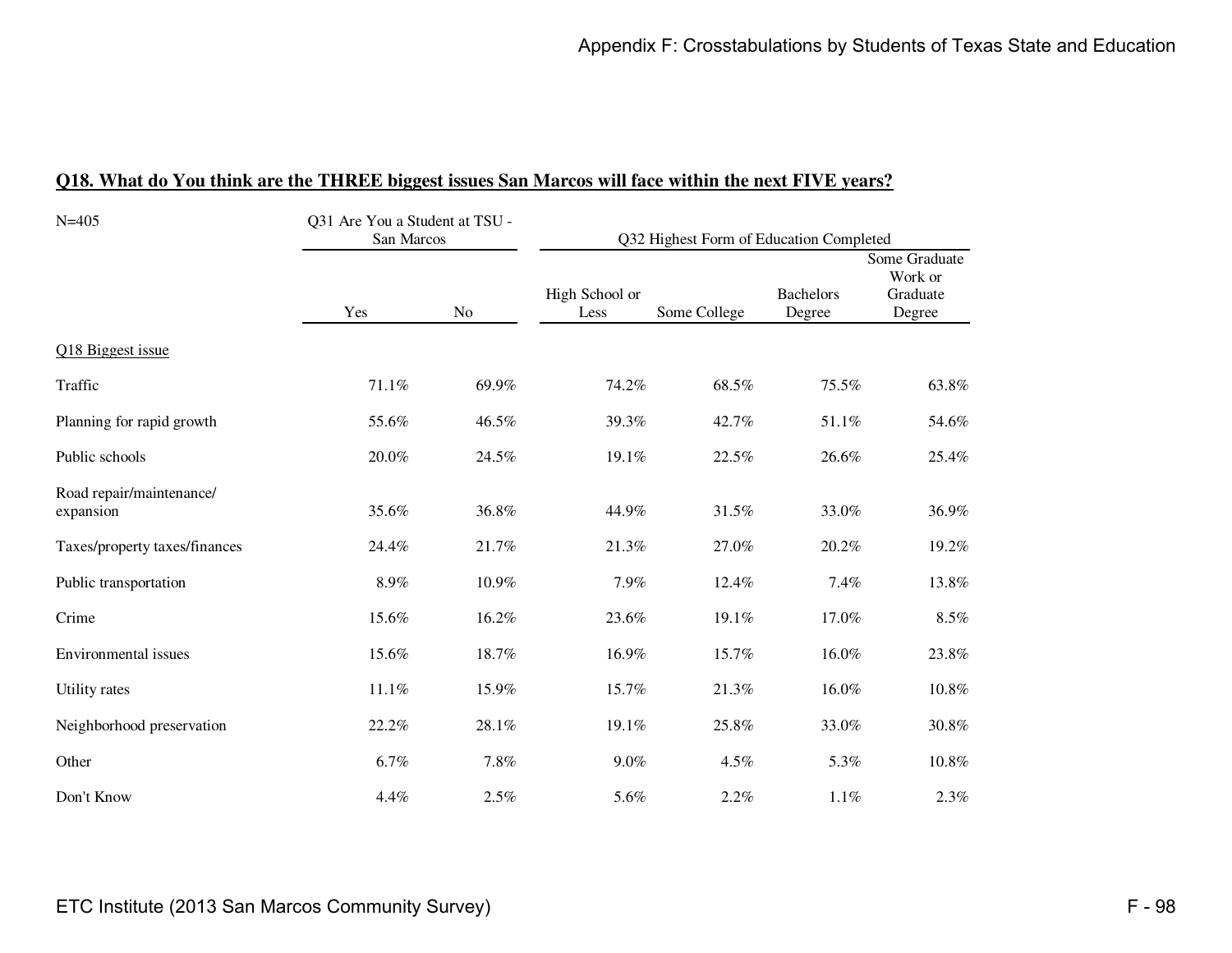## Q18. What do You think are the THREE biggest issues San Marcos will face within the next FIVE years?

N=405

| | Q31 Are You a Student at TSU - San Marcos | | Q32 Highest Form of Education Completed | | | |
|---|---|---|---|---|---|---|
| | Yes | No | High School or Less | Some College | Bachelors Degree | Some Graduate Work or Graduate Degree |
| Q18 Biggest issue | | | | | | |
| Traffic | 71.1% | 69.9% | 74.2% | 68.5% | 75.5% | 63.8% |
| Planning for rapid growth | 55.6% | 46.5% | 39.3% | 42.7% | 51.1% | 54.6% |
| Public schools | 20.0% | 24.5% | 19.1% | 22.5% | 26.6% | 25.4% |
| Road repair/maintenance/ expansion | 35.6% | 36.8% | 44.9% | 31.5% | 33.0% | 36.9% |
| Taxes/property taxes/finances | 24.4% | 21.7% | 21.3% | 27.0% | 20.2% | 19.2% |
| Public transportation | 8.9% | 10.9% | 7.9% | 12.4% | 7.4% | 13.8% |
| Crime | 15.6% | 16.2% | 23.6% | 19.1% | 17.0% | 8.5% |
| Environmental issues | 15.6% | 18.7% | 16.9% | 15.7% | 16.0% | 23.8% |
| Utility rates | 11.1% | 15.9% | 15.7% | 21.3% | 16.0% | 10.8% |
| Neighborhood preservation | 22.2% | 28.1% | 19.1% | 25.8% | 33.0% | 30.8% |
| Other | 6.7% | 7.8% | 9.0% | 4.5% | 5.3% | 10.8% |
| Don't Know | 4.4% | 2.5% | 5.6% | 2.2% | 1.1% | 2.3% |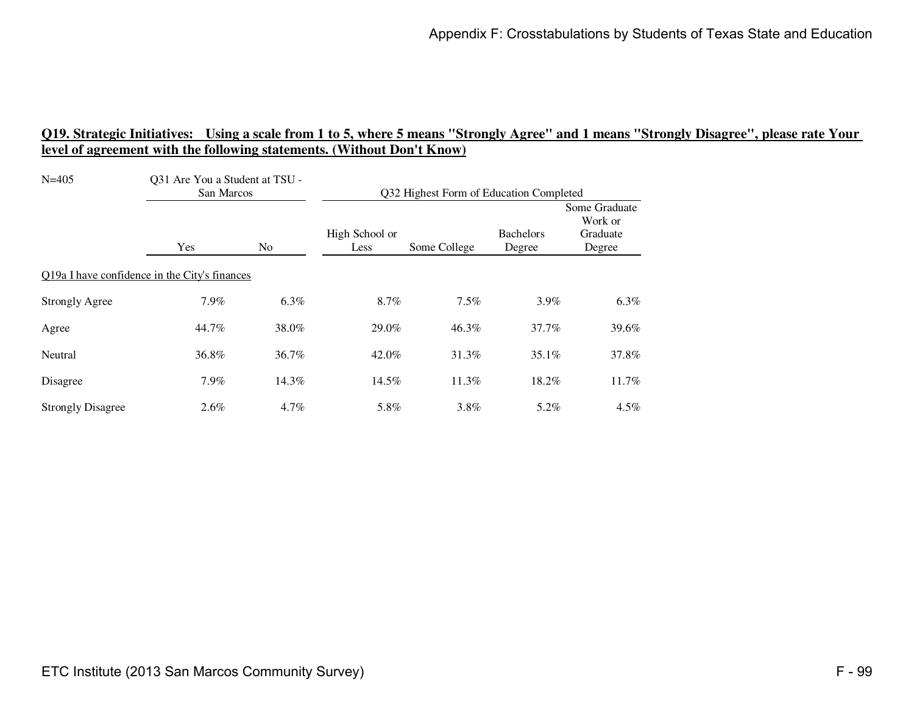## Q19. Strategic Initiatives: Using a scale from 1 to 5, where 5 means "Strongly Agree" and 1 means "Strongly Disagree", please rate Your level of agreement with the following statements. (Without Don't Know)

N=405

| | Q31 Are You a Student at TSU - San Marcos | | Q32 Highest Form of Education Completed | | | |
|---|---|---|---|---|---|---|
| | Yes | No | High School or Less | Some College | Bachelors Degree | Some Graduate Work or Graduate Degree |
| Q19a I have confidence in the City's finances | | | | | | |
| Strongly Agree | 7.9% | 6.3% | 8.7% | 7.5% | 3.9% | 6.3% |
| Agree | 44.7% | 38.0% | 29.0% | 46.3% | 37.7% | 39.6% |
| Neutral | 36.8% | 36.7% | 42.0% | 31.3% | 35.1% | 37.8% |
| Disagree | 7.9% | 14.3% | 14.5% | 11.3% | 18.2% | 11.7% |
| Strongly Disagree | 2.6% | 4.7% | 5.8% | 3.8% | 5.2% | 4.5% |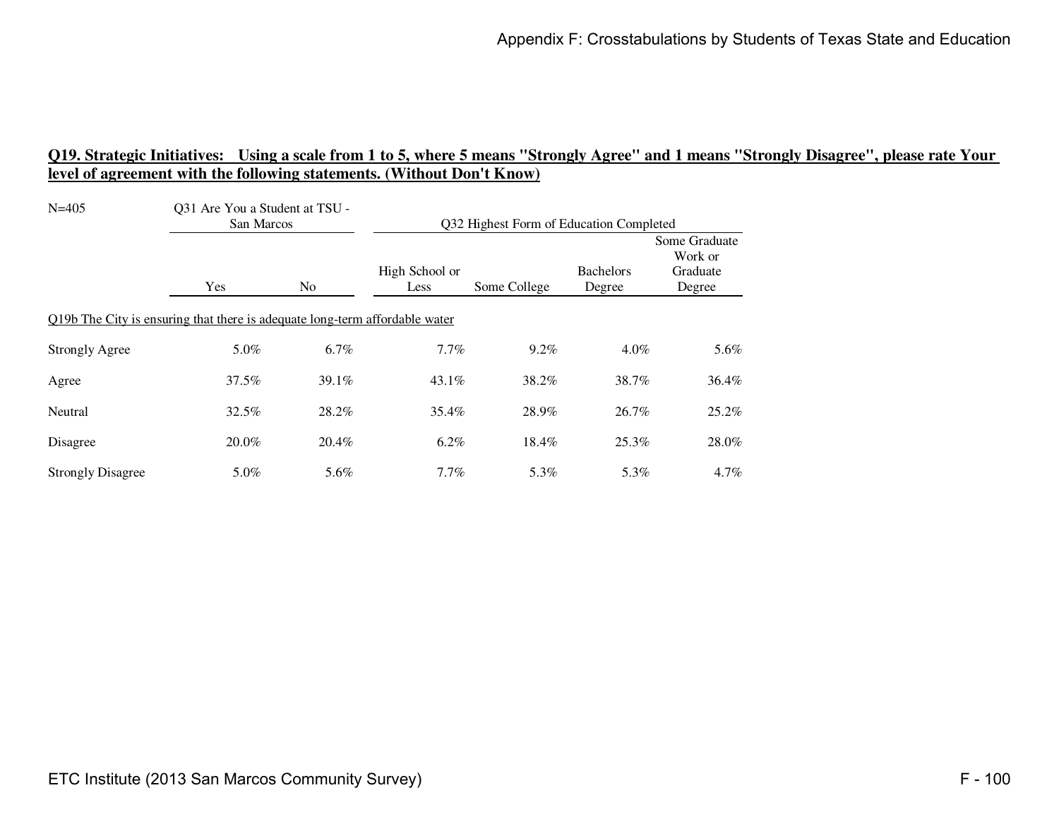## Q19. Strategic Initiatives: Using a scale from 1 to 5, where 5 means "Strongly Agree" and 1 means "Strongly Disagree", please rate Your level of agreement with the following statements. (Without Don't Know)

N=405

| | Q31 Are You a Student at TSU - San Marcos | | Q32 Highest Form of Education Completed | | | |
|---|---|---|---|---|---|---|
| | Yes | No | High School or Less | Some College | Bachelors Degree | Some Graduate Work or Graduate Degree |
| **Q19b The City is ensuring that there is adequate long-term affordable water** | | | | | | |
| Strongly Agree | 5.0% | 6.7% | 7.7% | 9.2% | 4.0% | 5.6% |
| Agree | 37.5% | 39.1% | 43.1% | 38.2% | 38.7% | 36.4% |
| Neutral | 32.5% | 28.2% | 35.4% | 28.9% | 26.7% | 25.2% |
| Disagree | 20.0% | 20.4% | 6.2% | 18.4% | 25.3% | 28.0% |
| Strongly Disagree | 5.0% | 5.6% | 7.7% | 5.3% | 5.3% | 4.7% |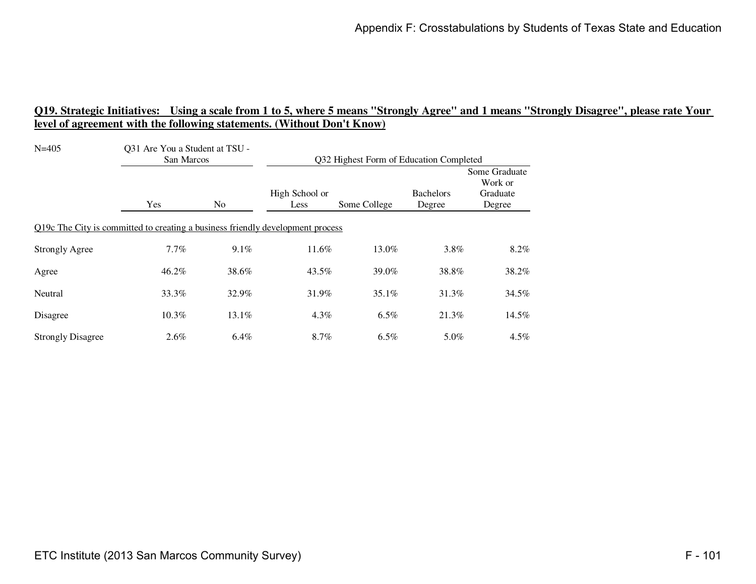**Q19. Strategic Initiatives: Using a scale from 1 to 5, where 5 means "Strongly Agree" and 1 means "Strongly Disagree", please rate Your level of agreement with the following statements. (Without Don't Know)**

N=405

| | Q31 Are You a Student at TSU - San Marcos | | Q32 Highest Form of Education Completed | | | |
|---|---|---|---|---|---|---|
| | Yes | No | High School or Less | Some College | Bachelors Degree | Some Graduate Work or Graduate Degree |
| Q19c The City is committed to creating a business friendly development process | | | | | | |
| Strongly Agree | 7.7% | 9.1% | 11.6% | 13.0% | 3.8% | 8.2% |
| Agree | 46.2% | 38.6% | 43.5% | 39.0% | 38.8% | 38.2% |
| Neutral | 33.3% | 32.9% | 31.9% | 35.1% | 31.3% | 34.5% |
| Disagree | 10.3% | 13.1% | 4.3% | 6.5% | 21.3% | 14.5% |
| Strongly Disagree | 2.6% | 6.4% | 8.7% | 6.5% | 5.0% | 4.5% |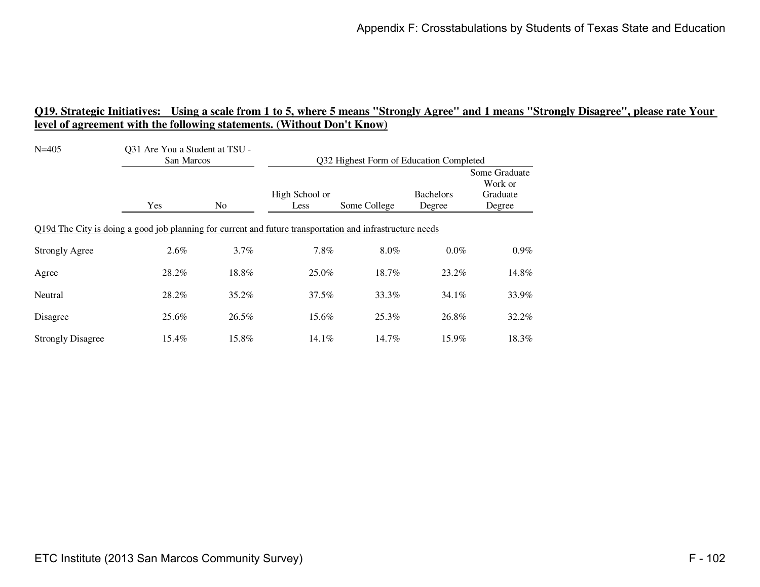## Q19. Strategic Initiatives: Using a scale from 1 to 5, where 5 means "Strongly Agree" and 1 means "Strongly Disagree", please rate Your level of agreement with the following statements. (Without Don't Know)

N=405

| | Q31 Are You a Student at TSU - San Marcos | | Q32 Highest Form of Education Completed | | | |
|---|---|---|---|---|---|---|
| | Yes | No | High School or Less | Some College | Bachelors Degree | Some Graduate Work or Graduate Degree |
| **Q19d The City is doing a good job planning for current and future transportation and infrastructure needs** | | | | | | |
| Strongly Agree | 2.6% | 3.7% | 7.8% | 8.0% | 0.0% | 0.9% |
| Agree | 28.2% | 18.8% | 25.0% | 18.7% | 23.2% | 14.8% |
| Neutral | 28.2% | 35.2% | 37.5% | 33.3% | 34.1% | 33.9% |
| Disagree | 25.6% | 26.5% | 15.6% | 25.3% | 26.8% | 32.2% |
| Strongly Disagree | 15.4% | 15.8% | 14.1% | 14.7% | 15.9% | 18.3% |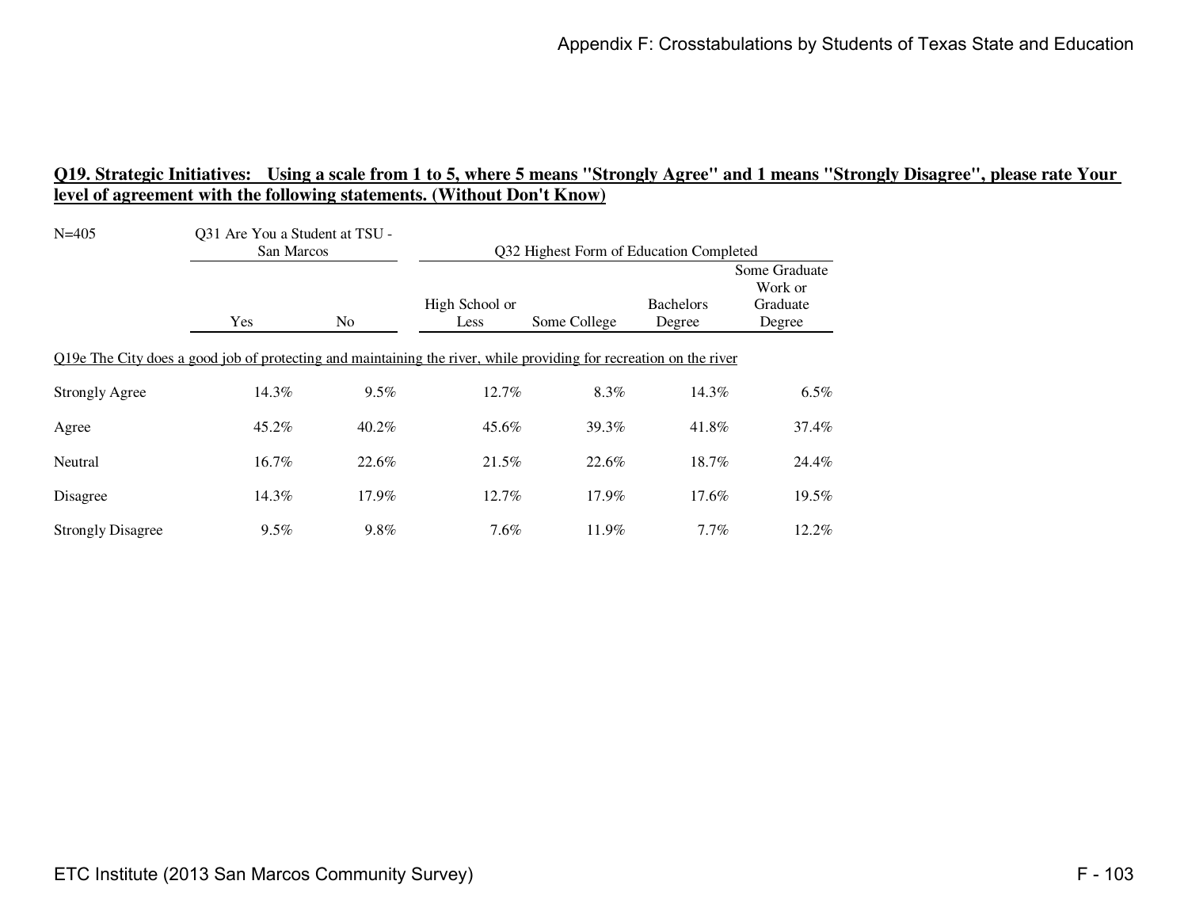**Q19. Strategic Initiatives: Using a scale from 1 to 5, where 5 means "Strongly Agree" and 1 means "Strongly Disagree", please rate Your level of agreement with the following statements. (Without Don't Know)**

| N=405 | Q31 Are You a Student at TSU - San Marcos | | Q32 Highest Form of Education Completed | | | |
|---|---|---|---|---|---|---|
| | Yes | No | High School or Less | Some College | Bachelors Degree | Some Graduate Work or Graduate Degree |
| Q19e The City does a good job of protecting and maintaining the river, while providing for recreation on the river | | | | | | |
| Strongly Agree | 14.3% | 9.5% | 12.7% | 8.3% | 14.3% | 6.5% |
| Agree | 45.2% | 40.2% | 45.6% | 39.3% | 41.8% | 37.4% |
| Neutral | 16.7% | 22.6% | 21.5% | 22.6% | 18.7% | 24.4% |
| Disagree | 14.3% | 17.9% | 12.7% | 17.9% | 17.6% | 19.5% |
| Strongly Disagree | 9.5% | 9.8% | 7.6% | 11.9% | 7.7% | 12.2% |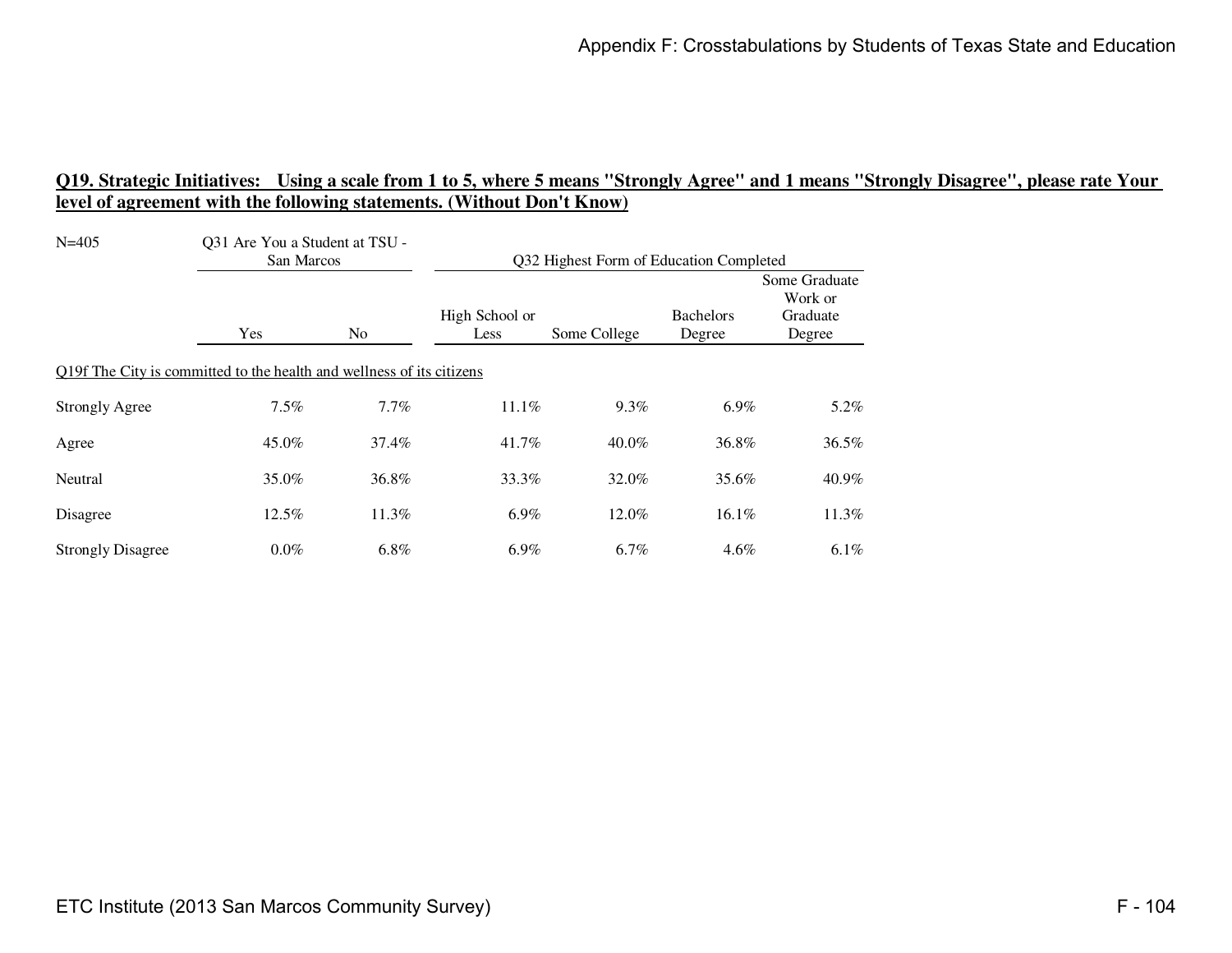**Q19. Strategic Initiatives: Using a scale from 1 to 5, where 5 means "Strongly Agree" and 1 means "Strongly Disagree", please rate Your level of agreement with the following statements. (Without Don't Know)**

| N=405 | Q31 Are You a Student at TSU - San Marcos | | Q32 Highest Form of Education Completed | | | |
|---|---|---|---|---|---|---|
| | Yes | No | High School or Less | Some College | Bachelors Degree | Some Graduate Work or Graduate Degree |
| Q19f The City is committed to the health and wellness of its citizens | | | | | | |
| Strongly Agree | 7.5% | 7.7% | 11.1% | 9.3% | 6.9% | 5.2% |
| Agree | 45.0% | 37.4% | 41.7% | 40.0% | 36.8% | 36.5% |
| Neutral | 35.0% | 36.8% | 33.3% | 32.0% | 35.6% | 40.9% |
| Disagree | 12.5% | 11.3% | 6.9% | 12.0% | 16.1% | 11.3% |
| Strongly Disagree | 0.0% | 6.8% | 6.9% | 6.7% | 4.6% | 6.1% |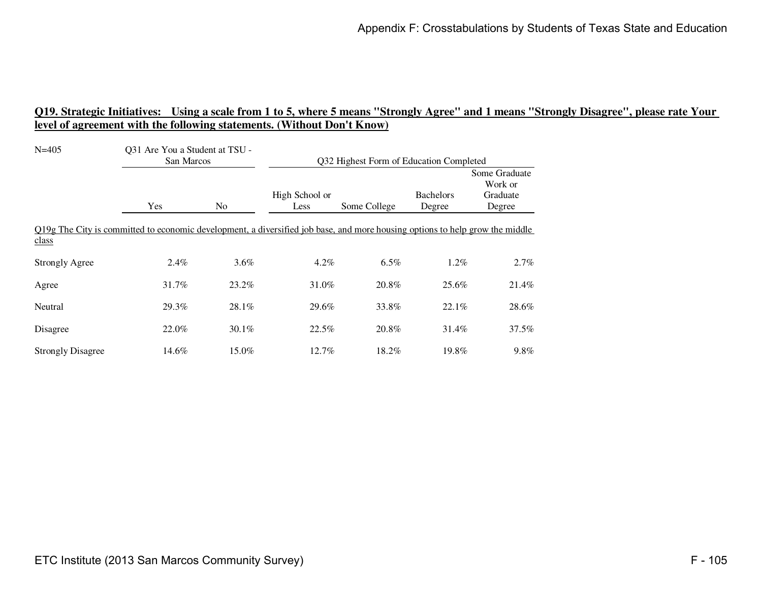## Q19. Strategic Initiatives: Using a scale from 1 to 5, where 5 means "Strongly Agree" and 1 means "Strongly Disagree", please rate Your level of agreement with the following statements. (Without Don't Know)

| N=405 | Q31 Are You a Student at TSU - San Marcos | | Q32 Highest Form of Education Completed | | | |
|---|---|---|---|---|---|---|
| | Yes | No | High School or Less | Some College | Bachelors Degree | Some Graduate Work or Graduate Degree |
| **Q19g The City is committed to economic development, a diversified job base, and more housing options to help grow the middle class** | | | | | | |
| Strongly Agree | 2.4% | 3.6% | 4.2% | 6.5% | 1.2% | 2.7% |
| Agree | 31.7% | 23.2% | 31.0% | 20.8% | 25.6% | 21.4% |
| Neutral | 29.3% | 28.1% | 29.6% | 33.8% | 22.1% | 28.6% |
| Disagree | 22.0% | 30.1% | 22.5% | 20.8% | 31.4% | 37.5% |
| Strongly Disagree | 14.6% | 15.0% | 12.7% | 18.2% | 19.8% | 9.8% |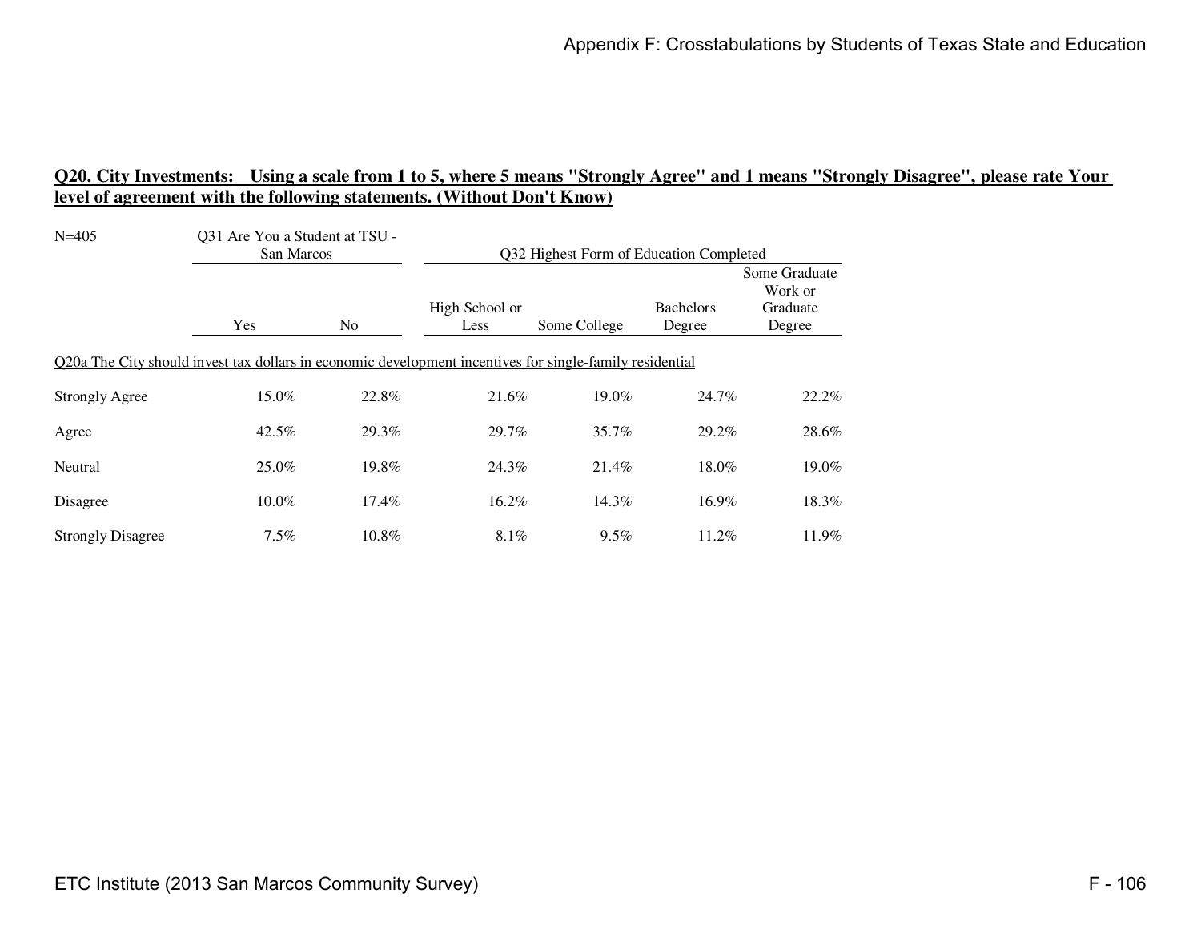## Q20. City Investments: Using a scale from 1 to 5, where 5 means "Strongly Agree" and 1 means "Strongly Disagree", please rate Your level of agreement with the following statements. (Without Don't Know)

| N=405 | Q31 Are You a Student at TSU - San Marcos | | Q32 Highest Form of Education Completed | | | |
|---|---|---|---|---|---|---|
| | Yes | No | High School or Less | Some College | Bachelors Degree | Some Graduate Work or Graduate Degree |
| **Q20a The City should invest tax dollars in economic development incentives for single-family residential** | | | | | | |
| Strongly Agree | 15.0% | 22.8% | 21.6% | 19.0% | 24.7% | 22.2% |
| Agree | 42.5% | 29.3% | 29.7% | 35.7% | 29.2% | 28.6% |
| Neutral | 25.0% | 19.8% | 24.3% | 21.4% | 18.0% | 19.0% |
| Disagree | 10.0% | 17.4% | 16.2% | 14.3% | 16.9% | 18.3% |
| Strongly Disagree | 7.5% | 10.8% | 8.1% | 9.5% | 11.2% | 11.9% |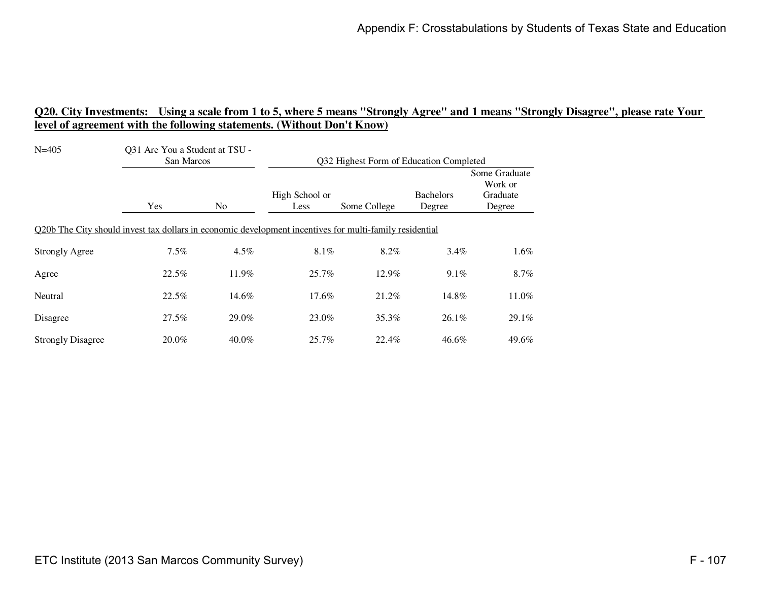## Q20. City Investments: Using a scale from 1 to 5, where 5 means "Strongly Agree" and 1 means "Strongly Disagree", please rate Your level of agreement with the following statements. (Without Don't Know)

| N=405 | Q31 Are You a Student at TSU - San Marcos | | Q32 Highest Form of Education Completed | | | |
|---|---|---|---|---|---|---|
| | Yes | No | High School or Less | Some College | Bachelors Degree | Some Graduate Work or Graduate Degree |
| **Q20b The City should invest tax dollars in economic development incentives for multi-family residential** | | | | | | |
| Strongly Agree | 7.5% | 4.5% | 8.1% | 8.2% | 3.4% | 1.6% |
| Agree | 22.5% | 11.9% | 25.7% | 12.9% | 9.1% | 8.7% |
| Neutral | 22.5% | 14.6% | 17.6% | 21.2% | 14.8% | 11.0% |
| Disagree | 27.5% | 29.0% | 23.0% | 35.3% | 26.1% | 29.1% |
| Strongly Disagree | 20.0% | 40.0% | 25.7% | 22.4% | 46.6% | 49.6% |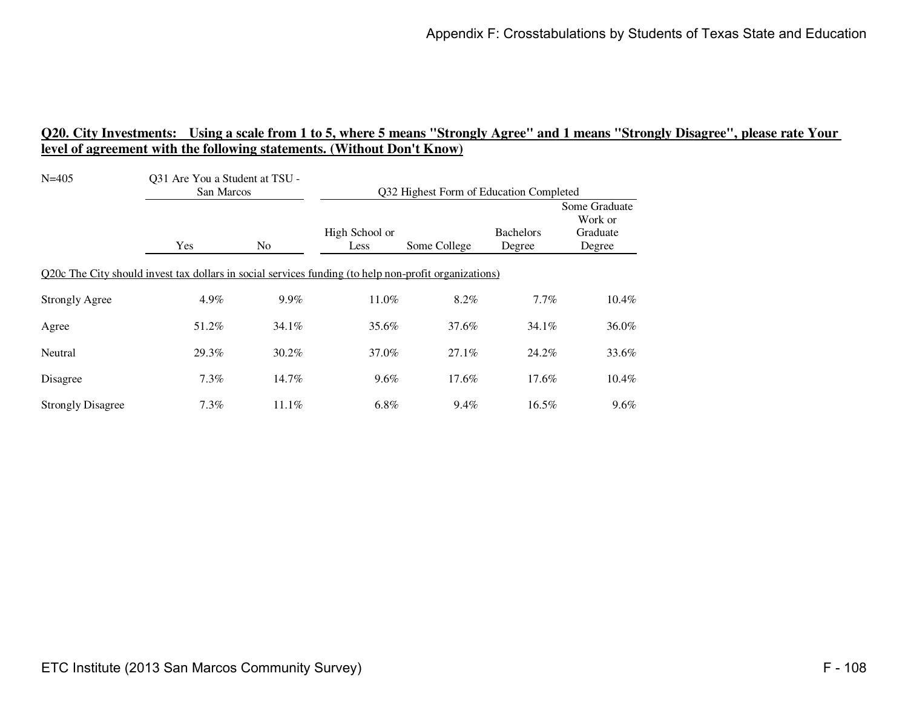## Q20. City Investments: Using a scale from 1 to 5, where 5 means "Strongly Agree" and 1 means "Strongly Disagree", please rate Your level of agreement with the following statements. (Without Don't Know)

| N=405 | Q31 Are You a Student at TSU - San Marcos | | Q32 Highest Form of Education Completed | | | |
|---|---|---|---|---|---|---|
| | Yes | No | High School or Less | Some College | Bachelors Degree | Some Graduate Work or Graduate Degree |
| **Q20c The City should invest tax dollars in social services funding (to help non-profit organizations)** | | | | | | |
| Strongly Agree | 4.9% | 9.9% | 11.0% | 8.2% | 7.7% | 10.4% |
| Agree | 51.2% | 34.1% | 35.6% | 37.6% | 34.1% | 36.0% |
| Neutral | 29.3% | 30.2% | 37.0% | 27.1% | 24.2% | 33.6% |
| Disagree | 7.3% | 14.7% | 9.6% | 17.6% | 17.6% | 10.4% |
| Strongly Disagree | 7.3% | 11.1% | 6.8% | 9.4% | 16.5% | 9.6% |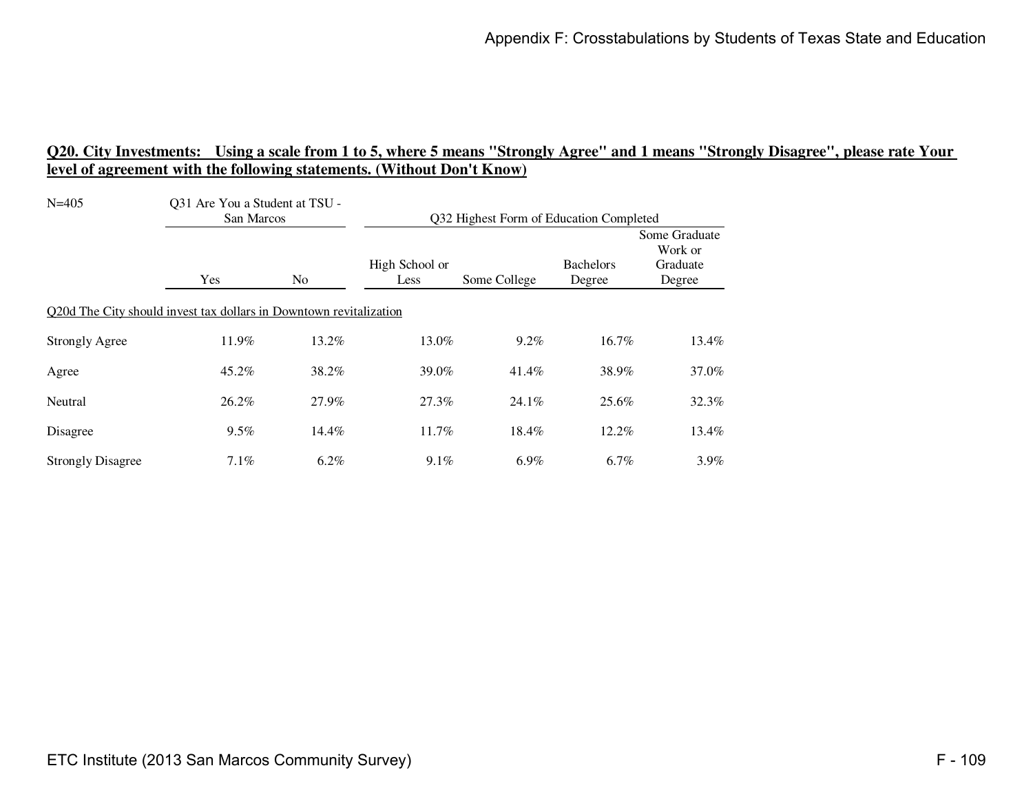## Q20. City Investments: Using a scale from 1 to 5, where 5 means "Strongly Agree" and 1 means "Strongly Disagree", please rate Your level of agreement with the following statements. (Without Don't Know)

| N=405 | Q31 Are You a Student at TSU - San Marcos | | Q32 Highest Form of Education Completed | | | |
|---|---|---|---|---|---|---|
| | Yes | No | High School or Less | Some College | Bachelors Degree | Some Graduate Work or Graduate Degree |
| Q20d The City should invest tax dollars in Downtown revitalization | | | | | | |
| Strongly Agree | 11.9% | 13.2% | 13.0% | 9.2% | 16.7% | 13.4% |
| Agree | 45.2% | 38.2% | 39.0% | 41.4% | 38.9% | 37.0% |
| Neutral | 26.2% | 27.9% | 27.3% | 24.1% | 25.6% | 32.3% |
| Disagree | 9.5% | 14.4% | 11.7% | 18.4% | 12.2% | 13.4% |
| Strongly Disagree | 7.1% | 6.2% | 9.1% | 6.9% | 6.7% | 3.9% |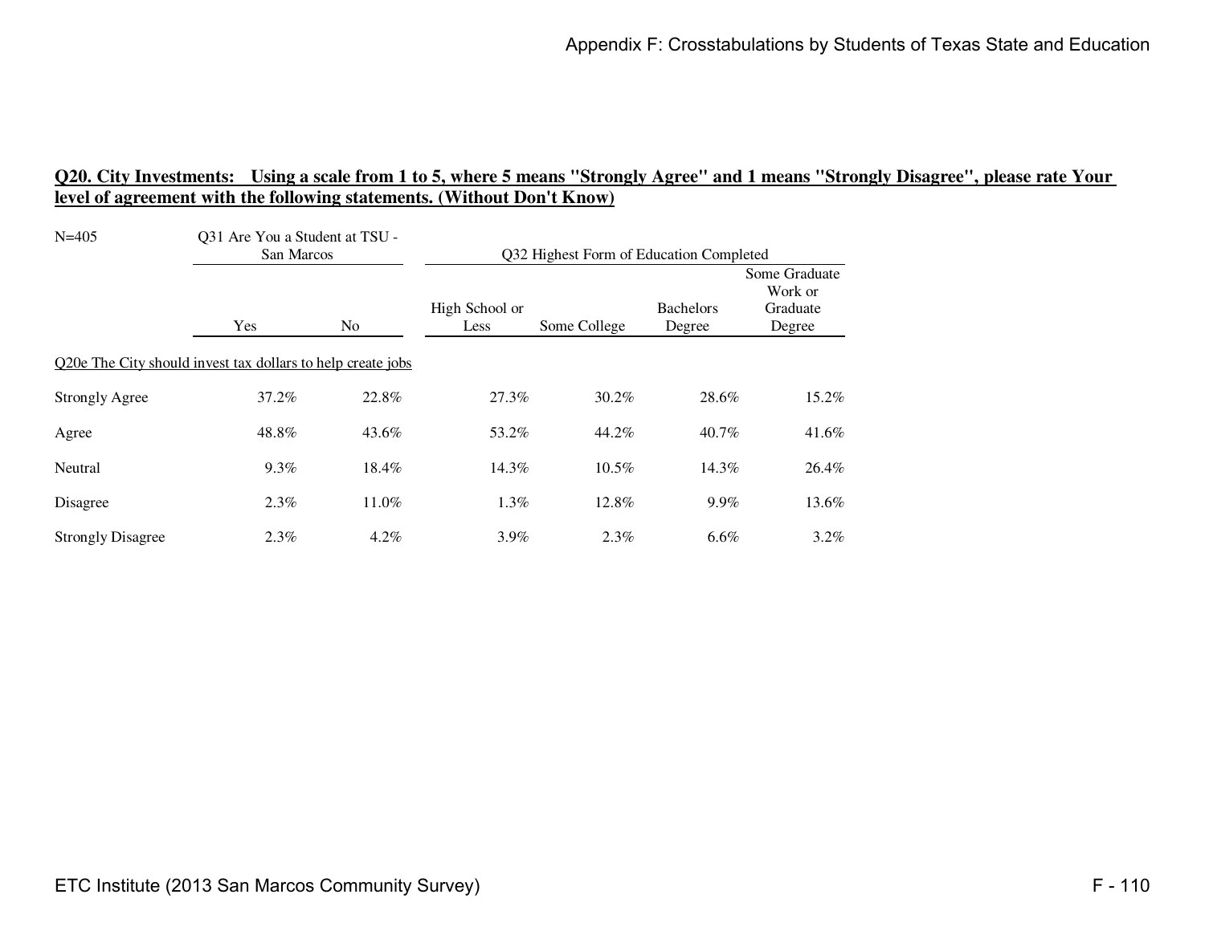## Q20. City Investments: Using a scale from 1 to 5, where 5 means "Strongly Agree" and 1 means "Strongly Disagree", please rate Your level of agreement with the following statements. (Without Don't Know)

N=405

| | Q31 Are You a Student at TSU - San Marcos | | Q32 Highest Form of Education Completed | | | |
|---|---|---|---|---|---|---|
| | Yes | No | High School or Less | Some College | Bachelors Degree | Some Graduate Work or Graduate Degree |
| **Q20e The City should invest tax dollars to help create jobs** | | | | | | |
| Strongly Agree | 37.2% | 22.8% | 27.3% | 30.2% | 28.6% | 15.2% |
| Agree | 48.8% | 43.6% | 53.2% | 44.2% | 40.7% | 41.6% |
| Neutral | 9.3% | 18.4% | 14.3% | 10.5% | 14.3% | 26.4% |
| Disagree | 2.3% | 11.0% | 1.3% | 12.8% | 9.9% | 13.6% |
| Strongly Disagree | 2.3% | 4.2% | 3.9% | 2.3% | 6.6% | 3.2% |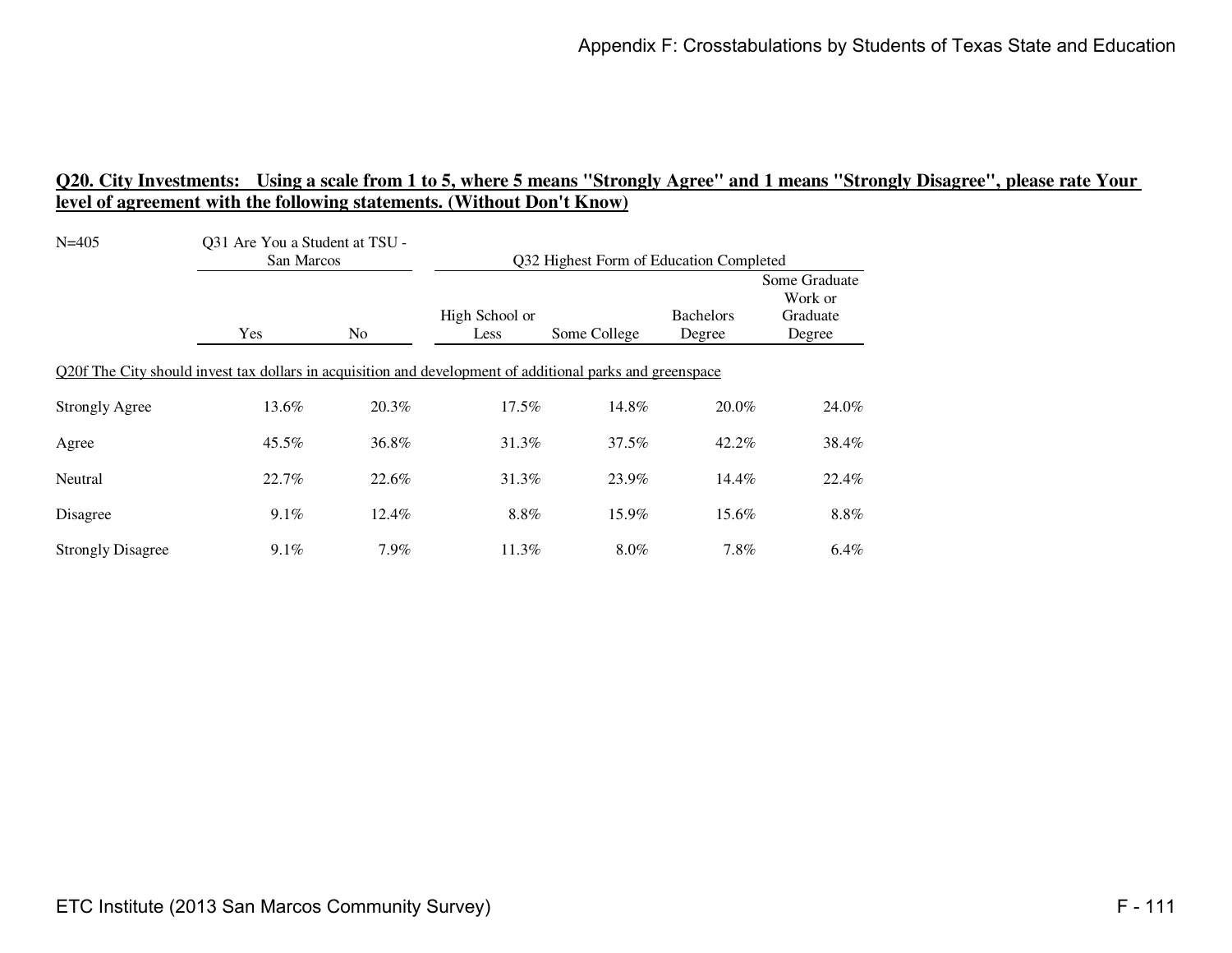## Q20. City Investments: Using a scale from 1 to 5, where 5 means "Strongly Agree" and 1 means "Strongly Disagree", please rate Your level of agreement with the following statements. (Without Don't Know)

| N=405 | Q31 Are You a Student at TSU - San Marcos | | Q32 Highest Form of Education Completed | | | |
|---|---|---|---|---|---|---|
| | Yes | No | High School or Less | Some College | Bachelors Degree | Some Graduate Work or Graduate Degree |
| **Q20f The City should invest tax dollars in acquisition and development of additional parks and greenspace** | | | | | | |
| Strongly Agree | 13.6% | 20.3% | 17.5% | 14.8% | 20.0% | 24.0% |
| Agree | 45.5% | 36.8% | 31.3% | 37.5% | 42.2% | 38.4% |
| Neutral | 22.7% | 22.6% | 31.3% | 23.9% | 14.4% | 22.4% |
| Disagree | 9.1% | 12.4% | 8.8% | 15.9% | 15.6% | 8.8% |
| Strongly Disagree | 9.1% | 7.9% | 11.3% | 8.0% | 7.8% | 6.4% |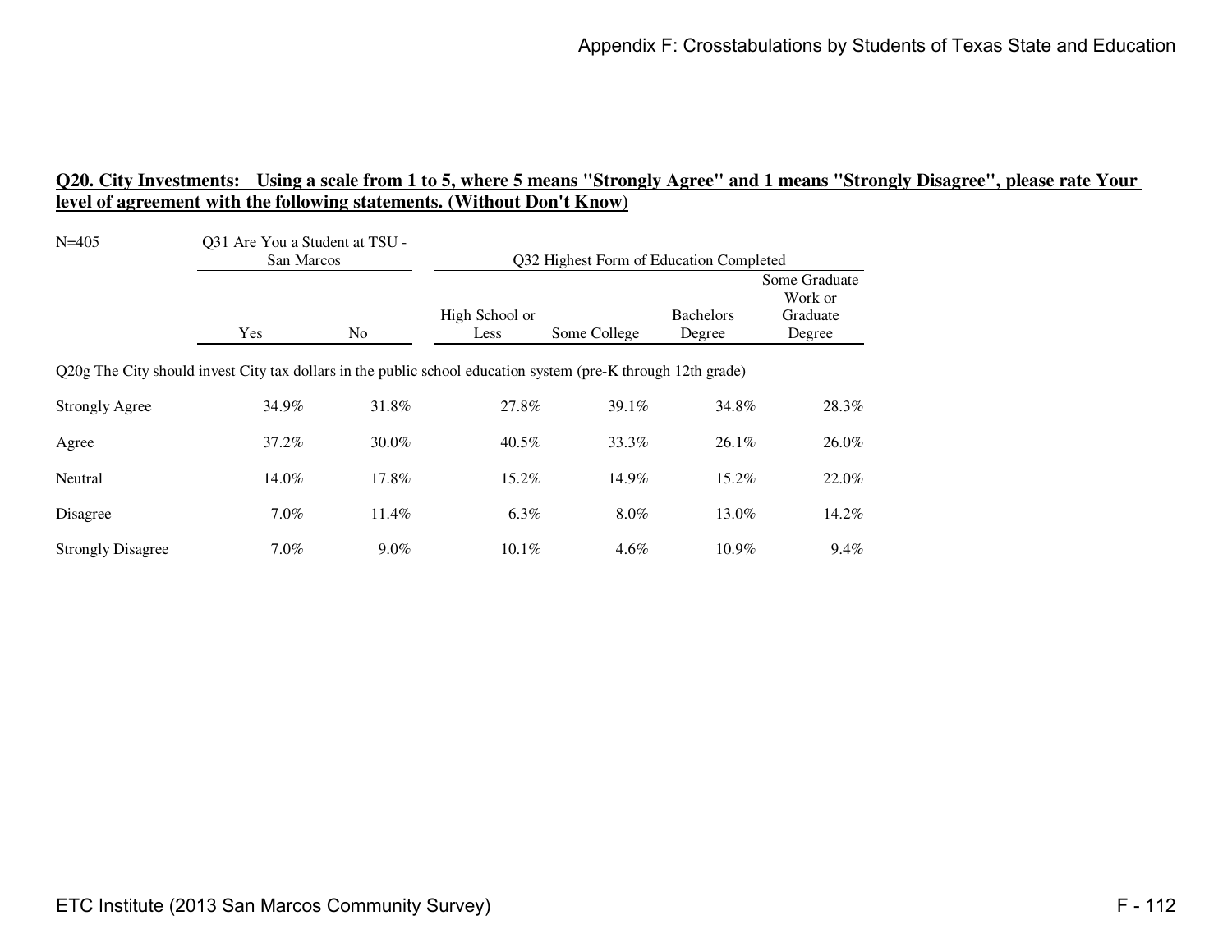## Q20. City Investments: Using a scale from 1 to 5, where 5 means "Strongly Agree" and 1 means "Strongly Disagree", please rate Your level of agreement with the following statements. (Without Don't Know)

| N=405 | Q31 Are You a Student at TSU - San Marcos | | Q32 Highest Form of Education Completed | | | |
|---|---|---|---|---|---|---|
| | Yes | No | High School or Less | Some College | Bachelors Degree | Some Graduate Work or Graduate Degree |
| **Q20g The City should invest City tax dollars in the public school education system (pre-K through 12th grade)** | | | | | | |
| Strongly Agree | 34.9% | 31.8% | 27.8% | 39.1% | 34.8% | 28.3% |
| Agree | 37.2% | 30.0% | 40.5% | 33.3% | 26.1% | 26.0% |
| Neutral | 14.0% | 17.8% | 15.2% | 14.9% | 15.2% | 22.0% |
| Disagree | 7.0% | 11.4% | 6.3% | 8.0% | 13.0% | 14.2% |
| Strongly Disagree | 7.0% | 9.0% | 10.1% | 4.6% | 10.9% | 9.4% |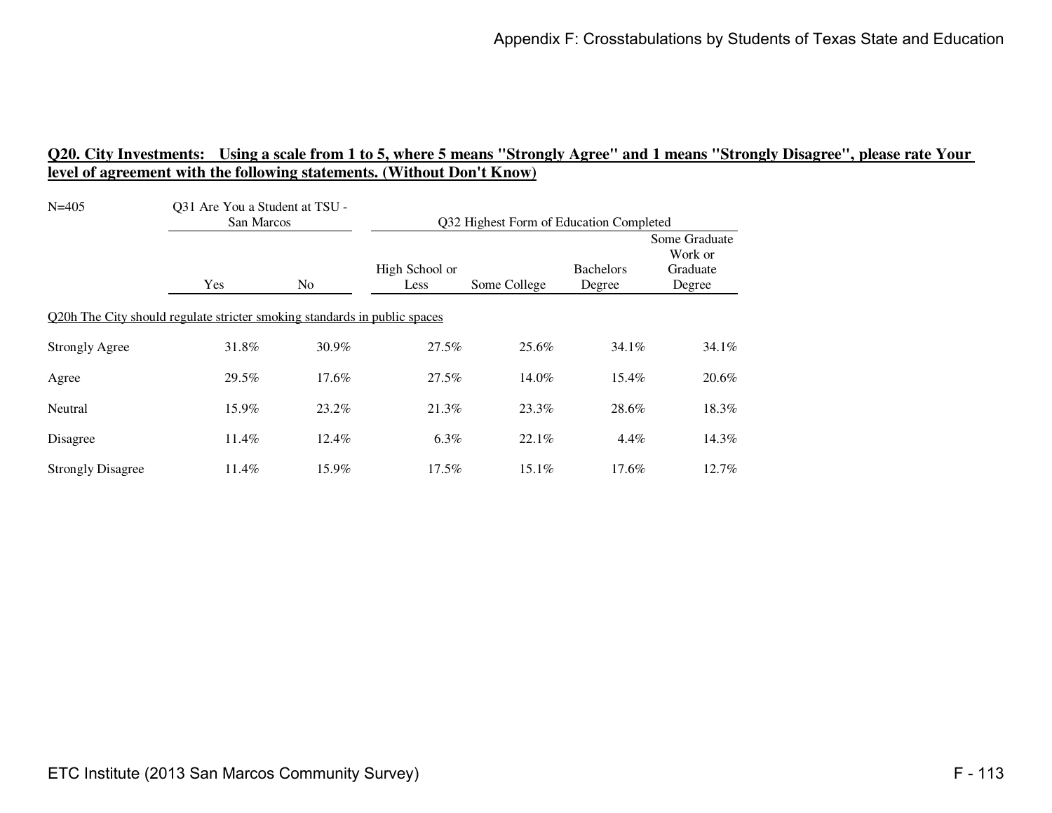## Q20. City Investments: Using a scale from 1 to 5, where 5 means "Strongly Agree" and 1 means "Strongly Disagree", please rate Your level of agreement with the following statements. (Without Don't Know)

N=405

| | Q31 Are You a Student at TSU - San Marcos | | Q32 Highest Form of Education Completed | | | |
|---|---|---|---|---|---|---|
| | Yes | No | High School or Less | Some College | Bachelors Degree | Some Graduate Work or Graduate Degree |
| Q20h The City should regulate stricter smoking standards in public spaces | | | | | | |
| Strongly Agree | 31.8% | 30.9% | 27.5% | 25.6% | 34.1% | 34.1% |
| Agree | 29.5% | 17.6% | 27.5% | 14.0% | 15.4% | 20.6% |
| Neutral | 15.9% | 23.2% | 21.3% | 23.3% | 28.6% | 18.3% |
| Disagree | 11.4% | 12.4% | 6.3% | 22.1% | 4.4% | 14.3% |
| Strongly Disagree | 11.4% | 15.9% | 17.5% | 15.1% | 17.6% | 12.7% |